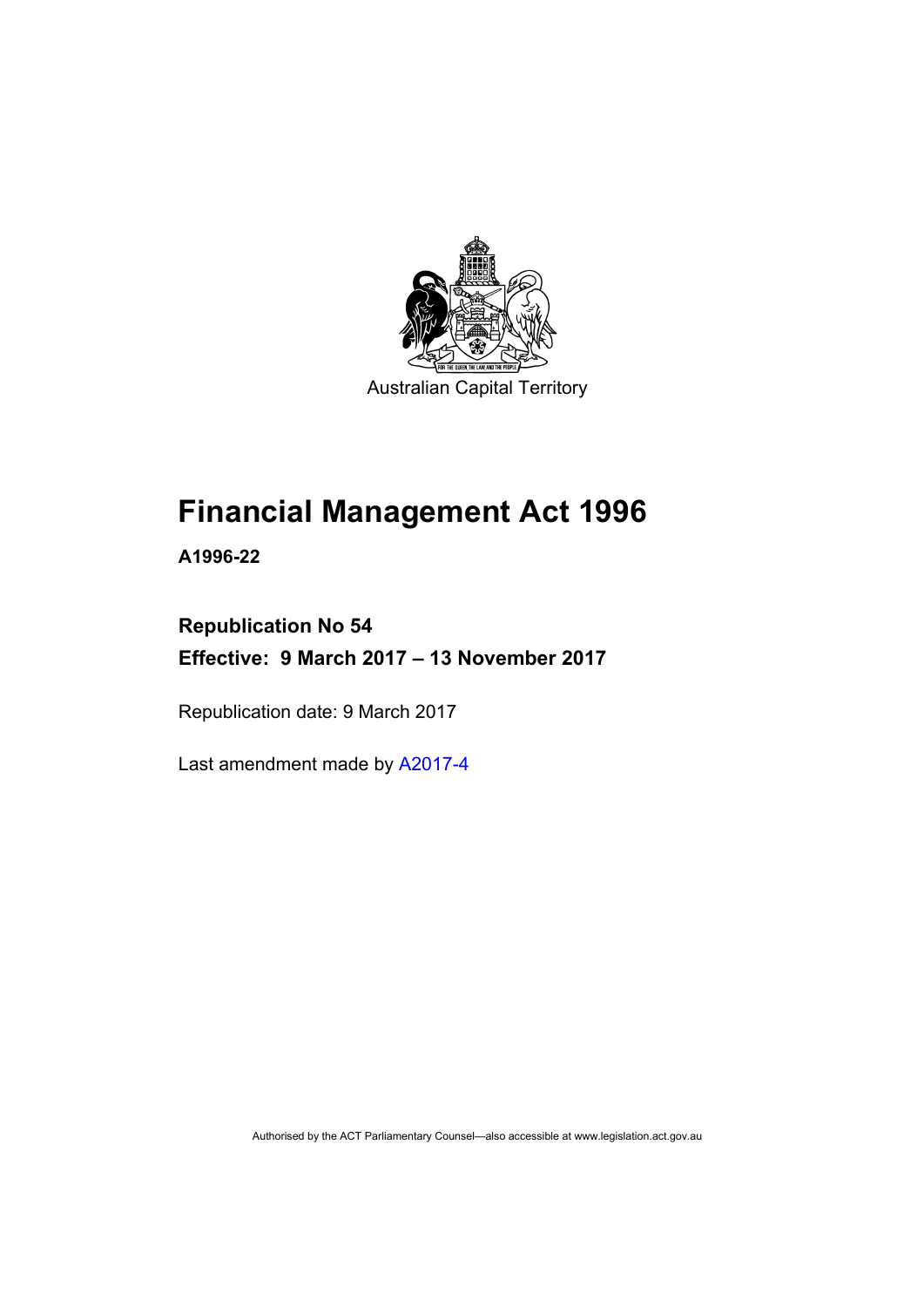Australian Capital Territory

# Financial Management Act 1996

**A1996-22**

## Republication No 54

## Effective: 9 March 2017 – 13 November 2017

Republication date: 9 March 2017

Last amendment made by A2017-4

Authorised by the ACT Parliamentary Counsel—also accessible at www.legislation.act.gov.au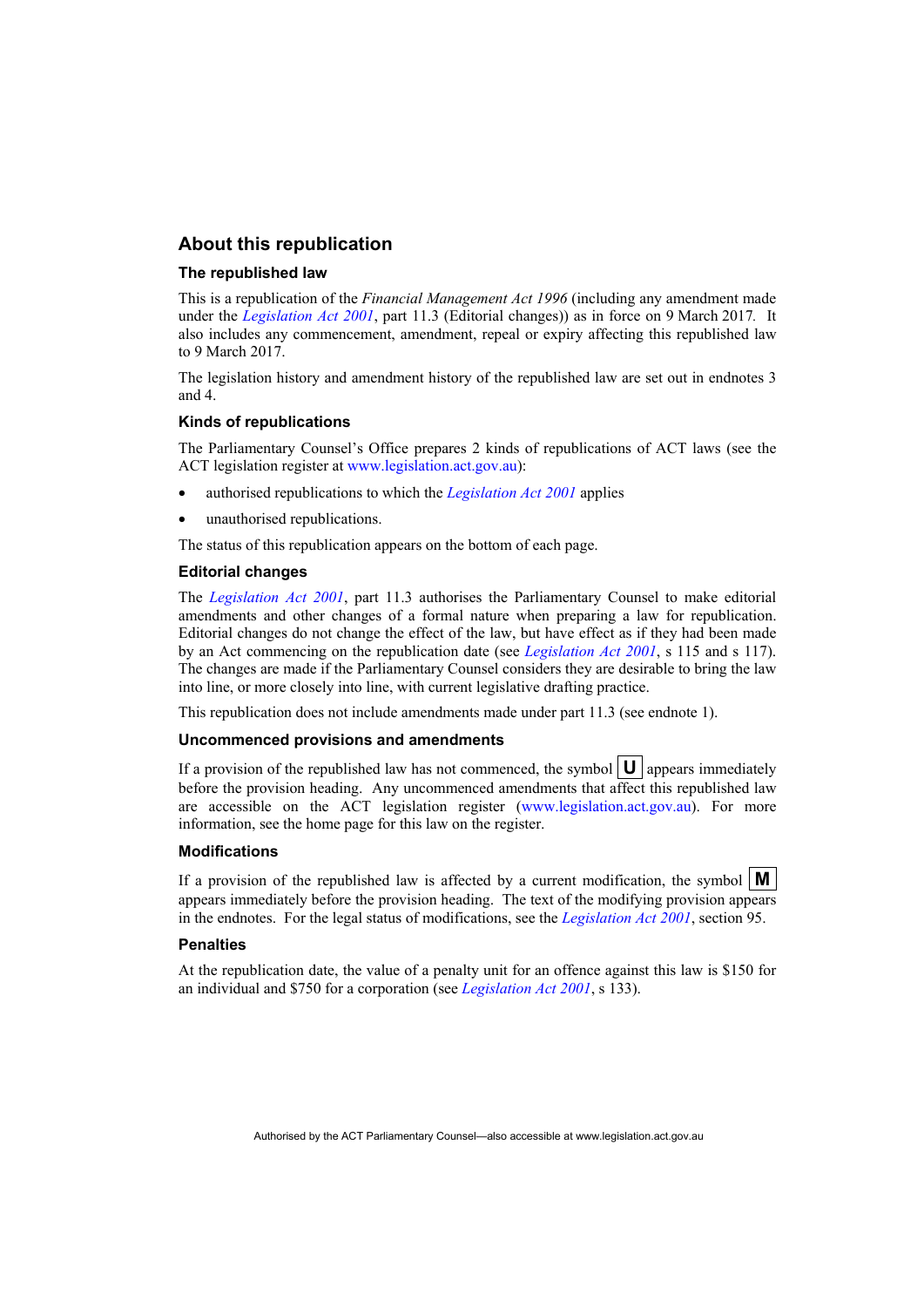## About this republication

### The republished law

This is a republication of the *Financial Management Act 1996* (including any amendment made under the *Legislation Act 2001*, part 11.3 (Editorial changes)) as in force on 9 March 2017. It also includes any commencement, amendment, repeal or expiry affecting this republished law to 9 March 2017.

The legislation history and amendment history of the republished law are set out in endnotes 3 and 4.

### Kinds of republications

The Parliamentary Counsel's Office prepares 2 kinds of republications of ACT laws (see the ACT legislation register at www.legislation.act.gov.au):

- authorised republications to which the *Legislation Act 2001* applies
- unauthorised republications.

The status of this republication appears on the bottom of each page.

### Editorial changes

The *Legislation Act 2001*, part 11.3 authorises the Parliamentary Counsel to make editorial amendments and other changes of a formal nature when preparing a law for republication. Editorial changes do not change the effect of the law, but have effect as if they had been made by an Act commencing on the republication date (see *Legislation Act 2001*, s 115 and s 117). The changes are made if the Parliamentary Counsel considers they are desirable to bring the law into line, or more closely into line, with current legislative drafting practice.

This republication does not include amendments made under part 11.3 (see endnote 1).

### Uncommenced provisions and amendments

If a provision of the republished law has not commenced, the symbol **U** appears immediately before the provision heading. Any uncommenced amendments that affect this republished law are accessible on the ACT legislation register (www.legislation.act.gov.au). For more information, see the home page for this law on the register.

### Modifications

If a provision of the republished law is affected by a current modification, the symbol **M** appears immediately before the provision heading. The text of the modifying provision appears in the endnotes. For the legal status of modifications, see the *Legislation Act 2001*, section 95.

### Penalties

At the republication date, the value of a penalty unit for an offence against this law is $150 for an individual and $750 for a corporation (see *Legislation Act 2001*, s 133).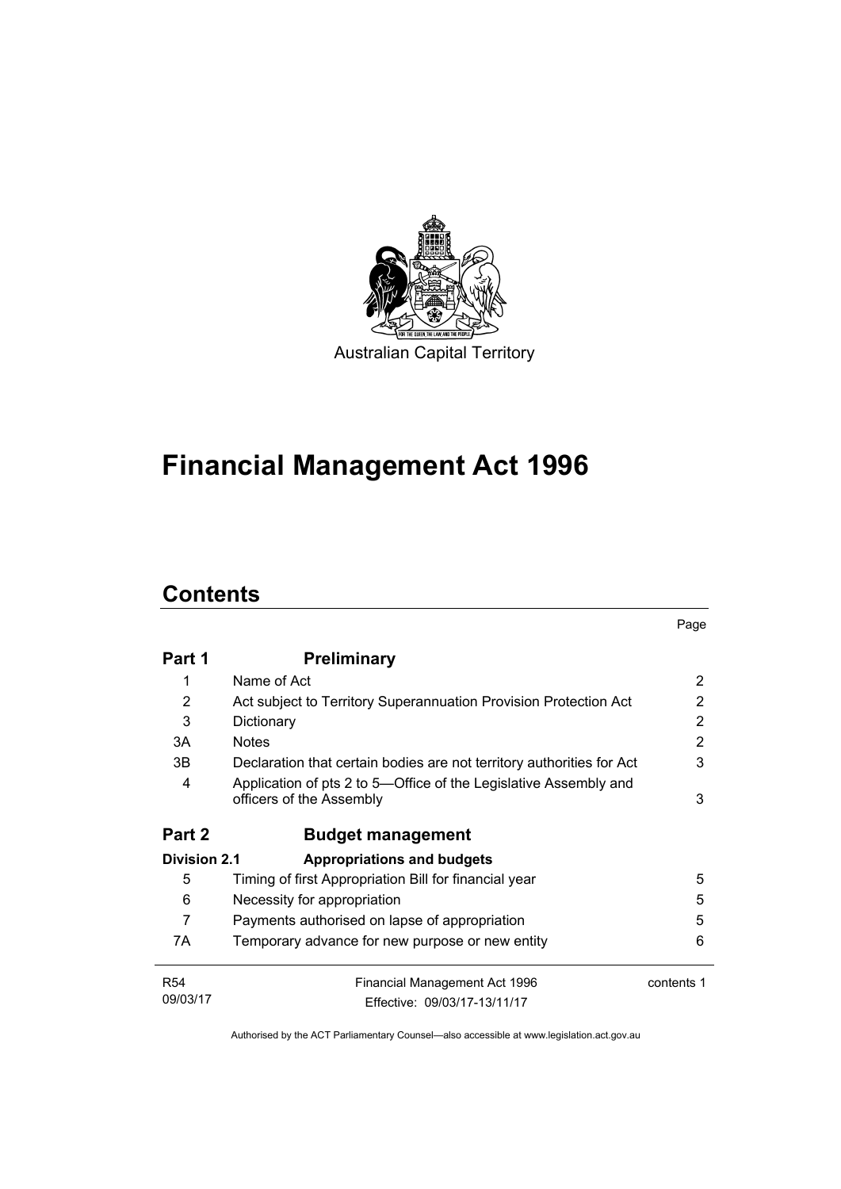Australian Capital Territory

# Financial Management Act 1996

## Contents

| | | Page |
|---|---|---|
| **Part 1** | **Preliminary** | |
| 1 | Name of Act | 2 |
| 2 | Act subject to Territory Superannuation Provision Protection Act | 2 |
| 3 | Dictionary | 2 |
| 3A | Notes | 2 |
| 3B | Declaration that certain bodies are not territory authorities for Act | 3 |
| 4 | Application of pts 2 to 5—Office of the Legislative Assembly and officers of the Assembly | 3 |
| **Part 2** | **Budget management** | |
| **Division 2.1** | **Appropriations and budgets** | |
| 5 | Timing of first Appropriation Bill for financial year | 5 |
| 6 | Necessity for appropriation | 5 |
| 7 | Payments authorised on lapse of appropriation | 5 |
| 7A | Temporary advance for new purpose or new entity | 6 |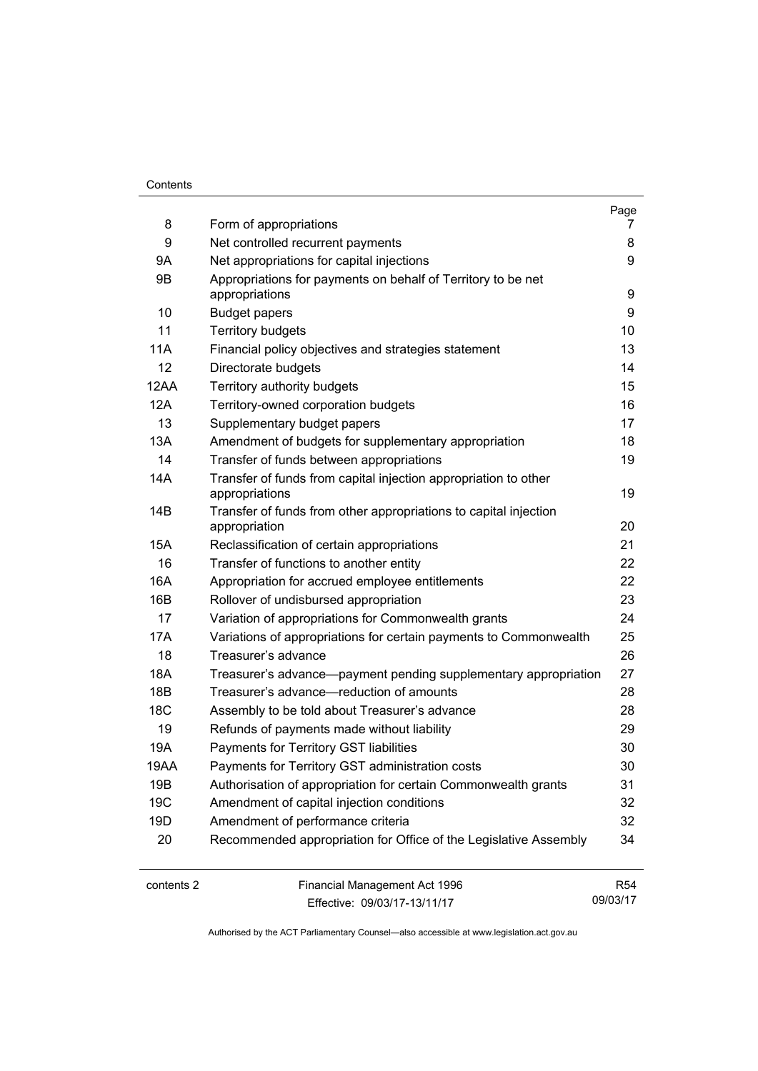| | | Page |
|---|---|---|
| 8 | Form of appropriations | 7 |
| 9 | Net controlled recurrent payments | 8 |
| 9A | Net appropriations for capital injections | 9 |
| 9B | Appropriations for payments on behalf of Territory to be net appropriations | 9 |
| 10 | Budget papers | 9 |
| 11 | Territory budgets | 10 |
| 11A | Financial policy objectives and strategies statement | 13 |
| 12 | Directorate budgets | 14 |
| 12AA | Territory authority budgets | 15 |
| 12A | Territory-owned corporation budgets | 16 |
| 13 | Supplementary budget papers | 17 |
| 13A | Amendment of budgets for supplementary appropriation | 18 |
| 14 | Transfer of funds between appropriations | 19 |
| 14A | Transfer of funds from capital injection appropriation to other appropriations | 19 |
| 14B | Transfer of funds from other appropriations to capital injection appropriation | 20 |
| 15A | Reclassification of certain appropriations | 21 |
| 16 | Transfer of functions to another entity | 22 |
| 16A | Appropriation for accrued employee entitlements | 22 |
| 16B | Rollover of undisbursed appropriation | 23 |
| 17 | Variation of appropriations for Commonwealth grants | 24 |
| 17A | Variations of appropriations for certain payments to Commonwealth | 25 |
| 18 | Treasurer's advance | 26 |
| 18A | Treasurer's advance—payment pending supplementary appropriation | 27 |
| 18B | Treasurer's advance—reduction of amounts | 28 |
| 18C | Assembly to be told about Treasurer's advance | 28 |
| 19 | Refunds of payments made without liability | 29 |
| 19A | Payments for Territory GST liabilities | 30 |
| 19AA | Payments for Territory GST administration costs | 30 |
| 19B | Authorisation of appropriation for certain Commonwealth grants | 31 |
| 19C | Amendment of capital injection conditions | 32 |
| 19D | Amendment of performance criteria | 32 |
| 20 | Recommended appropriation for Office of the Legislative Assembly | 34 |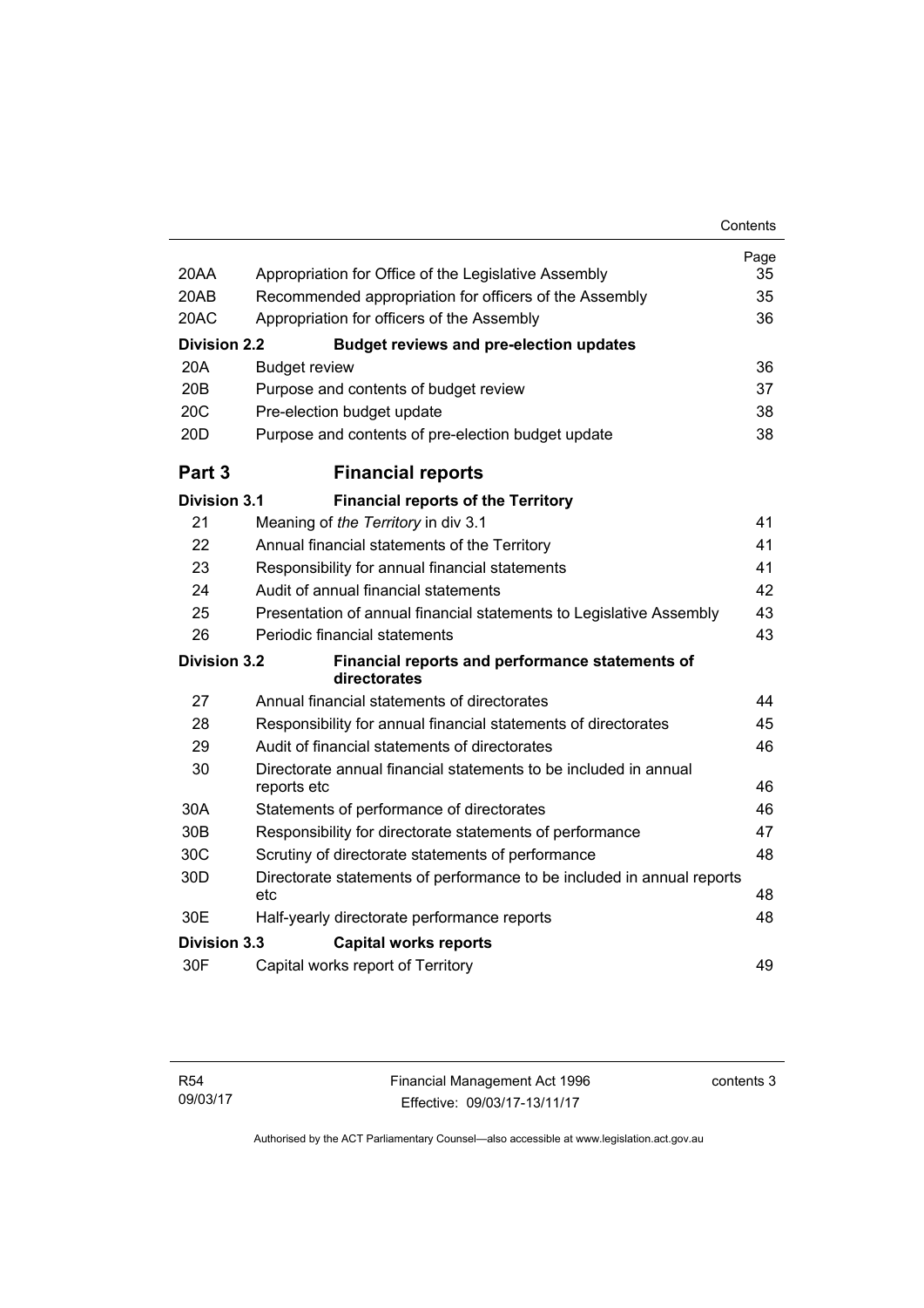| | | Page |
|---|---|---|
| 20AA | Appropriation for Office of the Legislative Assembly | 35 |
| 20AB | Recommended appropriation for officers of the Assembly | 35 |
| 20AC | Appropriation for officers of the Assembly | 36 |
| **Division 2.2** | **Budget reviews and pre-election updates** | |
| 20A | Budget review | 36 |
| 20B | Purpose and contents of budget review | 37 |
| 20C | Pre-election budget update | 38 |
| 20D | Purpose and contents of pre-election budget update | 38 |
| **Part 3** | **Financial reports** | |
| **Division 3.1** | **Financial reports of the Territory** | |
| 21 | Meaning of *the Territory* in div 3.1 | 41 |
| 22 | Annual financial statements of the Territory | 41 |
| 23 | Responsibility for annual financial statements | 41 |
| 24 | Audit of annual financial statements | 42 |
| 25 | Presentation of annual financial statements to Legislative Assembly | 43 |
| 26 | Periodic financial statements | 43 |
| **Division 3.2** | **Financial reports and performance statements of directorates** | |
| 27 | Annual financial statements of directorates | 44 |
| 28 | Responsibility for annual financial statements of directorates | 45 |
| 29 | Audit of financial statements of directorates | 46 |
| 30 | Directorate annual financial statements to be included in annual reports etc | 46 |
| 30A | Statements of performance of directorates | 46 |
| 30B | Responsibility for directorate statements of performance | 47 |
| 30C | Scrutiny of directorate statements of performance | 48 |
| 30D | Directorate statements of performance to be included in annual reports etc | 48 |
| 30E | Half-yearly directorate performance reports | 48 |
| **Division 3.3** | **Capital works reports** | |
| 30F | Capital works report of Territory | 49 |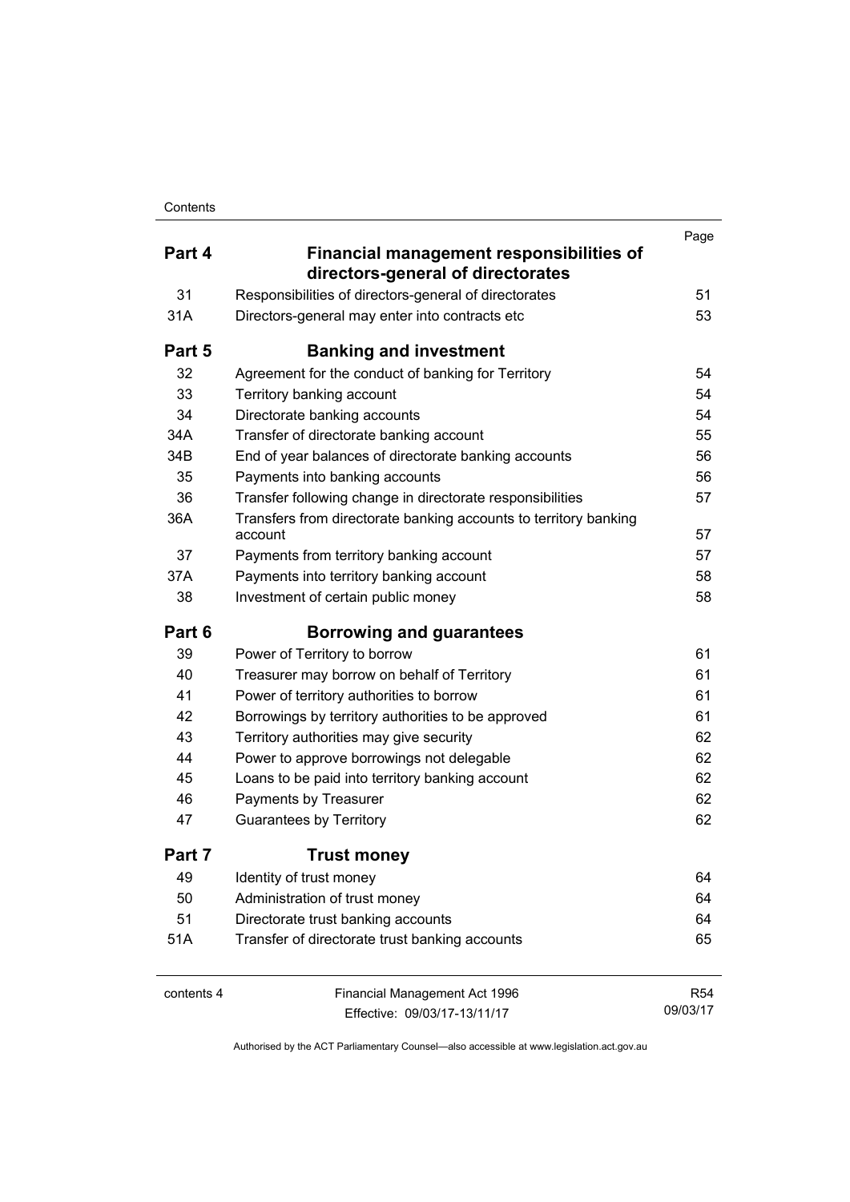| | | Page |
|---|---|---|
| **Part 4** | **Financial management responsibilities of directors-general of directorates** | |
| 31 | Responsibilities of directors-general of directorates | 51 |
| 31A | Directors-general may enter into contracts etc | 53 |
| **Part 5** | **Banking and investment** | |
| 32 | Agreement for the conduct of banking for Territory | 54 |
| 33 | Territory banking account | 54 |
| 34 | Directorate banking accounts | 54 |
| 34A | Transfer of directorate banking account | 55 |
| 34B | End of year balances of directorate banking accounts | 56 |
| 35 | Payments into banking accounts | 56 |
| 36 | Transfer following change in directorate responsibilities | 57 |
| 36A | Transfers from directorate banking accounts to territory banking account | 57 |
| 37 | Payments from territory banking account | 57 |
| 37A | Payments into territory banking account | 58 |
| 38 | Investment of certain public money | 58 |
| **Part 6** | **Borrowing and guarantees** | |
| 39 | Power of Territory to borrow | 61 |
| 40 | Treasurer may borrow on behalf of Territory | 61 |
| 41 | Power of territory authorities to borrow | 61 |
| 42 | Borrowings by territory authorities to be approved | 61 |
| 43 | Territory authorities may give security | 62 |
| 44 | Power to approve borrowings not delegable | 62 |
| 45 | Loans to be paid into territory banking account | 62 |
| 46 | Payments by Treasurer | 62 |
| 47 | Guarantees by Territory | 62 |
| **Part 7** | **Trust money** | |
| 49 | Identity of trust money | 64 |
| 50 | Administration of trust money | 64 |
| 51 | Directorate trust banking accounts | 64 |
| 51A | Transfer of directorate trust banking accounts | 65 |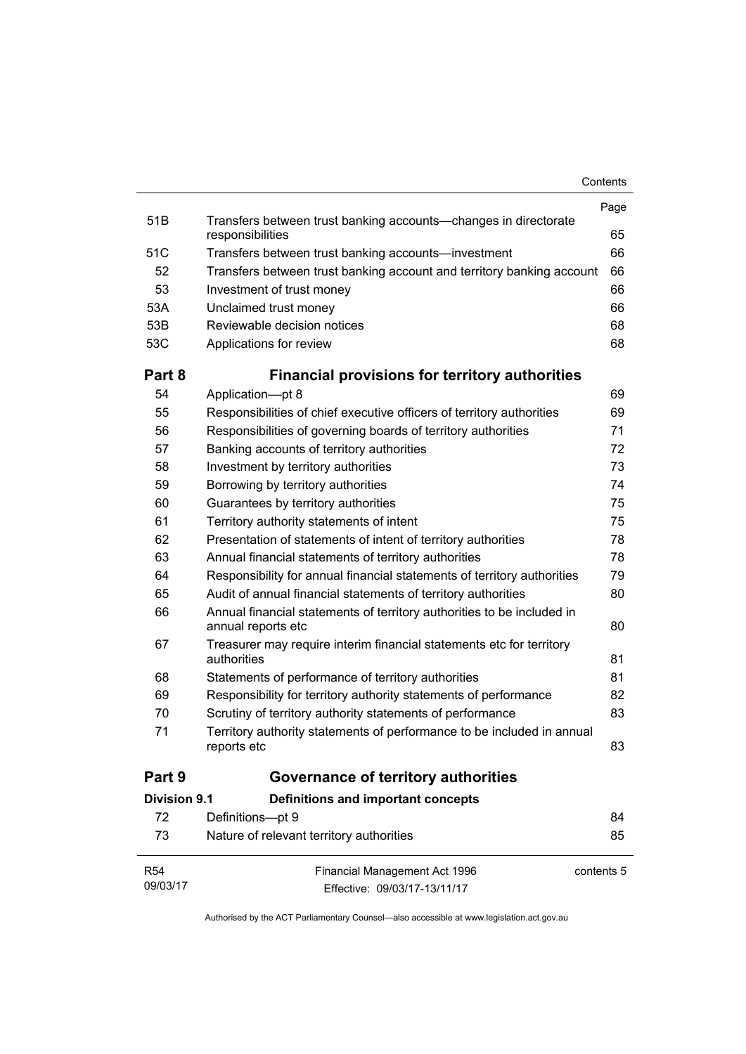| | | Page |
|---|---|---|
| 51B | Transfers between trust banking accounts—changes in directorate responsibilities | 65 |
| 51C | Transfers between trust banking accounts—investment | 66 |
| 52 | Transfers between trust banking account and territory banking account | 66 |
| 53 | Investment of trust money | 66 |
| 53A | Unclaimed trust money | 66 |
| 53B | Reviewable decision notices | 68 |
| 53C | Applications for review | 68 |

## Part 8 Financial provisions for territory authorities

| | | |
|---|---|---|
| 54 | Application—pt 8 | 69 |
| 55 | Responsibilities of chief executive officers of territory authorities | 69 |
| 56 | Responsibilities of governing boards of territory authorities | 71 |
| 57 | Banking accounts of territory authorities | 72 |
| 58 | Investment by territory authorities | 73 |
| 59 | Borrowing by territory authorities | 74 |
| 60 | Guarantees by territory authorities | 75 |
| 61 | Territory authority statements of intent | 75 |
| 62 | Presentation of statements of intent of territory authorities | 78 |
| 63 | Annual financial statements of territory authorities | 78 |
| 64 | Responsibility for annual financial statements of territory authorities | 79 |
| 65 | Audit of annual financial statements of territory authorities | 80 |
| 66 | Annual financial statements of territory authorities to be included in annual reports etc | 80 |
| 67 | Treasurer may require interim financial statements etc for territory authorities | 81 |
| 68 | Statements of performance of territory authorities | 81 |
| 69 | Responsibility for territory authority statements of performance | 82 |
| 70 | Scrutiny of territory authority statements of performance | 83 |
| 71 | Territory authority statements of performance to be included in annual reports etc | 83 |

## Part 9 Governance of territory authorities

### Division 9.1 Definitions and important concepts

| | | |
|---|---|---|
| 72 | Definitions—pt 9 | 84 |
| 73 | Nature of relevant territory authorities | 85 |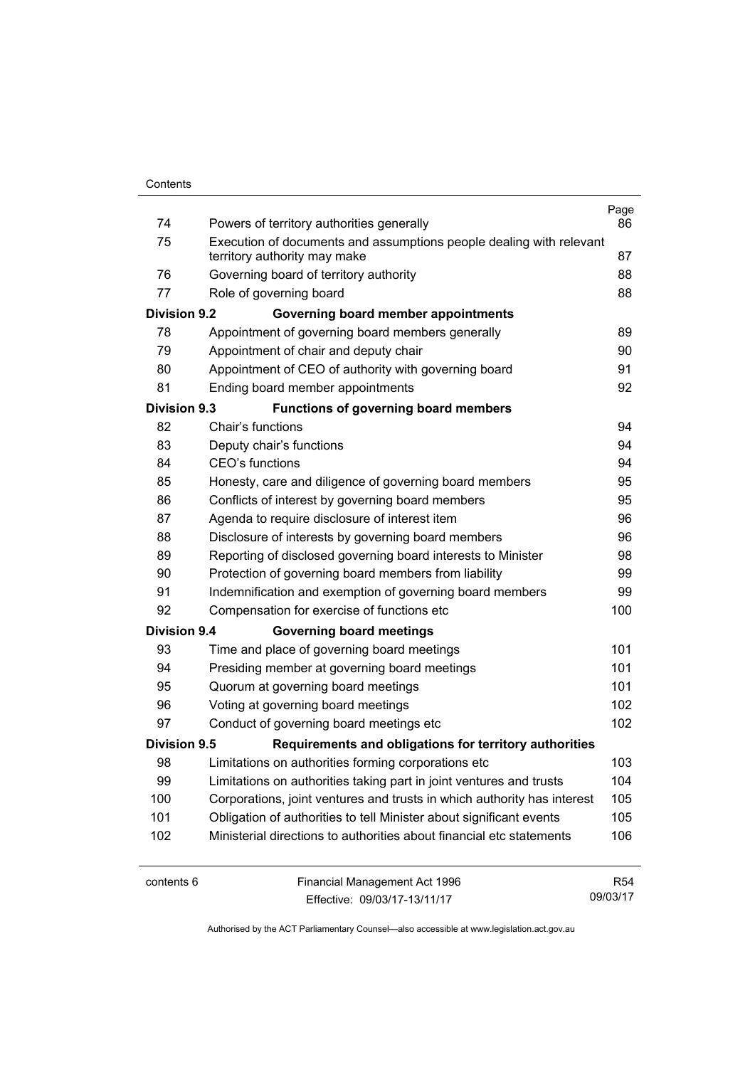| | | Page |
|---|---|---|
| 74 | Powers of territory authorities generally | 86 |
| 75 | Execution of documents and assumptions people dealing with relevant territory authority may make | 87 |
| 76 | Governing board of territory authority | 88 |
| 77 | Role of governing board | 88 |
| **Division 9.2** | **Governing board member appointments** | |
| 78 | Appointment of governing board members generally | 89 |
| 79 | Appointment of chair and deputy chair | 90 |
| 80 | Appointment of CEO of authority with governing board | 91 |
| 81 | Ending board member appointments | 92 |
| **Division 9.3** | **Functions of governing board members** | |
| 82 | Chair's functions | 94 |
| 83 | Deputy chair's functions | 94 |
| 84 | CEO's functions | 94 |
| 85 | Honesty, care and diligence of governing board members | 95 |
| 86 | Conflicts of interest by governing board members | 95 |
| 87 | Agenda to require disclosure of interest item | 96 |
| 88 | Disclosure of interests by governing board members | 96 |
| 89 | Reporting of disclosed governing board interests to Minister | 98 |
| 90 | Protection of governing board members from liability | 99 |
| 91 | Indemnification and exemption of governing board members | 99 |
| 92 | Compensation for exercise of functions etc | 100 |
| **Division 9.4** | **Governing board meetings** | |
| 93 | Time and place of governing board meetings | 101 |
| 94 | Presiding member at governing board meetings | 101 |
| 95 | Quorum at governing board meetings | 101 |
| 96 | Voting at governing board meetings | 102 |
| 97 | Conduct of governing board meetings etc | 102 |
| **Division 9.5** | **Requirements and obligations for territory authorities** | |
| 98 | Limitations on authorities forming corporations etc | 103 |
| 99 | Limitations on authorities taking part in joint ventures and trusts | 104 |
| 100 | Corporations, joint ventures and trusts in which authority has interest | 105 |
| 101 | Obligation of authorities to tell Minister about significant events | 105 |
| 102 | Ministerial directions to authorities about financial etc statements | 106 |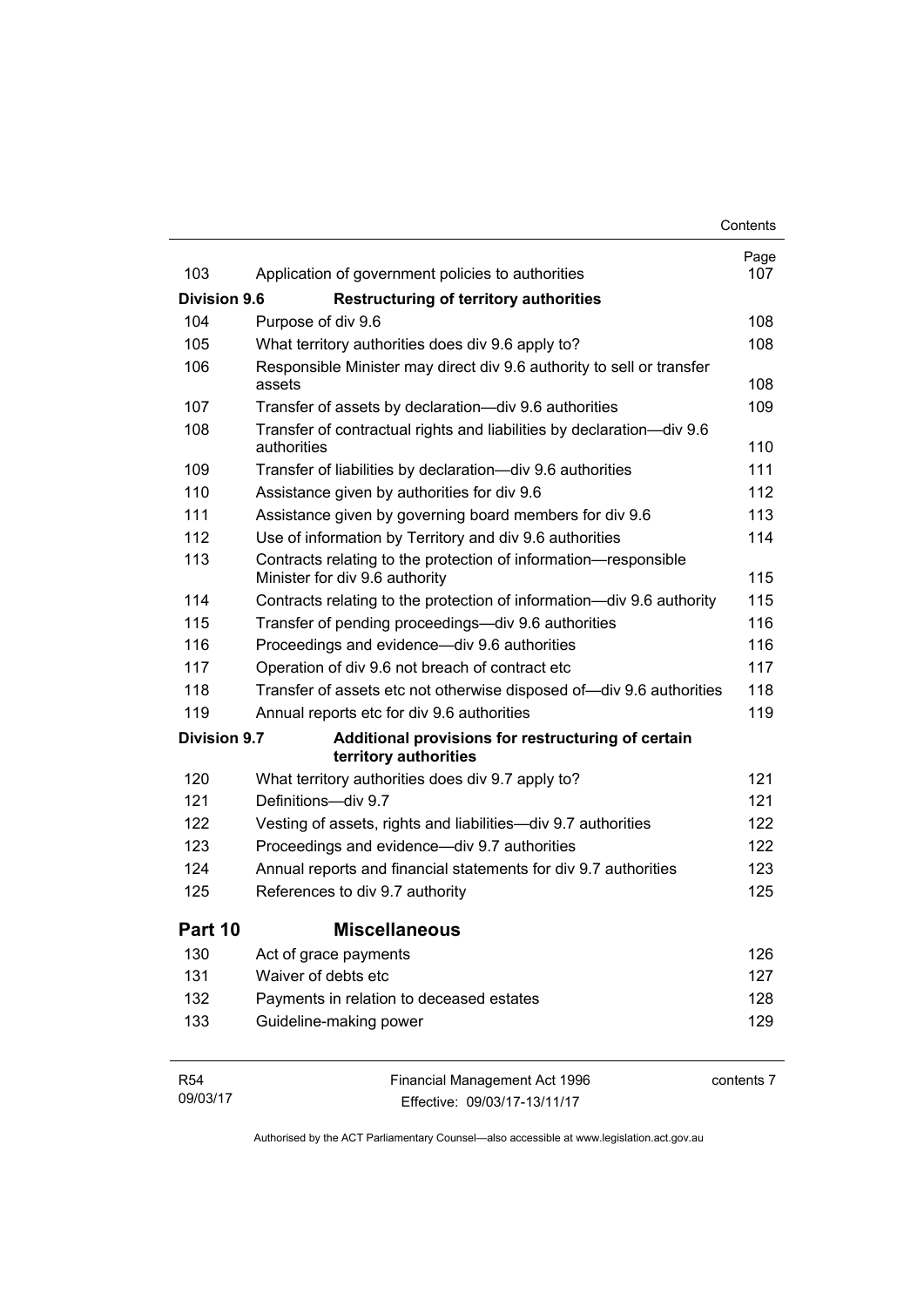| | | Page |
|---|---|---|
| 103 | Application of government policies to authorities | 107 |
| **Division 9.6** | **Restructuring of territory authorities** | |
| 104 | Purpose of div 9.6 | 108 |
| 105 | What territory authorities does div 9.6 apply to? | 108 |
| 106 | Responsible Minister may direct div 9.6 authority to sell or transfer assets | 108 |
| 107 | Transfer of assets by declaration—div 9.6 authorities | 109 |
| 108 | Transfer of contractual rights and liabilities by declaration—div 9.6 authorities | 110 |
| 109 | Transfer of liabilities by declaration—div 9.6 authorities | 111 |
| 110 | Assistance given by authorities for div 9.6 | 112 |
| 111 | Assistance given by governing board members for div 9.6 | 113 |
| 112 | Use of information by Territory and div 9.6 authorities | 114 |
| 113 | Contracts relating to the protection of information—responsible Minister for div 9.6 authority | 115 |
| 114 | Contracts relating to the protection of information—div 9.6 authority | 115 |
| 115 | Transfer of pending proceedings—div 9.6 authorities | 116 |
| 116 | Proceedings and evidence—div 9.6 authorities | 116 |
| 117 | Operation of div 9.6 not breach of contract etc | 117 |
| 118 | Transfer of assets etc not otherwise disposed of—div 9.6 authorities | 118 |
| 119 | Annual reports etc for div 9.6 authorities | 119 |
| **Division 9.7** | **Additional provisions for restructuring of certain territory authorities** | |
| 120 | What territory authorities does div 9.7 apply to? | 121 |
| 121 | Definitions—div 9.7 | 121 |
| 122 | Vesting of assets, rights and liabilities—div 9.7 authorities | 122 |
| 123 | Proceedings and evidence—div 9.7 authorities | 122 |
| 124 | Annual reports and financial statements for div 9.7 authorities | 123 |
| 125 | References to div 9.7 authority | 125 |
| **Part 10** | **Miscellaneous** | |
| 130 | Act of grace payments | 126 |
| 131 | Waiver of debts etc | 127 |
| 132 | Payments in relation to deceased estates | 128 |
| 133 | Guideline-making power | 129 |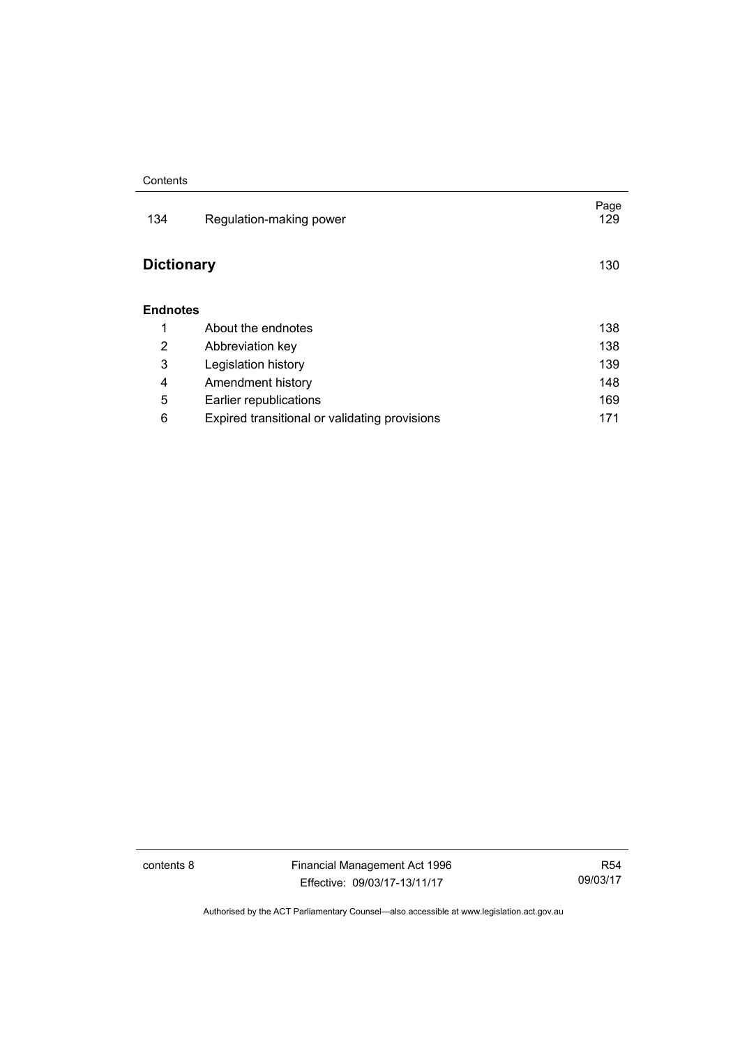| | | Page |
|---|---|---|
| 134 | Regulation-making power | 129 |

## Dictionary 130

### Endnotes

| | | |
|---|---|---|
| 1 | About the endnotes | 138 |
| 2 | Abbreviation key | 138 |
| 3 | Legislation history | 139 |
| 4 | Amendment history | 148 |
| 5 | Earlier republications | 169 |
| 6 | Expired transitional or validating provisions | 171 |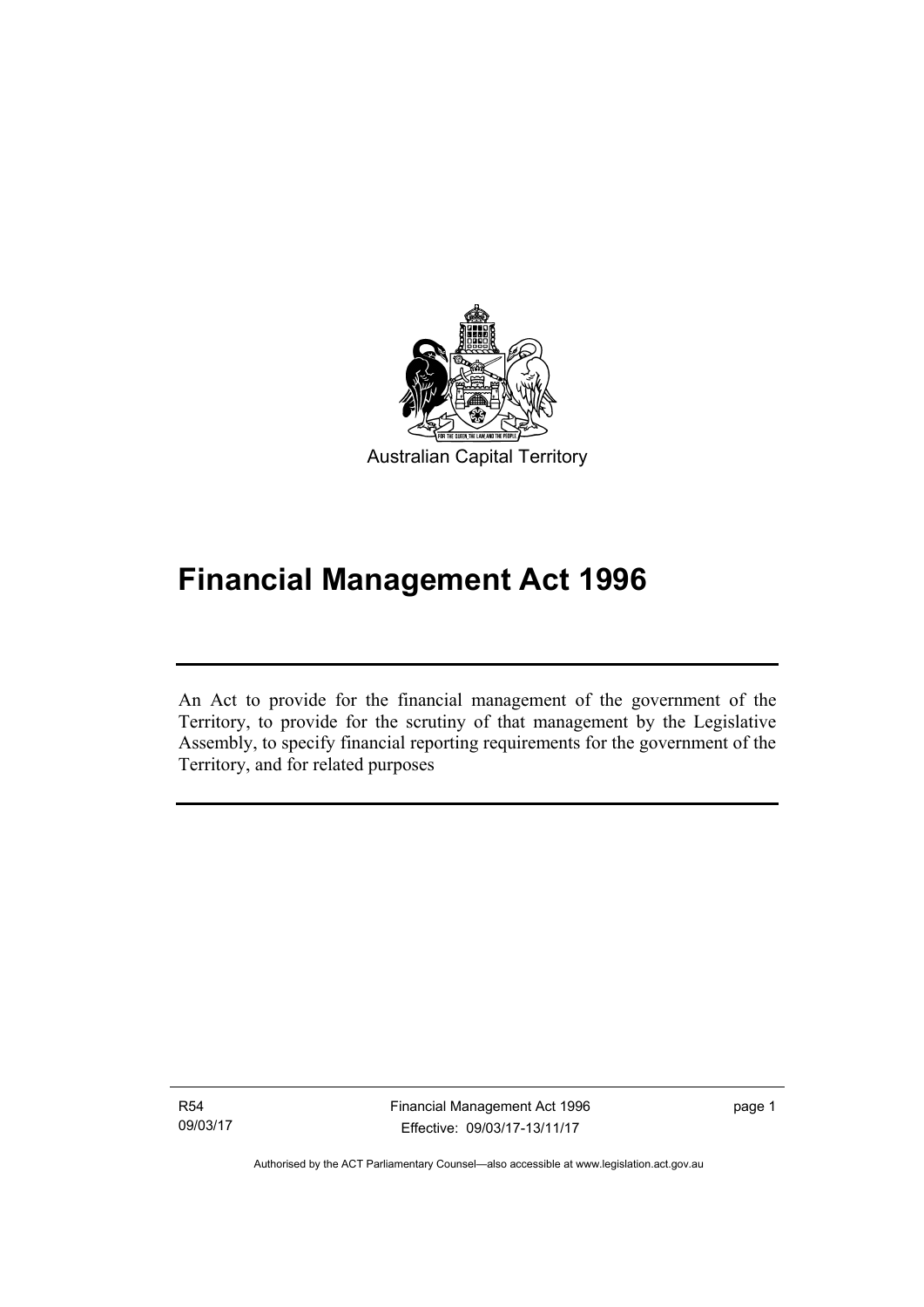Australian Capital Territory

# Financial Management Act 1996

An Act to provide for the financial management of the government of the Territory, to provide for the scrutiny of that management by the Legislative Assembly, to specify financial reporting requirements for the government of the Territory, and for related purposes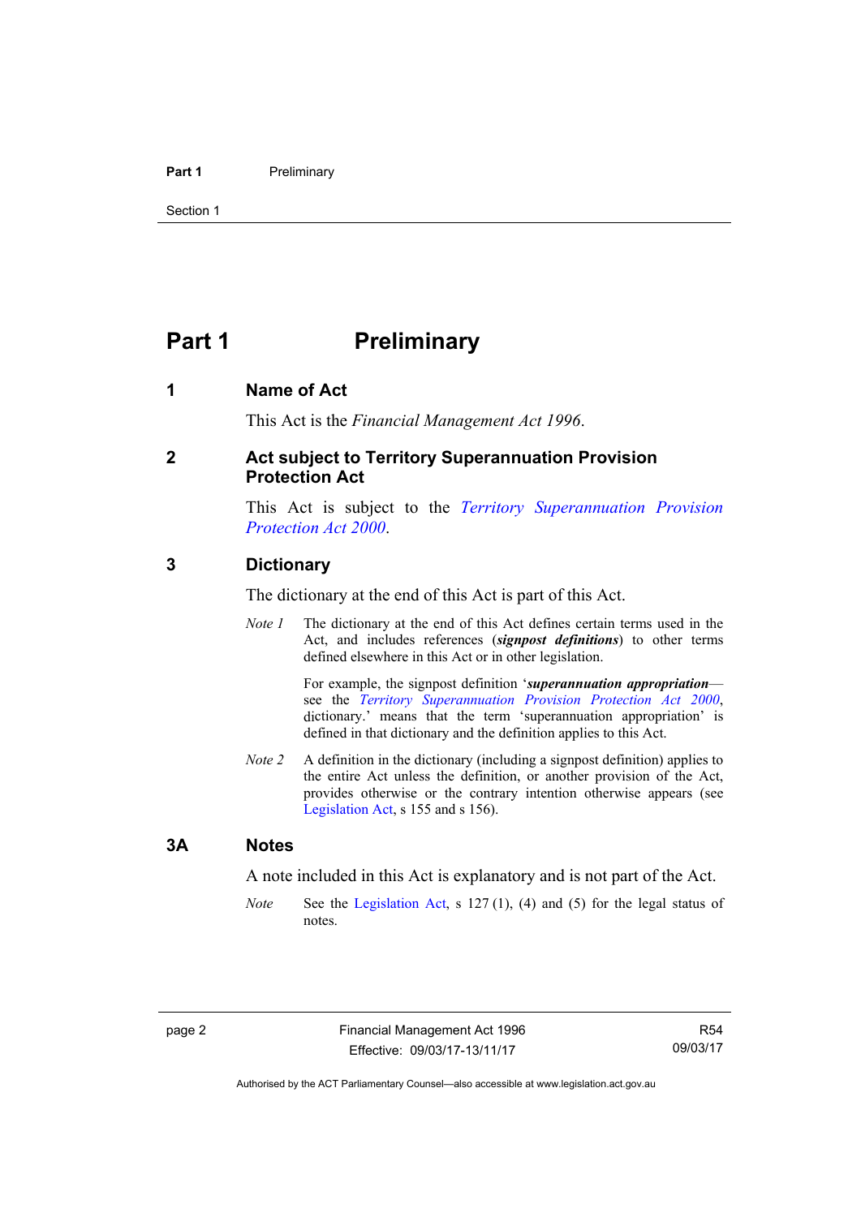# Part 1 Preliminary

## 1 Name of Act

This Act is the *Financial Management Act 1996*.

## 2 Act subject to Territory Superannuation Provision Protection Act

This Act is subject to the *Territory Superannuation Provision Protection Act 2000*.

## 3 Dictionary

The dictionary at the end of this Act is part of this Act.

*Note 1* The dictionary at the end of this Act defines certain terms used in the Act, and includes references (***signpost definitions***) to other terms defined elsewhere in this Act or in other legislation.

For example, the signpost definition '***superannuation appropriation***—see the *Territory Superannuation Provision Protection Act 2000*, dictionary.' means that the term 'superannuation appropriation' is defined in that dictionary and the definition applies to this Act.

*Note 2* A definition in the dictionary (including a signpost definition) applies to the entire Act unless the definition, or another provision of the Act, provides otherwise or the contrary intention otherwise appears (see Legislation Act, s 155 and s 156).

## 3A Notes

A note included in this Act is explanatory and is not part of the Act.

*Note* See the Legislation Act, s 127 (1), (4) and (5) for the legal status of notes.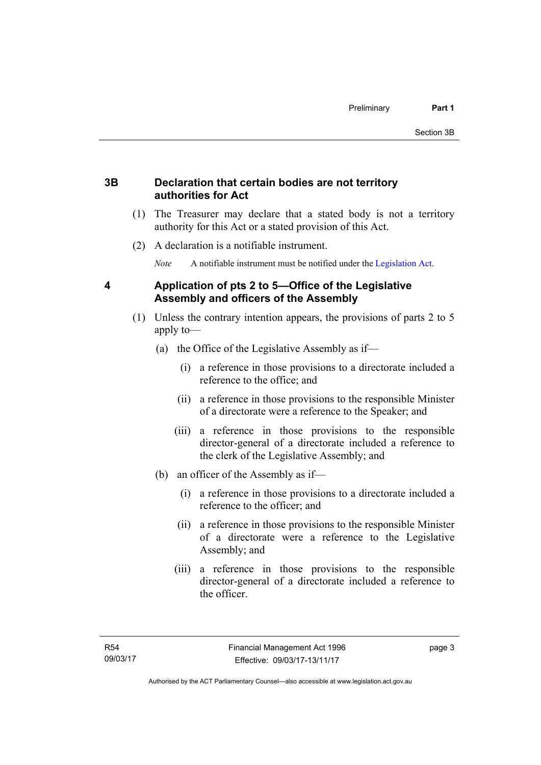### 3B Declaration that certain bodies are not territory authorities for Act

(1) The Treasurer may declare that a stated body is not a territory authority for this Act or a stated provision of this Act.

(2) A declaration is a notifiable instrument.

*Note* A notifiable instrument must be notified under the Legislation Act.

### 4 Application of pts 2 to 5—Office of the Legislative Assembly and officers of the Assembly

(1) Unless the contrary intention appears, the provisions of parts 2 to 5 apply to—

(a) the Office of the Legislative Assembly as if—

(i) a reference in those provisions to a directorate included a reference to the office; and

(ii) a reference in those provisions to the responsible Minister of a directorate were a reference to the Speaker; and

(iii) a reference in those provisions to the responsible director-general of a directorate included a reference to the clerk of the Legislative Assembly; and

(b) an officer of the Assembly as if—

(i) a reference in those provisions to a directorate included a reference to the officer; and

(ii) a reference in those provisions to the responsible Minister of a directorate were a reference to the Legislative Assembly; and

(iii) a reference in those provisions to the responsible director-general of a directorate included a reference to the officer.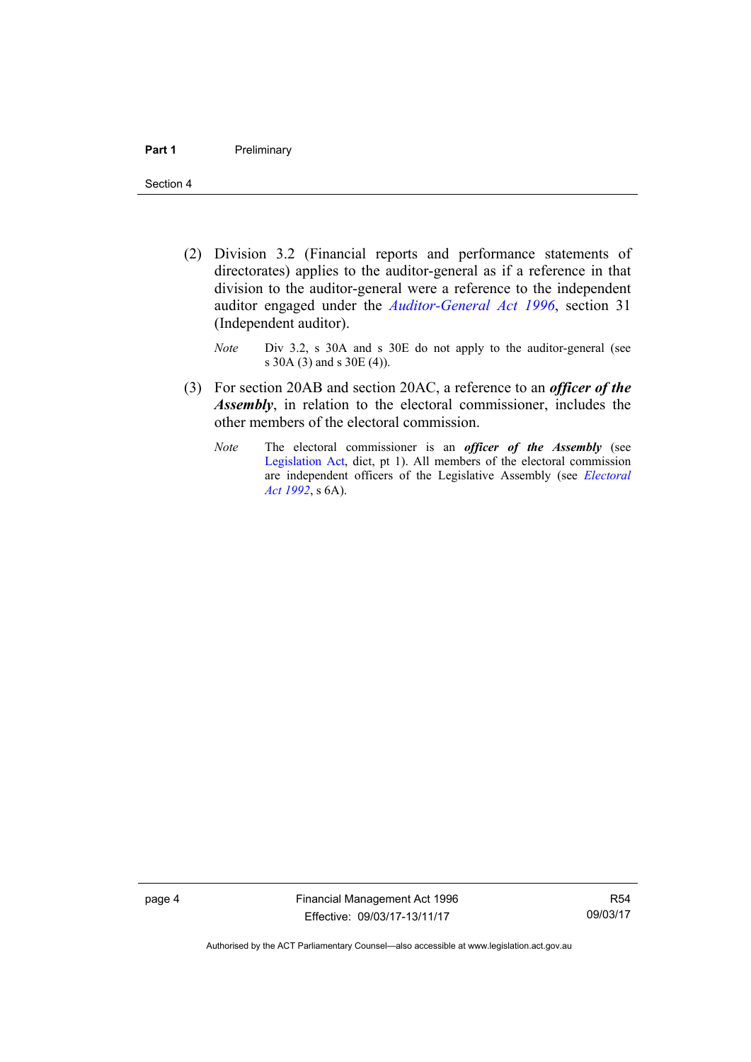(2) Division 3.2 (Financial reports and performance statements of directorates) applies to the auditor-general as if a reference in that division to the auditor-general were a reference to the independent auditor engaged under the *Auditor-General Act 1996*, section 31 (Independent auditor).

*Note* Div 3.2, s 30A and s 30E do not apply to the auditor-general (see s 30A (3) and s 30E (4)).

(3) For section 20AB and section 20AC, a reference to an ***officer of the Assembly***, in relation to the electoral commissioner, includes the other members of the electoral commission.

*Note* The electoral commissioner is an ***officer of the Assembly*** (see Legislation Act, dict, pt 1). All members of the electoral commission are independent officers of the Legislative Assembly (see *Electoral Act 1992*, s 6A).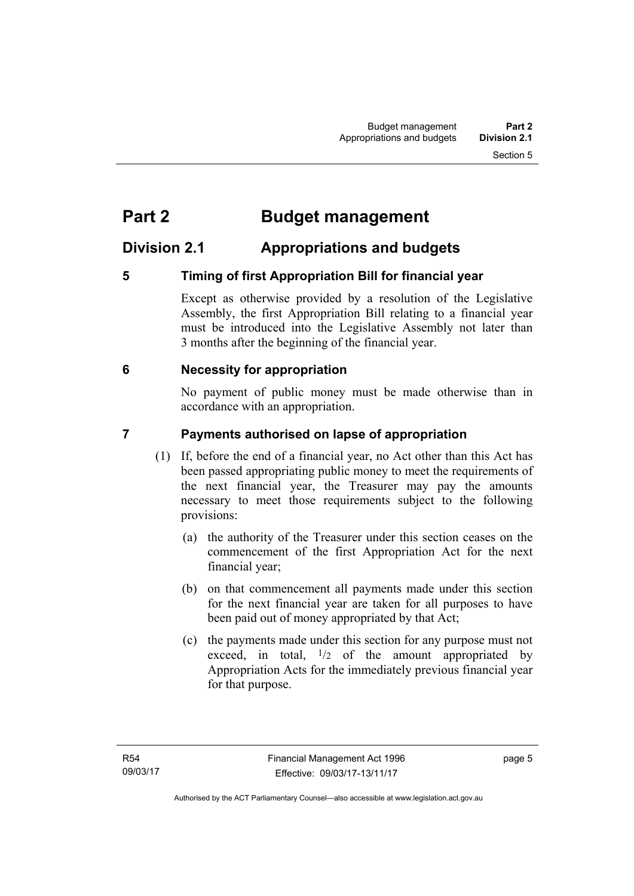# Part 2 Budget management

## Division 2.1 Appropriations and budgets

### 5 Timing of first Appropriation Bill for financial year

Except as otherwise provided by a resolution of the Legislative Assembly, the first Appropriation Bill relating to a financial year must be introduced into the Legislative Assembly not later than 3 months after the beginning of the financial year.

### 6 Necessity for appropriation

No payment of public money must be made otherwise than in accordance with an appropriation.

### 7 Payments authorised on lapse of appropriation

(1) If, before the end of a financial year, no Act other than this Act has been passed appropriating public money to meet the requirements of the next financial year, the Treasurer may pay the amounts necessary to meet those requirements subject to the following provisions:

(a) the authority of the Treasurer under this section ceases on the commencement of the first Appropriation Act for the next financial year;

(b) on that commencement all payments made under this section for the next financial year are taken for all purposes to have been paid out of money appropriated by that Act;

(c) the payments made under this section for any purpose must not exceed, in total, $^1/_2$ of the amount appropriated by Appropriation Acts for the immediately previous financial year for that purpose.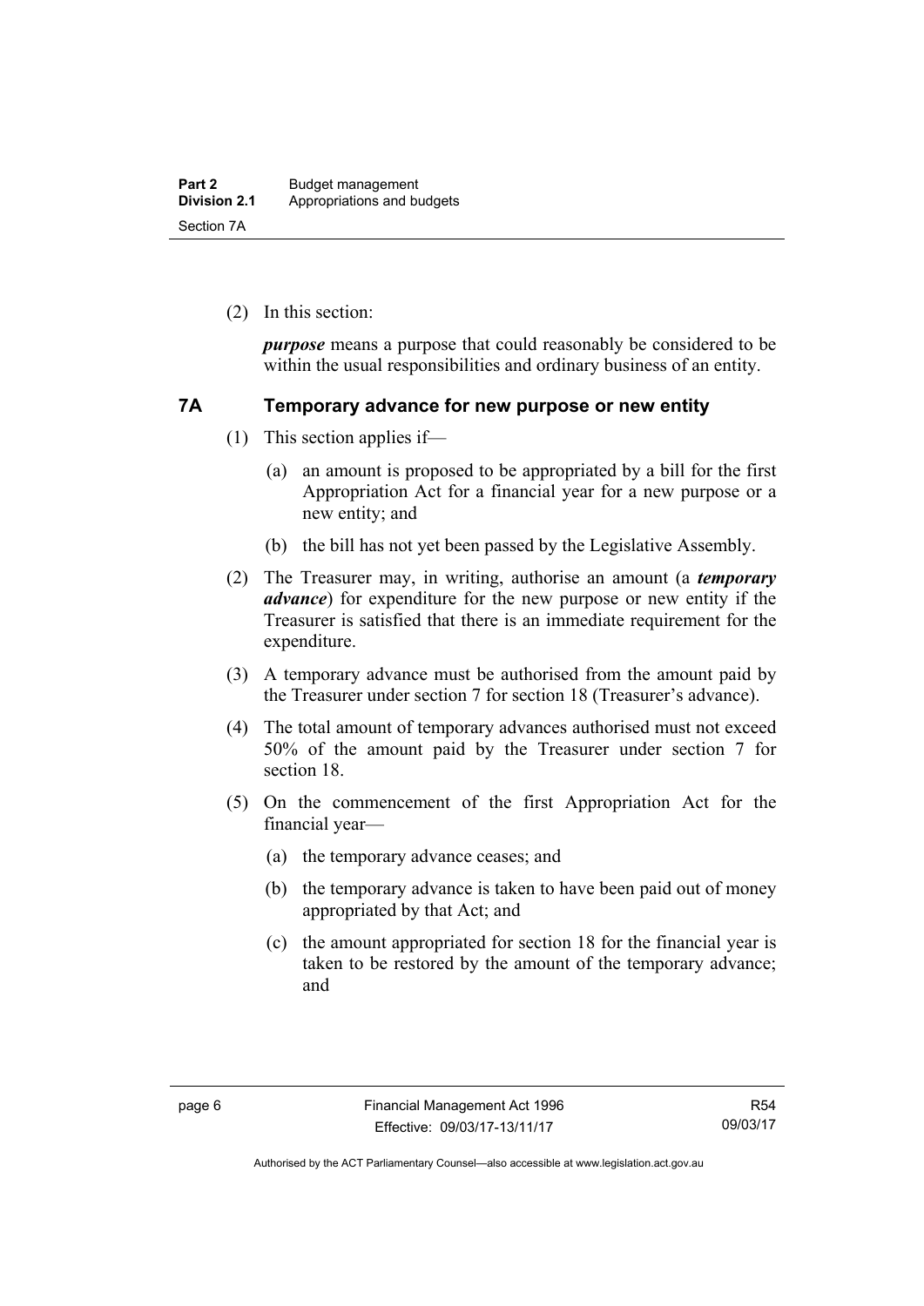(2) In this section:

***purpose*** means a purpose that could reasonably be considered to be within the usual responsibilities and ordinary business of an entity.

## 7A Temporary advance for new purpose or new entity

(1) This section applies if—

(a) an amount is proposed to be appropriated by a bill for the first Appropriation Act for a financial year for a new purpose or a new entity; and

(b) the bill has not yet been passed by the Legislative Assembly.

(2) The Treasurer may, in writing, authorise an amount (a ***temporary advance***) for expenditure for the new purpose or new entity if the Treasurer is satisfied that there is an immediate requirement for the expenditure.

(3) A temporary advance must be authorised from the amount paid by the Treasurer under section 7 for section 18 (Treasurer's advance).

(4) The total amount of temporary advances authorised must not exceed 50% of the amount paid by the Treasurer under section 7 for section 18.

(5) On the commencement of the first Appropriation Act for the financial year—

(a) the temporary advance ceases; and

(b) the temporary advance is taken to have been paid out of money appropriated by that Act; and

(c) the amount appropriated for section 18 for the financial year is taken to be restored by the amount of the temporary advance; and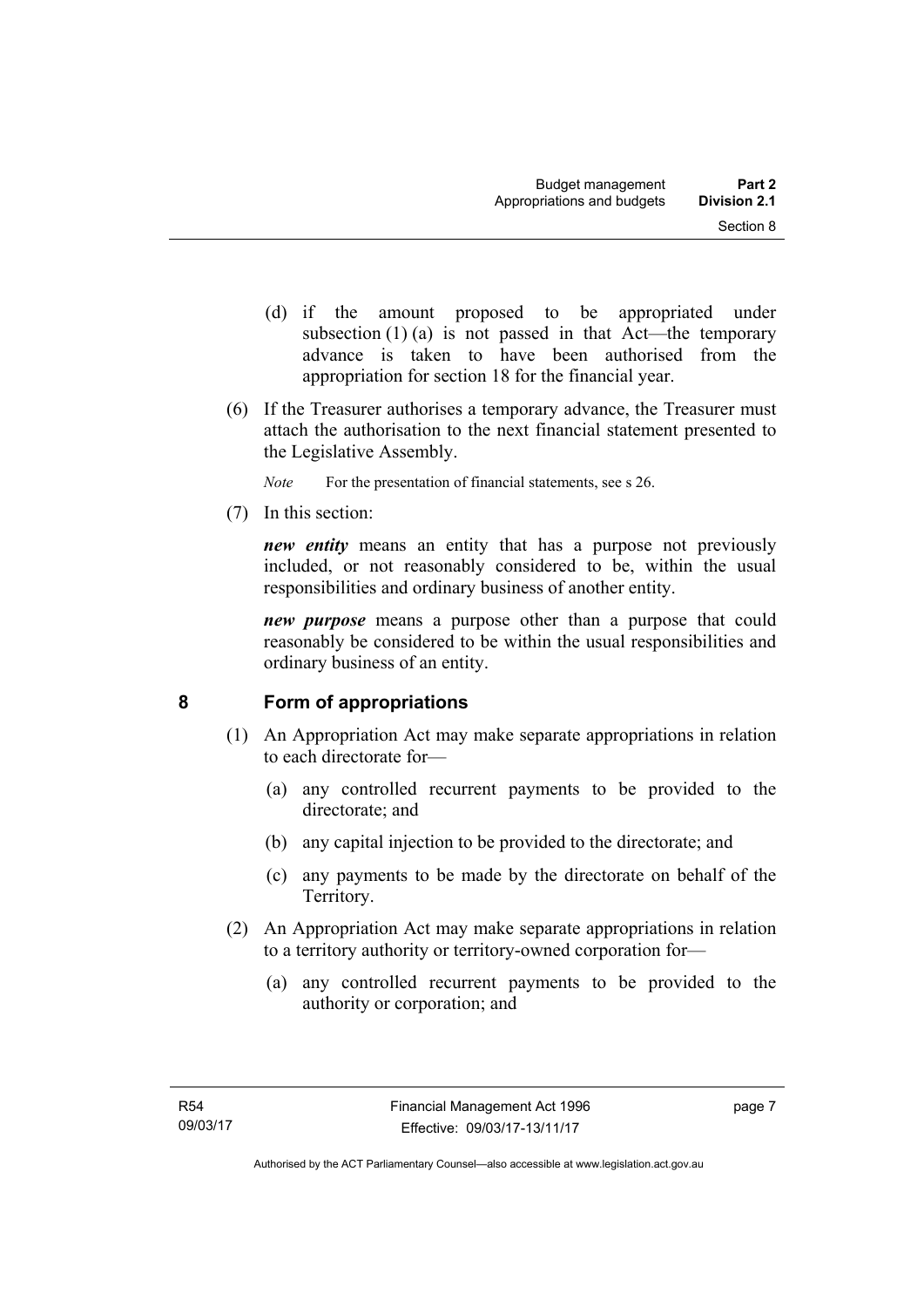(d) if the amount proposed to be appropriated under subsection (1) (a) is not passed in that Act—the temporary advance is taken to have been authorised from the appropriation for section 18 for the financial year.

(6) If the Treasurer authorises a temporary advance, the Treasurer must attach the authorisation to the next financial statement presented to the Legislative Assembly.

*Note* For the presentation of financial statements, see s 26.

(7) In this section:

***new entity*** means an entity that has a purpose not previously included, or not reasonably considered to be, within the usual responsibilities and ordinary business of another entity.

***new purpose*** means a purpose other than a purpose that could reasonably be considered to be within the usual responsibilities and ordinary business of an entity.

## 8 Form of appropriations

(1) An Appropriation Act may make separate appropriations in relation to each directorate for—

(a) any controlled recurrent payments to be provided to the directorate; and

(b) any capital injection to be provided to the directorate; and

(c) any payments to be made by the directorate on behalf of the Territory.

(2) An Appropriation Act may make separate appropriations in relation to a territory authority or territory-owned corporation for—

(a) any controlled recurrent payments to be provided to the authority or corporation; and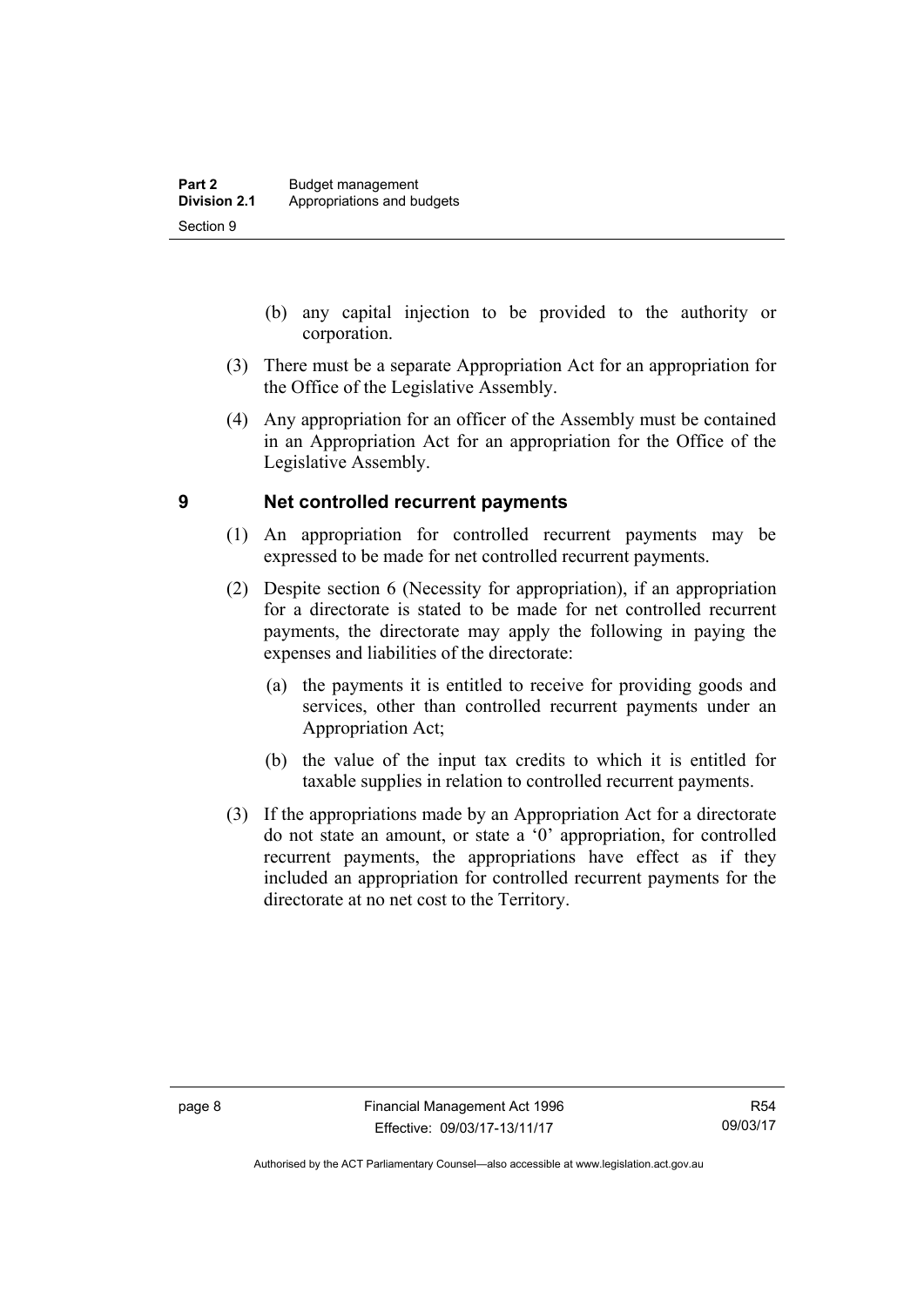(b) any capital injection to be provided to the authority or corporation.

(3) There must be a separate Appropriation Act for an appropriation for the Office of the Legislative Assembly.

(4) Any appropriation for an officer of the Assembly must be contained in an Appropriation Act for an appropriation for the Office of the Legislative Assembly.

## 9 Net controlled recurrent payments

(1) An appropriation for controlled recurrent payments may be expressed to be made for net controlled recurrent payments.

(2) Despite section 6 (Necessity for appropriation), if an appropriation for a directorate is stated to be made for net controlled recurrent payments, the directorate may apply the following in paying the expenses and liabilities of the directorate:

(a) the payments it is entitled to receive for providing goods and services, other than controlled recurrent payments under an Appropriation Act;

(b) the value of the input tax credits to which it is entitled for taxable supplies in relation to controlled recurrent payments.

(3) If the appropriations made by an Appropriation Act for a directorate do not state an amount, or state a '0' appropriation, for controlled recurrent payments, the appropriations have effect as if they included an appropriation for controlled recurrent payments for the directorate at no net cost to the Territory.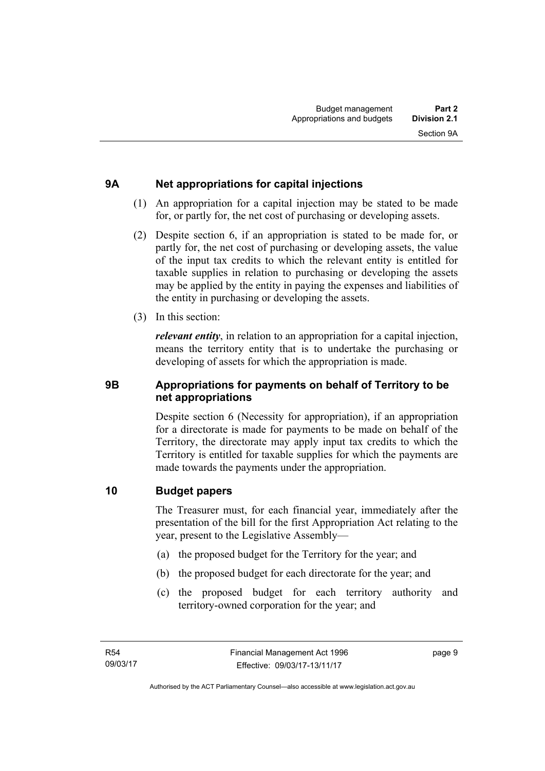## 9A Net appropriations for capital injections

(1) An appropriation for a capital injection may be stated to be made for, or partly for, the net cost of purchasing or developing assets.

(2) Despite section 6, if an appropriation is stated to be made for, or partly for, the net cost of purchasing or developing assets, the value of the input tax credits to which the relevant entity is entitled for taxable supplies in relation to purchasing or developing the assets may be applied by the entity in paying the expenses and liabilities of the entity in purchasing or developing the assets.

(3) In this section:

***relevant entity***, in relation to an appropriation for a capital injection, means the territory entity that is to undertake the purchasing or developing of assets for which the appropriation is made.

## 9B Appropriations for payments on behalf of Territory to be net appropriations

Despite section 6 (Necessity for appropriation), if an appropriation for a directorate is made for payments to be made on behalf of the Territory, the directorate may apply input tax credits to which the Territory is entitled for taxable supplies for which the payments are made towards the payments under the appropriation.

## 10 Budget papers

The Treasurer must, for each financial year, immediately after the presentation of the bill for the first Appropriation Act relating to the year, present to the Legislative Assembly—

(a) the proposed budget for the Territory for the year; and

(b) the proposed budget for each directorate for the year; and

(c) the proposed budget for each territory authority and territory-owned corporation for the year; and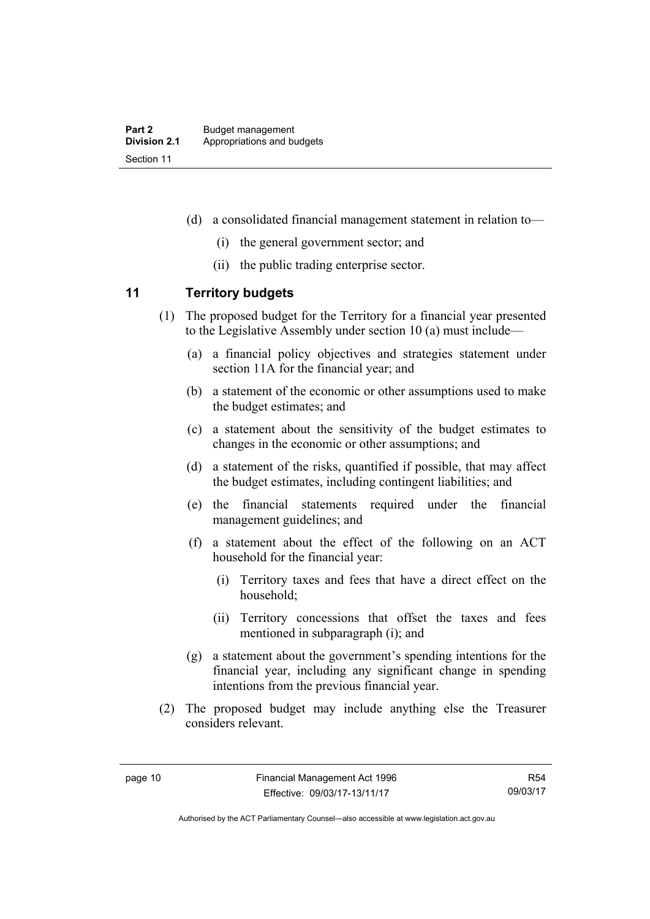(d) a consolidated financial management statement in relation to—

    (i) the general government sector; and

    (ii) the public trading enterprise sector.

## 11 Territory budgets

(1) The proposed budget for the Territory for a financial year presented to the Legislative Assembly under section 10 (a) must include—

(a) a financial policy objectives and strategies statement under section 11A for the financial year; and

(b) a statement of the economic or other assumptions used to make the budget estimates; and

(c) a statement about the sensitivity of the budget estimates to changes in the economic or other assumptions; and

(d) a statement of the risks, quantified if possible, that may affect the budget estimates, including contingent liabilities; and

(e) the financial statements required under the financial management guidelines; and

(f) a statement about the effect of the following on an ACT household for the financial year:

    (i) Territory taxes and fees that have a direct effect on the household;

    (ii) Territory concessions that offset the taxes and fees mentioned in subparagraph (i); and

(g) a statement about the government's spending intentions for the financial year, including any significant change in spending intentions from the previous financial year.

(2) The proposed budget may include anything else the Treasurer considers relevant.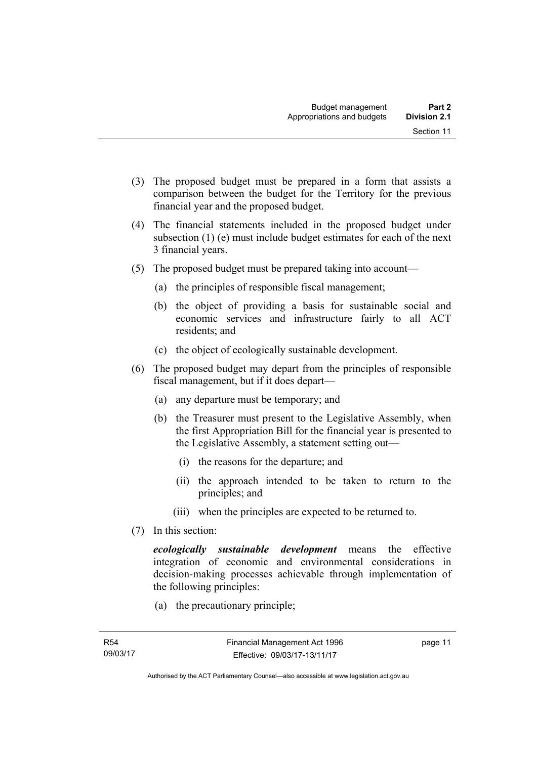(3) The proposed budget must be prepared in a form that assists a comparison between the budget for the Territory for the previous financial year and the proposed budget.

(4) The financial statements included in the proposed budget under subsection (1) (e) must include budget estimates for each of the next 3 financial years.

(5) The proposed budget must be prepared taking into account—

(a) the principles of responsible fiscal management;

(b) the object of providing a basis for sustainable social and economic services and infrastructure fairly to all ACT residents; and

(c) the object of ecologically sustainable development.

(6) The proposed budget may depart from the principles of responsible fiscal management, but if it does depart—

(a) any departure must be temporary; and

(b) the Treasurer must present to the Legislative Assembly, when the first Appropriation Bill for the financial year is presented to the Legislative Assembly, a statement setting out—

(i) the reasons for the departure; and

(ii) the approach intended to be taken to return to the principles; and

(iii) when the principles are expected to be returned to.

(7) In this section:

***ecologically sustainable development*** means the effective integration of economic and environmental considerations in decision-making processes achievable through implementation of the following principles:

(a) the precautionary principle;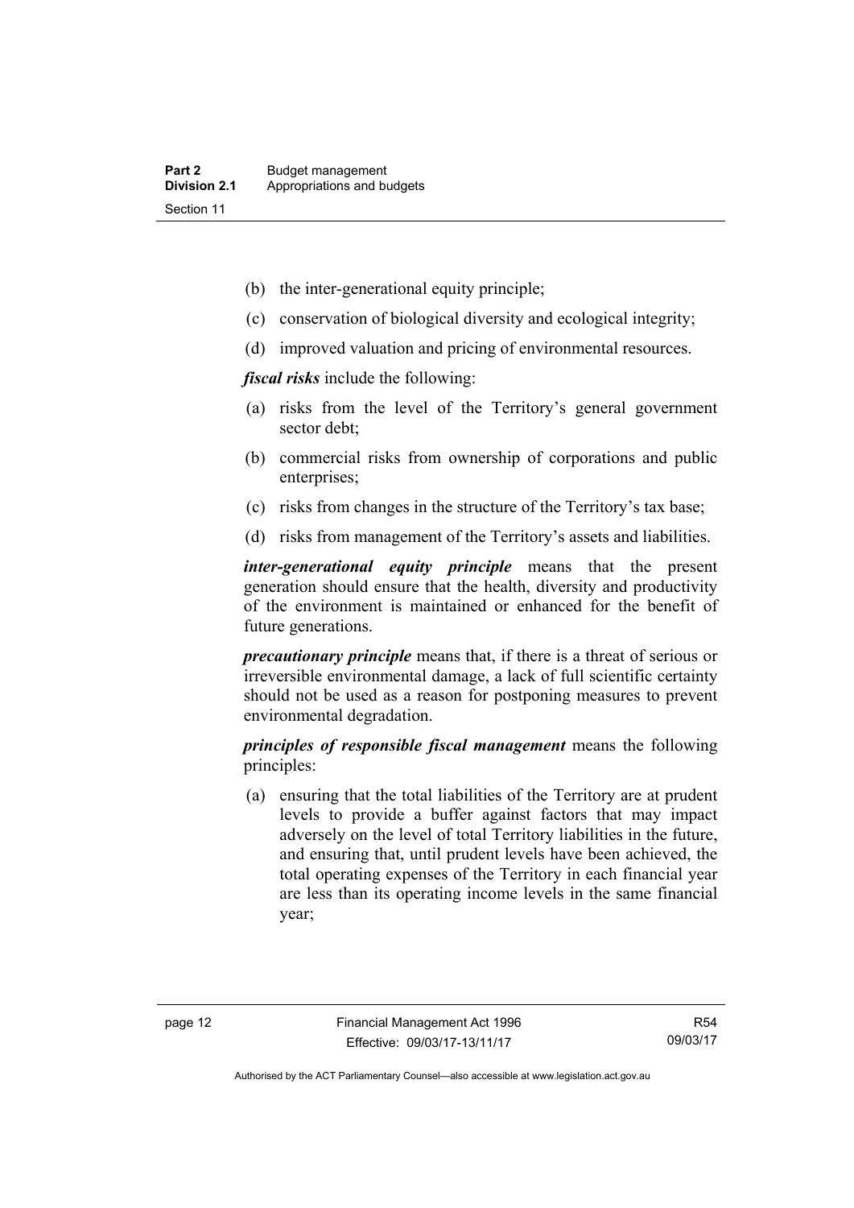(b) the inter-generational equity principle;

(c) conservation of biological diversity and ecological integrity;

(d) improved valuation and pricing of environmental resources.

***fiscal risks*** include the following:

(a) risks from the level of the Territory's general government sector debt;

(b) commercial risks from ownership of corporations and public enterprises;

(c) risks from changes in the structure of the Territory's tax base;

(d) risks from management of the Territory's assets and liabilities.

***inter-generational equity principle*** means that the present generation should ensure that the health, diversity and productivity of the environment is maintained or enhanced for the benefit of future generations.

***precautionary principle*** means that, if there is a threat of serious or irreversible environmental damage, a lack of full scientific certainty should not be used as a reason for postponing measures to prevent environmental degradation.

***principles of responsible fiscal management*** means the following principles:

(a) ensuring that the total liabilities of the Territory are at prudent levels to provide a buffer against factors that may impact adversely on the level of total Territory liabilities in the future, and ensuring that, until prudent levels have been achieved, the total operating expenses of the Territory in each financial year are less than its operating income levels in the same financial year;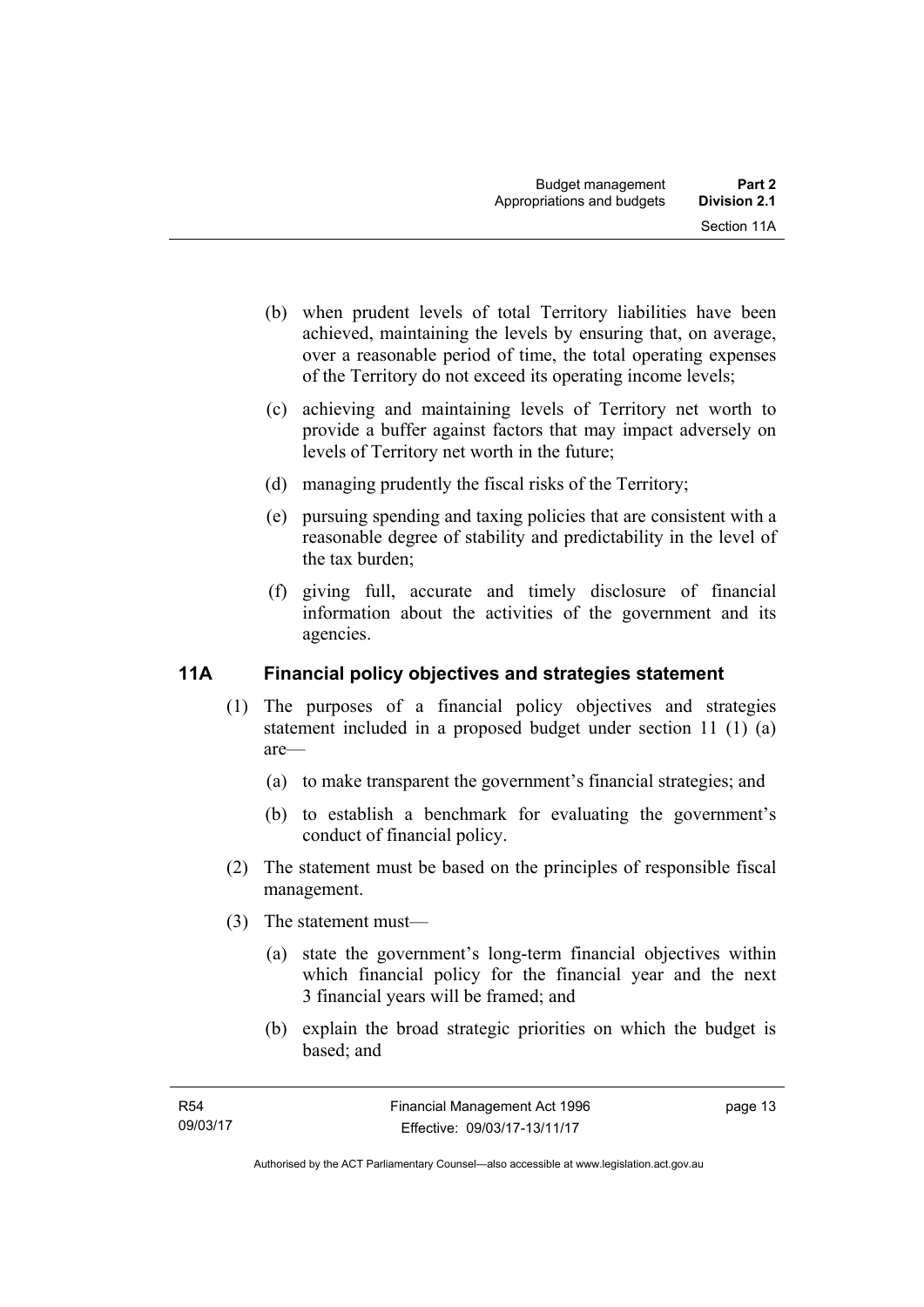(b) when prudent levels of total Territory liabilities have been achieved, maintaining the levels by ensuring that, on average, over a reasonable period of time, the total operating expenses of the Territory do not exceed its operating income levels;

(c) achieving and maintaining levels of Territory net worth to provide a buffer against factors that may impact adversely on levels of Territory net worth in the future;

(d) managing prudently the fiscal risks of the Territory;

(e) pursuing spending and taxing policies that are consistent with a reasonable degree of stability and predictability in the level of the tax burden;

(f) giving full, accurate and timely disclosure of financial information about the activities of the government and its agencies.

## 11A Financial policy objectives and strategies statement

(1) The purposes of a financial policy objectives and strategies statement included in a proposed budget under section 11 (1) (a) are—

(a) to make transparent the government's financial strategies; and

(b) to establish a benchmark for evaluating the government's conduct of financial policy.

(2) The statement must be based on the principles of responsible fiscal management.

(3) The statement must—

(a) state the government's long-term financial objectives within which financial policy for the financial year and the next 3 financial years will be framed; and

(b) explain the broad strategic priorities on which the budget is based; and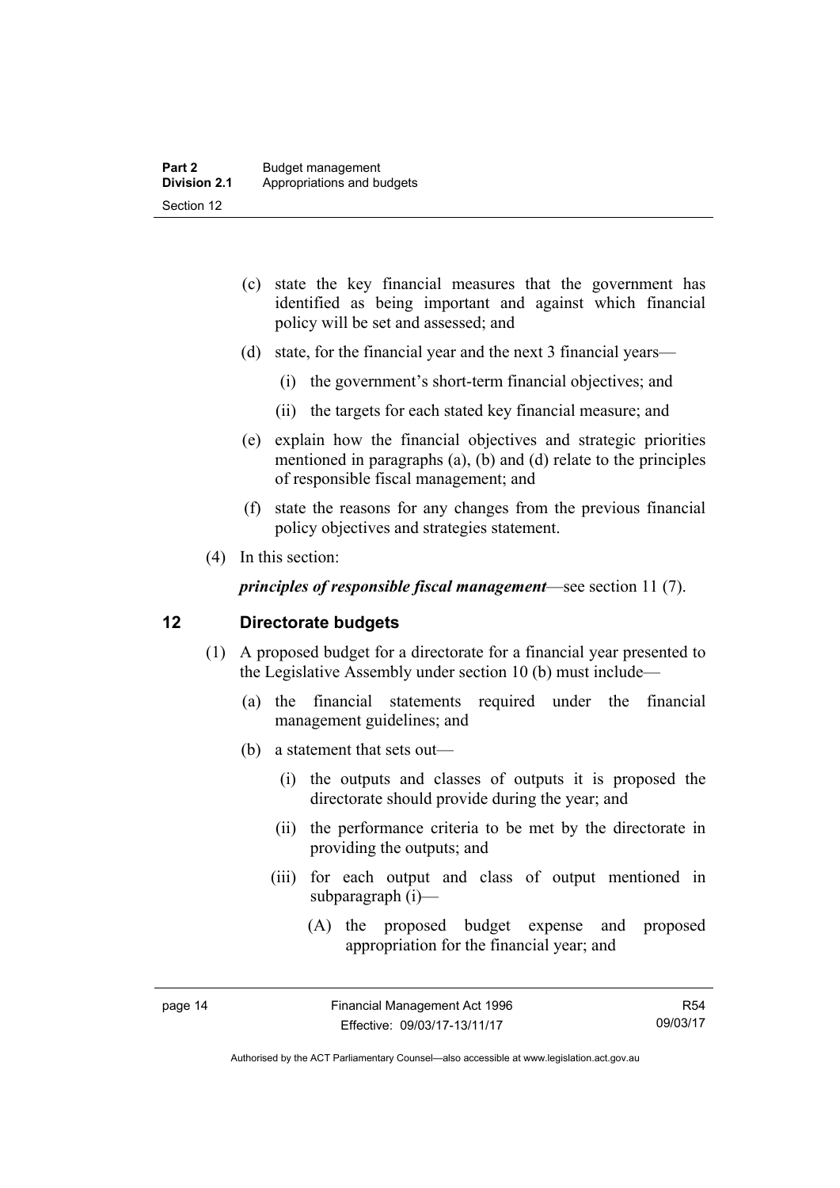(c) state the key financial measures that the government has identified as being important and against which financial policy will be set and assessed; and

(d) state, for the financial year and the next 3 financial years—

(i) the government's short-term financial objectives; and

(ii) the targets for each stated key financial measure; and

(e) explain how the financial objectives and strategic priorities mentioned in paragraphs (a), (b) and (d) relate to the principles of responsible fiscal management; and

(f) state the reasons for any changes from the previous financial policy objectives and strategies statement.

(4) In this section:

***principles of responsible fiscal management***—see section 11 (7).

## 12 Directorate budgets

(1) A proposed budget for a directorate for a financial year presented to the Legislative Assembly under section 10 (b) must include—

(a) the financial statements required under the financial management guidelines; and

(b) a statement that sets out—

(i) the outputs and classes of outputs it is proposed the directorate should provide during the year; and

(ii) the performance criteria to be met by the directorate in providing the outputs; and

(iii) for each output and class of output mentioned in subparagraph (i)—

(A) the proposed budget expense and proposed appropriation for the financial year; and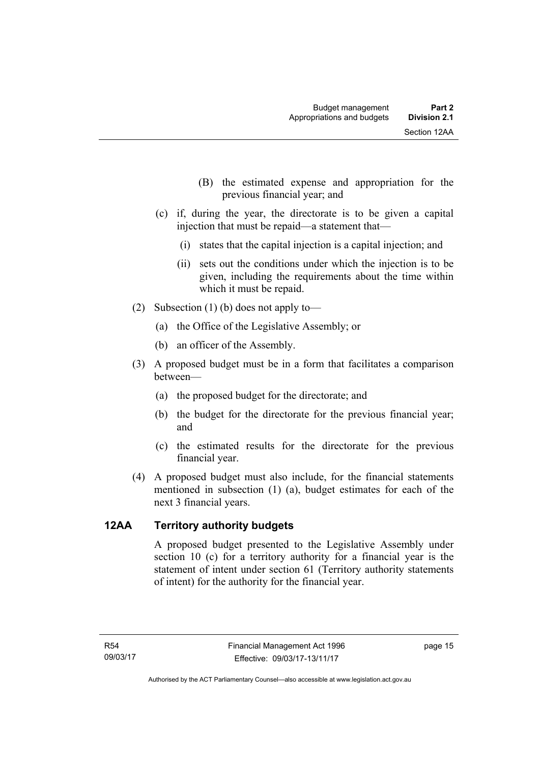(B) the estimated expense and appropriation for the previous financial year; and

(c) if, during the year, the directorate is to be given a capital injection that must be repaid—a statement that—

(i) states that the capital injection is a capital injection; and

(ii) sets out the conditions under which the injection is to be given, including the requirements about the time within which it must be repaid.

(2) Subsection (1) (b) does not apply to—

(a) the Office of the Legislative Assembly; or

(b) an officer of the Assembly.

(3) A proposed budget must be in a form that facilitates a comparison between—

(a) the proposed budget for the directorate; and

(b) the budget for the directorate for the previous financial year; and

(c) the estimated results for the directorate for the previous financial year.

(4) A proposed budget must also include, for the financial statements mentioned in subsection (1) (a), budget estimates for each of the next 3 financial years.

## 12AA Territory authority budgets

A proposed budget presented to the Legislative Assembly under section 10 (c) for a territory authority for a financial year is the statement of intent under section 61 (Territory authority statements of intent) for the authority for the financial year.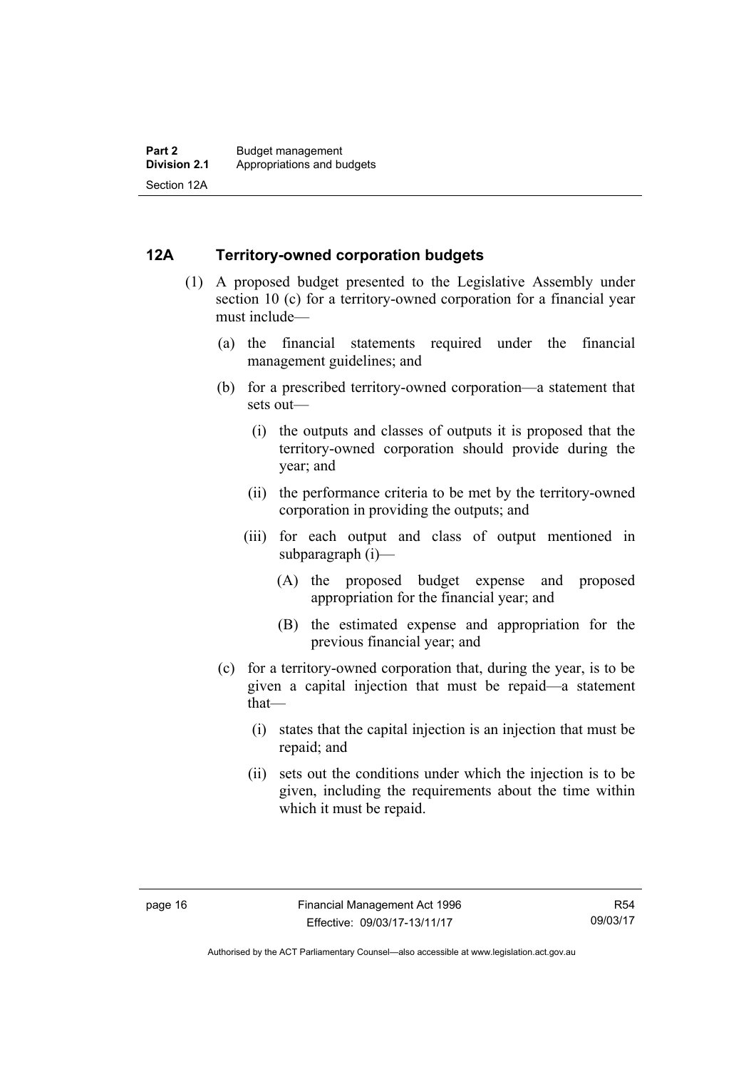## 12A Territory-owned corporation budgets

(1) A proposed budget presented to the Legislative Assembly under section 10 (c) for a territory-owned corporation for a financial year must include—

(a) the financial statements required under the financial management guidelines; and

(b) for a prescribed territory-owned corporation—a statement that sets out—

(i) the outputs and classes of outputs it is proposed that the territory-owned corporation should provide during the year; and

(ii) the performance criteria to be met by the territory-owned corporation in providing the outputs; and

(iii) for each output and class of output mentioned in subparagraph (i)—

(A) the proposed budget expense and proposed appropriation for the financial year; and

(B) the estimated expense and appropriation for the previous financial year; and

(c) for a territory-owned corporation that, during the year, is to be given a capital injection that must be repaid—a statement that—

(i) states that the capital injection is an injection that must be repaid; and

(ii) sets out the conditions under which the injection is to be given, including the requirements about the time within which it must be repaid.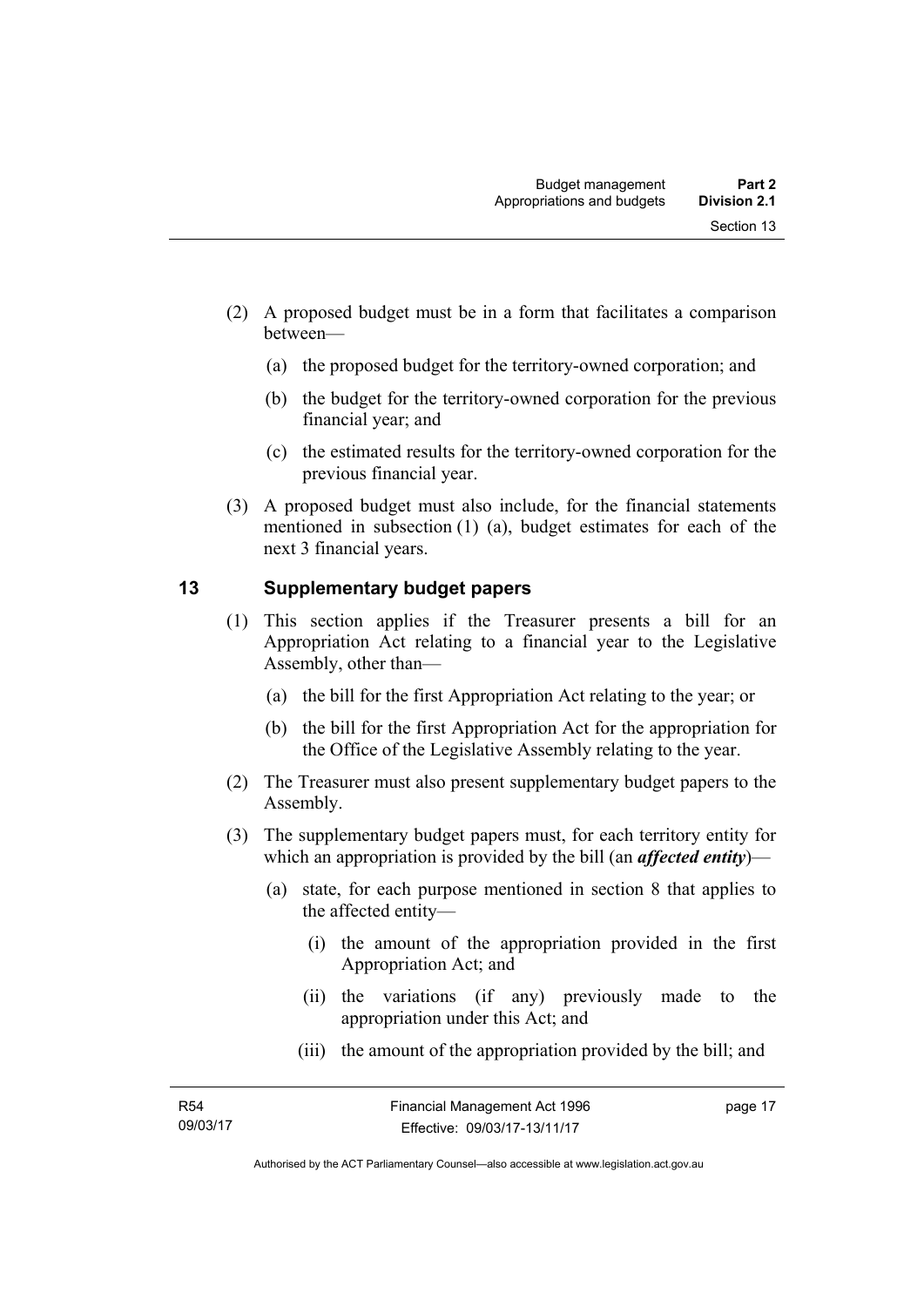(2) A proposed budget must be in a form that facilitates a comparison between—

(a) the proposed budget for the territory-owned corporation; and

(b) the budget for the territory-owned corporation for the previous financial year; and

(c) the estimated results for the territory-owned corporation for the previous financial year.

(3) A proposed budget must also include, for the financial statements mentioned in subsection (1) (a), budget estimates for each of the next 3 financial years.

## 13 Supplementary budget papers

(1) This section applies if the Treasurer presents a bill for an Appropriation Act relating to a financial year to the Legislative Assembly, other than—

(a) the bill for the first Appropriation Act relating to the year; or

(b) the bill for the first Appropriation Act for the appropriation for the Office of the Legislative Assembly relating to the year.

(2) The Treasurer must also present supplementary budget papers to the Assembly.

(3) The supplementary budget papers must, for each territory entity for which an appropriation is provided by the bill (an ***affected entity***)—

(a) state, for each purpose mentioned in section 8 that applies to the affected entity—

(i) the amount of the appropriation provided in the first Appropriation Act; and

(ii) the variations (if any) previously made to the appropriation under this Act; and

(iii) the amount of the appropriation provided by the bill; and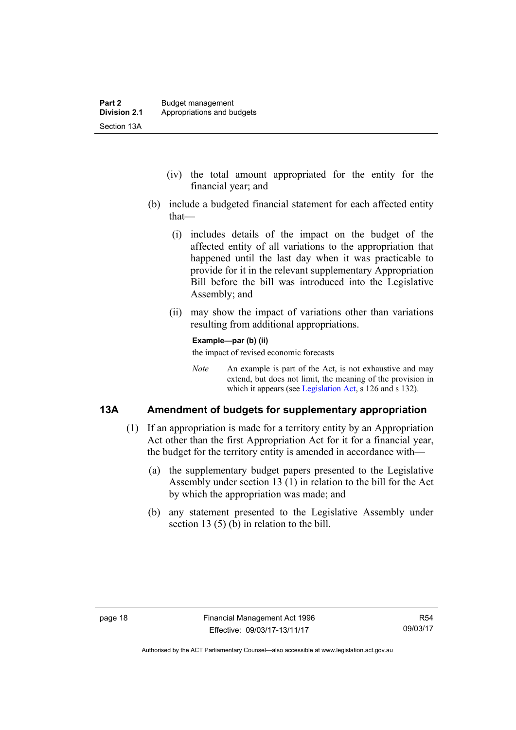(iv) the total amount appropriated for the entity for the financial year; and

(b) include a budgeted financial statement for each affected entity that—

(i) includes details of the impact on the budget of the affected entity of all variations to the appropriation that happened until the last day when it was practicable to provide for it in the relevant supplementary Appropriation Bill before the bill was introduced into the Legislative Assembly; and

(ii) may show the impact of variations other than variations resulting from additional appropriations.

**Example—par (b) (ii)**

the impact of revised economic forecasts

*Note* An example is part of the Act, is not exhaustive and may extend, but does not limit, the meaning of the provision in which it appears (see Legislation Act, s 126 and s 132).

## 13A Amendment of budgets for supplementary appropriation

(1) If an appropriation is made for a territory entity by an Appropriation Act other than the first Appropriation Act for it for a financial year, the budget for the territory entity is amended in accordance with—

(a) the supplementary budget papers presented to the Legislative Assembly under section 13 (1) in relation to the bill for the Act by which the appropriation was made; and

(b) any statement presented to the Legislative Assembly under section 13 (5) (b) in relation to the bill.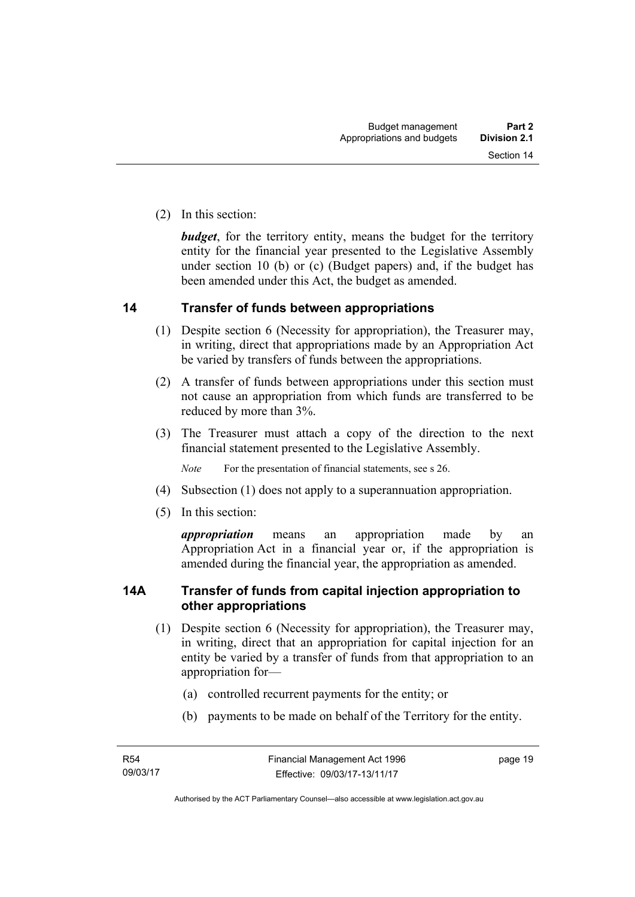(2) In this section:

***budget***, for the territory entity, means the budget for the territory entity for the financial year presented to the Legislative Assembly under section 10 (b) or (c) (Budget papers) and, if the budget has been amended under this Act, the budget as amended.

## 14 Transfer of funds between appropriations

(1) Despite section 6 (Necessity for appropriation), the Treasurer may, in writing, direct that appropriations made by an Appropriation Act be varied by transfers of funds between the appropriations.

(2) A transfer of funds between appropriations under this section must not cause an appropriation from which funds are transferred to be reduced by more than 3%.

(3) The Treasurer must attach a copy of the direction to the next financial statement presented to the Legislative Assembly.

*Note* For the presentation of financial statements, see s 26.

(4) Subsection (1) does not apply to a superannuation appropriation.

(5) In this section:

***appropriation*** means an appropriation made by an Appropriation Act in a financial year or, if the appropriation is amended during the financial year, the appropriation as amended.

## 14A Transfer of funds from capital injection appropriation to other appropriations

(1) Despite section 6 (Necessity for appropriation), the Treasurer may, in writing, direct that an appropriation for capital injection for an entity be varied by a transfer of funds from that appropriation to an appropriation for—

(a) controlled recurrent payments for the entity; or

(b) payments to be made on behalf of the Territory for the entity.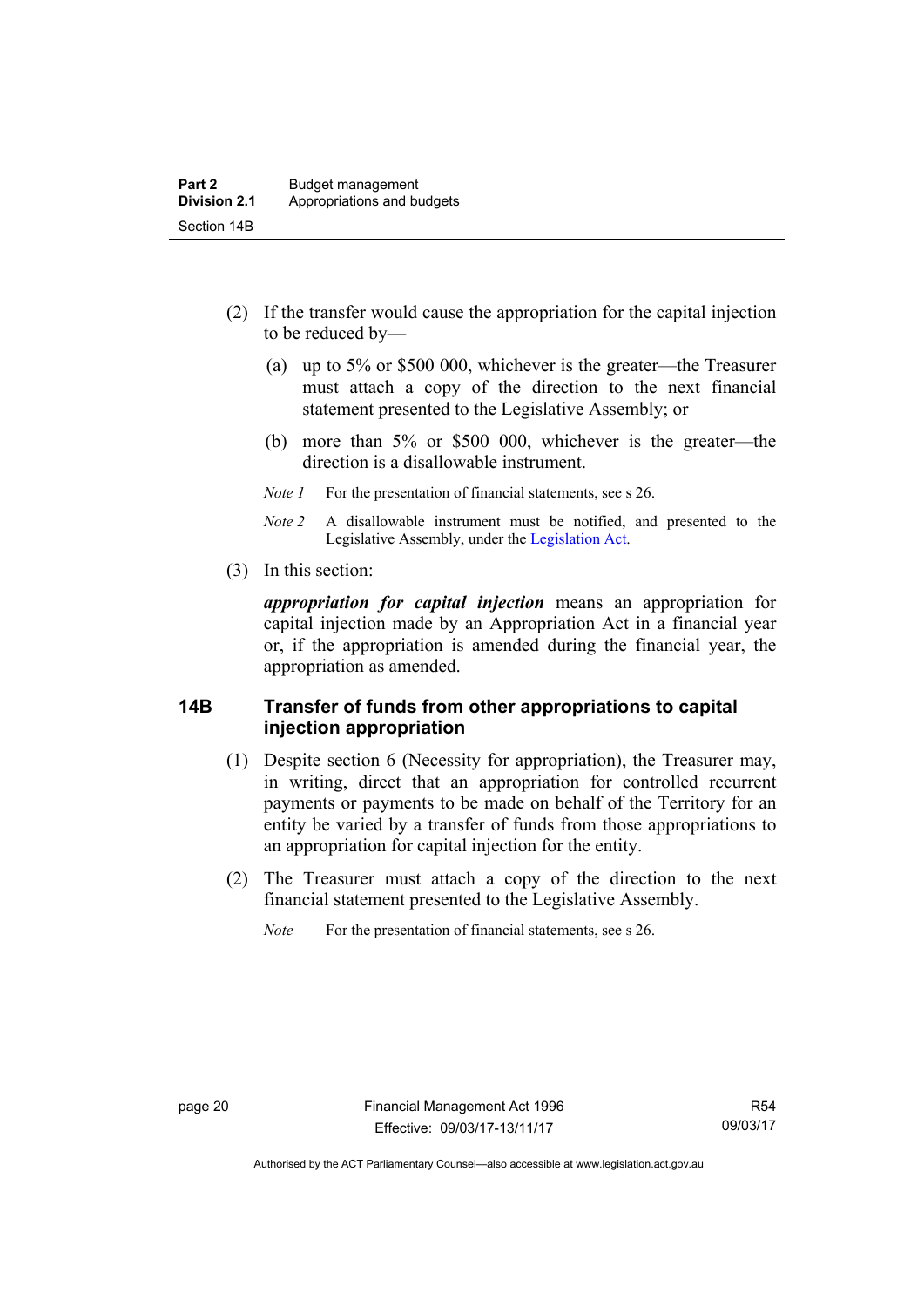(2) If the transfer would cause the appropriation for the capital injection to be reduced by—

(a) up to 5% or $500 000, whichever is the greater—the Treasurer must attach a copy of the direction to the next financial statement presented to the Legislative Assembly; or

(b) more than 5% or $500 000, whichever is the greater—the direction is a disallowable instrument.

*Note 1* For the presentation of financial statements, see s 26.

*Note 2* A disallowable instrument must be notified, and presented to the Legislative Assembly, under the Legislation Act.

(3) In this section:

***appropriation for capital injection*** means an appropriation for capital injection made by an Appropriation Act in a financial year or, if the appropriation is amended during the financial year, the appropriation as amended.

## 14B Transfer of funds from other appropriations to capital injection appropriation

(1) Despite section 6 (Necessity for appropriation), the Treasurer may, in writing, direct that an appropriation for controlled recurrent payments or payments to be made on behalf of the Territory for an entity be varied by a transfer of funds from those appropriations to an appropriation for capital injection for the entity.

(2) The Treasurer must attach a copy of the direction to the next financial statement presented to the Legislative Assembly.

*Note* For the presentation of financial statements, see s 26.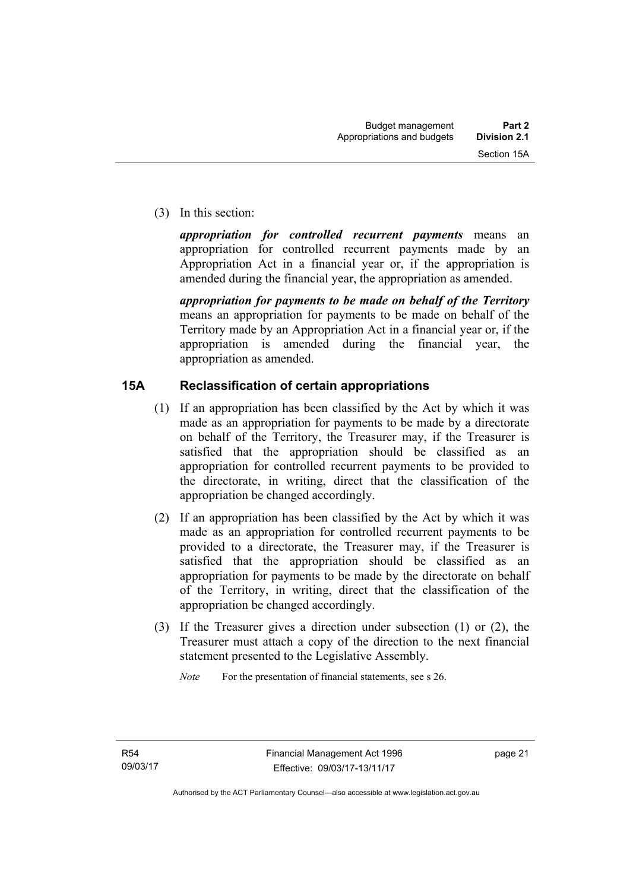(3) In this section:

***appropriation for controlled recurrent payments*** means an appropriation for controlled recurrent payments made by an Appropriation Act in a financial year or, if the appropriation is amended during the financial year, the appropriation as amended.

***appropriation for payments to be made on behalf of the Territory*** means an appropriation for payments to be made on behalf of the Territory made by an Appropriation Act in a financial year or, if the appropriation is amended during the financial year, the appropriation as amended.

## 15A Reclassification of certain appropriations

(1) If an appropriation has been classified by the Act by which it was made as an appropriation for payments to be made by a directorate on behalf of the Territory, the Treasurer may, if the Treasurer is satisfied that the appropriation should be classified as an appropriation for controlled recurrent payments to be provided to the directorate, in writing, direct that the classification of the appropriation be changed accordingly.

(2) If an appropriation has been classified by the Act by which it was made as an appropriation for controlled recurrent payments to be provided to a directorate, the Treasurer may, if the Treasurer is satisfied that the appropriation should be classified as an appropriation for payments to be made by the directorate on behalf of the Territory, in writing, direct that the classification of the appropriation be changed accordingly.

(3) If the Treasurer gives a direction under subsection (1) or (2), the Treasurer must attach a copy of the direction to the next financial statement presented to the Legislative Assembly.

*Note* For the presentation of financial statements, see s 26.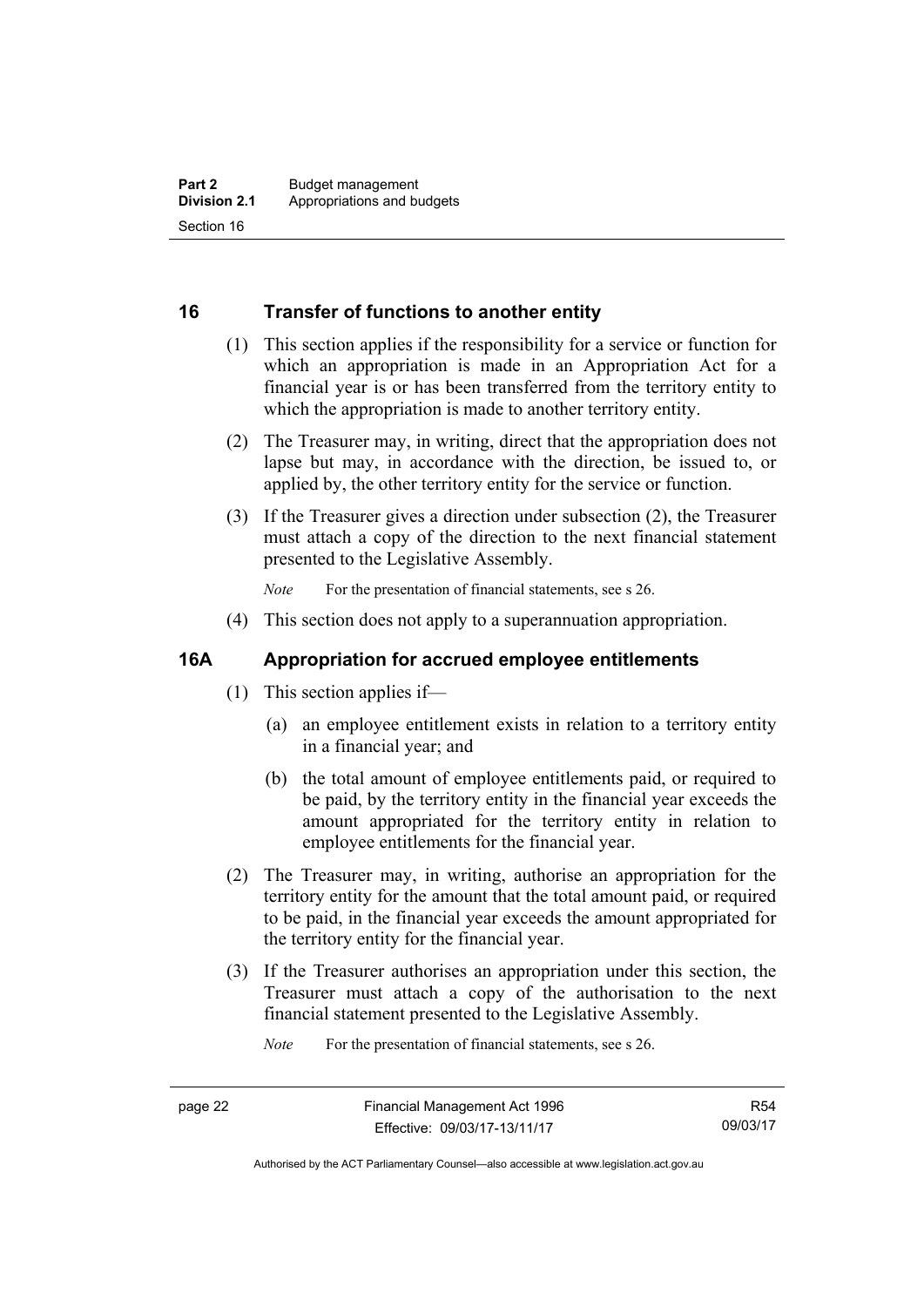## 16 Transfer of functions to another entity

(1) This section applies if the responsibility for a service or function for which an appropriation is made in an Appropriation Act for a financial year is or has been transferred from the territory entity to which the appropriation is made to another territory entity.

(2) The Treasurer may, in writing, direct that the appropriation does not lapse but may, in accordance with the direction, be issued to, or applied by, the other territory entity for the service or function.

(3) If the Treasurer gives a direction under subsection (2), the Treasurer must attach a copy of the direction to the next financial statement presented to the Legislative Assembly.

*Note* For the presentation of financial statements, see s 26.

(4) This section does not apply to a superannuation appropriation.

## 16A Appropriation for accrued employee entitlements

(1) This section applies if—

(a) an employee entitlement exists in relation to a territory entity in a financial year; and

(b) the total amount of employee entitlements paid, or required to be paid, by the territory entity in the financial year exceeds the amount appropriated for the territory entity in relation to employee entitlements for the financial year.

(2) The Treasurer may, in writing, authorise an appropriation for the territory entity for the amount that the total amount paid, or required to be paid, in the financial year exceeds the amount appropriated for the territory entity for the financial year.

(3) If the Treasurer authorises an appropriation under this section, the Treasurer must attach a copy of the authorisation to the next financial statement presented to the Legislative Assembly.

*Note* For the presentation of financial statements, see s 26.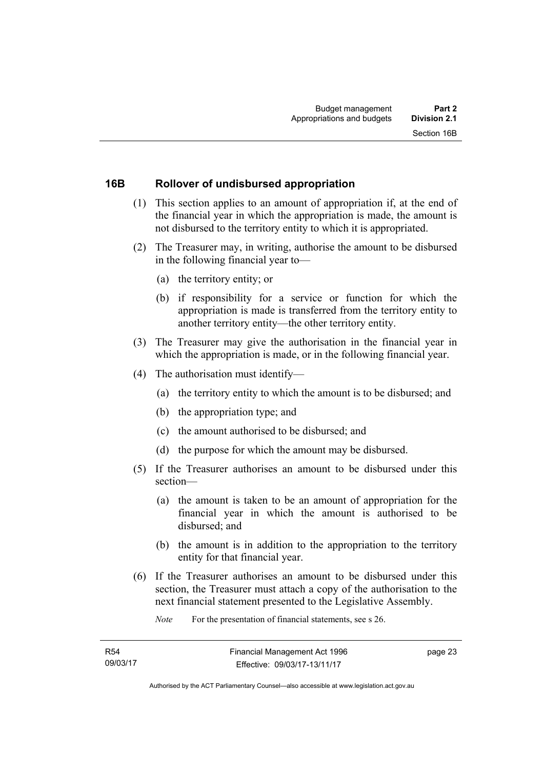## 16B Rollover of undisbursed appropriation

(1) This section applies to an amount of appropriation if, at the end of the financial year in which the appropriation is made, the amount is not disbursed to the territory entity to which it is appropriated.

(2) The Treasurer may, in writing, authorise the amount to be disbursed in the following financial year to—

(a) the territory entity; or

(b) if responsibility for a service or function for which the appropriation is made is transferred from the territory entity to another territory entity—the other territory entity.

(3) The Treasurer may give the authorisation in the financial year in which the appropriation is made, or in the following financial year.

(4) The authorisation must identify—

(a) the territory entity to which the amount is to be disbursed; and

(b) the appropriation type; and

(c) the amount authorised to be disbursed; and

(d) the purpose for which the amount may be disbursed.

(5) If the Treasurer authorises an amount to be disbursed under this section—

(a) the amount is taken to be an amount of appropriation for the financial year in which the amount is authorised to be disbursed; and

(b) the amount is in addition to the appropriation to the territory entity for that financial year.

(6) If the Treasurer authorises an amount to be disbursed under this section, the Treasurer must attach a copy of the authorisation to the next financial statement presented to the Legislative Assembly.

*Note* For the presentation of financial statements, see s 26.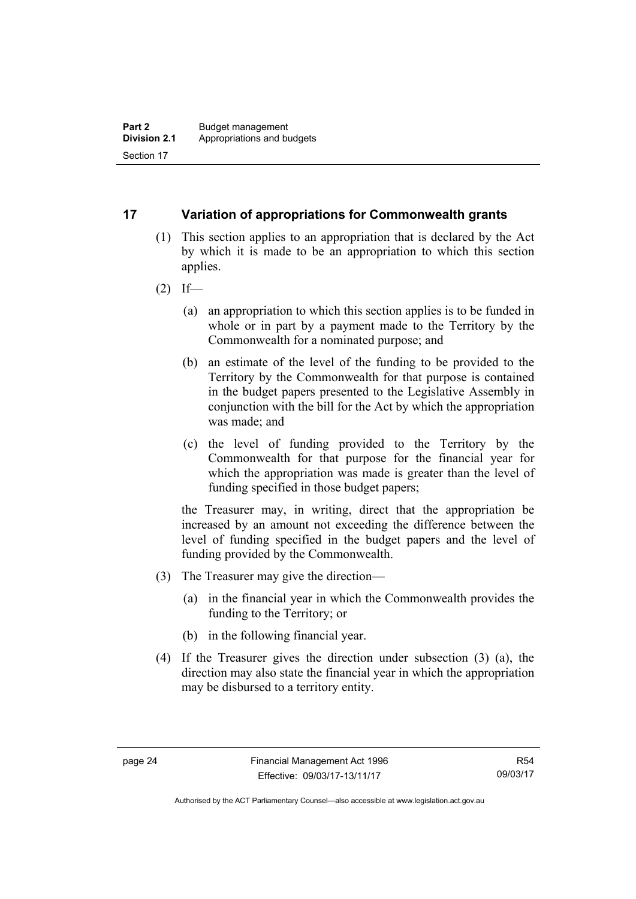## 17 Variation of appropriations for Commonwealth grants

(1) This section applies to an appropriation that is declared by the Act by which it is made to be an appropriation to which this section applies.

(2) If—

(a) an appropriation to which this section applies is to be funded in whole or in part by a payment made to the Territory by the Commonwealth for a nominated purpose; and

(b) an estimate of the level of the funding to be provided to the Territory by the Commonwealth for that purpose is contained in the budget papers presented to the Legislative Assembly in conjunction with the bill for the Act by which the appropriation was made; and

(c) the level of funding provided to the Territory by the Commonwealth for that purpose for the financial year for which the appropriation was made is greater than the level of funding specified in those budget papers;

the Treasurer may, in writing, direct that the appropriation be increased by an amount not exceeding the difference between the level of funding specified in the budget papers and the level of funding provided by the Commonwealth.

(3) The Treasurer may give the direction—

(a) in the financial year in which the Commonwealth provides the funding to the Territory; or

(b) in the following financial year.

(4) If the Treasurer gives the direction under subsection (3) (a), the direction may also state the financial year in which the appropriation may be disbursed to a territory entity.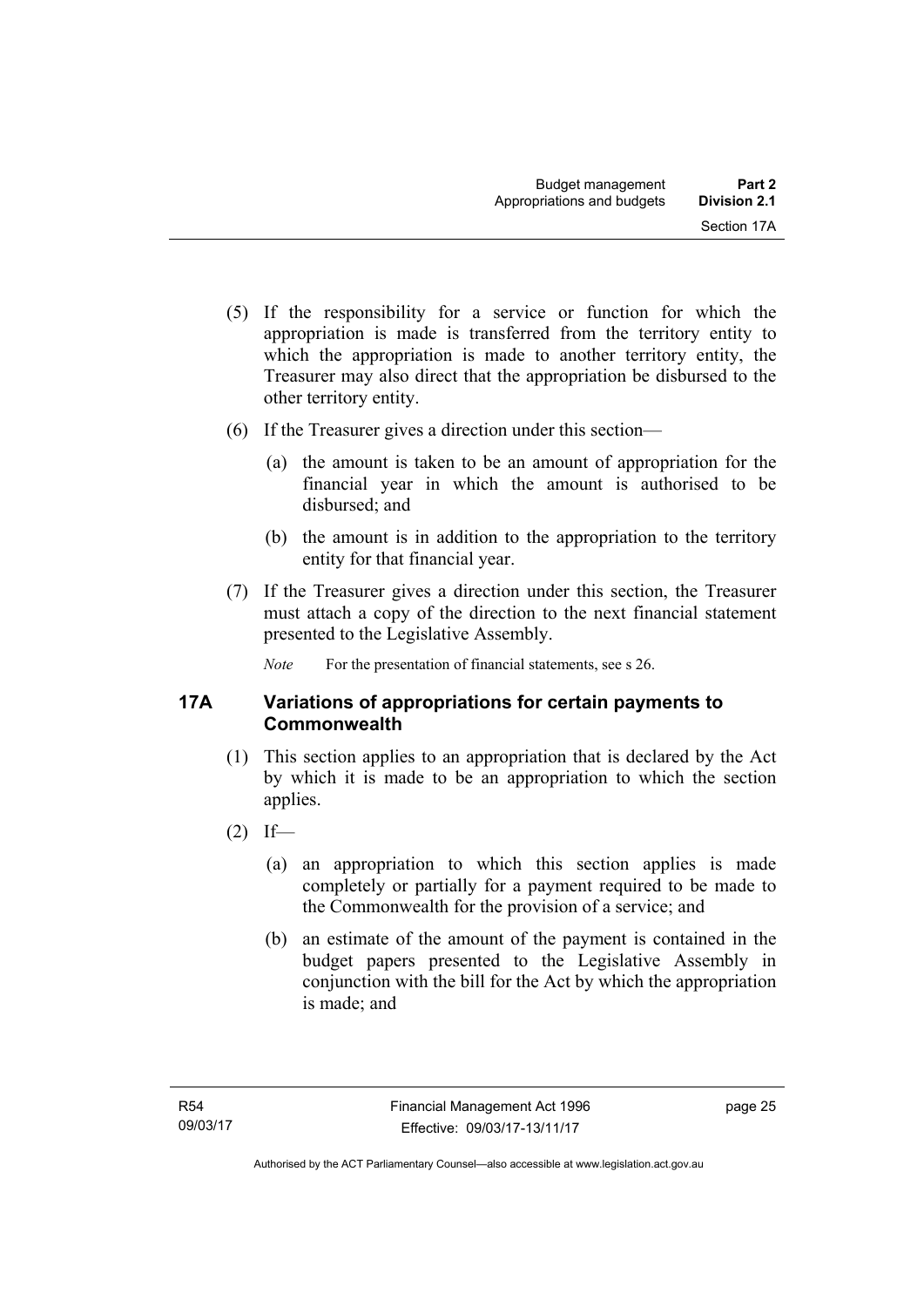(5) If the responsibility for a service or function for which the appropriation is made is transferred from the territory entity to which the appropriation is made to another territory entity, the Treasurer may also direct that the appropriation be disbursed to the other territory entity.

(6) If the Treasurer gives a direction under this section—

(a) the amount is taken to be an amount of appropriation for the financial year in which the amount is authorised to be disbursed; and

(b) the amount is in addition to the appropriation to the territory entity for that financial year.

(7) If the Treasurer gives a direction under this section, the Treasurer must attach a copy of the direction to the next financial statement presented to the Legislative Assembly.

*Note* For the presentation of financial statements, see s 26.

## 17A Variations of appropriations for certain payments to Commonwealth

(1) This section applies to an appropriation that is declared by the Act by which it is made to be an appropriation to which the section applies.

(2) If—

(a) an appropriation to which this section applies is made completely or partially for a payment required to be made to the Commonwealth for the provision of a service; and

(b) an estimate of the amount of the payment is contained in the budget papers presented to the Legislative Assembly in conjunction with the bill for the Act by which the appropriation is made; and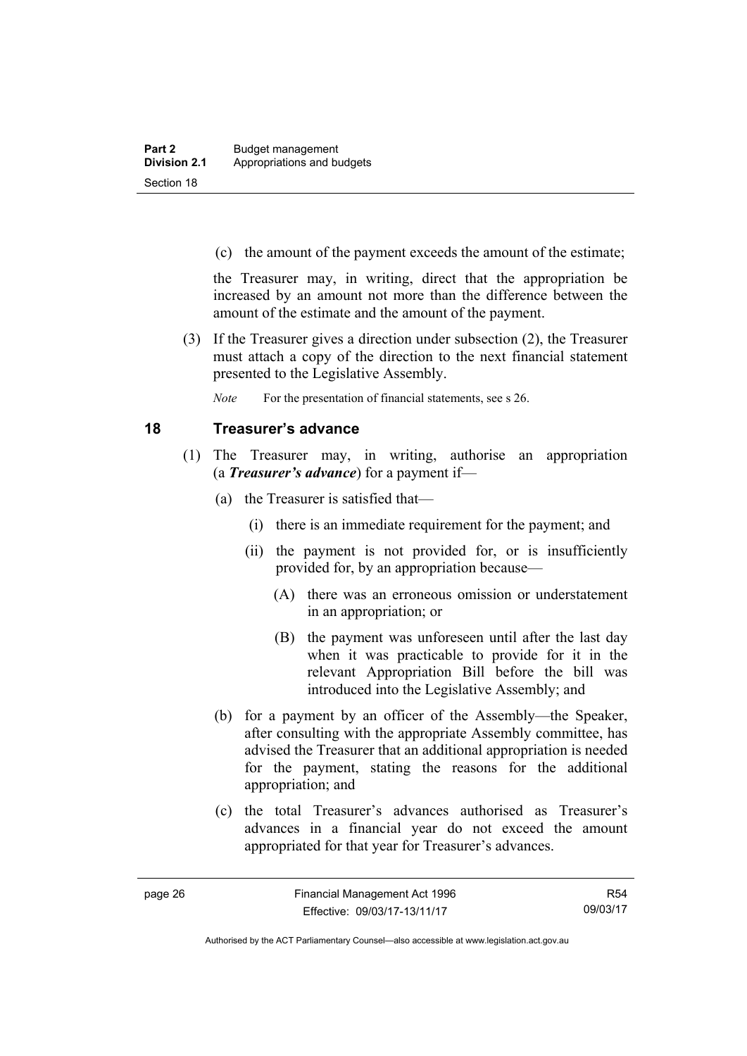(c) the amount of the payment exceeds the amount of the estimate;

the Treasurer may, in writing, direct that the appropriation be increased by an amount not more than the difference between the amount of the estimate and the amount of the payment.

(3) If the Treasurer gives a direction under subsection (2), the Treasurer must attach a copy of the direction to the next financial statement presented to the Legislative Assembly.

*Note* For the presentation of financial statements, see s 26.

## 18 Treasurer's advance

(1) The Treasurer may, in writing, authorise an appropriation (a ***Treasurer's advance***) for a payment if—

(a) the Treasurer is satisfied that—

(i) there is an immediate requirement for the payment; and

(ii) the payment is not provided for, or is insufficiently provided for, by an appropriation because—

(A) there was an erroneous omission or understatement in an appropriation; or

(B) the payment was unforeseen until after the last day when it was practicable to provide for it in the relevant Appropriation Bill before the bill was introduced into the Legislative Assembly; and

(b) for a payment by an officer of the Assembly—the Speaker, after consulting with the appropriate Assembly committee, has advised the Treasurer that an additional appropriation is needed for the payment, stating the reasons for the additional appropriation; and

(c) the total Treasurer's advances authorised as Treasurer's advances in a financial year do not exceed the amount appropriated for that year for Treasurer's advances.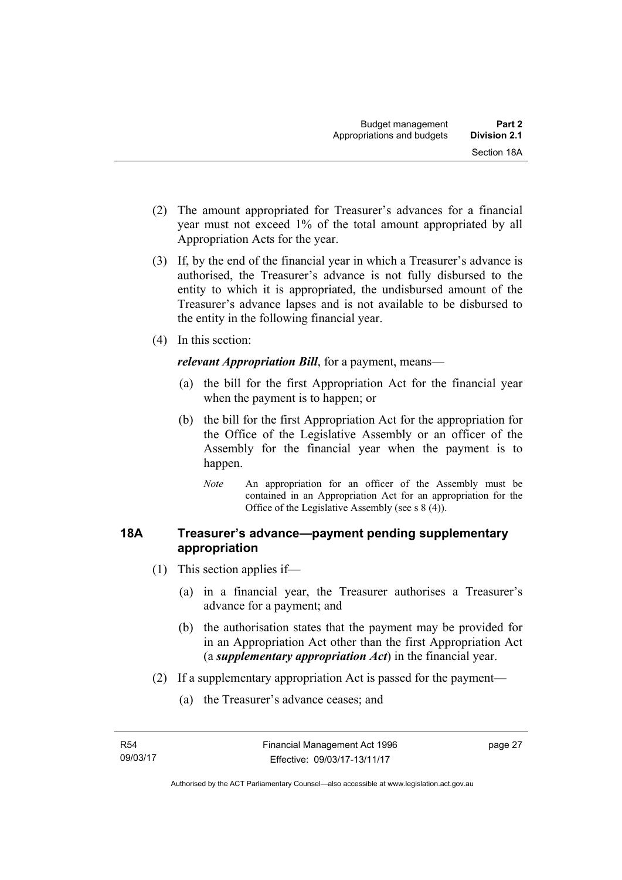(2) The amount appropriated for Treasurer's advances for a financial year must not exceed 1% of the total amount appropriated by all Appropriation Acts for the year.

(3) If, by the end of the financial year in which a Treasurer's advance is authorised, the Treasurer's advance is not fully disbursed to the entity to which it is appropriated, the undisbursed amount of the Treasurer's advance lapses and is not available to be disbursed to the entity in the following financial year.

(4) In this section:

***relevant Appropriation Bill***, for a payment, means—

(a) the bill for the first Appropriation Act for the financial year when the payment is to happen; or

(b) the bill for the first Appropriation Act for the appropriation for the Office of the Legislative Assembly or an officer of the Assembly for the financial year when the payment is to happen.

*Note* An appropriation for an officer of the Assembly must be contained in an Appropriation Act for an appropriation for the Office of the Legislative Assembly (see s 8 (4)).

### 18A Treasurer's advance—payment pending supplementary appropriation

(1) This section applies if—

(a) in a financial year, the Treasurer authorises a Treasurer's advance for a payment; and

(b) the authorisation states that the payment may be provided for in an Appropriation Act other than the first Appropriation Act (a ***supplementary appropriation Act***) in the financial year.

(2) If a supplementary appropriation Act is passed for the payment—

(a) the Treasurer's advance ceases; and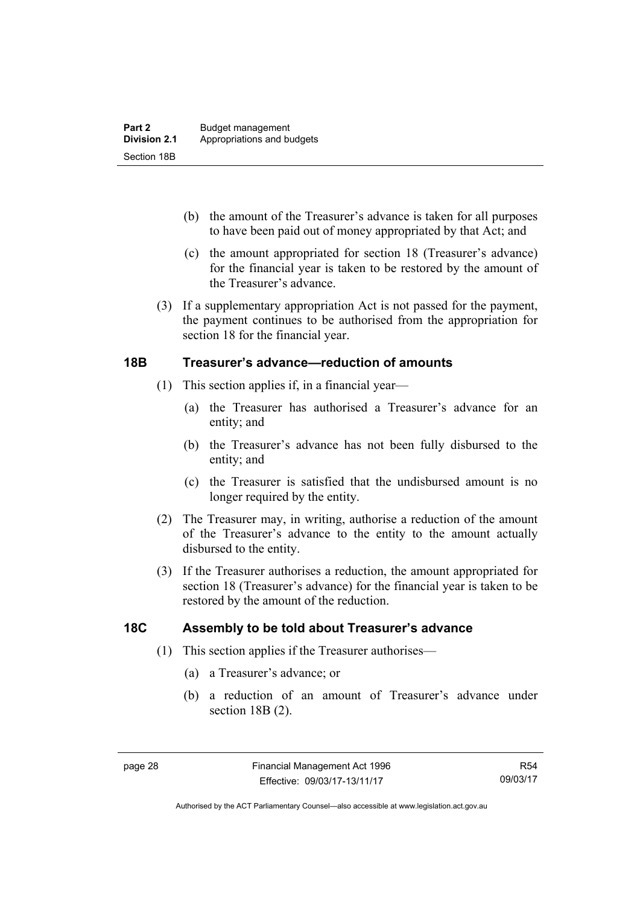(b) the amount of the Treasurer's advance is taken for all purposes to have been paid out of money appropriated by that Act; and

(c) the amount appropriated for section 18 (Treasurer's advance) for the financial year is taken to be restored by the amount of the Treasurer's advance.

(3) If a supplementary appropriation Act is not passed for the payment, the payment continues to be authorised from the appropriation for section 18 for the financial year.

## 18B Treasurer's advance—reduction of amounts

(1) This section applies if, in a financial year—

(a) the Treasurer has authorised a Treasurer's advance for an entity; and

(b) the Treasurer's advance has not been fully disbursed to the entity; and

(c) the Treasurer is satisfied that the undisbursed amount is no longer required by the entity.

(2) The Treasurer may, in writing, authorise a reduction of the amount of the Treasurer's advance to the entity to the amount actually disbursed to the entity.

(3) If the Treasurer authorises a reduction, the amount appropriated for section 18 (Treasurer's advance) for the financial year is taken to be restored by the amount of the reduction.

## 18C Assembly to be told about Treasurer's advance

(1) This section applies if the Treasurer authorises—

(a) a Treasurer's advance; or

(b) a reduction of an amount of Treasurer's advance under section 18B (2).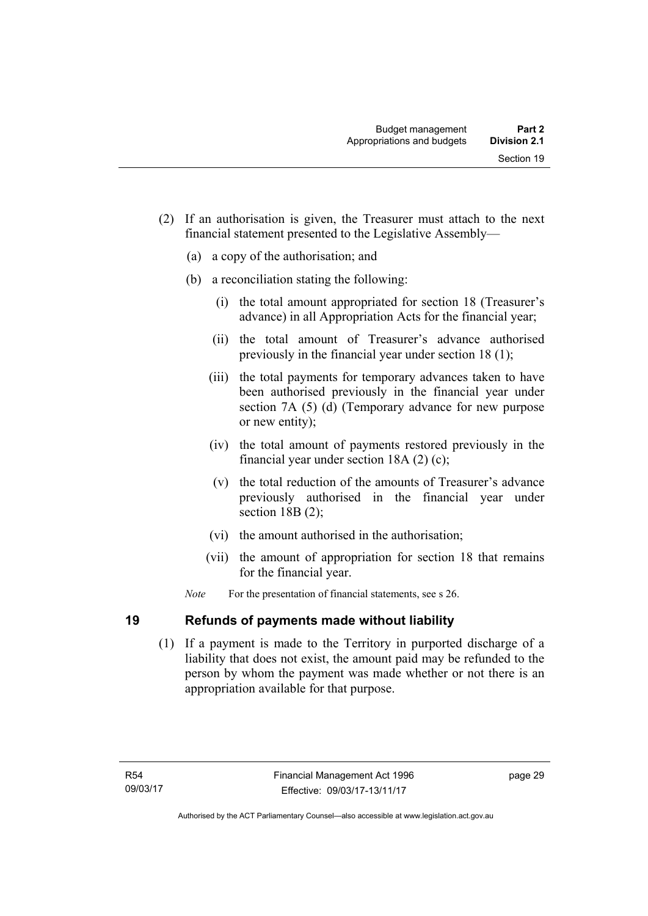(2) If an authorisation is given, the Treasurer must attach to the next financial statement presented to the Legislative Assembly—

(a) a copy of the authorisation; and

(b) a reconciliation stating the following:

(i) the total amount appropriated for section 18 (Treasurer's advance) in all Appropriation Acts for the financial year;

(ii) the total amount of Treasurer's advance authorised previously in the financial year under section 18 (1);

(iii) the total payments for temporary advances taken to have been authorised previously in the financial year under section 7A (5) (d) (Temporary advance for new purpose or new entity);

(iv) the total amount of payments restored previously in the financial year under section 18A (2) (c);

(v) the total reduction of the amounts of Treasurer's advance previously authorised in the financial year under section 18B (2);

(vi) the amount authorised in the authorisation;

(vii) the amount of appropriation for section 18 that remains for the financial year.

*Note* For the presentation of financial statements, see s 26.

## 19 Refunds of payments made without liability

(1) If a payment is made to the Territory in purported discharge of a liability that does not exist, the amount paid may be refunded to the person by whom the payment was made whether or not there is an appropriation available for that purpose.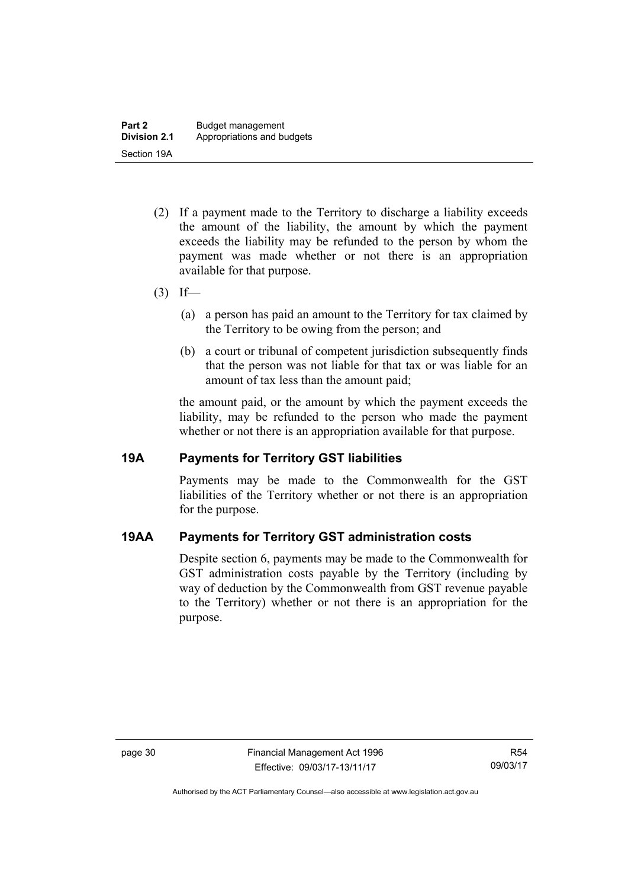(2) If a payment made to the Territory to discharge a liability exceeds the amount of the liability, the amount by which the payment exceeds the liability may be refunded to the person by whom the payment was made whether or not there is an appropriation available for that purpose.

(3) If—

(a) a person has paid an amount to the Territory for tax claimed by the Territory to be owing from the person; and

(b) a court or tribunal of competent jurisdiction subsequently finds that the person was not liable for that tax or was liable for an amount of tax less than the amount paid;

the amount paid, or the amount by which the payment exceeds the liability, may be refunded to the person who made the payment whether or not there is an appropriation available for that purpose.

## 19A Payments for Territory GST liabilities

Payments may be made to the Commonwealth for the GST liabilities of the Territory whether or not there is an appropriation for the purpose.

## 19AA Payments for Territory GST administration costs

Despite section 6, payments may be made to the Commonwealth for GST administration costs payable by the Territory (including by way of deduction by the Commonwealth from GST revenue payable to the Territory) whether or not there is an appropriation for the purpose.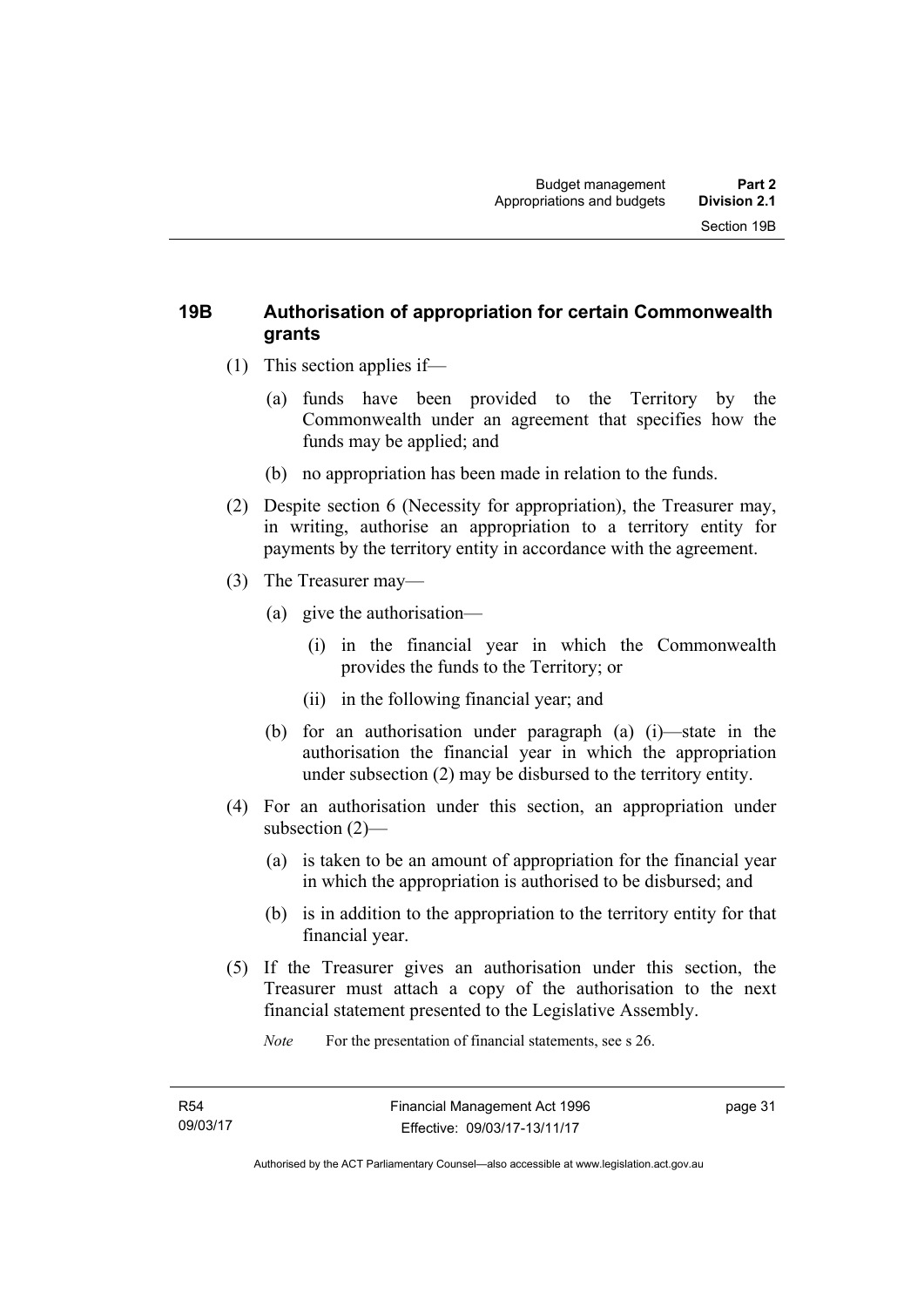## 19B Authorisation of appropriation for certain Commonwealth grants

(1) This section applies if—

(a) funds have been provided to the Territory by the Commonwealth under an agreement that specifies how the funds may be applied; and

(b) no appropriation has been made in relation to the funds.

(2) Despite section 6 (Necessity for appropriation), the Treasurer may, in writing, authorise an appropriation to a territory entity for payments by the territory entity in accordance with the agreement.

(3) The Treasurer may—

(a) give the authorisation—

(i) in the financial year in which the Commonwealth provides the funds to the Territory; or

(ii) in the following financial year; and

(b) for an authorisation under paragraph (a) (i)—state in the authorisation the financial year in which the appropriation under subsection (2) may be disbursed to the territory entity.

(4) For an authorisation under this section, an appropriation under subsection (2)—

(a) is taken to be an amount of appropriation for the financial year in which the appropriation is authorised to be disbursed; and

(b) is in addition to the appropriation to the territory entity for that financial year.

(5) If the Treasurer gives an authorisation under this section, the Treasurer must attach a copy of the authorisation to the next financial statement presented to the Legislative Assembly.

*Note* For the presentation of financial statements, see s 26.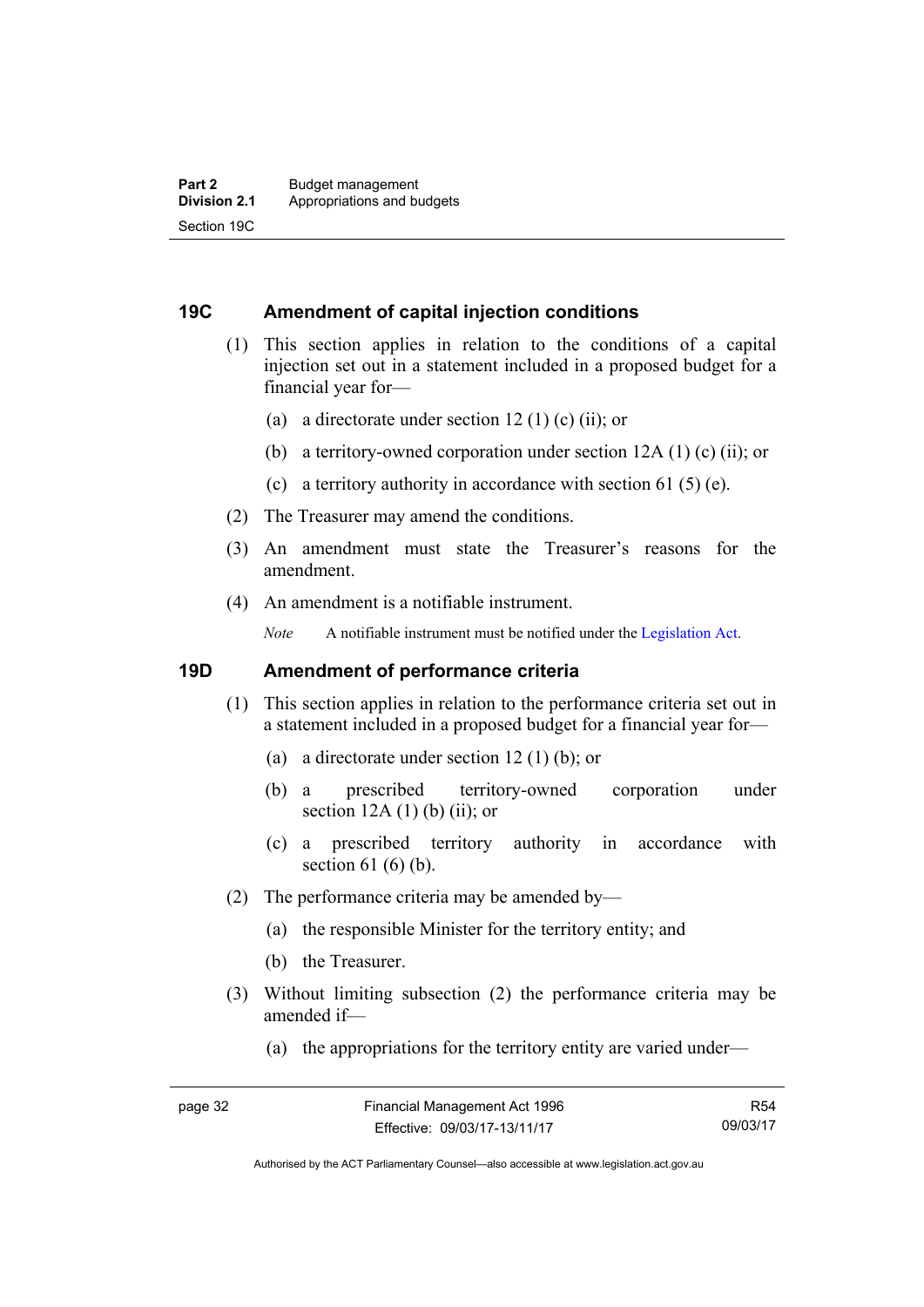## 19C Amendment of capital injection conditions

(1) This section applies in relation to the conditions of a capital injection set out in a statement included in a proposed budget for a financial year for—

(a) a directorate under section 12 (1) (c) (ii); or

(b) a territory-owned corporation under section 12A (1) (c) (ii); or

(c) a territory authority in accordance with section 61 (5) (e).

(2) The Treasurer may amend the conditions.

(3) An amendment must state the Treasurer's reasons for the amendment.

(4) An amendment is a notifiable instrument.

*Note* A notifiable instrument must be notified under the Legislation Act.

## 19D Amendment of performance criteria

(1) This section applies in relation to the performance criteria set out in a statement included in a proposed budget for a financial year for—

(a) a directorate under section 12 (1) (b); or

(b) a prescribed territory-owned corporation under section 12A (1) (b) (ii); or

(c) a prescribed territory authority in accordance with section 61 (6) (b).

(2) The performance criteria may be amended by—

(a) the responsible Minister for the territory entity; and

(b) the Treasurer.

(3) Without limiting subsection (2) the performance criteria may be amended if—

(a) the appropriations for the territory entity are varied under—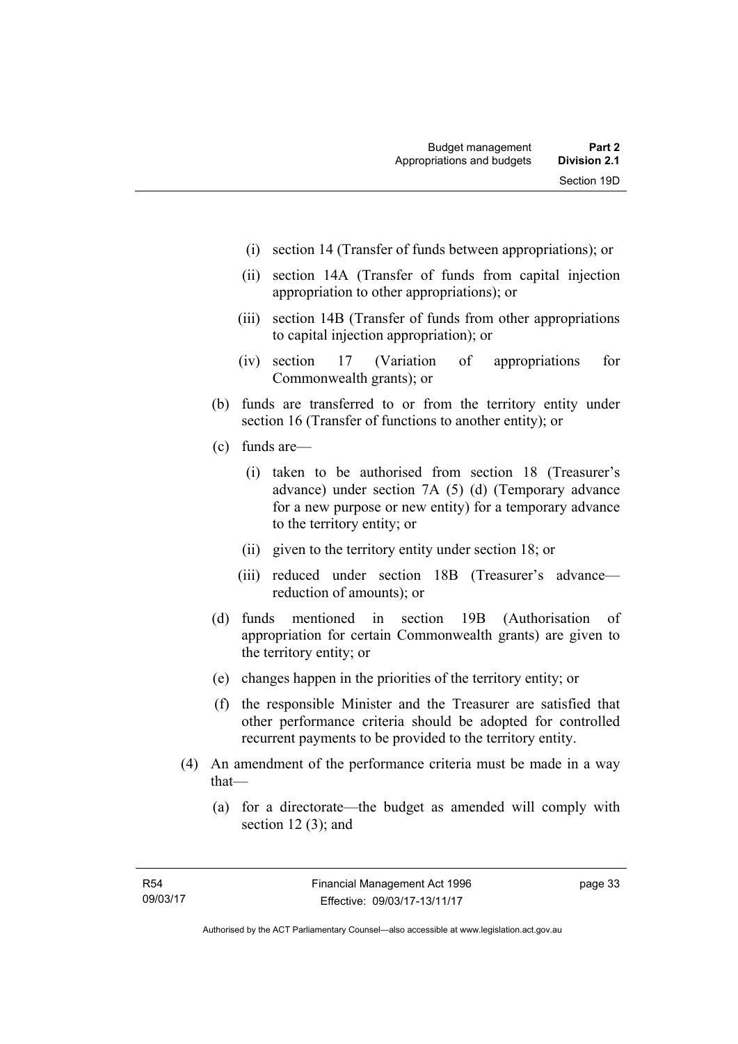(i) section 14 (Transfer of funds between appropriations); or

(ii) section 14A (Transfer of funds from capital injection appropriation to other appropriations); or

(iii) section 14B (Transfer of funds from other appropriations to capital injection appropriation); or

(iv) section 17 (Variation of appropriations for Commonwealth grants); or

(b) funds are transferred to or from the territory entity under section 16 (Transfer of functions to another entity); or

(c) funds are—

(i) taken to be authorised from section 18 (Treasurer's advance) under section 7A (5) (d) (Temporary advance for a new purpose or new entity) for a temporary advance to the territory entity; or

(ii) given to the territory entity under section 18; or

(iii) reduced under section 18B (Treasurer's advance—reduction of amounts); or

(d) funds mentioned in section 19B (Authorisation of appropriation for certain Commonwealth grants) are given to the territory entity; or

(e) changes happen in the priorities of the territory entity; or

(f) the responsible Minister and the Treasurer are satisfied that other performance criteria should be adopted for controlled recurrent payments to be provided to the territory entity.

(4) An amendment of the performance criteria must be made in a way that—

(a) for a directorate—the budget as amended will comply with section 12 (3); and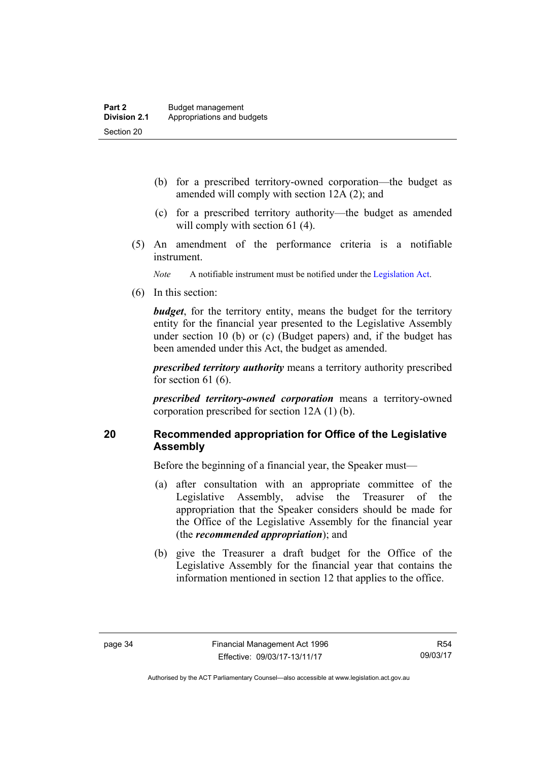(b) for a prescribed territory-owned corporation—the budget as amended will comply with section 12A (2); and

(c) for a prescribed territory authority—the budget as amended will comply with section 61 (4).

(5) An amendment of the performance criteria is a notifiable instrument.

*Note* A notifiable instrument must be notified under the Legislation Act.

(6) In this section:

***budget***, for the territory entity, means the budget for the territory entity for the financial year presented to the Legislative Assembly under section 10 (b) or (c) (Budget papers) and, if the budget has been amended under this Act, the budget as amended.

***prescribed territory authority*** means a territory authority prescribed for section 61 (6).

***prescribed territory-owned corporation*** means a territory-owned corporation prescribed for section 12A (1) (b).

## 20 Recommended appropriation for Office of the Legislative Assembly

Before the beginning of a financial year, the Speaker must—

(a) after consultation with an appropriate committee of the Legislative Assembly, advise the Treasurer of the appropriation that the Speaker considers should be made for the Office of the Legislative Assembly for the financial year (the ***recommended appropriation***); and

(b) give the Treasurer a draft budget for the Office of the Legislative Assembly for the financial year that contains the information mentioned in section 12 that applies to the office.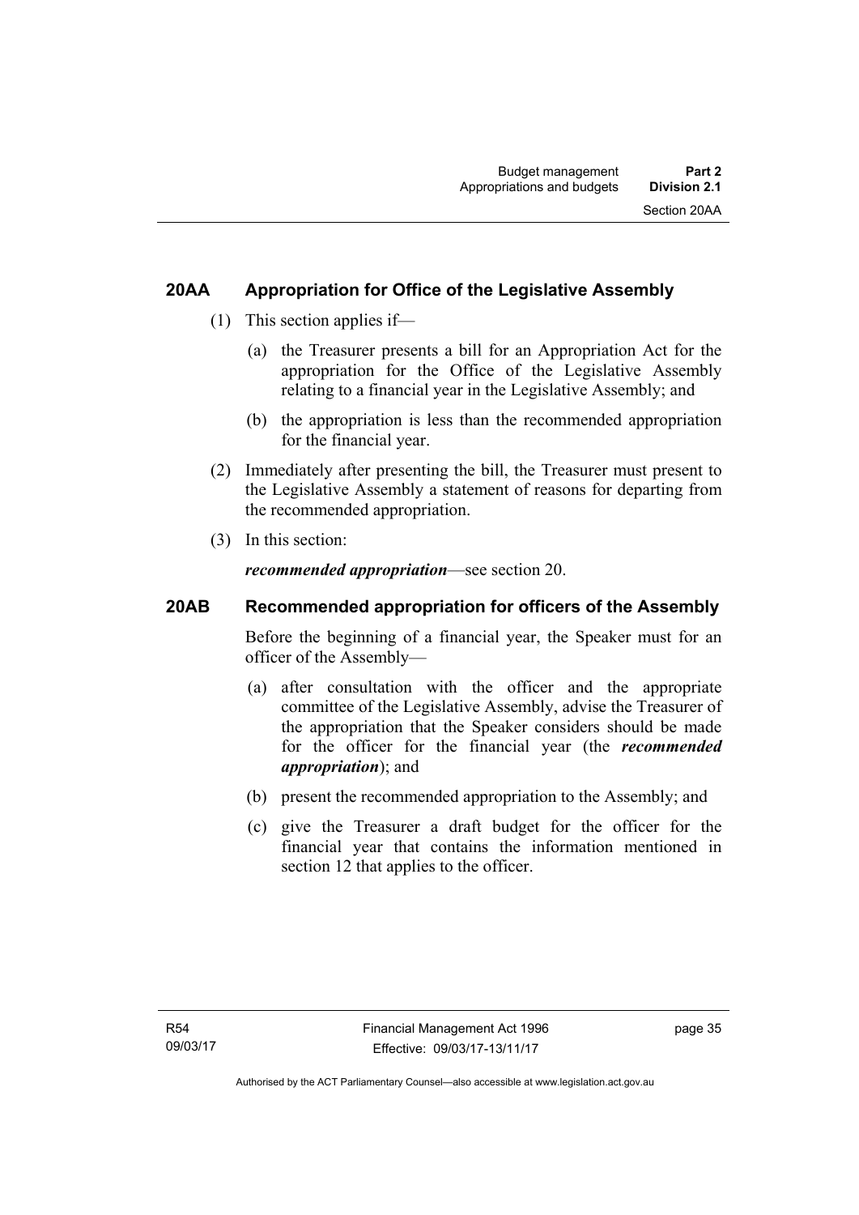## 20AA Appropriation for Office of the Legislative Assembly

(1) This section applies if—

(a) the Treasurer presents a bill for an Appropriation Act for the appropriation for the Office of the Legislative Assembly relating to a financial year in the Legislative Assembly; and

(b) the appropriation is less than the recommended appropriation for the financial year.

(2) Immediately after presenting the bill, the Treasurer must present to the Legislative Assembly a statement of reasons for departing from the recommended appropriation.

(3) In this section:

***recommended appropriation***—see section 20.

## 20AB Recommended appropriation for officers of the Assembly

Before the beginning of a financial year, the Speaker must for an officer of the Assembly—

(a) after consultation with the officer and the appropriate committee of the Legislative Assembly, advise the Treasurer of the appropriation that the Speaker considers should be made for the officer for the financial year (the ***recommended appropriation***); and

(b) present the recommended appropriation to the Assembly; and

(c) give the Treasurer a draft budget for the officer for the financial year that contains the information mentioned in section 12 that applies to the officer.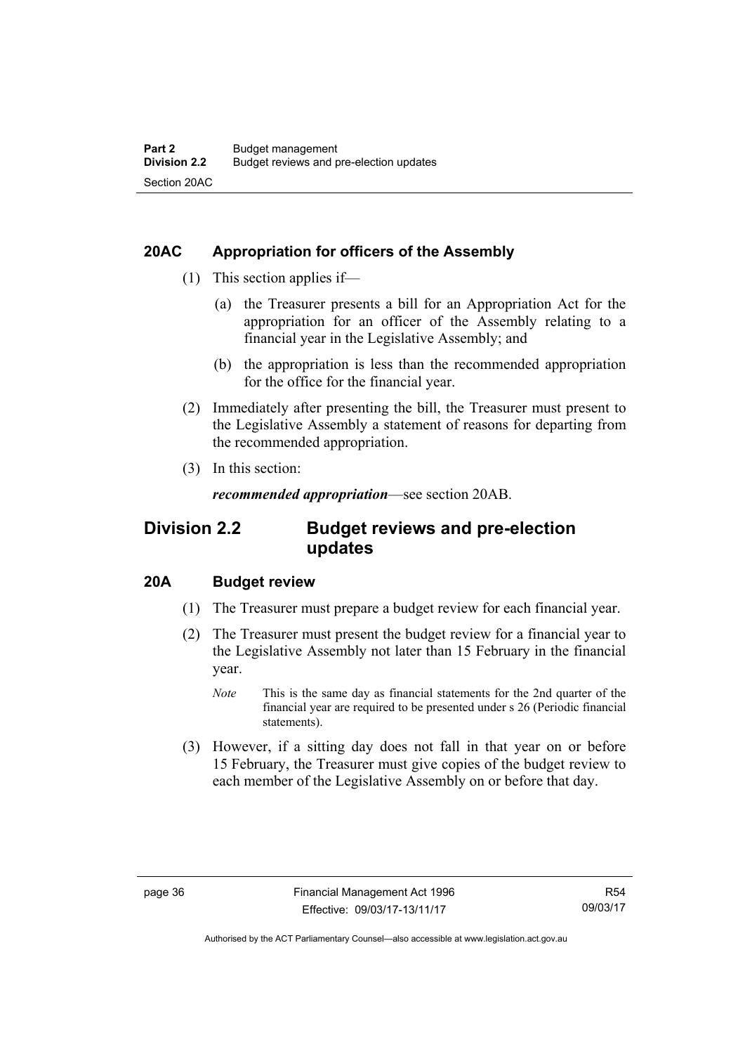### 20AC Appropriation for officers of the Assembly

(1) This section applies if—

(a) the Treasurer presents a bill for an Appropriation Act for the appropriation for an officer of the Assembly relating to a financial year in the Legislative Assembly; and

(b) the appropriation is less than the recommended appropriation for the office for the financial year.

(2) Immediately after presenting the bill, the Treasurer must present to the Legislative Assembly a statement of reasons for departing from the recommended appropriation.

(3) In this section:

***recommended appropriation***—see section 20AB.

## Division 2.2 Budget reviews and pre-election updates

### 20A Budget review

(1) The Treasurer must prepare a budget review for each financial year.

(2) The Treasurer must present the budget review for a financial year to the Legislative Assembly not later than 15 February in the financial year.

*Note* This is the same day as financial statements for the 2nd quarter of the financial year are required to be presented under s 26 (Periodic financial statements).

(3) However, if a sitting day does not fall in that year on or before 15 February, the Treasurer must give copies of the budget review to each member of the Legislative Assembly on or before that day.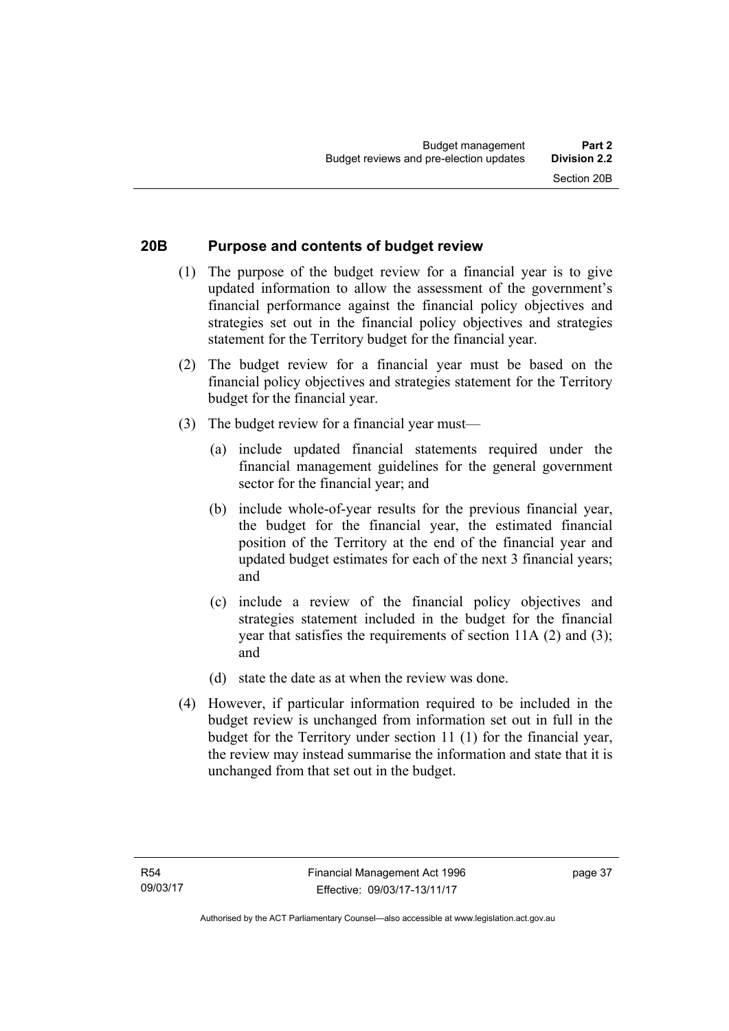## 20B Purpose and contents of budget review

(1) The purpose of the budget review for a financial year is to give updated information to allow the assessment of the government's financial performance against the financial policy objectives and strategies set out in the financial policy objectives and strategies statement for the Territory budget for the financial year.

(2) The budget review for a financial year must be based on the financial policy objectives and strategies statement for the Territory budget for the financial year.

(3) The budget review for a financial year must—

(a) include updated financial statements required under the financial management guidelines for the general government sector for the financial year; and

(b) include whole-of-year results for the previous financial year, the budget for the financial year, the estimated financial position of the Territory at the end of the financial year and updated budget estimates for each of the next 3 financial years; and

(c) include a review of the financial policy objectives and strategies statement included in the budget for the financial year that satisfies the requirements of section 11A (2) and (3); and

(d) state the date as at when the review was done.

(4) However, if particular information required to be included in the budget review is unchanged from information set out in full in the budget for the Territory under section 11 (1) for the financial year, the review may instead summarise the information and state that it is unchanged from that set out in the budget.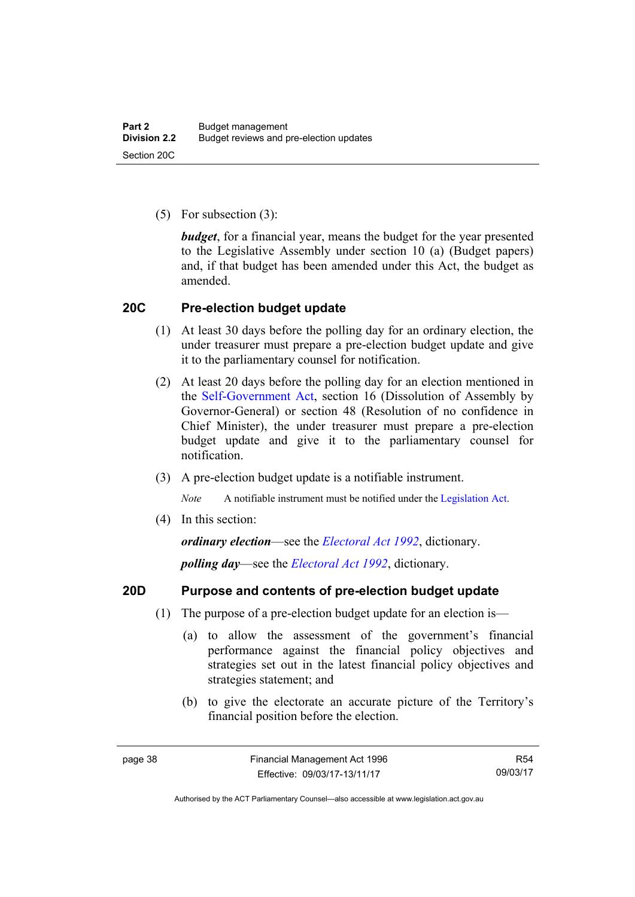(5) For subsection (3):

***budget***, for a financial year, means the budget for the year presented to the Legislative Assembly under section 10 (a) (Budget papers) and, if that budget has been amended under this Act, the budget as amended.

## 20C Pre-election budget update

(1) At least 30 days before the polling day for an ordinary election, the under treasurer must prepare a pre-election budget update and give it to the parliamentary counsel for notification.

(2) At least 20 days before the polling day for an election mentioned in the Self-Government Act, section 16 (Dissolution of Assembly by Governor-General) or section 48 (Resolution of no confidence in Chief Minister), the under treasurer must prepare a pre-election budget update and give it to the parliamentary counsel for notification.

(3) A pre-election budget update is a notifiable instrument.

*Note* A notifiable instrument must be notified under the Legislation Act.

(4) In this section:

***ordinary election***—see the *Electoral Act 1992*, dictionary.

***polling day***—see the *Electoral Act 1992*, dictionary.

## 20D Purpose and contents of pre-election budget update

(1) The purpose of a pre-election budget update for an election is—

(a) to allow the assessment of the government's financial performance against the financial policy objectives and strategies set out in the latest financial policy objectives and strategies statement; and

(b) to give the electorate an accurate picture of the Territory's financial position before the election.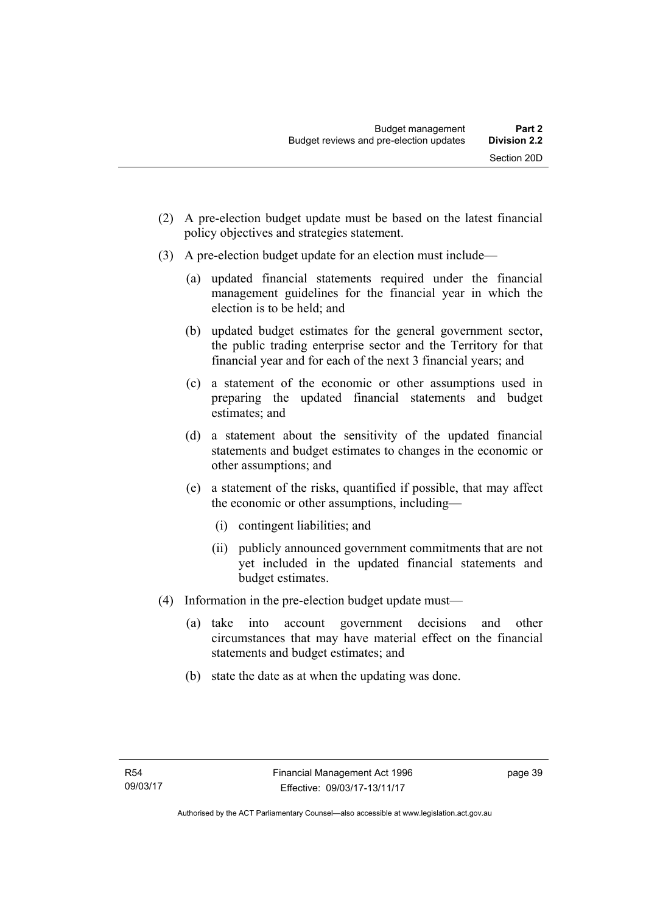(2) A pre-election budget update must be based on the latest financial policy objectives and strategies statement.

(3) A pre-election budget update for an election must include—

(a) updated financial statements required under the financial management guidelines for the financial year in which the election is to be held; and

(b) updated budget estimates for the general government sector, the public trading enterprise sector and the Territory for that financial year and for each of the next 3 financial years; and

(c) a statement of the economic or other assumptions used in preparing the updated financial statements and budget estimates; and

(d) a statement about the sensitivity of the updated financial statements and budget estimates to changes in the economic or other assumptions; and

(e) a statement of the risks, quantified if possible, that may affect the economic or other assumptions, including—

(i) contingent liabilities; and

(ii) publicly announced government commitments that are not yet included in the updated financial statements and budget estimates.

(4) Information in the pre-election budget update must—

(a) take into account government decisions and other circumstances that may have material effect on the financial statements and budget estimates; and

(b) state the date as at when the updating was done.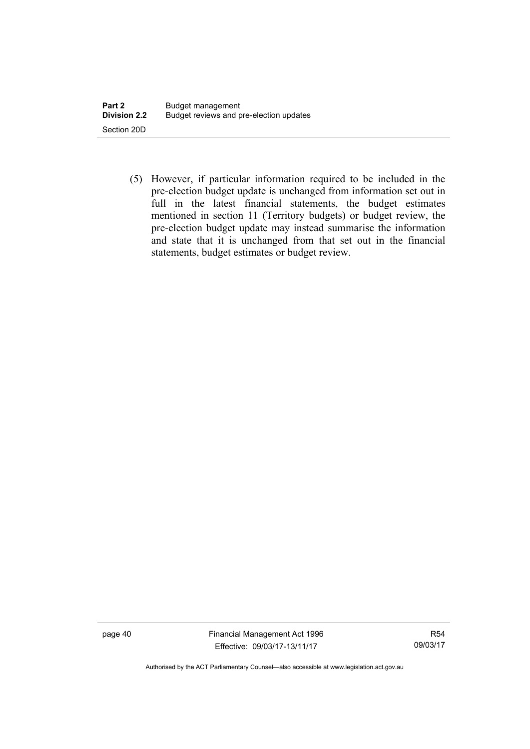(5) However, if particular information required to be included in the pre-election budget update is unchanged from information set out in full in the latest financial statements, the budget estimates mentioned in section 11 (Territory budgets) or budget review, the pre-election budget update may instead summarise the information and state that it is unchanged from that set out in the financial statements, budget estimates or budget review.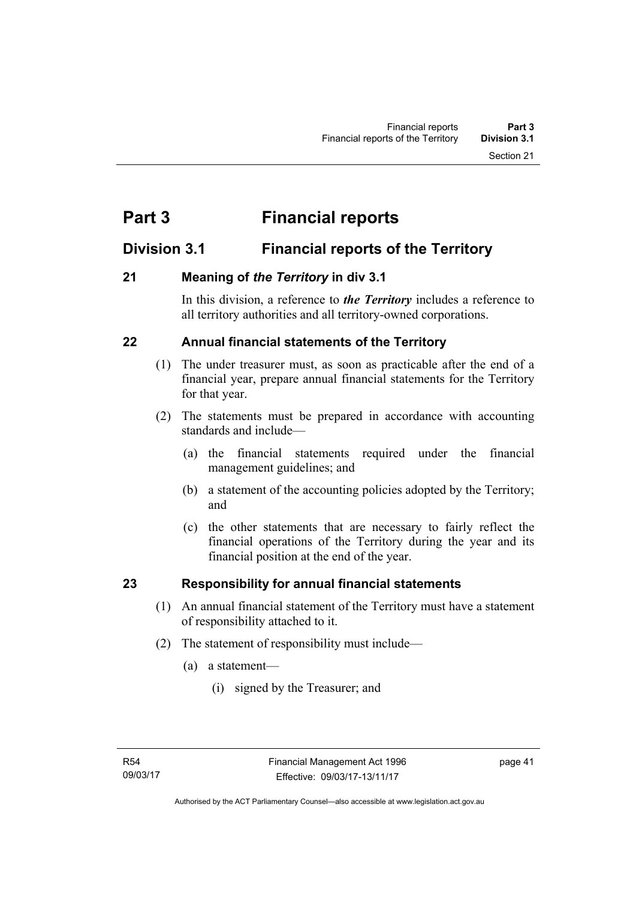# Part 3 Financial reports

## Division 3.1 Financial reports of the Territory

### 21 Meaning of *the Territory* in div 3.1

In this division, a reference to ***the Territory*** includes a reference to all territory authorities and all territory-owned corporations.

### 22 Annual financial statements of the Territory

(1) The under treasurer must, as soon as practicable after the end of a financial year, prepare annual financial statements for the Territory for that year.

(2) The statements must be prepared in accordance with accounting standards and include—

(a) the financial statements required under the financial management guidelines; and

(b) a statement of the accounting policies adopted by the Territory; and

(c) the other statements that are necessary to fairly reflect the financial operations of the Territory during the year and its financial position at the end of the year.

### 23 Responsibility for annual financial statements

(1) An annual financial statement of the Territory must have a statement of responsibility attached to it.

(2) The statement of responsibility must include—

(a) a statement—

(i) signed by the Treasurer; and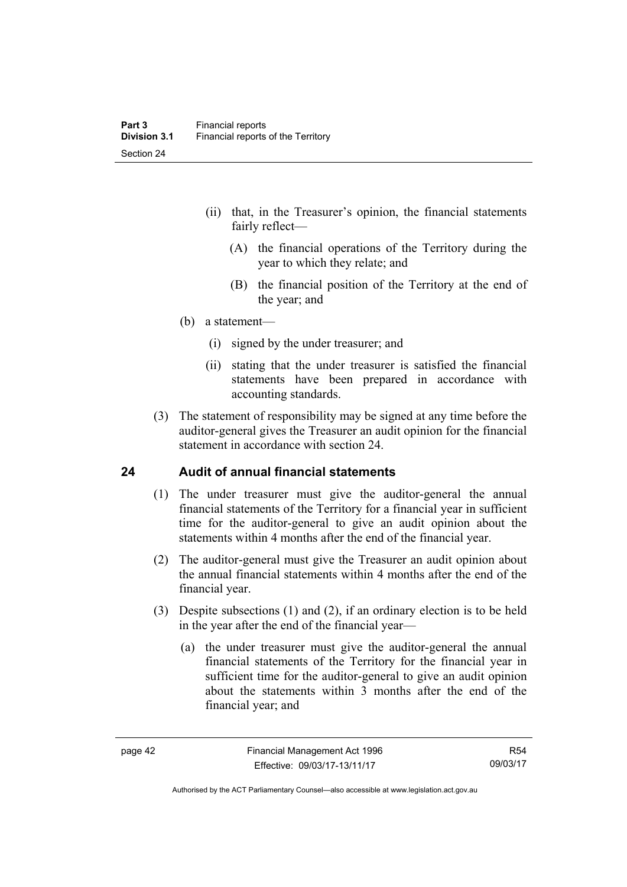(ii) that, in the Treasurer's opinion, the financial statements fairly reflect—

(A) the financial operations of the Territory during the year to which they relate; and

(B) the financial position of the Territory at the end of the year; and

(b) a statement—

(i) signed by the under treasurer; and

(ii) stating that the under treasurer is satisfied the financial statements have been prepared in accordance with accounting standards.

(3) The statement of responsibility may be signed at any time before the auditor-general gives the Treasurer an audit opinion for the financial statement in accordance with section 24.

## 24 Audit of annual financial statements

(1) The under treasurer must give the auditor-general the annual financial statements of the Territory for a financial year in sufficient time for the auditor-general to give an audit opinion about the statements within 4 months after the end of the financial year.

(2) The auditor-general must give the Treasurer an audit opinion about the annual financial statements within 4 months after the end of the financial year.

(3) Despite subsections (1) and (2), if an ordinary election is to be held in the year after the end of the financial year—

(a) the under treasurer must give the auditor-general the annual financial statements of the Territory for the financial year in sufficient time for the auditor-general to give an audit opinion about the statements within 3 months after the end of the financial year; and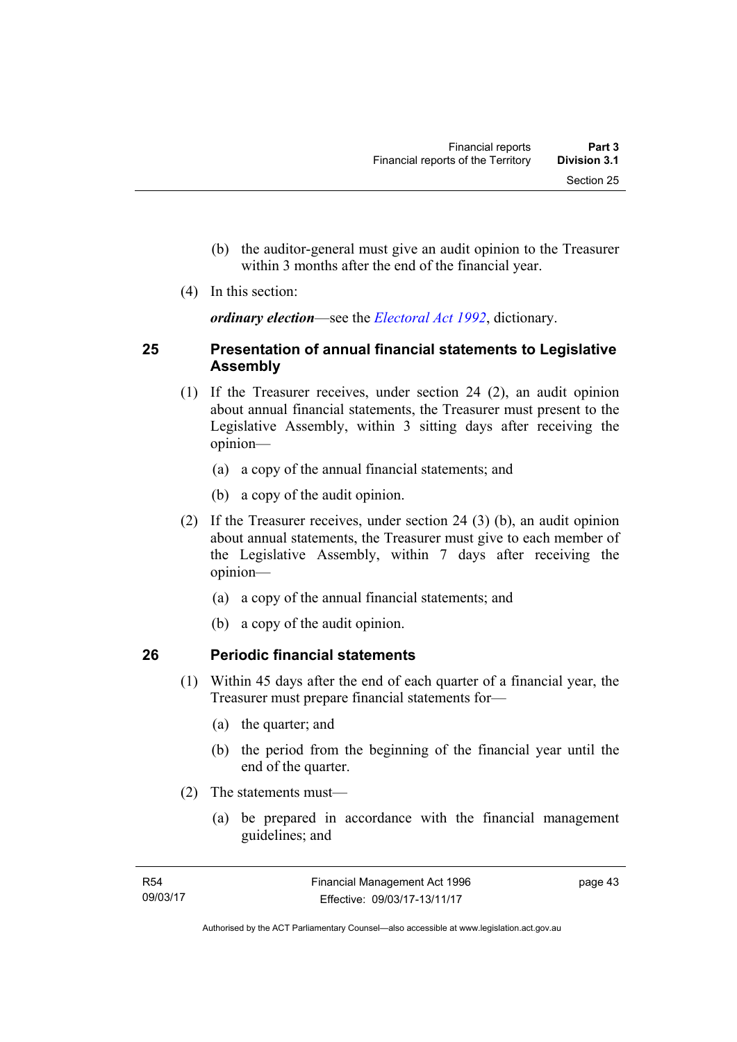(b) the auditor-general must give an audit opinion to the Treasurer within 3 months after the end of the financial year.

(4) In this section:

***ordinary election***—see the *Electoral Act 1992*, dictionary.

## 25 Presentation of annual financial statements to Legislative Assembly

(1) If the Treasurer receives, under section 24 (2), an audit opinion about annual financial statements, the Treasurer must present to the Legislative Assembly, within 3 sitting days after receiving the opinion—

(a) a copy of the annual financial statements; and

(b) a copy of the audit opinion.

(2) If the Treasurer receives, under section 24 (3) (b), an audit opinion about annual statements, the Treasurer must give to each member of the Legislative Assembly, within 7 days after receiving the opinion—

(a) a copy of the annual financial statements; and

(b) a copy of the audit opinion.

## 26 Periodic financial statements

(1) Within 45 days after the end of each quarter of a financial year, the Treasurer must prepare financial statements for—

(a) the quarter; and

(b) the period from the beginning of the financial year until the end of the quarter.

(2) The statements must—

(a) be prepared in accordance with the financial management guidelines; and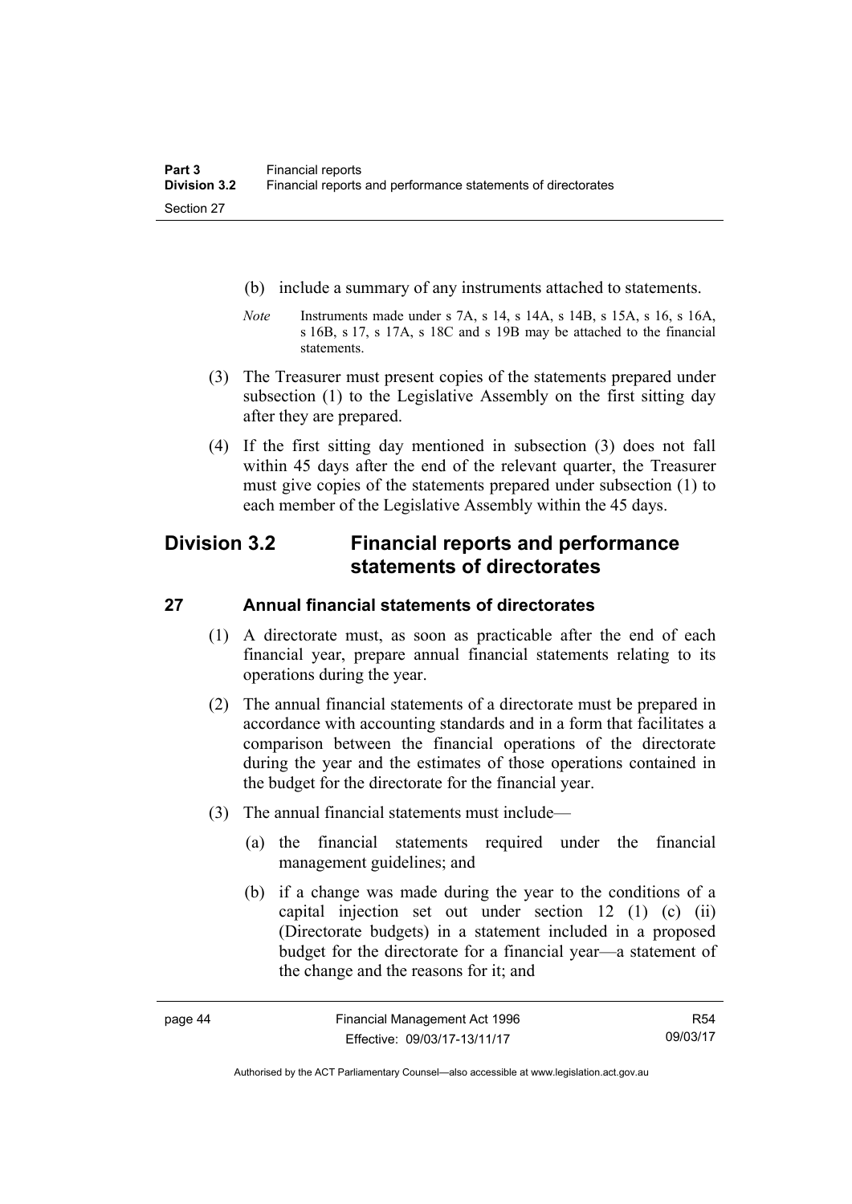(b) include a summary of any instruments attached to statements.

*Note* Instruments made under s 7A, s 14, s 14A, s 14B, s 15A, s 16, s 16A, s 16B, s 17, s 17A, s 18C and s 19B may be attached to the financial statements.

(3) The Treasurer must present copies of the statements prepared under subsection (1) to the Legislative Assembly on the first sitting day after they are prepared.

(4) If the first sitting day mentioned in subsection (3) does not fall within 45 days after the end of the relevant quarter, the Treasurer must give copies of the statements prepared under subsection (1) to each member of the Legislative Assembly within the 45 days.

## Division 3.2 Financial reports and performance statements of directorates

### 27 Annual financial statements of directorates

(1) A directorate must, as soon as practicable after the end of each financial year, prepare annual financial statements relating to its operations during the year.

(2) The annual financial statements of a directorate must be prepared in accordance with accounting standards and in a form that facilitates a comparison between the financial operations of the directorate during the year and the estimates of those operations contained in the budget for the directorate for the financial year.

(3) The annual financial statements must include—

(a) the financial statements required under the financial management guidelines; and

(b) if a change was made during the year to the conditions of a capital injection set out under section 12 (1) (c) (ii) (Directorate budgets) in a statement included in a proposed budget for the directorate for a financial year—a statement of the change and the reasons for it; and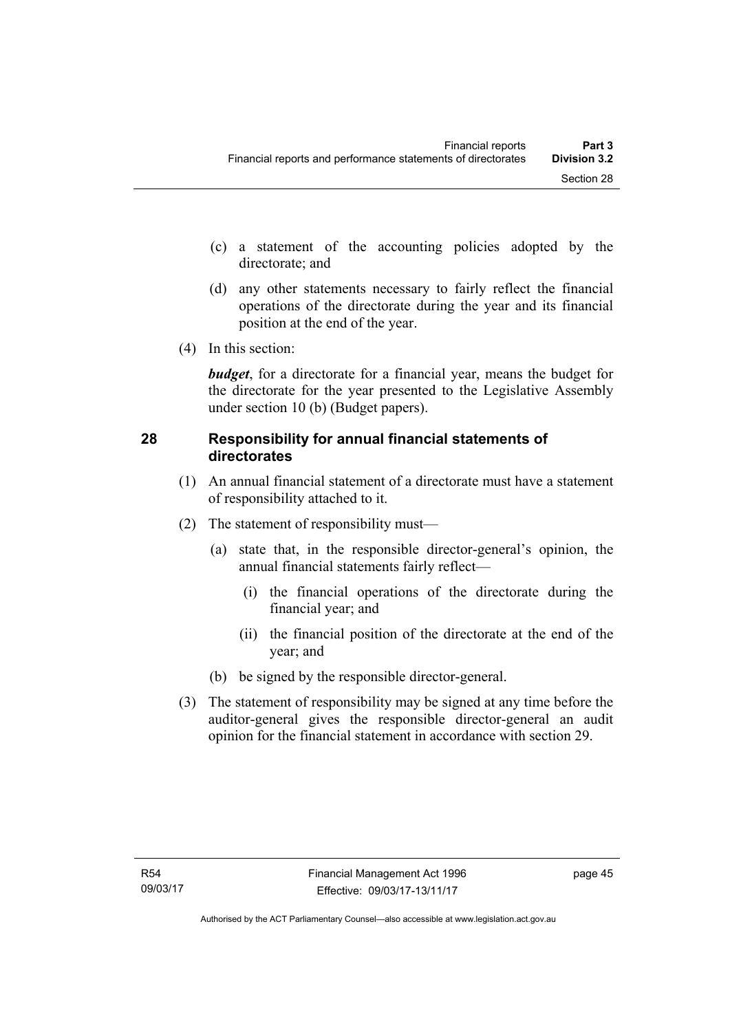(c) a statement of the accounting policies adopted by the directorate; and

(d) any other statements necessary to fairly reflect the financial operations of the directorate during the year and its financial position at the end of the year.

(4) In this section:

***budget***, for a directorate for a financial year, means the budget for the directorate for the year presented to the Legislative Assembly under section 10 (b) (Budget papers).

## 28 Responsibility for annual financial statements of directorates

(1) An annual financial statement of a directorate must have a statement of responsibility attached to it.

(2) The statement of responsibility must—

(a) state that, in the responsible director-general's opinion, the annual financial statements fairly reflect—

(i) the financial operations of the directorate during the financial year; and

(ii) the financial position of the directorate at the end of the year; and

(b) be signed by the responsible director-general.

(3) The statement of responsibility may be signed at any time before the auditor-general gives the responsible director-general an audit opinion for the financial statement in accordance with section 29.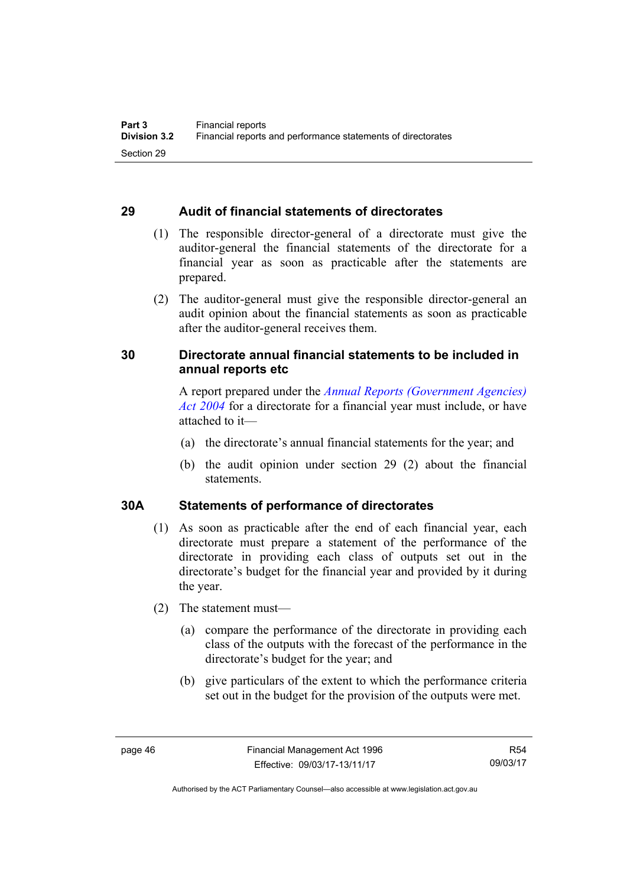## 29 Audit of financial statements of directorates

(1) The responsible director-general of a directorate must give the auditor-general the financial statements of the directorate for a financial year as soon as practicable after the statements are prepared.

(2) The auditor-general must give the responsible director-general an audit opinion about the financial statements as soon as practicable after the auditor-general receives them.

## 30 Directorate annual financial statements to be included in annual reports etc

A report prepared under the *Annual Reports (Government Agencies) Act 2004* for a directorate for a financial year must include, or have attached to it—

(a) the directorate's annual financial statements for the year; and

(b) the audit opinion under section 29 (2) about the financial statements.

## 30A Statements of performance of directorates

(1) As soon as practicable after the end of each financial year, each directorate must prepare a statement of the performance of the directorate in providing each class of outputs set out in the directorate's budget for the financial year and provided by it during the year.

(2) The statement must—

(a) compare the performance of the directorate in providing each class of the outputs with the forecast of the performance in the directorate's budget for the year; and

(b) give particulars of the extent to which the performance criteria set out in the budget for the provision of the outputs were met.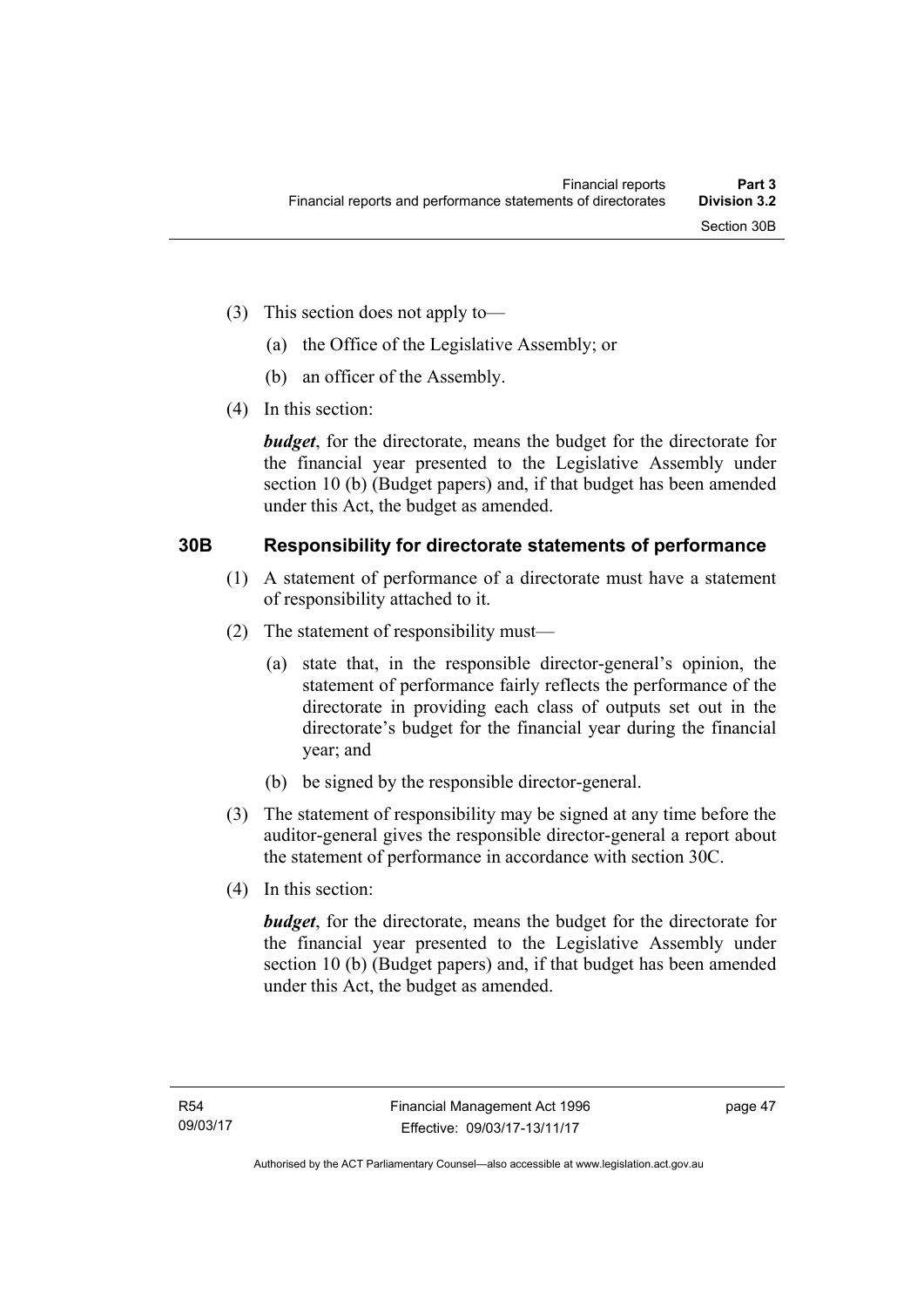(3) This section does not apply to—

(a) the Office of the Legislative Assembly; or

(b) an officer of the Assembly.

(4) In this section:

***budget***, for the directorate, means the budget for the directorate for the financial year presented to the Legislative Assembly under section 10 (b) (Budget papers) and, if that budget has been amended under this Act, the budget as amended.

## 30B Responsibility for directorate statements of performance

(1) A statement of performance of a directorate must have a statement of responsibility attached to it.

(2) The statement of responsibility must—

(a) state that, in the responsible director-general's opinion, the statement of performance fairly reflects the performance of the directorate in providing each class of outputs set out in the directorate's budget for the financial year during the financial year; and

(b) be signed by the responsible director-general.

(3) The statement of responsibility may be signed at any time before the auditor-general gives the responsible director-general a report about the statement of performance in accordance with section 30C.

(4) In this section:

***budget***, for the directorate, means the budget for the directorate for the financial year presented to the Legislative Assembly under section 10 (b) (Budget papers) and, if that budget has been amended under this Act, the budget as amended.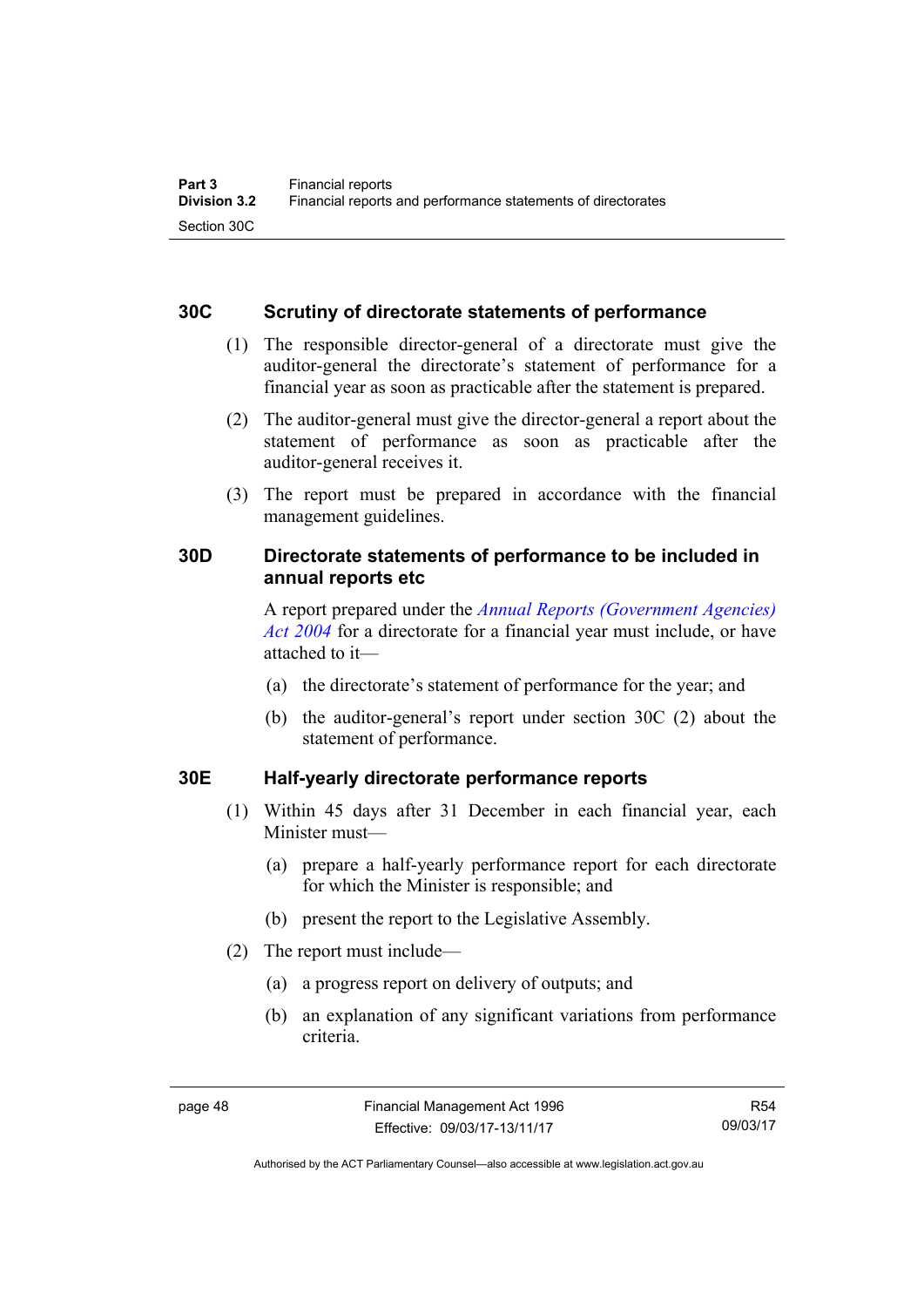### 30C Scrutiny of directorate statements of performance

(1) The responsible director-general of a directorate must give the auditor-general the directorate's statement of performance for a financial year as soon as practicable after the statement is prepared.

(2) The auditor-general must give the director-general a report about the statement of performance as soon as practicable after the auditor-general receives it.

(3) The report must be prepared in accordance with the financial management guidelines.

### 30D Directorate statements of performance to be included in annual reports etc

A report prepared under the *Annual Reports (Government Agencies) Act 2004* for a directorate for a financial year must include, or have attached to it—

(a) the directorate's statement of performance for the year; and

(b) the auditor-general's report under section 30C (2) about the statement of performance.

### 30E Half-yearly directorate performance reports

(1) Within 45 days after 31 December in each financial year, each Minister must—

(a) prepare a half-yearly performance report for each directorate for which the Minister is responsible; and

(b) present the report to the Legislative Assembly.

(2) The report must include—

(a) a progress report on delivery of outputs; and

(b) an explanation of any significant variations from performance criteria.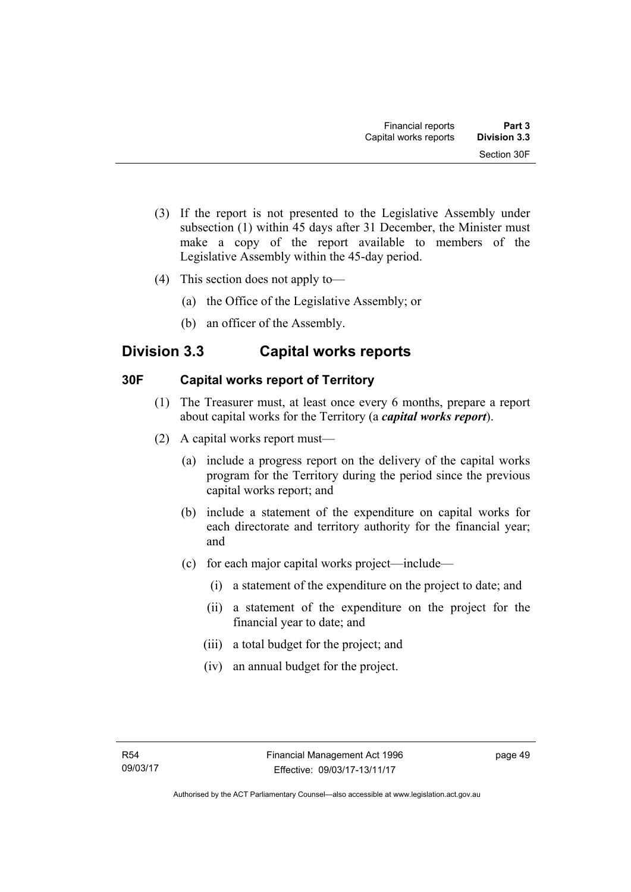(3) If the report is not presented to the Legislative Assembly under subsection (1) within 45 days after 31 December, the Minister must make a copy of the report available to members of the Legislative Assembly within the 45-day period.

(4) This section does not apply to—

(a) the Office of the Legislative Assembly; or

(b) an officer of the Assembly.

## Division 3.3 Capital works reports

### 30F Capital works report of Territory

(1) The Treasurer must, at least once every 6 months, prepare a report about capital works for the Territory (a ***capital works report***).

(2) A capital works report must—

(a) include a progress report on the delivery of the capital works program for the Territory during the period since the previous capital works report; and

(b) include a statement of the expenditure on capital works for each directorate and territory authority for the financial year; and

(c) for each major capital works project—include—

(i) a statement of the expenditure on the project to date; and

(ii) a statement of the expenditure on the project for the financial year to date; and

(iii) a total budget for the project; and

(iv) an annual budget for the project.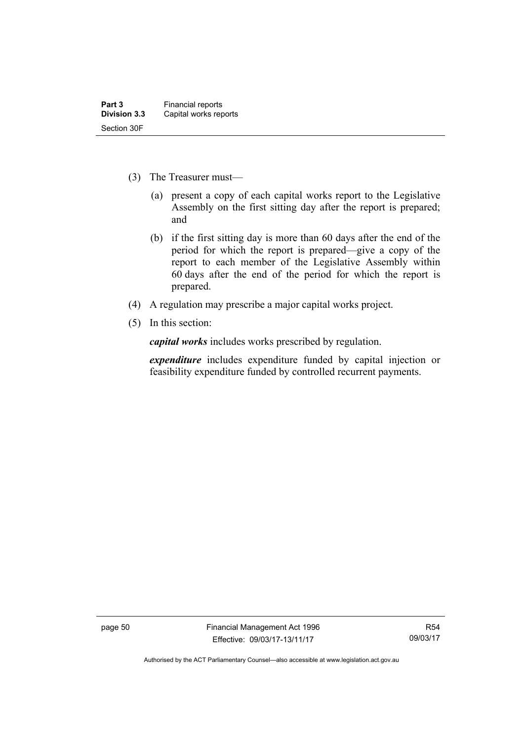(3) The Treasurer must—

(a) present a copy of each capital works report to the Legislative Assembly on the first sitting day after the report is prepared; and

(b) if the first sitting day is more than 60 days after the end of the period for which the report is prepared—give a copy of the report to each member of the Legislative Assembly within 60 days after the end of the period for which the report is prepared.

(4) A regulation may prescribe a major capital works project.

(5) In this section:

***capital works*** includes works prescribed by regulation.

***expenditure*** includes expenditure funded by capital injection or feasibility expenditure funded by controlled recurrent payments.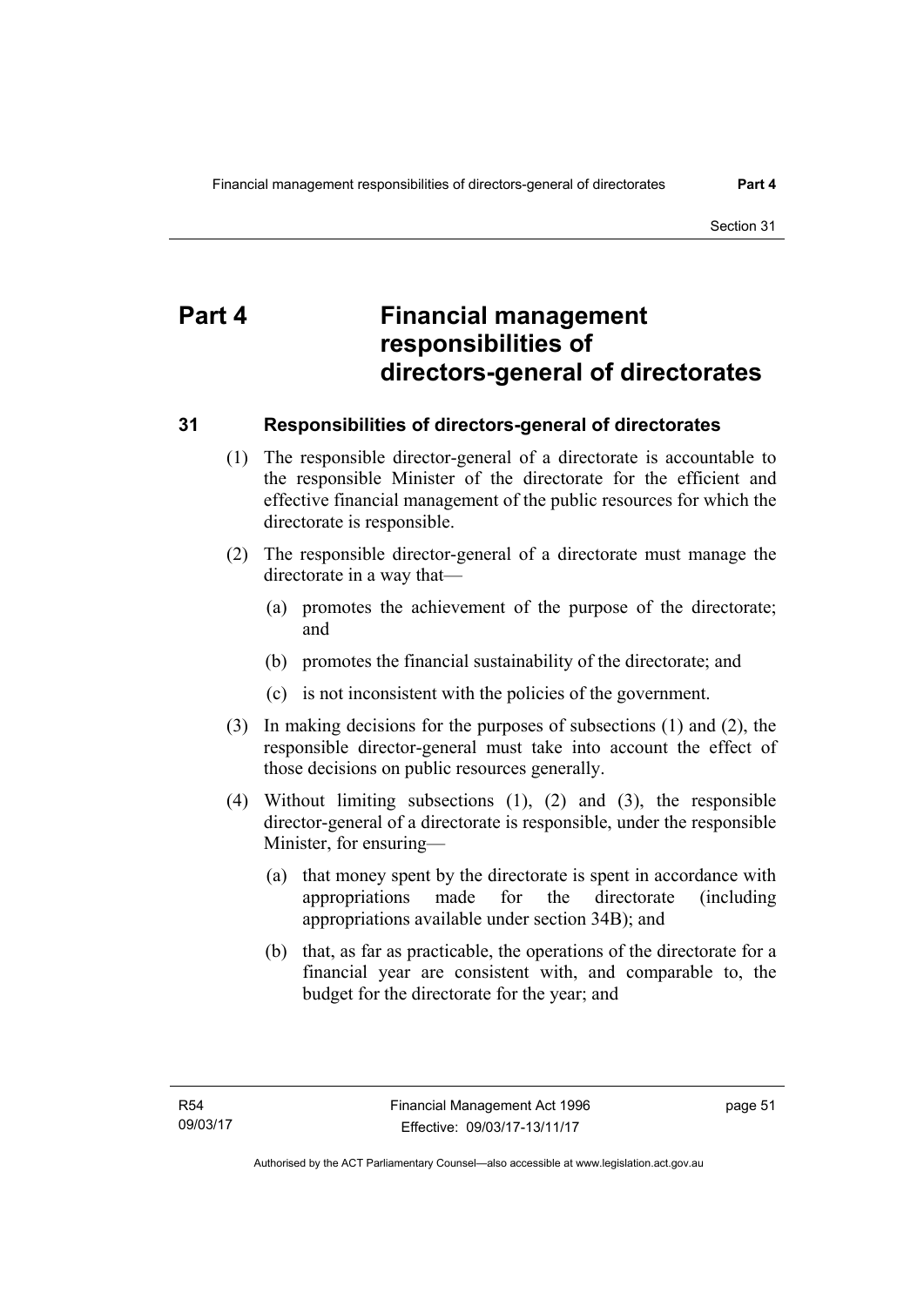# Part 4 Financial management responsibilities of directors-general of directorates

## 31 Responsibilities of directors-general of directorates

(1) The responsible director-general of a directorate is accountable to the responsible Minister of the directorate for the efficient and effective financial management of the public resources for which the directorate is responsible.

(2) The responsible director-general of a directorate must manage the directorate in a way that—

(a) promotes the achievement of the purpose of the directorate; and

(b) promotes the financial sustainability of the directorate; and

(c) is not inconsistent with the policies of the government.

(3) In making decisions for the purposes of subsections (1) and (2), the responsible director-general must take into account the effect of those decisions on public resources generally.

(4) Without limiting subsections (1), (2) and (3), the responsible director-general of a directorate is responsible, under the responsible Minister, for ensuring—

(a) that money spent by the directorate is spent in accordance with appropriations made for the directorate (including appropriations available under section 34B); and

(b) that, as far as practicable, the operations of the directorate for a financial year are consistent with, and comparable to, the budget for the directorate for the year; and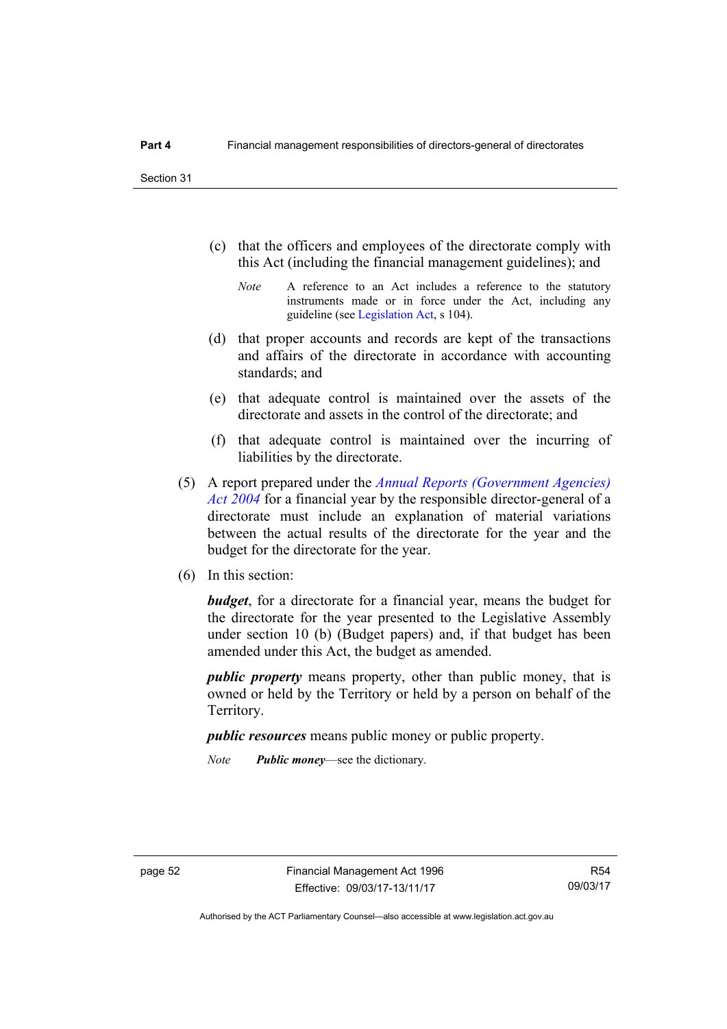(c) that the officers and employees of the directorate comply with this Act (including the financial management guidelines); and

*Note* A reference to an Act includes a reference to the statutory instruments made or in force under the Act, including any guideline (see Legislation Act, s 104).

(d) that proper accounts and records are kept of the transactions and affairs of the directorate in accordance with accounting standards; and

(e) that adequate control is maintained over the assets of the directorate and assets in the control of the directorate; and

(f) that adequate control is maintained over the incurring of liabilities by the directorate.

(5) A report prepared under the *Annual Reports (Government Agencies) Act 2004* for a financial year by the responsible director-general of a directorate must include an explanation of material variations between the actual results of the directorate for the year and the budget for the directorate for the year.

(6) In this section:

***budget***, for a directorate for a financial year, means the budget for the directorate for the year presented to the Legislative Assembly under section 10 (b) (Budget papers) and, if that budget has been amended under this Act, the budget as amended.

***public property*** means property, other than public money, that is owned or held by the Territory or held by a person on behalf of the Territory.

***public resources*** means public money or public property.

*Note* ***Public money***—see the dictionary.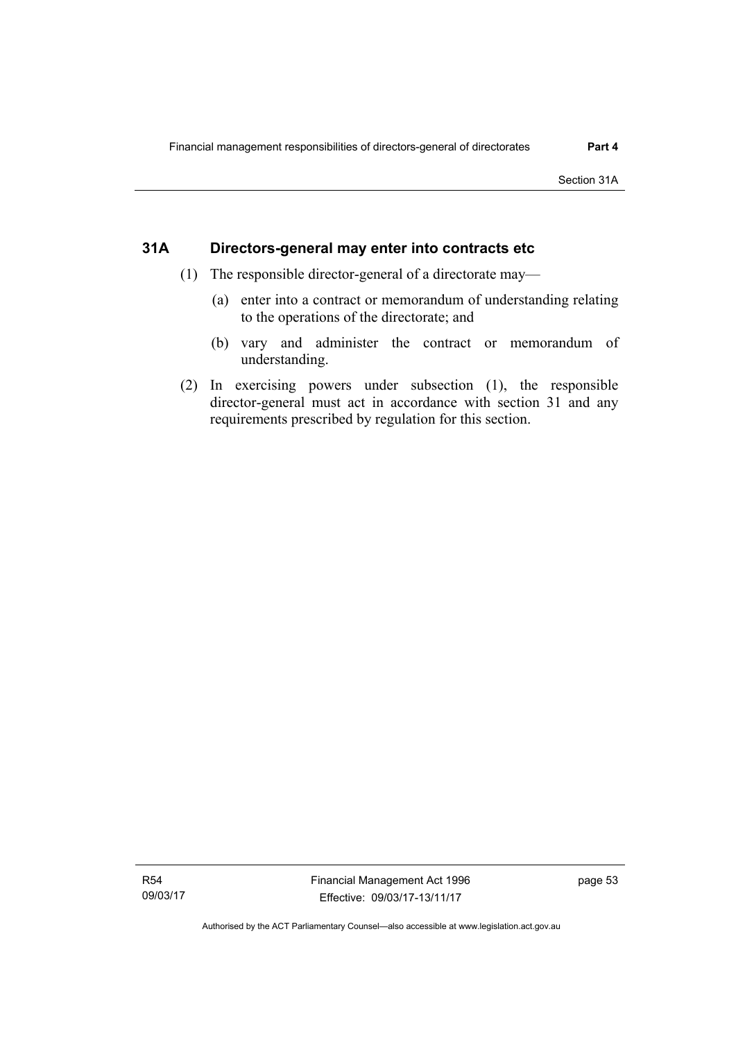## 31A Directors-general may enter into contracts etc

(1) The responsible director-general of a directorate may—

(a) enter into a contract or memorandum of understanding relating to the operations of the directorate; and

(b) vary and administer the contract or memorandum of understanding.

(2) In exercising powers under subsection (1), the responsible director-general must act in accordance with section 31 and any requirements prescribed by regulation for this section.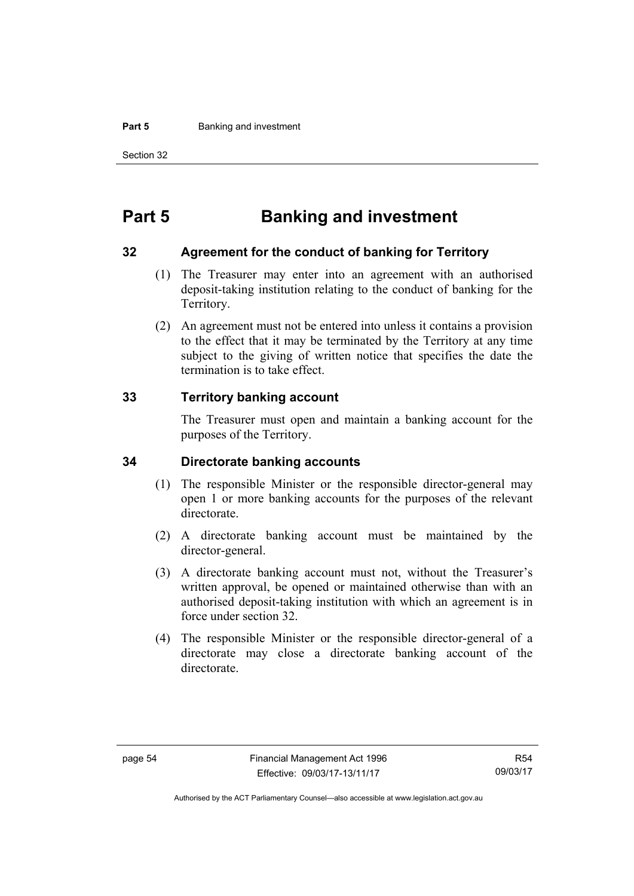# Part 5 Banking and investment

## 32 Agreement for the conduct of banking for Territory

(1) The Treasurer may enter into an agreement with an authorised deposit-taking institution relating to the conduct of banking for the Territory.

(2) An agreement must not be entered into unless it contains a provision to the effect that it may be terminated by the Territory at any time subject to the giving of written notice that specifies the date the termination is to take effect.

## 33 Territory banking account

The Treasurer must open and maintain a banking account for the purposes of the Territory.

## 34 Directorate banking accounts

(1) The responsible Minister or the responsible director-general may open 1 or more banking accounts for the purposes of the relevant directorate.

(2) A directorate banking account must be maintained by the director-general.

(3) A directorate banking account must not, without the Treasurer's written approval, be opened or maintained otherwise than with an authorised deposit-taking institution with which an agreement is in force under section 32.

(4) The responsible Minister or the responsible director-general of a directorate may close a directorate banking account of the directorate.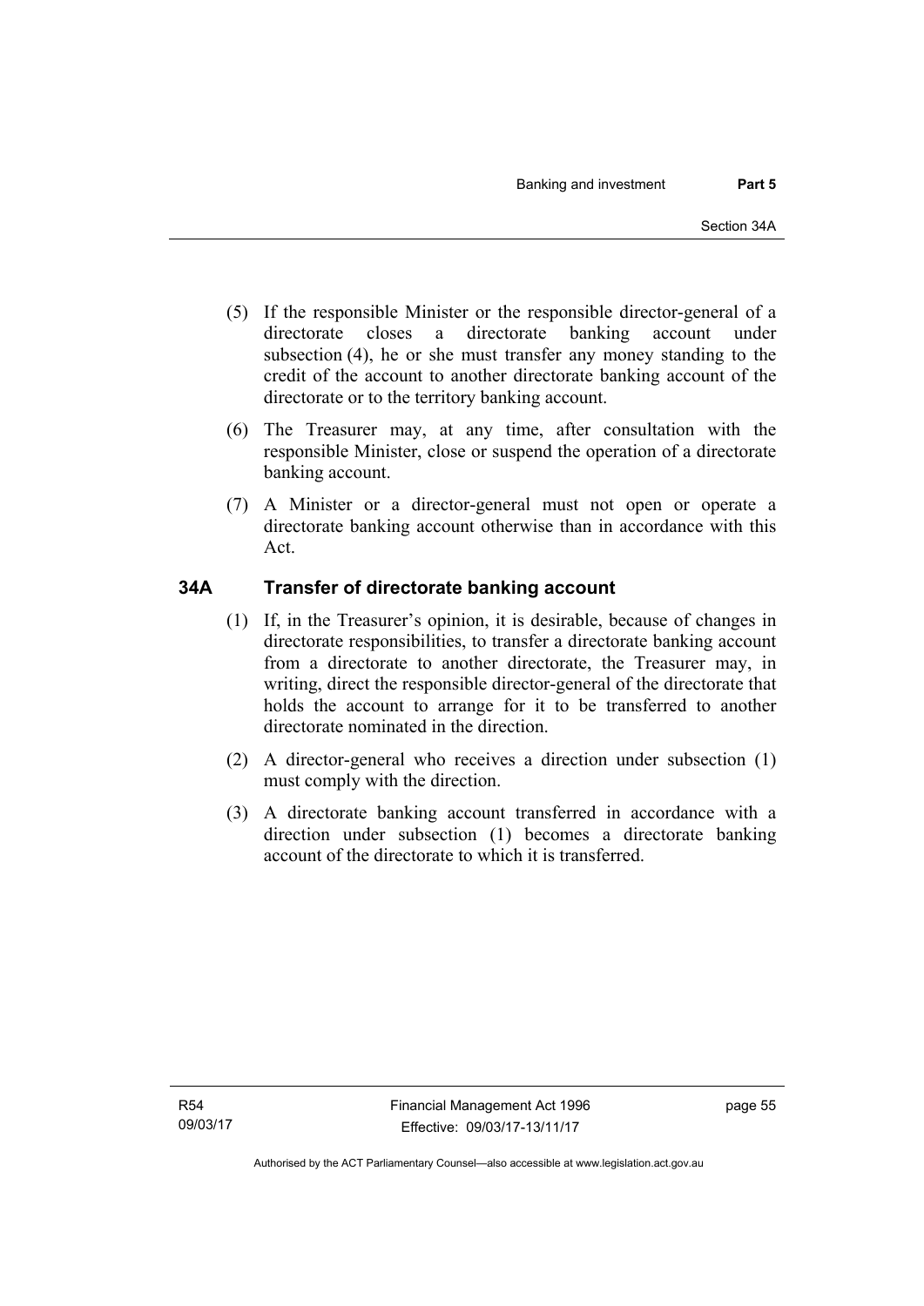(5) If the responsible Minister or the responsible director-general of a directorate closes a directorate banking account under subsection (4), he or she must transfer any money standing to the credit of the account to another directorate banking account of the directorate or to the territory banking account.

(6) The Treasurer may, at any time, after consultation with the responsible Minister, close or suspend the operation of a directorate banking account.

(7) A Minister or a director-general must not open or operate a directorate banking account otherwise than in accordance with this Act.

## 34A Transfer of directorate banking account

(1) If, in the Treasurer's opinion, it is desirable, because of changes in directorate responsibilities, to transfer a directorate banking account from a directorate to another directorate, the Treasurer may, in writing, direct the responsible director-general of the directorate that holds the account to arrange for it to be transferred to another directorate nominated in the direction.

(2) A director-general who receives a direction under subsection (1) must comply with the direction.

(3) A directorate banking account transferred in accordance with a direction under subsection (1) becomes a directorate banking account of the directorate to which it is transferred.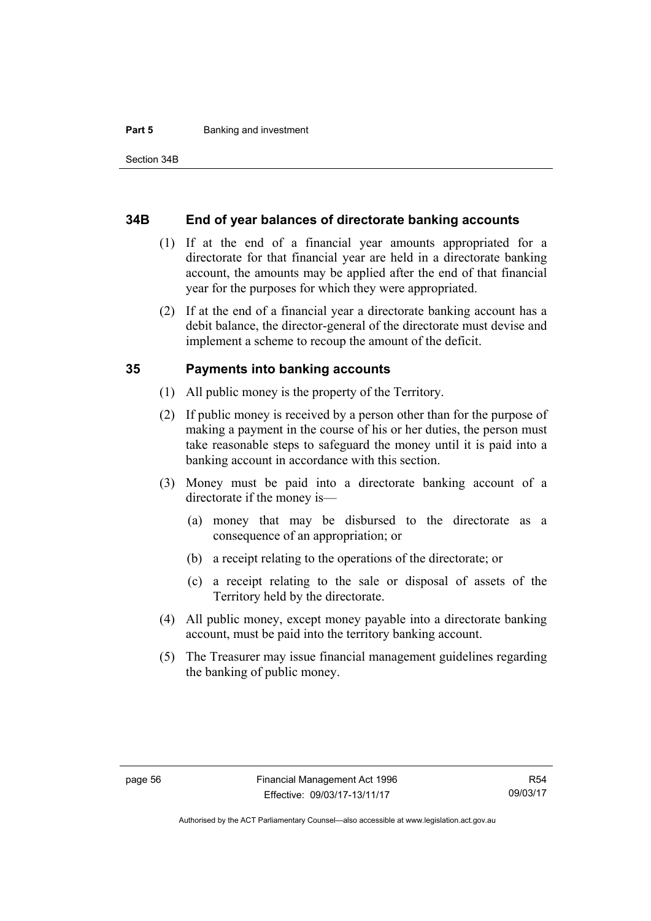## 34B End of year balances of directorate banking accounts

(1) If at the end of a financial year amounts appropriated for a directorate for that financial year are held in a directorate banking account, the amounts may be applied after the end of that financial year for the purposes for which they were appropriated.

(2) If at the end of a financial year a directorate banking account has a debit balance, the director-general of the directorate must devise and implement a scheme to recoup the amount of the deficit.

## 35 Payments into banking accounts

(1) All public money is the property of the Territory.

(2) If public money is received by a person other than for the purpose of making a payment in the course of his or her duties, the person must take reasonable steps to safeguard the money until it is paid into a banking account in accordance with this section.

(3) Money must be paid into a directorate banking account of a directorate if the money is—

(a) money that may be disbursed to the directorate as a consequence of an appropriation; or

(b) a receipt relating to the operations of the directorate; or

(c) a receipt relating to the sale or disposal of assets of the Territory held by the directorate.

(4) All public money, except money payable into a directorate banking account, must be paid into the territory banking account.

(5) The Treasurer may issue financial management guidelines regarding the banking of public money.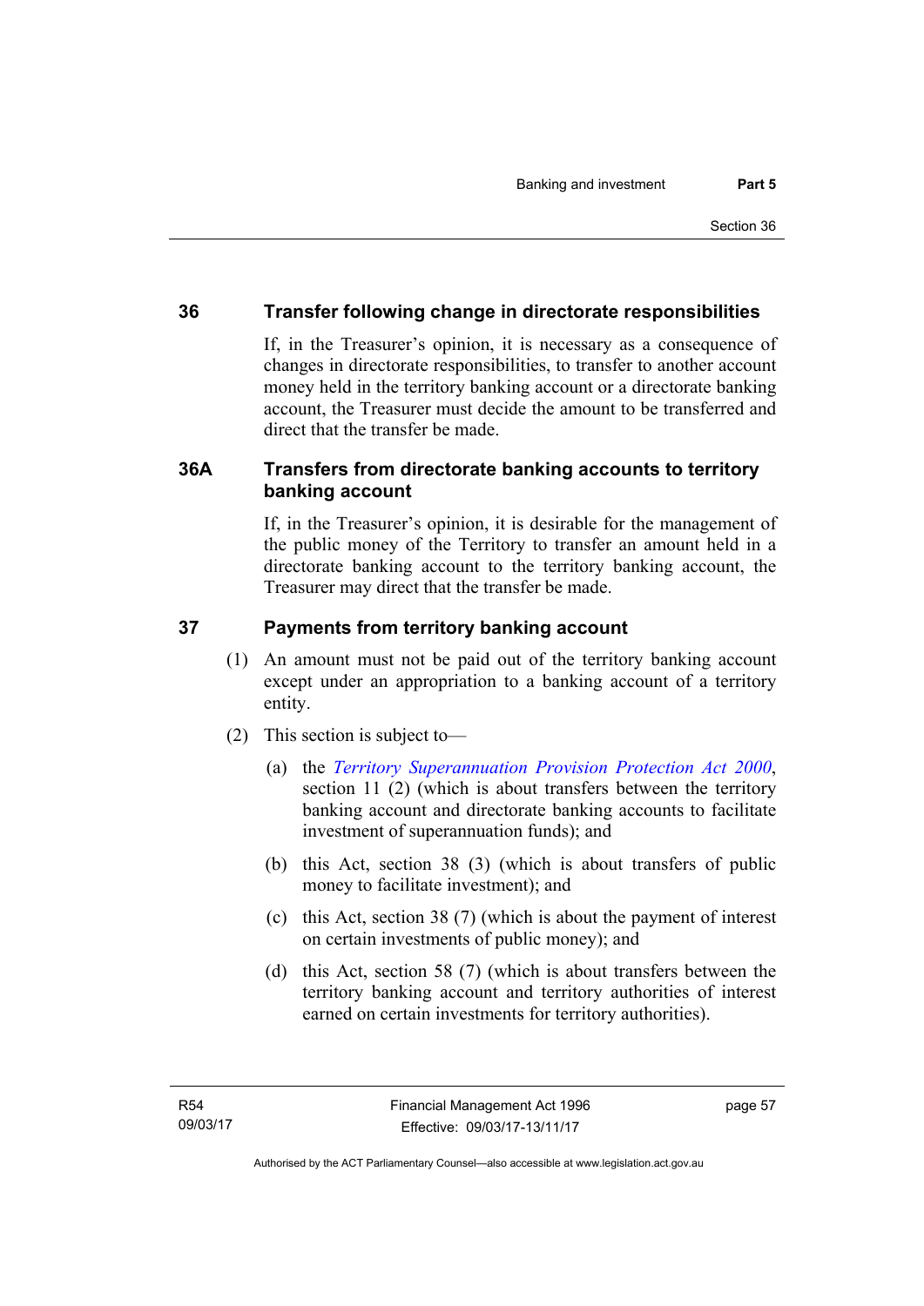## 36 Transfer following change in directorate responsibilities

If, in the Treasurer's opinion, it is necessary as a consequence of changes in directorate responsibilities, to transfer to another account money held in the territory banking account or a directorate banking account, the Treasurer must decide the amount to be transferred and direct that the transfer be made.

## 36A Transfers from directorate banking accounts to territory banking account

If, in the Treasurer's opinion, it is desirable for the management of the public money of the Territory to transfer an amount held in a directorate banking account to the territory banking account, the Treasurer may direct that the transfer be made.

## 37 Payments from territory banking account

(1) An amount must not be paid out of the territory banking account except under an appropriation to a banking account of a territory entity.

(2) This section is subject to—

(a) the *Territory Superannuation Provision Protection Act 2000*, section 11 (2) (which is about transfers between the territory banking account and directorate banking accounts to facilitate investment of superannuation funds); and

(b) this Act, section 38 (3) (which is about transfers of public money to facilitate investment); and

(c) this Act, section 38 (7) (which is about the payment of interest on certain investments of public money); and

(d) this Act, section 58 (7) (which is about transfers between the territory banking account and territory authorities of interest earned on certain investments for territory authorities).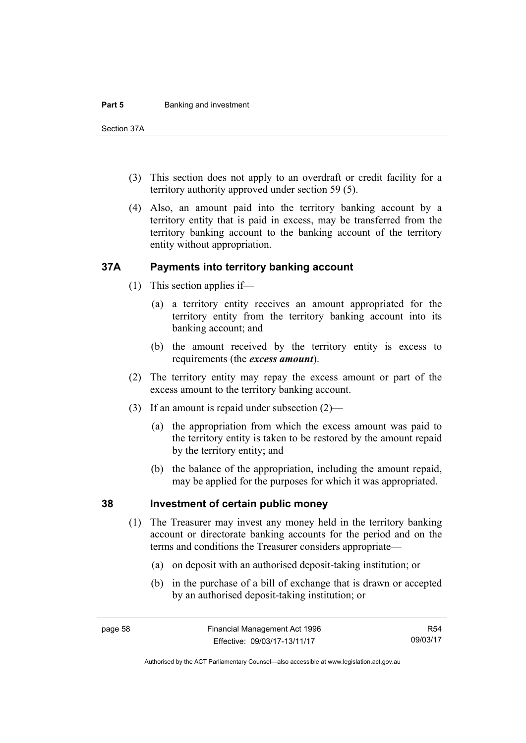(3) This section does not apply to an overdraft or credit facility for a territory authority approved under section 59 (5).

(4) Also, an amount paid into the territory banking account by a territory entity that is paid in excess, may be transferred from the territory banking account to the banking account of the territory entity without appropriation.

## 37A Payments into territory banking account

(1) This section applies if—

(a) a territory entity receives an amount appropriated for the territory entity from the territory banking account into its banking account; and

(b) the amount received by the territory entity is excess to requirements (the ***excess amount***).

(2) The territory entity may repay the excess amount or part of the excess amount to the territory banking account.

(3) If an amount is repaid under subsection (2)—

(a) the appropriation from which the excess amount was paid to the territory entity is taken to be restored by the amount repaid by the territory entity; and

(b) the balance of the appropriation, including the amount repaid, may be applied for the purposes for which it was appropriated.

## 38 Investment of certain public money

(1) The Treasurer may invest any money held in the territory banking account or directorate banking accounts for the period and on the terms and conditions the Treasurer considers appropriate—

(a) on deposit with an authorised deposit-taking institution; or

(b) in the purchase of a bill of exchange that is drawn or accepted by an authorised deposit-taking institution; or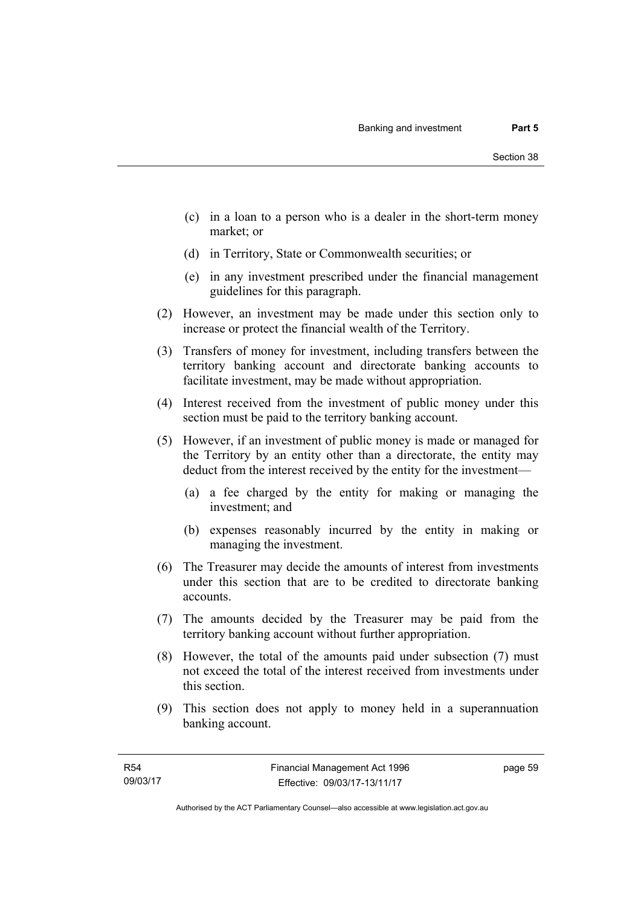(c) in a loan to a person who is a dealer in the short-term money market; or

(d) in Territory, State or Commonwealth securities; or

(e) in any investment prescribed under the financial management guidelines for this paragraph.

(2) However, an investment may be made under this section only to increase or protect the financial wealth of the Territory.

(3) Transfers of money for investment, including transfers between the territory banking account and directorate banking accounts to facilitate investment, may be made without appropriation.

(4) Interest received from the investment of public money under this section must be paid to the territory banking account.

(5) However, if an investment of public money is made or managed for the Territory by an entity other than a directorate, the entity may deduct from the interest received by the entity for the investment—

(a) a fee charged by the entity for making or managing the investment; and

(b) expenses reasonably incurred by the entity in making or managing the investment.

(6) The Treasurer may decide the amounts of interest from investments under this section that are to be credited to directorate banking accounts.

(7) The amounts decided by the Treasurer may be paid from the territory banking account without further appropriation.

(8) However, the total of the amounts paid under subsection (7) must not exceed the total of the interest received from investments under this section.

(9) This section does not apply to money held in a superannuation banking account.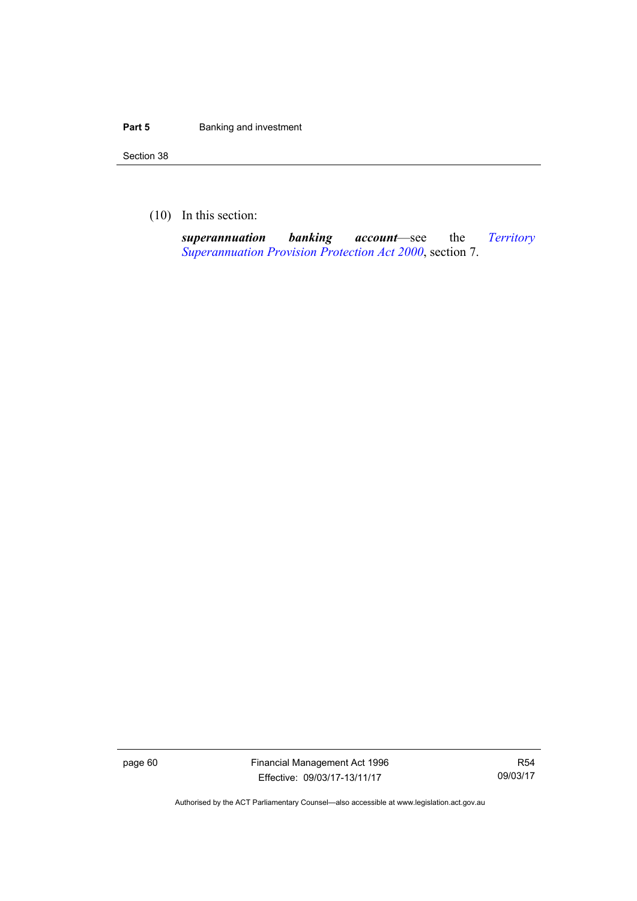(10) In this section:

***superannuation banking account***—see the *Territory Superannuation Provision Protection Act 2000*, section 7.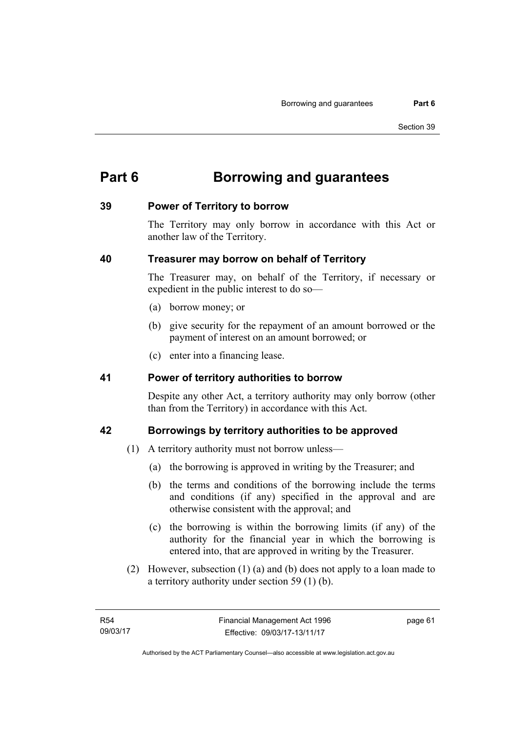# Part 6 Borrowing and guarantees

## 39 Power of Territory to borrow

The Territory may only borrow in accordance with this Act or another law of the Territory.

## 40 Treasurer may borrow on behalf of Territory

The Treasurer may, on behalf of the Territory, if necessary or expedient in the public interest to do so—

(a) borrow money; or

(b) give security for the repayment of an amount borrowed or the payment of interest on an amount borrowed; or

(c) enter into a financing lease.

## 41 Power of territory authorities to borrow

Despite any other Act, a territory authority may only borrow (other than from the Territory) in accordance with this Act.

## 42 Borrowings by territory authorities to be approved

(1) A territory authority must not borrow unless—

(a) the borrowing is approved in writing by the Treasurer; and

(b) the terms and conditions of the borrowing include the terms and conditions (if any) specified in the approval and are otherwise consistent with the approval; and

(c) the borrowing is within the borrowing limits (if any) of the authority for the financial year in which the borrowing is entered into, that are approved in writing by the Treasurer.

(2) However, subsection (1) (a) and (b) does not apply to a loan made to a territory authority under section 59 (1) (b).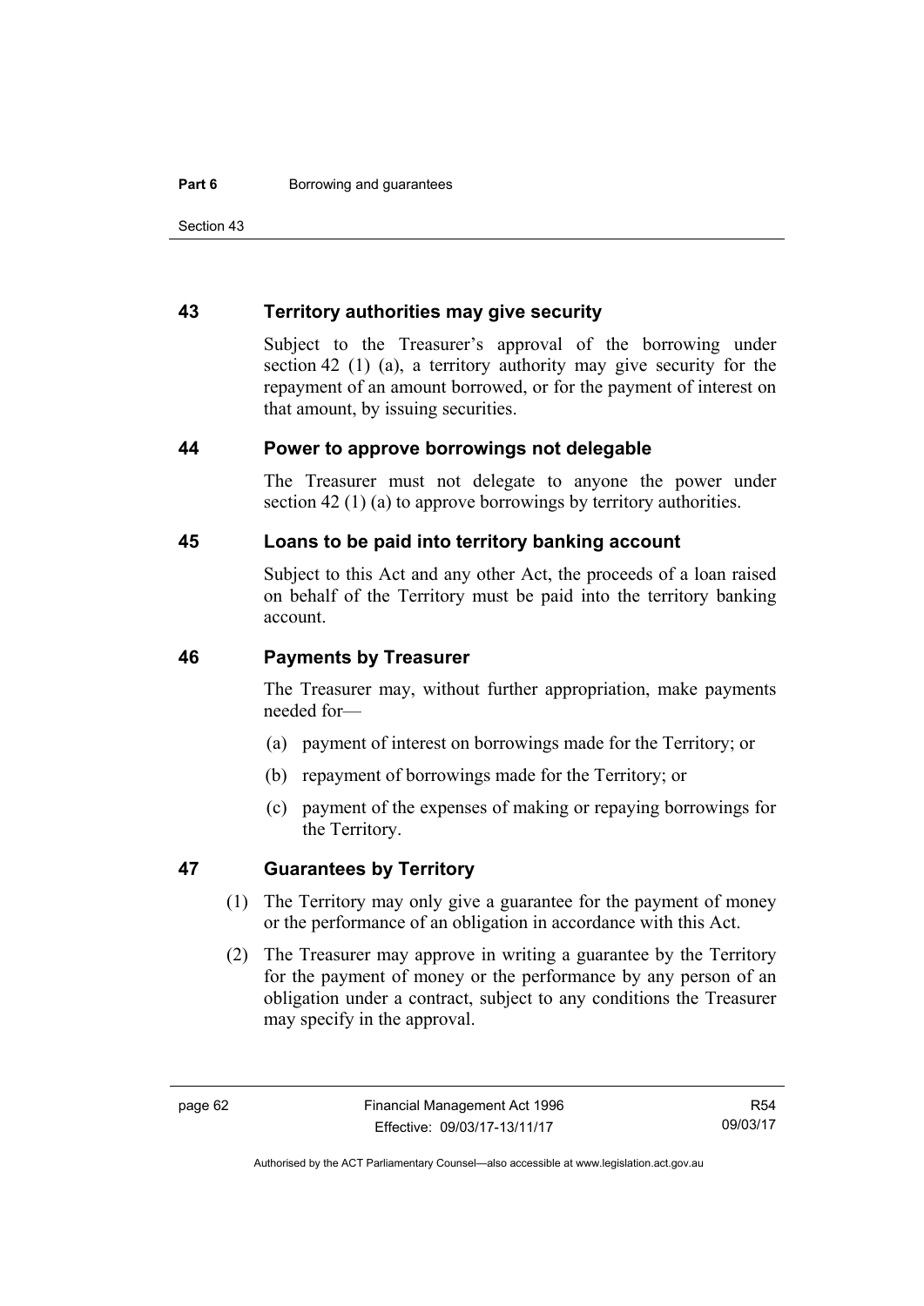## 43 Territory authorities may give security

Subject to the Treasurer's approval of the borrowing under section 42 (1) (a), a territory authority may give security for the repayment of an amount borrowed, or for the payment of interest on that amount, by issuing securities.

## 44 Power to approve borrowings not delegable

The Treasurer must not delegate to anyone the power under section 42 (1) (a) to approve borrowings by territory authorities.

## 45 Loans to be paid into territory banking account

Subject to this Act and any other Act, the proceeds of a loan raised on behalf of the Territory must be paid into the territory banking account.

## 46 Payments by Treasurer

The Treasurer may, without further appropriation, make payments needed for—

(a) payment of interest on borrowings made for the Territory; or

(b) repayment of borrowings made for the Territory; or

(c) payment of the expenses of making or repaying borrowings for the Territory.

## 47 Guarantees by Territory

(1) The Territory may only give a guarantee for the payment of money or the performance of an obligation in accordance with this Act.

(2) The Treasurer may approve in writing a guarantee by the Territory for the payment of money or the performance by any person of an obligation under a contract, subject to any conditions the Treasurer may specify in the approval.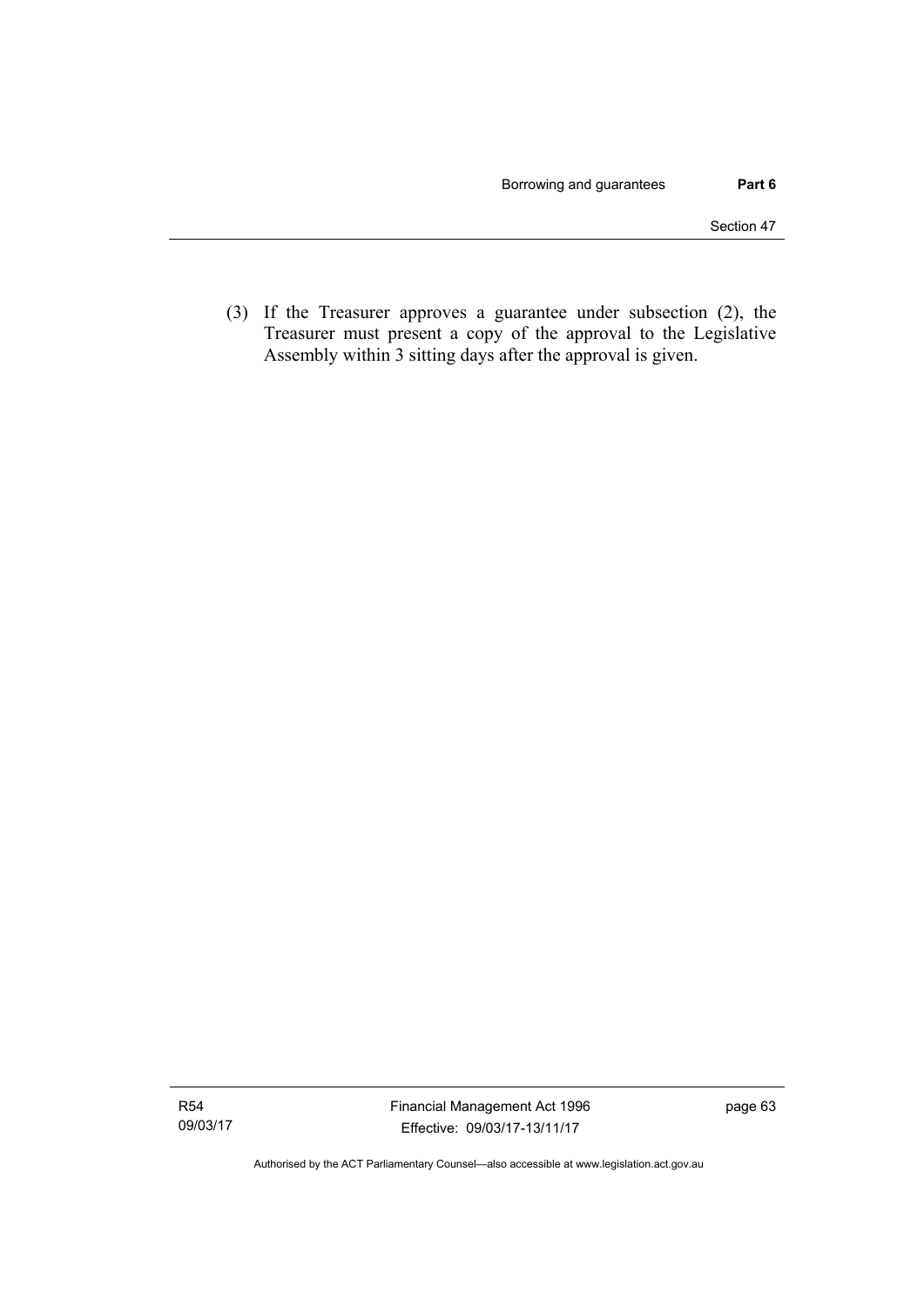(3) If the Treasurer approves a guarantee under subsection (2), the Treasurer must present a copy of the approval to the Legislative Assembly within 3 sitting days after the approval is given.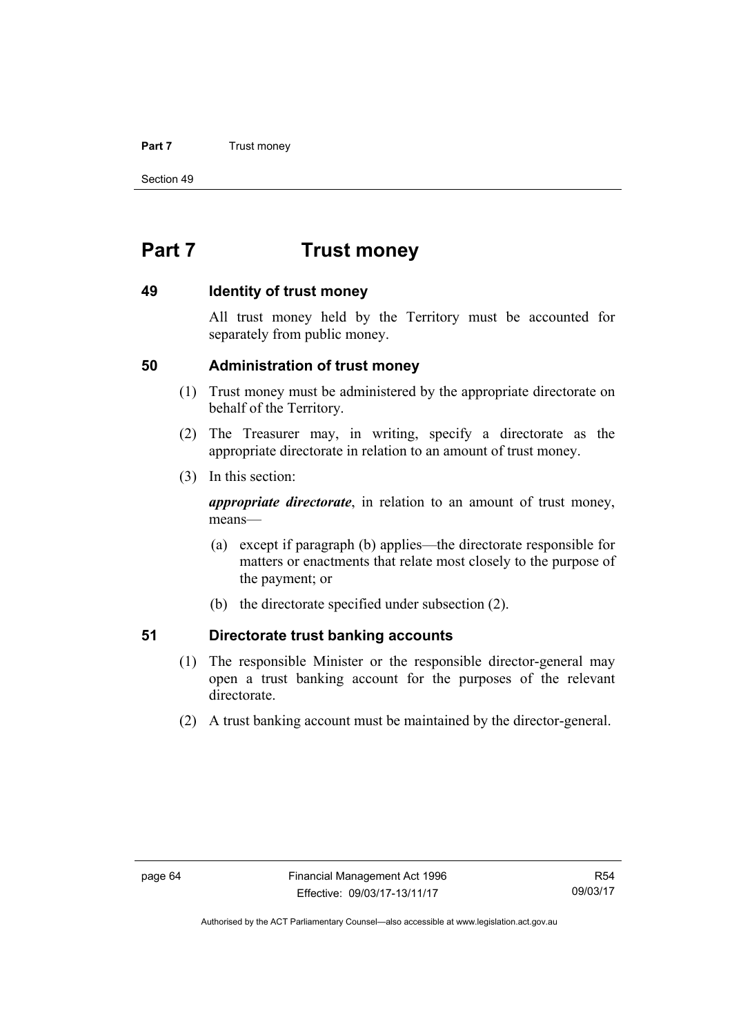# Part 7 Trust money

## 49 Identity of trust money

All trust money held by the Territory must be accounted for separately from public money.

## 50 Administration of trust money

(1) Trust money must be administered by the appropriate directorate on behalf of the Territory.

(2) The Treasurer may, in writing, specify a directorate as the appropriate directorate in relation to an amount of trust money.

(3) In this section:

***appropriate directorate***, in relation to an amount of trust money, means—

(a) except if paragraph (b) applies—the directorate responsible for matters or enactments that relate most closely to the purpose of the payment; or

(b) the directorate specified under subsection (2).

## 51 Directorate trust banking accounts

(1) The responsible Minister or the responsible director-general may open a trust banking account for the purposes of the relevant directorate.

(2) A trust banking account must be maintained by the director-general.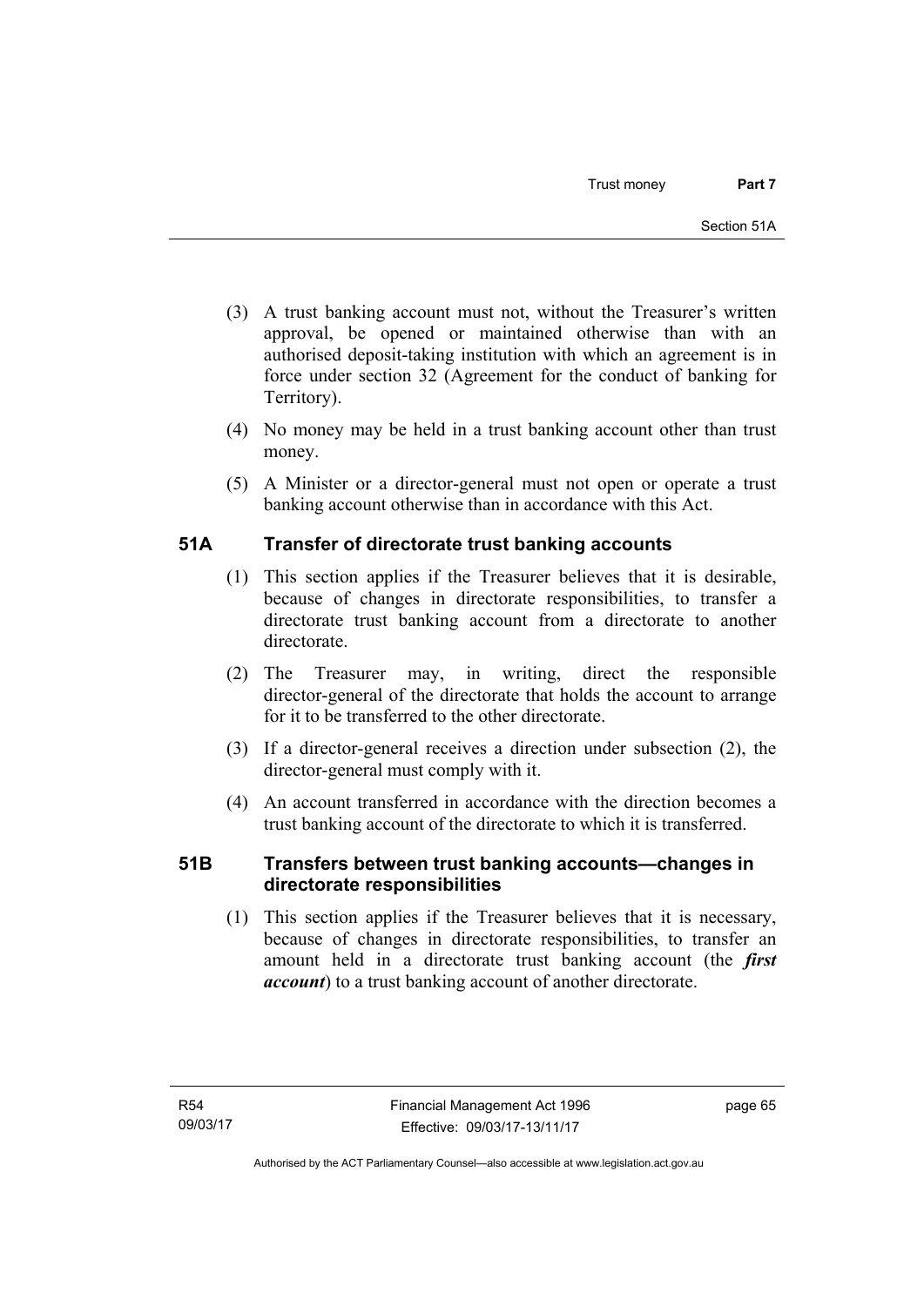(3) A trust banking account must not, without the Treasurer's written approval, be opened or maintained otherwise than with an authorised deposit-taking institution with which an agreement is in force under section 32 (Agreement for the conduct of banking for Territory).

(4) No money may be held in a trust banking account other than trust money.

(5) A Minister or a director-general must not open or operate a trust banking account otherwise than in accordance with this Act.

## 51A Transfer of directorate trust banking accounts

(1) This section applies if the Treasurer believes that it is desirable, because of changes in directorate responsibilities, to transfer a directorate trust banking account from a directorate to another directorate.

(2) The Treasurer may, in writing, direct the responsible director-general of the directorate that holds the account to arrange for it to be transferred to the other directorate.

(3) If a director-general receives a direction under subsection (2), the director-general must comply with it.

(4) An account transferred in accordance with the direction becomes a trust banking account of the directorate to which it is transferred.

## 51B Transfers between trust banking accounts—changes in directorate responsibilities

(1) This section applies if the Treasurer believes that it is necessary, because of changes in directorate responsibilities, to transfer an amount held in a directorate trust banking account (the ***first account***) to a trust banking account of another directorate.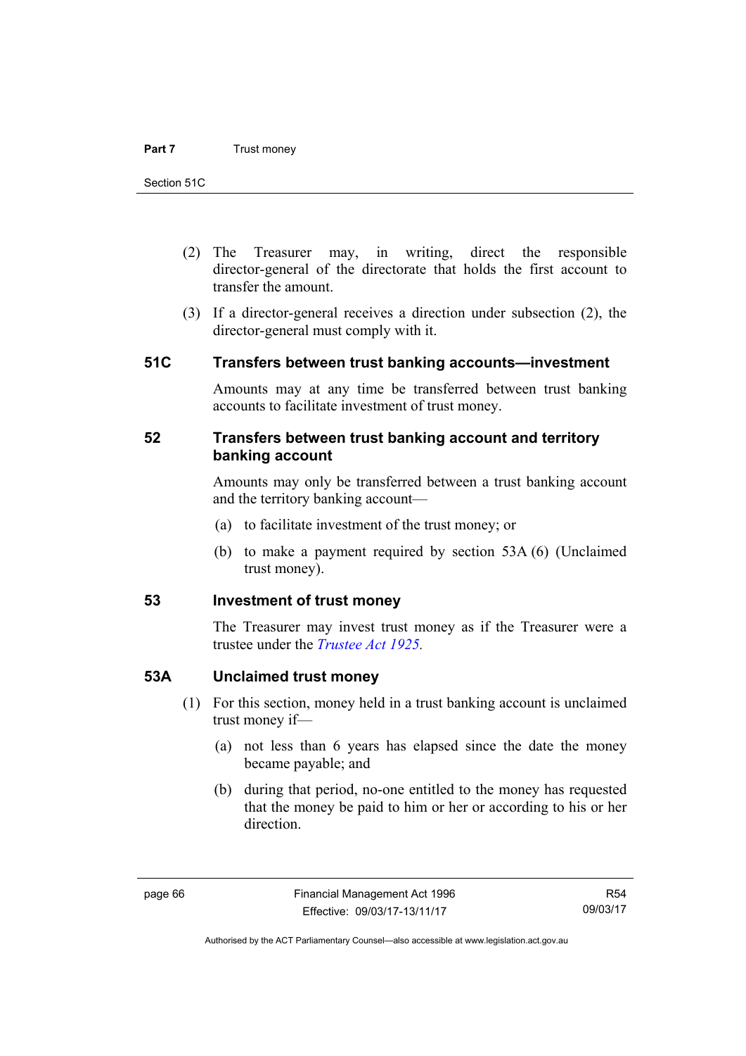(2) The Treasurer may, in writing, direct the responsible director-general of the directorate that holds the first account to transfer the amount.

(3) If a director-general receives a direction under subsection (2), the director-general must comply with it.

## 51C Transfers between trust banking accounts—investment

Amounts may at any time be transferred between trust banking accounts to facilitate investment of trust money.

## 52 Transfers between trust banking account and territory banking account

Amounts may only be transferred between a trust banking account and the territory banking account—

(a) to facilitate investment of the trust money; or

(b) to make a payment required by section 53A (6) (Unclaimed trust money).

## 53 Investment of trust money

The Treasurer may invest trust money as if the Treasurer were a trustee under the *Trustee Act 1925*.

## 53A Unclaimed trust money

(1) For this section, money held in a trust banking account is unclaimed trust money if—

(a) not less than 6 years has elapsed since the date the money became payable; and

(b) during that period, no-one entitled to the money has requested that the money be paid to him or her or according to his or her direction.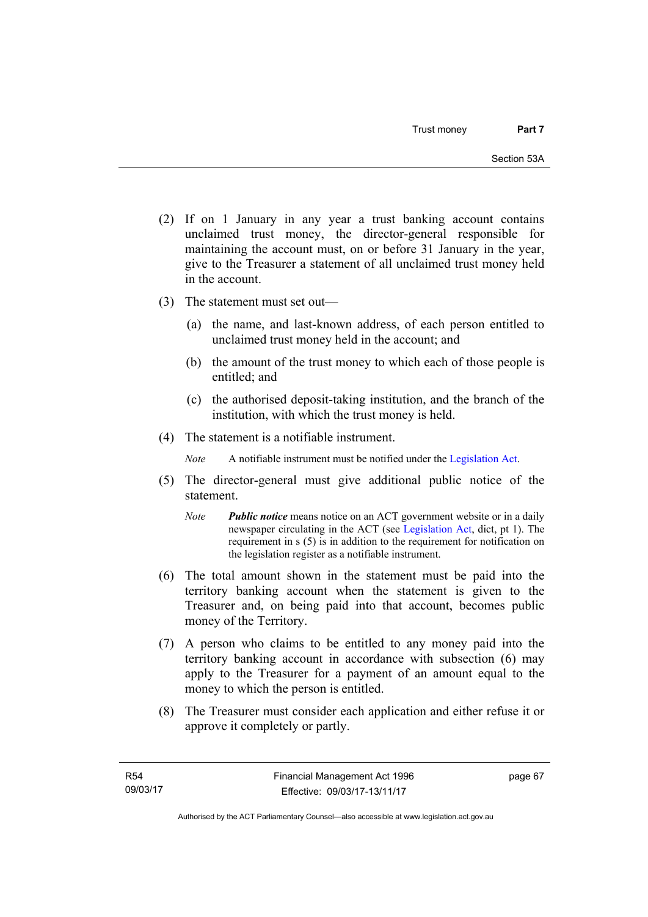(2) If on 1 January in any year a trust banking account contains unclaimed trust money, the director-general responsible for maintaining the account must, on or before 31 January in the year, give to the Treasurer a statement of all unclaimed trust money held in the account.

(3) The statement must set out—

   (a) the name, and last-known address, of each person entitled to unclaimed trust money held in the account; and

   (b) the amount of the trust money to which each of those people is entitled; and

   (c) the authorised deposit-taking institution, and the branch of the institution, with which the trust money is held.

(4) The statement is a notifiable instrument.

   *Note* A notifiable instrument must be notified under the Legislation Act.

(5) The director-general must give additional public notice of the statement.

   *Note* ***Public notice*** means notice on an ACT government website or in a daily newspaper circulating in the ACT (see Legislation Act, dict, pt 1). The requirement in s (5) is in addition to the requirement for notification on the legislation register as a notifiable instrument.

(6) The total amount shown in the statement must be paid into the territory banking account when the statement is given to the Treasurer and, on being paid into that account, becomes public money of the Territory.

(7) A person who claims to be entitled to any money paid into the territory banking account in accordance with subsection (6) may apply to the Treasurer for a payment of an amount equal to the money to which the person is entitled.

(8) The Treasurer must consider each application and either refuse it or approve it completely or partly.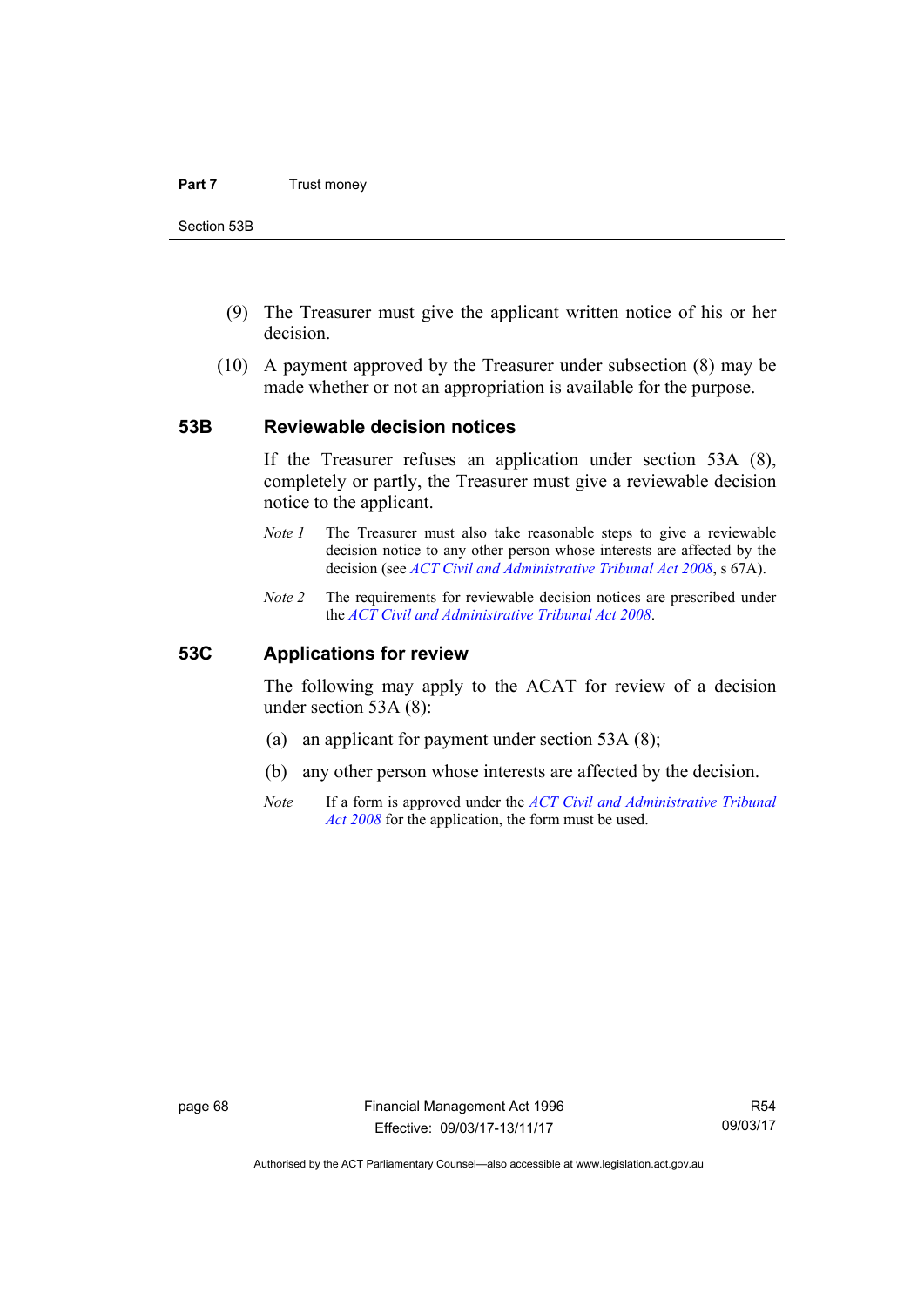(9) The Treasurer must give the applicant written notice of his or her decision.

(10) A payment approved by the Treasurer under subsection (8) may be made whether or not an appropriation is available for the purpose.

### 53B Reviewable decision notices

If the Treasurer refuses an application under section 53A (8), completely or partly, the Treasurer must give a reviewable decision notice to the applicant.

*Note 1* The Treasurer must also take reasonable steps to give a reviewable decision notice to any other person whose interests are affected by the decision (see *ACT Civil and Administrative Tribunal Act 2008*, s 67A).

*Note 2* The requirements for reviewable decision notices are prescribed under the *ACT Civil and Administrative Tribunal Act 2008*.

### 53C Applications for review

The following may apply to the ACAT for review of a decision under section 53A (8):

(a) an applicant for payment under section 53A (8);

(b) any other person whose interests are affected by the decision.

*Note* If a form is approved under the *ACT Civil and Administrative Tribunal Act 2008* for the application, the form must be used.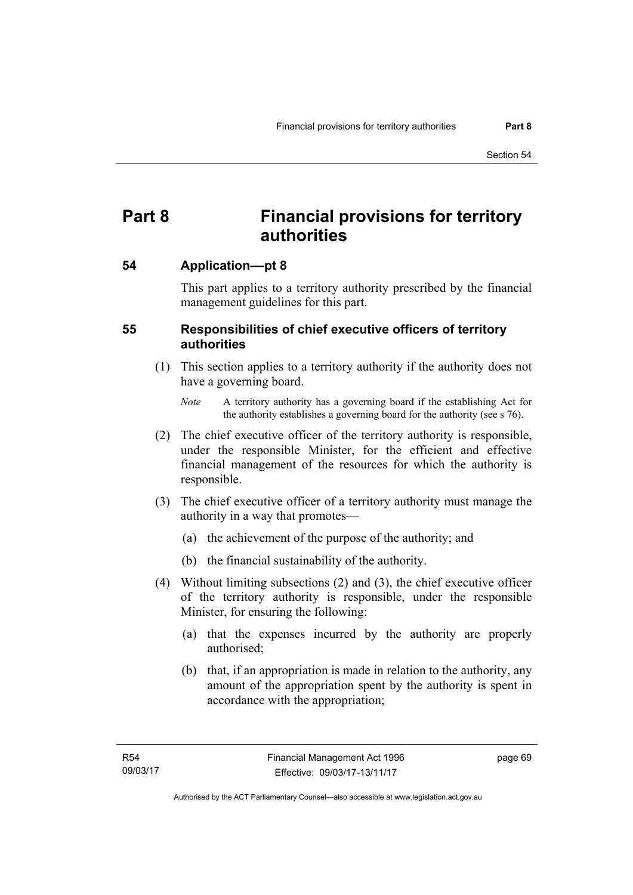# Part 8 Financial provisions for territory authorities

## 54 Application—pt 8

This part applies to a territory authority prescribed by the financial management guidelines for this part.

## 55 Responsibilities of chief executive officers of territory authorities

(1) This section applies to a territory authority if the authority does not have a governing board.

*Note* A territory authority has a governing board if the establishing Act for the authority establishes a governing board for the authority (see s 76).

(2) The chief executive officer of the territory authority is responsible, under the responsible Minister, for the efficient and effective financial management of the resources for which the authority is responsible.

(3) The chief executive officer of a territory authority must manage the authority in a way that promotes—

(a) the achievement of the purpose of the authority; and

(b) the financial sustainability of the authority.

(4) Without limiting subsections (2) and (3), the chief executive officer of the territory authority is responsible, under the responsible Minister, for ensuring the following:

(a) that the expenses incurred by the authority are properly authorised;

(b) that, if an appropriation is made in relation to the authority, any amount of the appropriation spent by the authority is spent in accordance with the appropriation;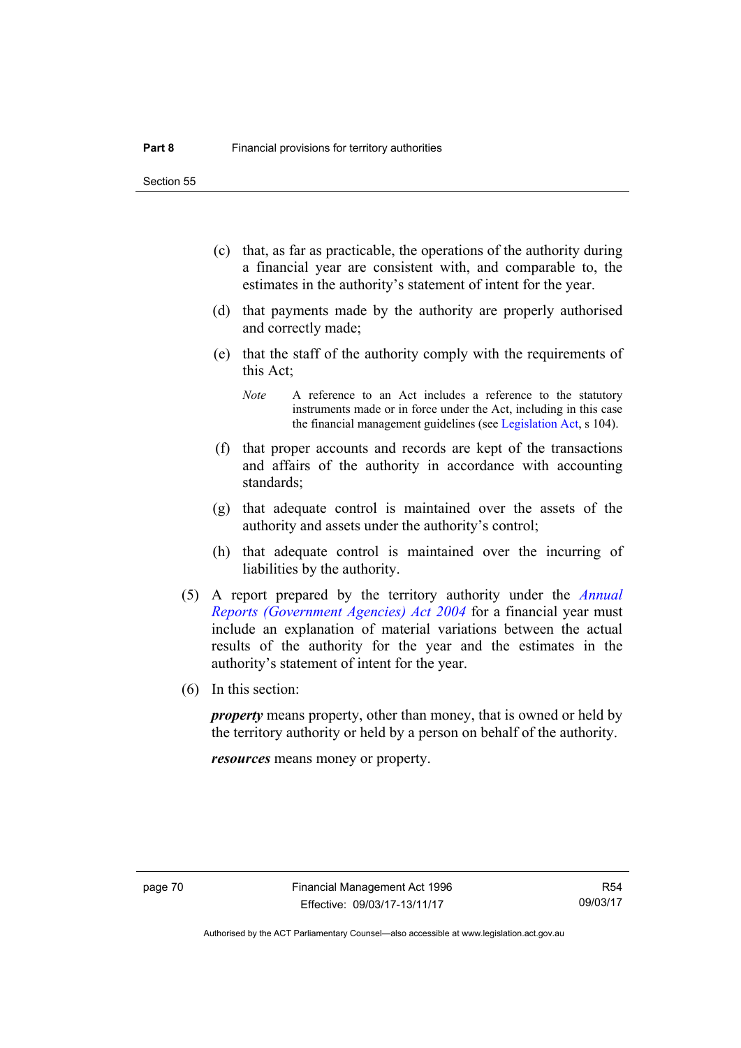(c) that, as far as practicable, the operations of the authority during a financial year are consistent with, and comparable to, the estimates in the authority's statement of intent for the year.

(d) that payments made by the authority are properly authorised and correctly made;

(e) that the staff of the authority comply with the requirements of this Act;

*Note* A reference to an Act includes a reference to the statutory instruments made or in force under the Act, including in this case the financial management guidelines (see Legislation Act, s 104).

(f) that proper accounts and records are kept of the transactions and affairs of the authority in accordance with accounting standards;

(g) that adequate control is maintained over the assets of the authority and assets under the authority's control;

(h) that adequate control is maintained over the incurring of liabilities by the authority.

(5) A report prepared by the territory authority under the *Annual Reports (Government Agencies) Act 2004* for a financial year must include an explanation of material variations between the actual results of the authority for the year and the estimates in the authority's statement of intent for the year.

(6) In this section:

***property*** means property, other than money, that is owned or held by the territory authority or held by a person on behalf of the authority.

***resources*** means money or property.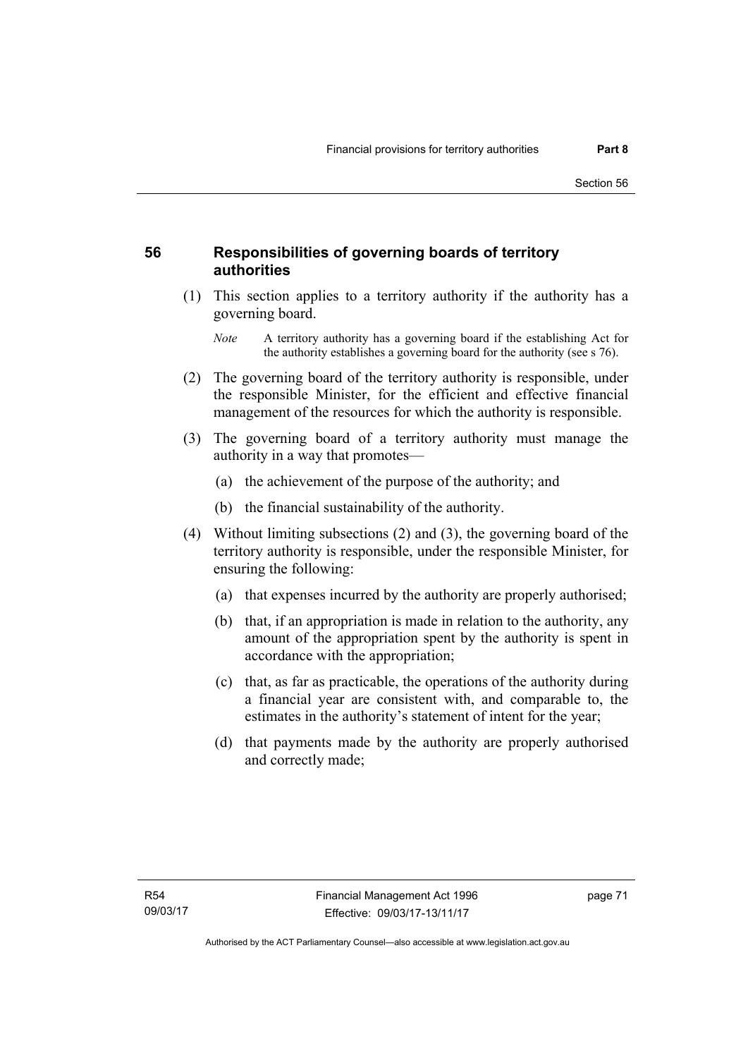## 56 Responsibilities of governing boards of territory authorities

(1) This section applies to a territory authority if the authority has a governing board.

*Note* A territory authority has a governing board if the establishing Act for the authority establishes a governing board for the authority (see s 76).

(2) The governing board of the territory authority is responsible, under the responsible Minister, for the efficient and effective financial management of the resources for which the authority is responsible.

(3) The governing board of a territory authority must manage the authority in a way that promotes—

(a) the achievement of the purpose of the authority; and

(b) the financial sustainability of the authority.

(4) Without limiting subsections (2) and (3), the governing board of the territory authority is responsible, under the responsible Minister, for ensuring the following:

(a) that expenses incurred by the authority are properly authorised;

(b) that, if an appropriation is made in relation to the authority, any amount of the appropriation spent by the authority is spent in accordance with the appropriation;

(c) that, as far as practicable, the operations of the authority during a financial year are consistent with, and comparable to, the estimates in the authority's statement of intent for the year;

(d) that payments made by the authority are properly authorised and correctly made;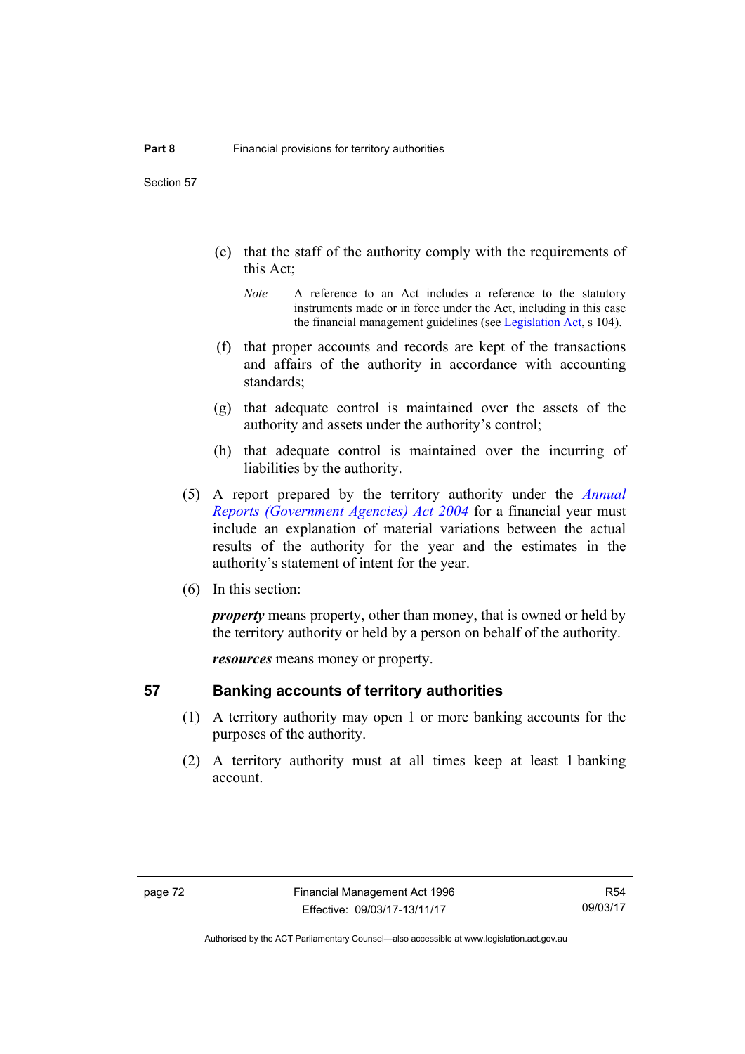(e) that the staff of the authority comply with the requirements of this Act;

*Note* A reference to an Act includes a reference to the statutory instruments made or in force under the Act, including in this case the financial management guidelines (see Legislation Act, s 104).

(f) that proper accounts and records are kept of the transactions and affairs of the authority in accordance with accounting standards;

(g) that adequate control is maintained over the assets of the authority and assets under the authority's control;

(h) that adequate control is maintained over the incurring of liabilities by the authority.

(5) A report prepared by the territory authority under the *Annual Reports (Government Agencies) Act 2004* for a financial year must include an explanation of material variations between the actual results of the authority for the year and the estimates in the authority's statement of intent for the year.

(6) In this section:

***property*** means property, other than money, that is owned or held by the territory authority or held by a person on behalf of the authority.

***resources*** means money or property.

## 57 Banking accounts of territory authorities

(1) A territory authority may open 1 or more banking accounts for the purposes of the authority.

(2) A territory authority must at all times keep at least 1 banking account.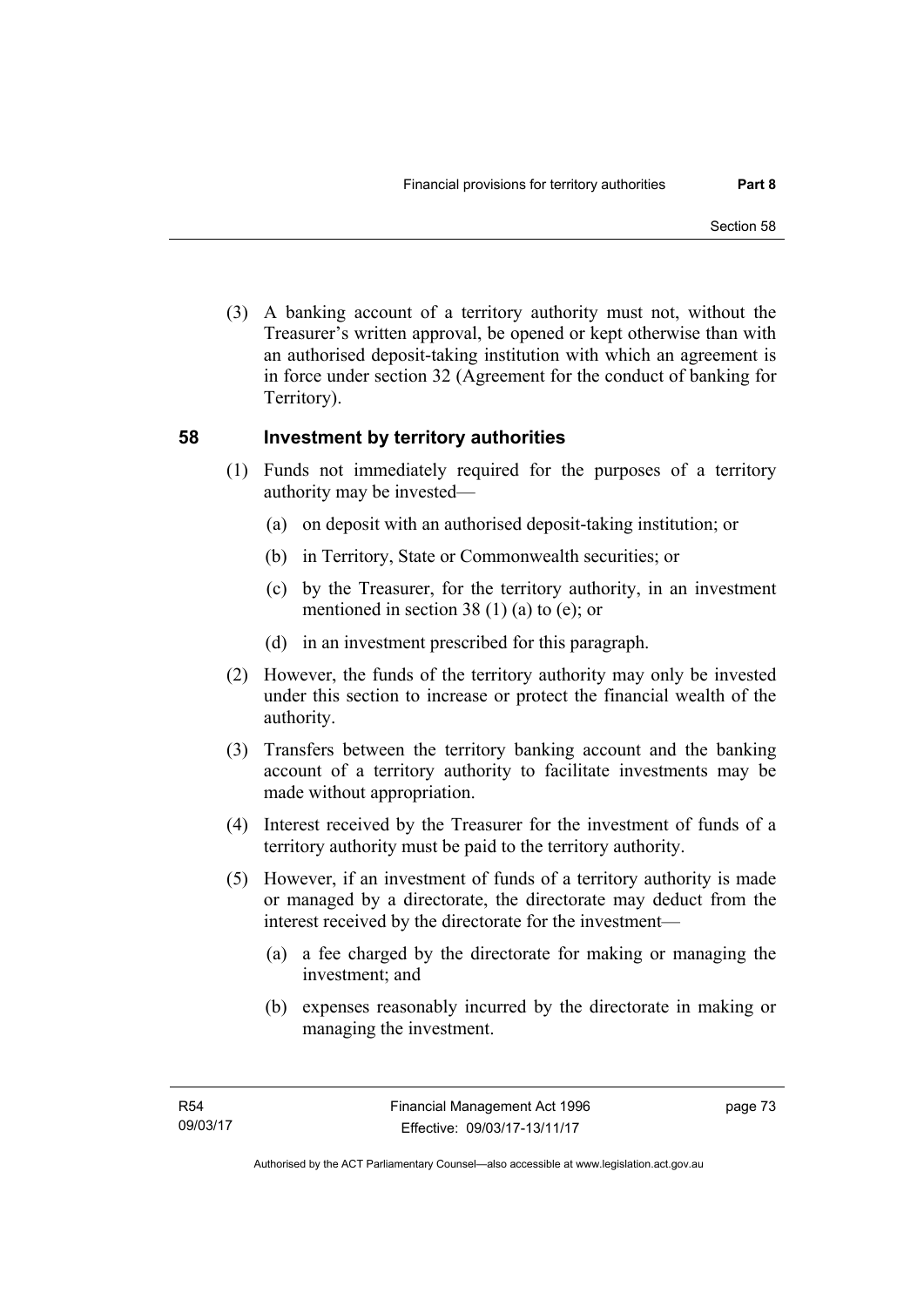(3) A banking account of a territory authority must not, without the Treasurer's written approval, be opened or kept otherwise than with an authorised deposit-taking institution with which an agreement is in force under section 32 (Agreement for the conduct of banking for Territory).

## 58 Investment by territory authorities

(1) Funds not immediately required for the purposes of a territory authority may be invested—

(a) on deposit with an authorised deposit-taking institution; or

(b) in Territory, State or Commonwealth securities; or

(c) by the Treasurer, for the territory authority, in an investment mentioned in section 38 (1) (a) to (e); or

(d) in an investment prescribed for this paragraph.

(2) However, the funds of the territory authority may only be invested under this section to increase or protect the financial wealth of the authority.

(3) Transfers between the territory banking account and the banking account of a territory authority to facilitate investments may be made without appropriation.

(4) Interest received by the Treasurer for the investment of funds of a territory authority must be paid to the territory authority.

(5) However, if an investment of funds of a territory authority is made or managed by a directorate, the directorate may deduct from the interest received by the directorate for the investment—

(a) a fee charged by the directorate for making or managing the investment; and

(b) expenses reasonably incurred by the directorate in making or managing the investment.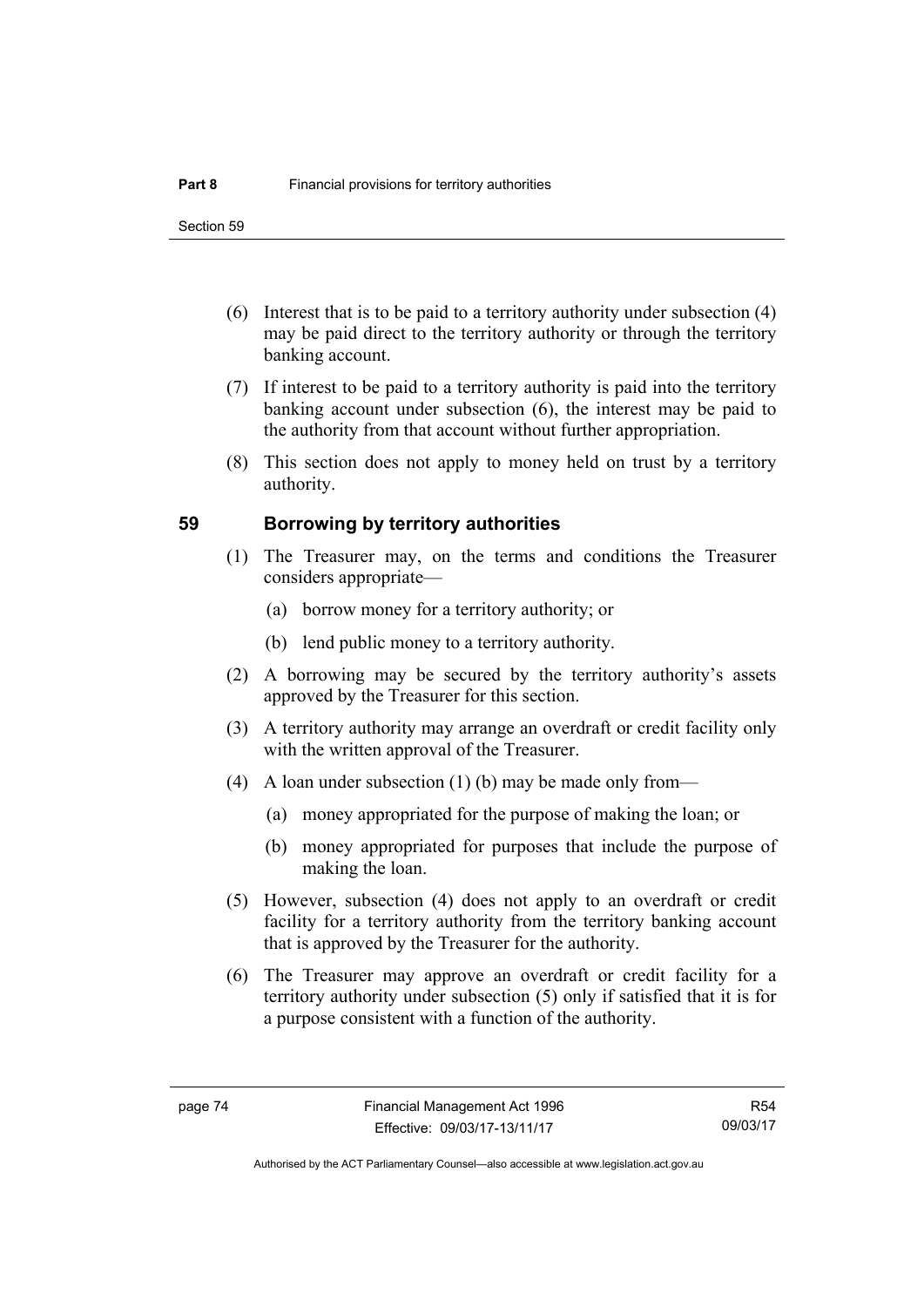(6) Interest that is to be paid to a territory authority under subsection (4) may be paid direct to the territory authority or through the territory banking account.

(7) If interest to be paid to a territory authority is paid into the territory banking account under subsection (6), the interest may be paid to the authority from that account without further appropriation.

(8) This section does not apply to money held on trust by a territory authority.

## 59 Borrowing by territory authorities

(1) The Treasurer may, on the terms and conditions the Treasurer considers appropriate—

(a) borrow money for a territory authority; or

(b) lend public money to a territory authority.

(2) A borrowing may be secured by the territory authority's assets approved by the Treasurer for this section.

(3) A territory authority may arrange an overdraft or credit facility only with the written approval of the Treasurer.

(4) A loan under subsection (1) (b) may be made only from—

(a) money appropriated for the purpose of making the loan; or

(b) money appropriated for purposes that include the purpose of making the loan.

(5) However, subsection (4) does not apply to an overdraft or credit facility for a territory authority from the territory banking account that is approved by the Treasurer for the authority.

(6) The Treasurer may approve an overdraft or credit facility for a territory authority under subsection (5) only if satisfied that it is for a purpose consistent with a function of the authority.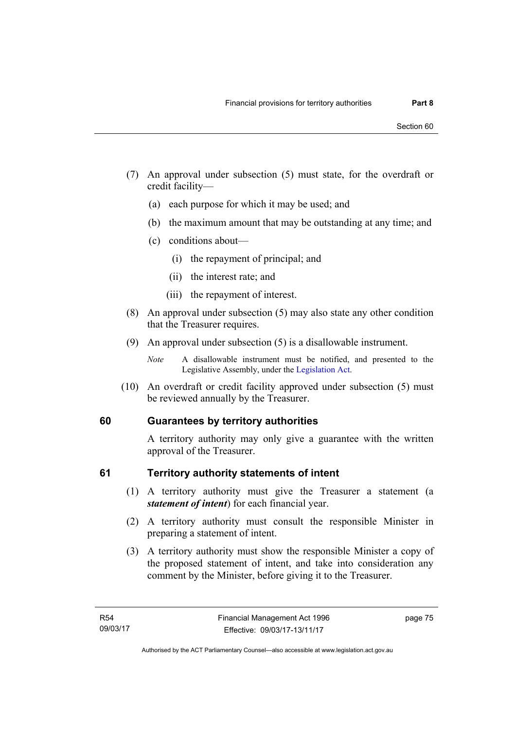(7) An approval under subsection (5) must state, for the overdraft or credit facility—

(a) each purpose for which it may be used; and

(b) the maximum amount that may be outstanding at any time; and

(c) conditions about—

(i) the repayment of principal; and

(ii) the interest rate; and

(iii) the repayment of interest.

(8) An approval under subsection (5) may also state any other condition that the Treasurer requires.

(9) An approval under subsection (5) is a disallowable instrument.

*Note* A disallowable instrument must be notified, and presented to the Legislative Assembly, under the Legislation Act.

(10) An overdraft or credit facility approved under subsection (5) must be reviewed annually by the Treasurer.

## 60 Guarantees by territory authorities

A territory authority may only give a guarantee with the written approval of the Treasurer.

## 61 Territory authority statements of intent

(1) A territory authority must give the Treasurer a statement (a ***statement of intent***) for each financial year.

(2) A territory authority must consult the responsible Minister in preparing a statement of intent.

(3) A territory authority must show the responsible Minister a copy of the proposed statement of intent, and take into consideration any comment by the Minister, before giving it to the Treasurer.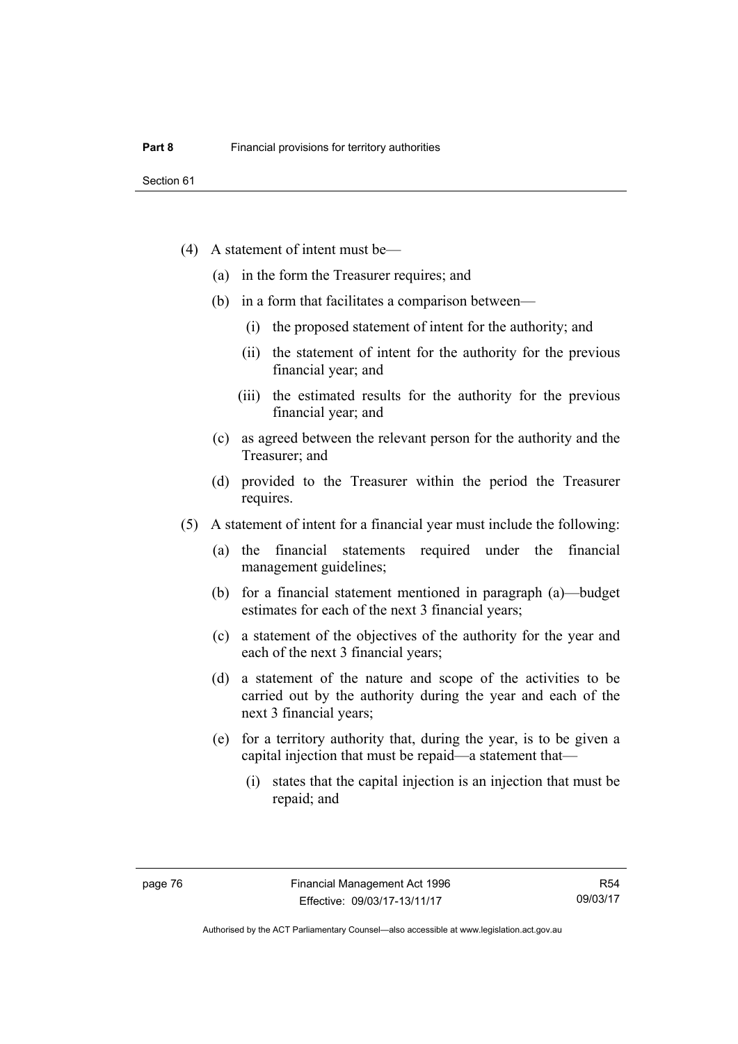(4) A statement of intent must be—

(a) in the form the Treasurer requires; and

(b) in a form that facilitates a comparison between—

(i) the proposed statement of intent for the authority; and

(ii) the statement of intent for the authority for the previous financial year; and

(iii) the estimated results for the authority for the previous financial year; and

(c) as agreed between the relevant person for the authority and the Treasurer; and

(d) provided to the Treasurer within the period the Treasurer requires.

(5) A statement of intent for a financial year must include the following:

(a) the financial statements required under the financial management guidelines;

(b) for a financial statement mentioned in paragraph (a)—budget estimates for each of the next 3 financial years;

(c) a statement of the objectives of the authority for the year and each of the next 3 financial years;

(d) a statement of the nature and scope of the activities to be carried out by the authority during the year and each of the next 3 financial years;

(e) for a territory authority that, during the year, is to be given a capital injection that must be repaid—a statement that—

(i) states that the capital injection is an injection that must be repaid; and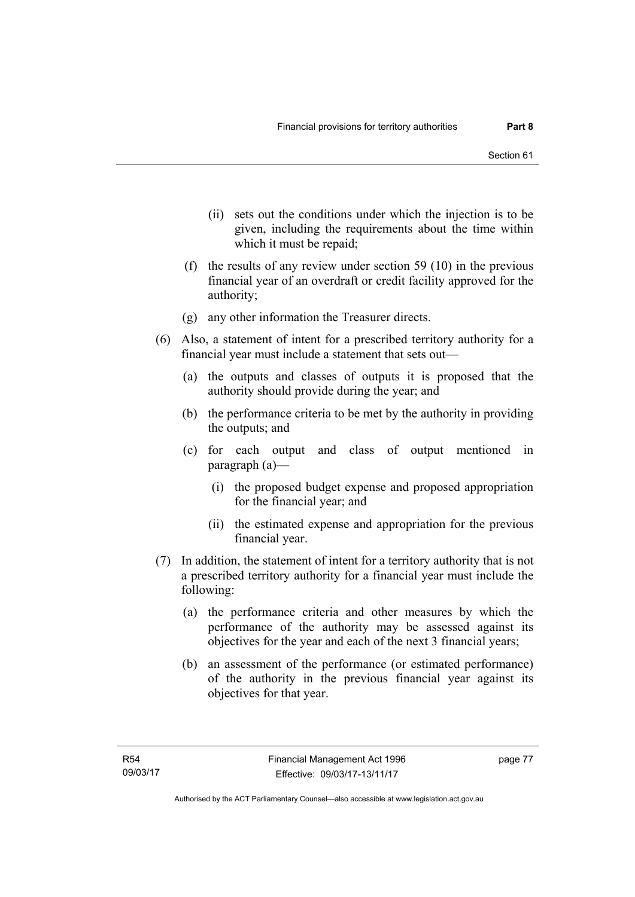(ii) sets out the conditions under which the injection is to be given, including the requirements about the time within which it must be repaid;

(f) the results of any review under section 59 (10) in the previous financial year of an overdraft or credit facility approved for the authority;

(g) any other information the Treasurer directs.

(6) Also, a statement of intent for a prescribed territory authority for a financial year must include a statement that sets out—

(a) the outputs and classes of outputs it is proposed that the authority should provide during the year; and

(b) the performance criteria to be met by the authority in providing the outputs; and

(c) for each output and class of output mentioned in paragraph (a)—

(i) the proposed budget expense and proposed appropriation for the financial year; and

(ii) the estimated expense and appropriation for the previous financial year.

(7) In addition, the statement of intent for a territory authority that is not a prescribed territory authority for a financial year must include the following:

(a) the performance criteria and other measures by which the performance of the authority may be assessed against its objectives for the year and each of the next 3 financial years;

(b) an assessment of the performance (or estimated performance) of the authority in the previous financial year against its objectives for that year.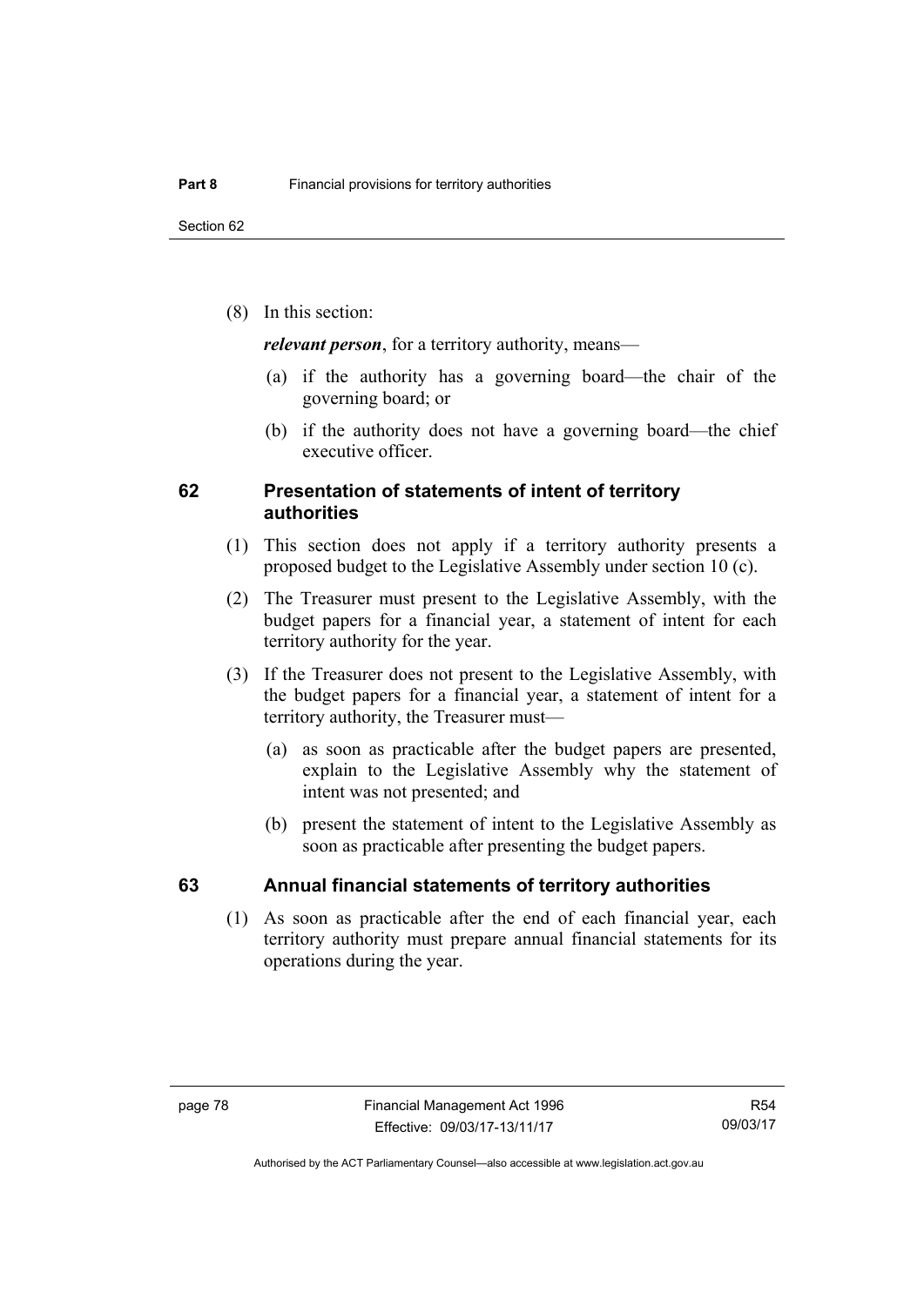(8) In this section:

***relevant person***, for a territory authority, means—

(a) if the authority has a governing board—the chair of the governing board; or

(b) if the authority does not have a governing board—the chief executive officer.

## 62 Presentation of statements of intent of territory authorities

(1) This section does not apply if a territory authority presents a proposed budget to the Legislative Assembly under section 10 (c).

(2) The Treasurer must present to the Legislative Assembly, with the budget papers for a financial year, a statement of intent for each territory authority for the year.

(3) If the Treasurer does not present to the Legislative Assembly, with the budget papers for a financial year, a statement of intent for a territory authority, the Treasurer must—

(a) as soon as practicable after the budget papers are presented, explain to the Legislative Assembly why the statement of intent was not presented; and

(b) present the statement of intent to the Legislative Assembly as soon as practicable after presenting the budget papers.

## 63 Annual financial statements of territory authorities

(1) As soon as practicable after the end of each financial year, each territory authority must prepare annual financial statements for its operations during the year.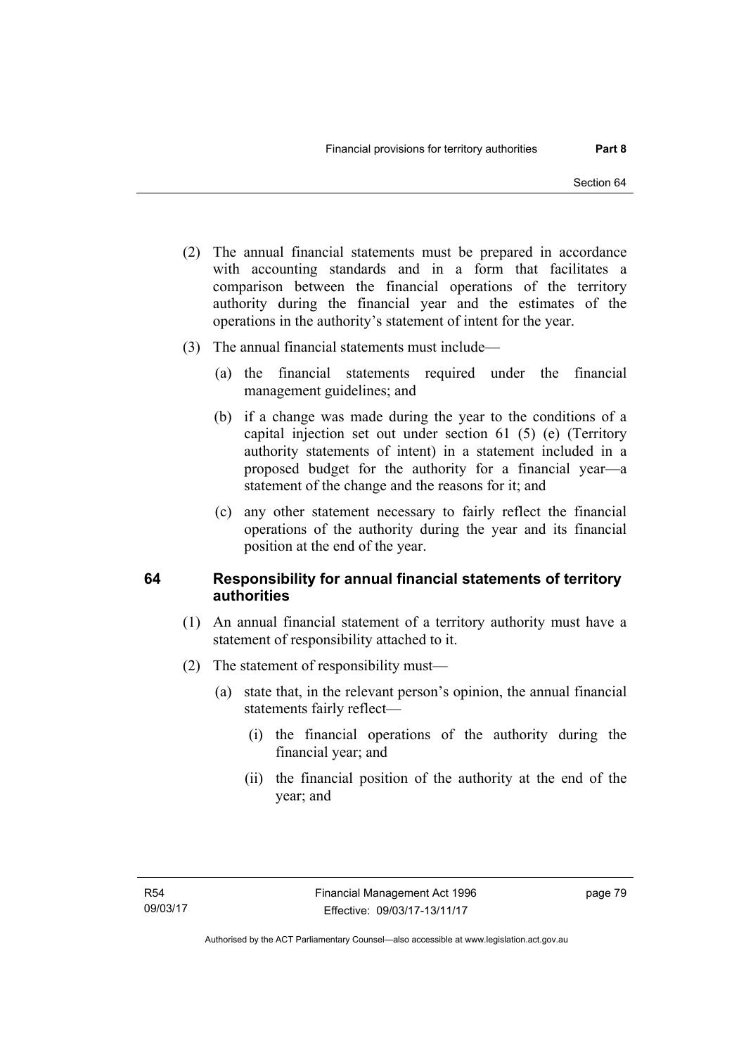(2) The annual financial statements must be prepared in accordance with accounting standards and in a form that facilitates a comparison between the financial operations of the territory authority during the financial year and the estimates of the operations in the authority's statement of intent for the year.

(3) The annual financial statements must include—

(a) the financial statements required under the financial management guidelines; and

(b) if a change was made during the year to the conditions of a capital injection set out under section 61 (5) (e) (Territory authority statements of intent) in a statement included in a proposed budget for the authority for a financial year—a statement of the change and the reasons for it; and

(c) any other statement necessary to fairly reflect the financial operations of the authority during the year and its financial position at the end of the year.

## 64 Responsibility for annual financial statements of territory authorities

(1) An annual financial statement of a territory authority must have a statement of responsibility attached to it.

(2) The statement of responsibility must—

(a) state that, in the relevant person's opinion, the annual financial statements fairly reflect—

(i) the financial operations of the authority during the financial year; and

(ii) the financial position of the authority at the end of the year; and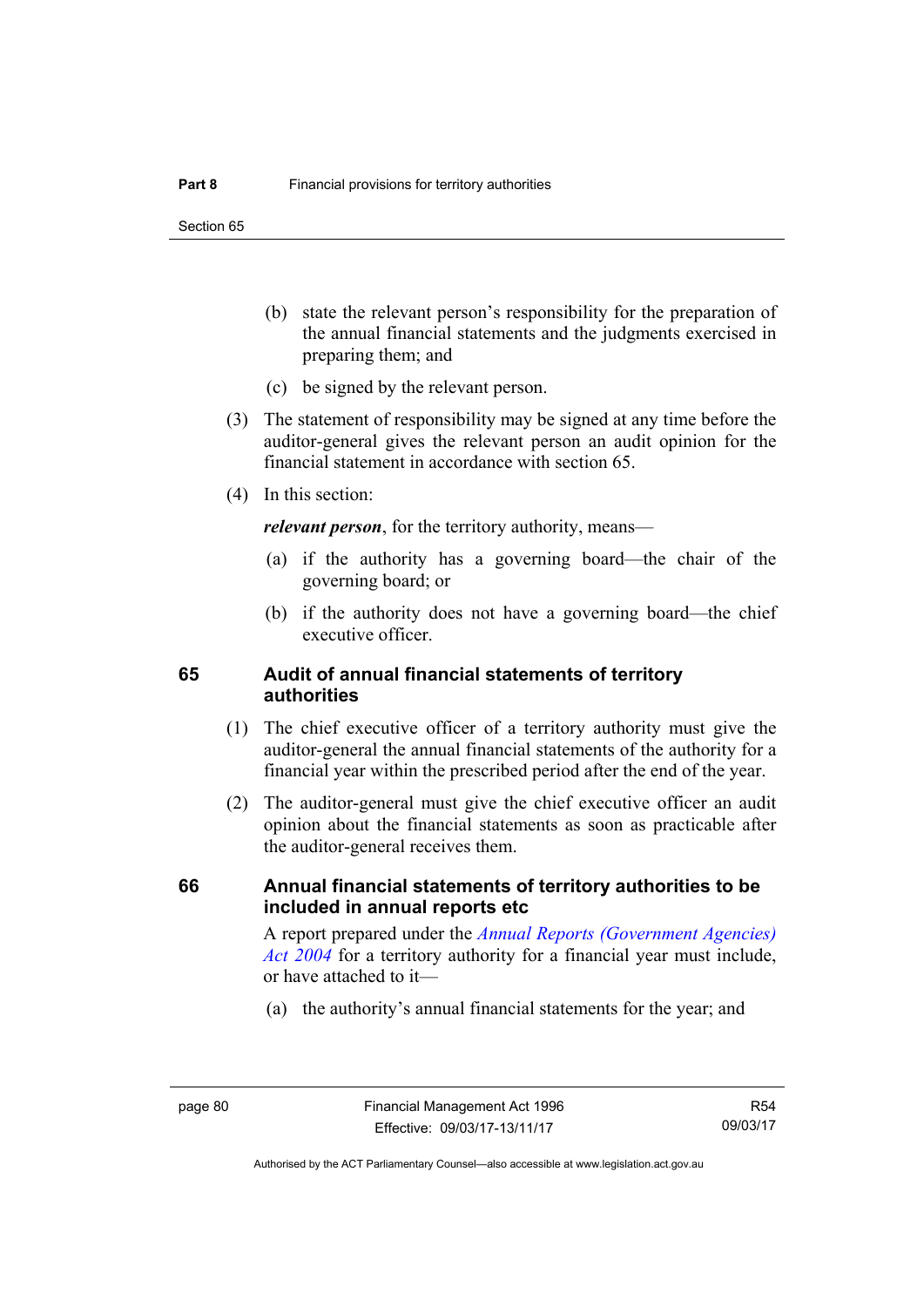(b) state the relevant person's responsibility for the preparation of the annual financial statements and the judgments exercised in preparing them; and

(c) be signed by the relevant person.

(3) The statement of responsibility may be signed at any time before the auditor-general gives the relevant person an audit opinion for the financial statement in accordance with section 65.

(4) In this section:

***relevant person***, for the territory authority, means—

(a) if the authority has a governing board—the chair of the governing board; or

(b) if the authority does not have a governing board—the chief executive officer.

## 65 Audit of annual financial statements of territory authorities

(1) The chief executive officer of a territory authority must give the auditor-general the annual financial statements of the authority for a financial year within the prescribed period after the end of the year.

(2) The auditor-general must give the chief executive officer an audit opinion about the financial statements as soon as practicable after the auditor-general receives them.

## 66 Annual financial statements of territory authorities to be included in annual reports etc

A report prepared under the *Annual Reports (Government Agencies) Act 2004* for a territory authority for a financial year must include, or have attached to it—

(a) the authority's annual financial statements for the year; and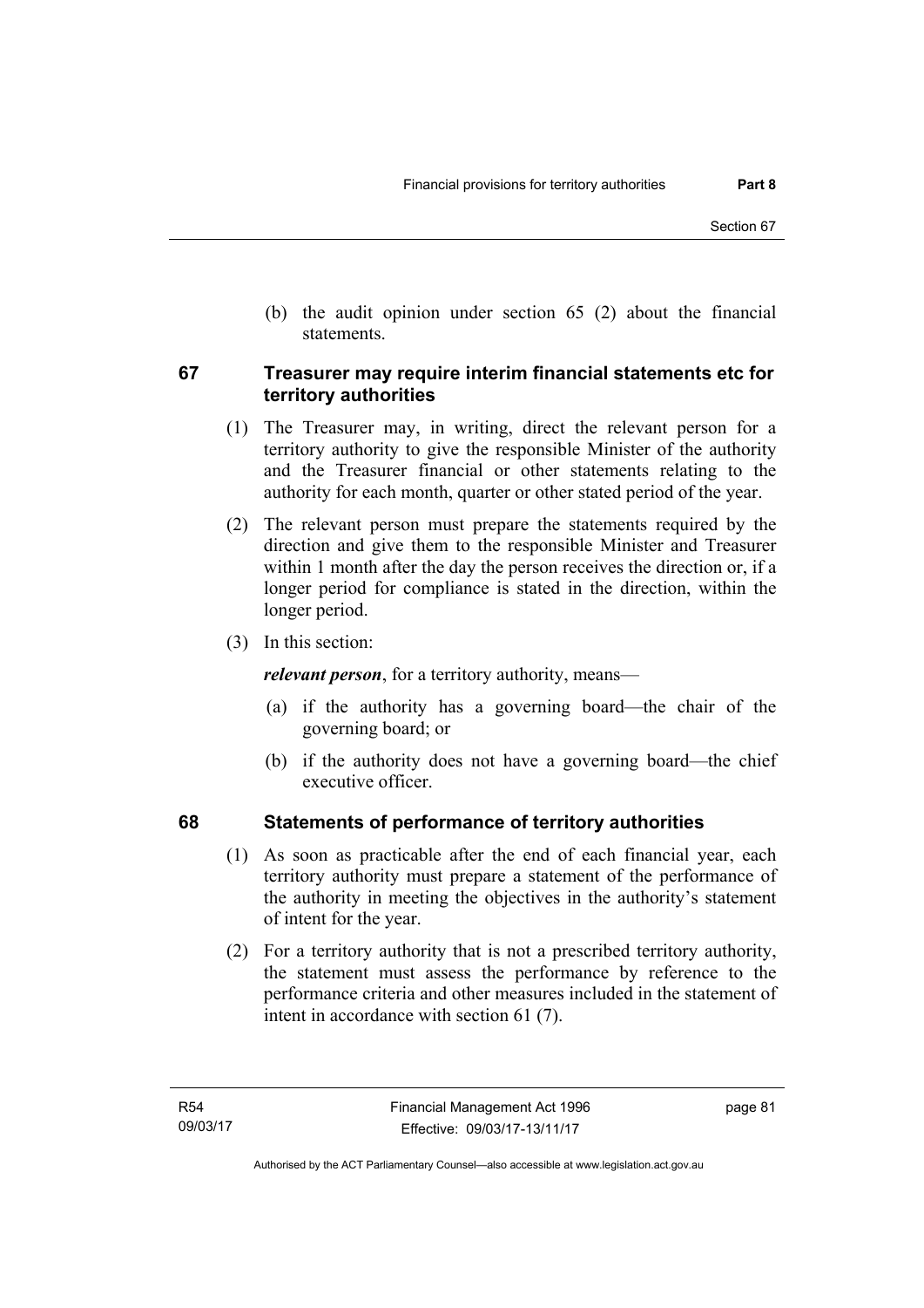(b) the audit opinion under section 65 (2) about the financial statements.

## 67 Treasurer may require interim financial statements etc for territory authorities

(1) The Treasurer may, in writing, direct the relevant person for a territory authority to give the responsible Minister of the authority and the Treasurer financial or other statements relating to the authority for each month, quarter or other stated period of the year.

(2) The relevant person must prepare the statements required by the direction and give them to the responsible Minister and Treasurer within 1 month after the day the person receives the direction or, if a longer period for compliance is stated in the direction, within the longer period.

(3) In this section:

***relevant person***, for a territory authority, means—

(a) if the authority has a governing board—the chair of the governing board; or

(b) if the authority does not have a governing board—the chief executive officer.

## 68 Statements of performance of territory authorities

(1) As soon as practicable after the end of each financial year, each territory authority must prepare a statement of the performance of the authority in meeting the objectives in the authority's statement of intent for the year.

(2) For a territory authority that is not a prescribed territory authority, the statement must assess the performance by reference to the performance criteria and other measures included in the statement of intent in accordance with section 61 (7).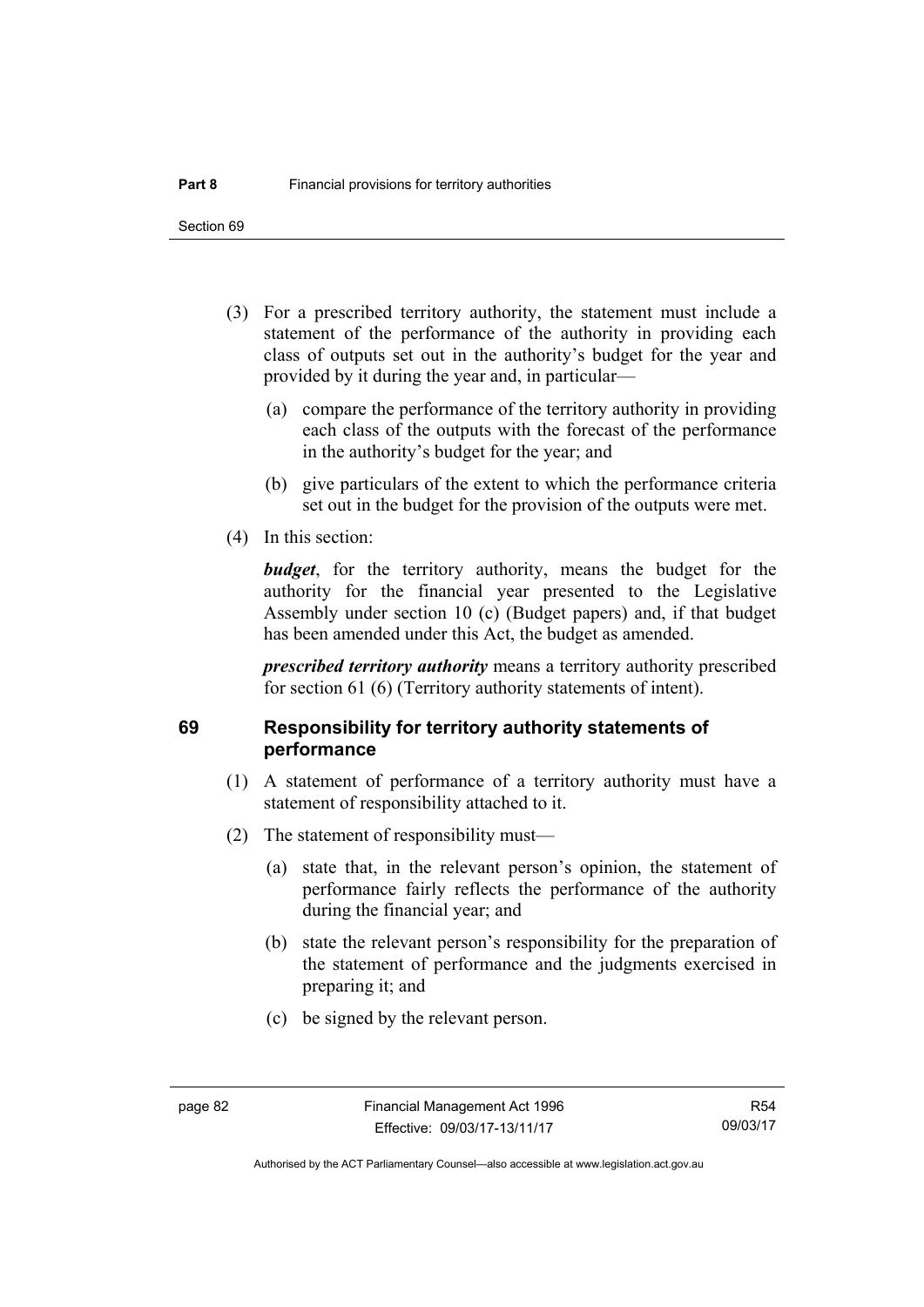(3) For a prescribed territory authority, the statement must include a statement of the performance of the authority in providing each class of outputs set out in the authority's budget for the year and provided by it during the year and, in particular—

  (a) compare the performance of the territory authority in providing each class of the outputs with the forecast of the performance in the authority's budget for the year; and

  (b) give particulars of the extent to which the performance criteria set out in the budget for the provision of the outputs were met.

(4) In this section:

***budget***, for the territory authority, means the budget for the authority for the financial year presented to the Legislative Assembly under section 10 (c) (Budget papers) and, if that budget has been amended under this Act, the budget as amended.

***prescribed territory authority*** means a territory authority prescribed for section 61 (6) (Territory authority statements of intent).

## 69 Responsibility for territory authority statements of performance

(1) A statement of performance of a territory authority must have a statement of responsibility attached to it.

(2) The statement of responsibility must—

  (a) state that, in the relevant person's opinion, the statement of performance fairly reflects the performance of the authority during the financial year; and

  (b) state the relevant person's responsibility for the preparation of the statement of performance and the judgments exercised in preparing it; and

  (c) be signed by the relevant person.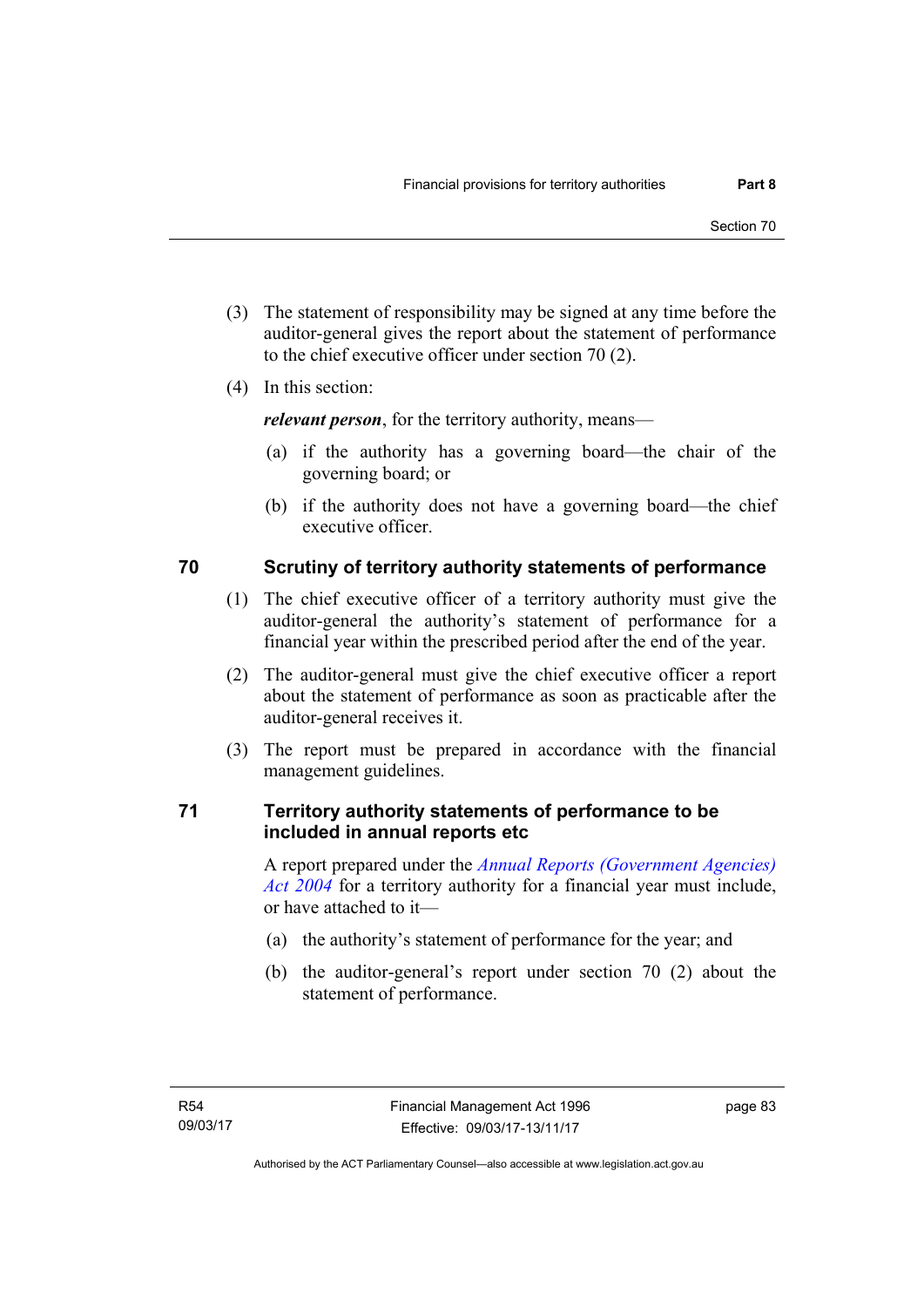(3) The statement of responsibility may be signed at any time before the auditor-general gives the report about the statement of performance to the chief executive officer under section 70 (2).

(4) In this section:

***relevant person***, for the territory authority, means—

(a) if the authority has a governing board—the chair of the governing board; or

(b) if the authority does not have a governing board—the chief executive officer.

## 70 Scrutiny of territory authority statements of performance

(1) The chief executive officer of a territory authority must give the auditor-general the authority's statement of performance for a financial year within the prescribed period after the end of the year.

(2) The auditor-general must give the chief executive officer a report about the statement of performance as soon as practicable after the auditor-general receives it.

(3) The report must be prepared in accordance with the financial management guidelines.

## 71 Territory authority statements of performance to be included in annual reports etc

A report prepared under the *Annual Reports (Government Agencies) Act 2004* for a territory authority for a financial year must include, or have attached to it—

(a) the authority's statement of performance for the year; and

(b) the auditor-general's report under section 70 (2) about the statement of performance.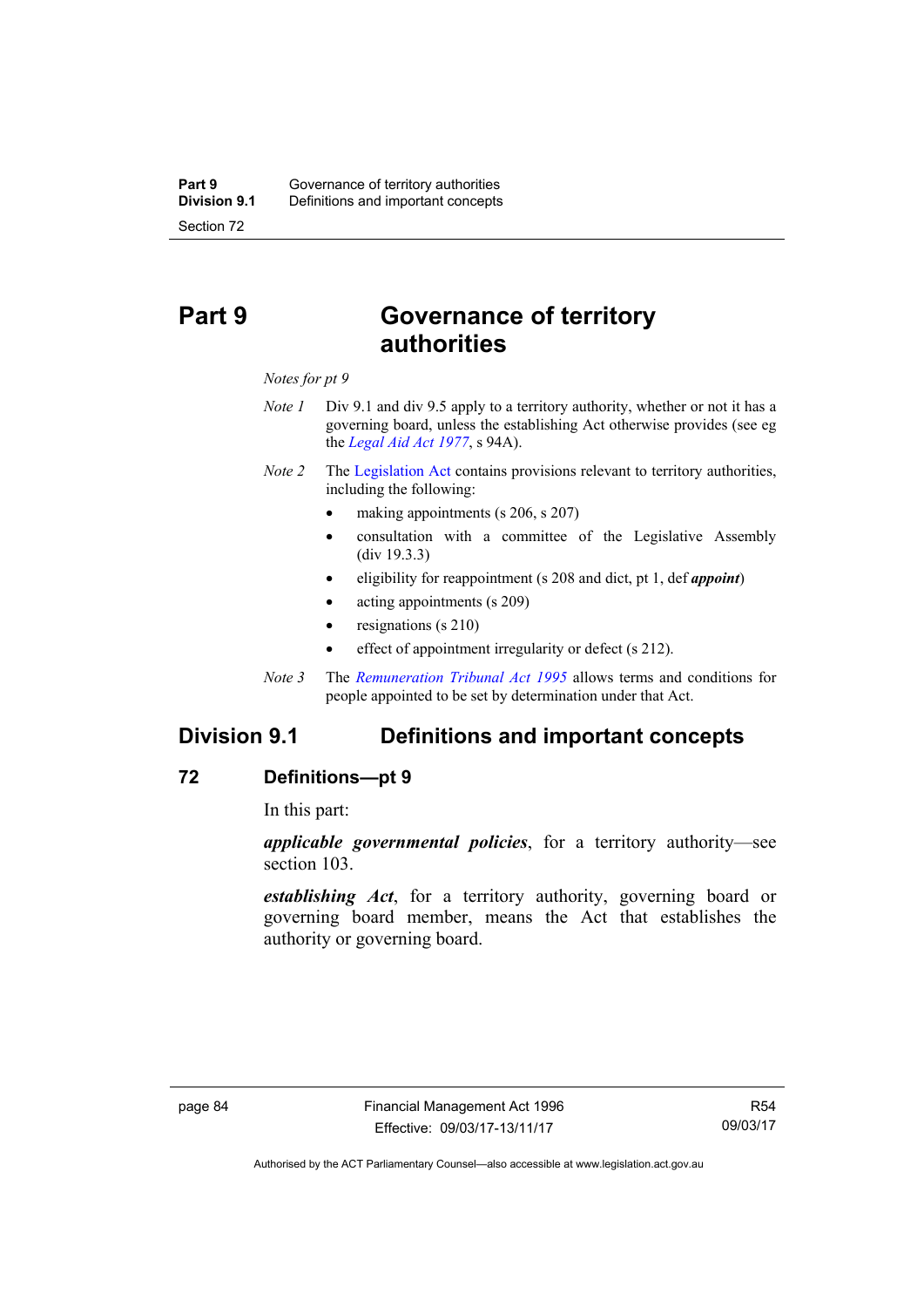# Part 9 Governance of territory authorities

*Notes for pt 9*

*Note 1* Div 9.1 and div 9.5 apply to a territory authority, whether or not it has a governing board, unless the establishing Act otherwise provides (see eg the *Legal Aid Act 1977*, s 94A).

*Note 2* The Legislation Act contains provisions relevant to territory authorities, including the following:

- making appointments (s 206, s 207)
- consultation with a committee of the Legislative Assembly (div 19.3.3)
- eligibility for reappointment (s 208 and dict, pt 1, def ***appoint***)
- acting appointments (s 209)
- resignations (s 210)
- effect of appointment irregularity or defect (s 212).

*Note 3* The *Remuneration Tribunal Act 1995* allows terms and conditions for people appointed to be set by determination under that Act.

## Division 9.1 Definitions and important concepts

### 72 Definitions—pt 9

In this part:

***applicable governmental policies***, for a territory authority—see section 103.

***establishing Act***, for a territory authority, governing board or governing board member, means the Act that establishes the authority or governing board.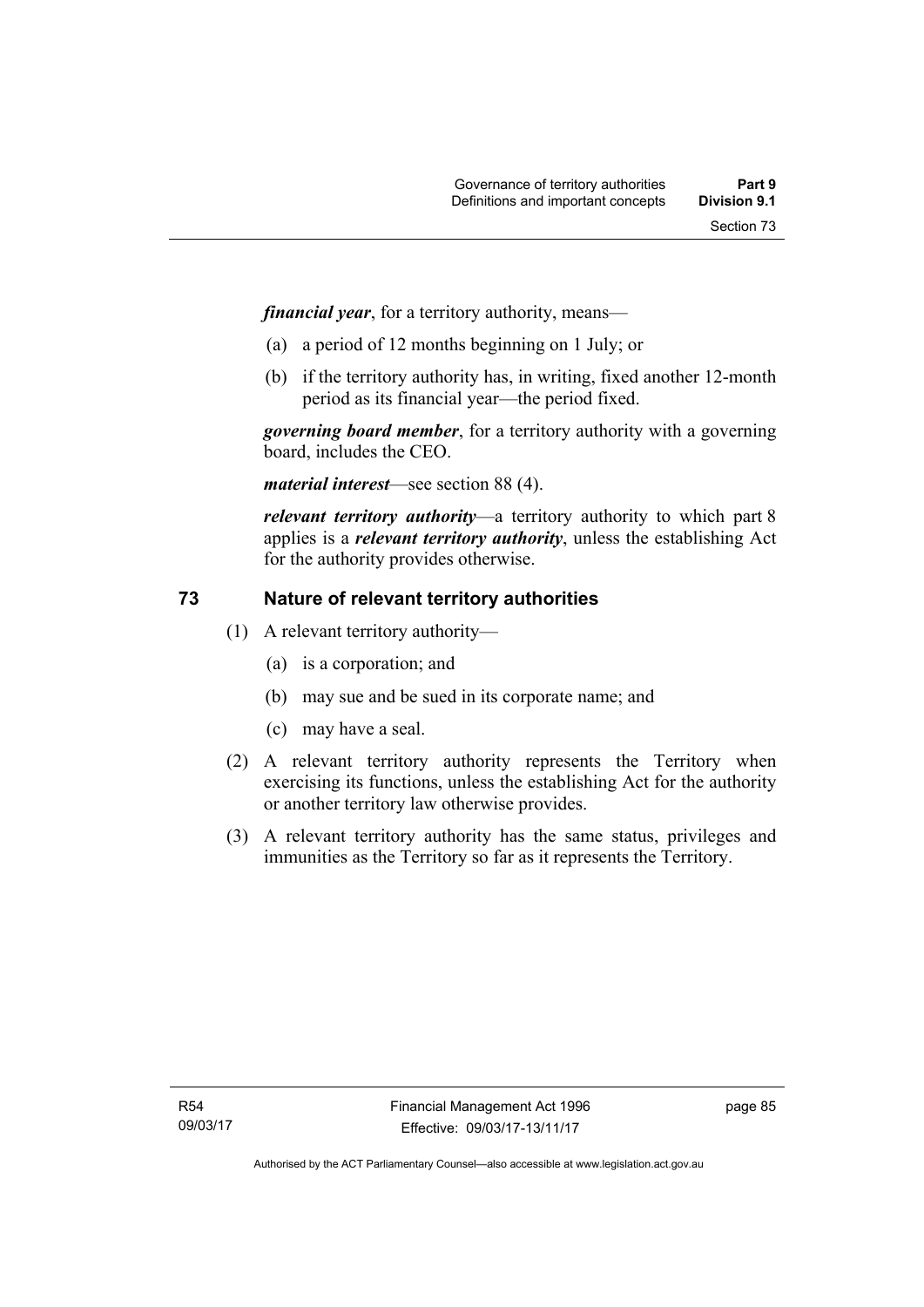***financial year***, for a territory authority, means—

(a) a period of 12 months beginning on 1 July; or

(b) if the territory authority has, in writing, fixed another 12-month period as its financial year—the period fixed.

***governing board member***, for a territory authority with a governing board, includes the CEO.

***material interest***—see section 88 (4).

***relevant territory authority***—a territory authority to which part 8 applies is a ***relevant territory authority***, unless the establishing Act for the authority provides otherwise.

## 73 Nature of relevant territory authorities

(1) A relevant territory authority—

(a) is a corporation; and

(b) may sue and be sued in its corporate name; and

(c) may have a seal.

(2) A relevant territory authority represents the Territory when exercising its functions, unless the establishing Act for the authority or another territory law otherwise provides.

(3) A relevant territory authority has the same status, privileges and immunities as the Territory so far as it represents the Territory.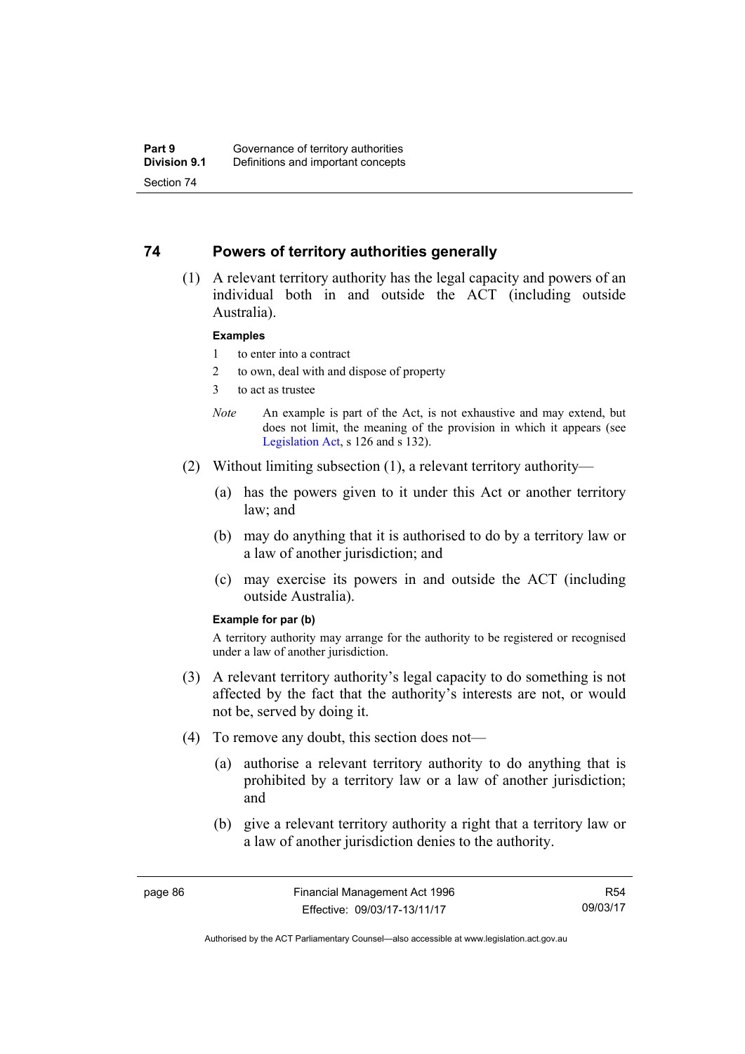## 74 Powers of territory authorities generally

(1) A relevant territory authority has the legal capacity and powers of an individual both in and outside the ACT (including outside Australia).

**Examples**

1 to enter into a contract

2 to own, deal with and dispose of property

3 to act as trustee

*Note* An example is part of the Act, is not exhaustive and may extend, but does not limit, the meaning of the provision in which it appears (see Legislation Act, s 126 and s 132).

(2) Without limiting subsection (1), a relevant territory authority—

(a) has the powers given to it under this Act or another territory law; and

(b) may do anything that it is authorised to do by a territory law or a law of another jurisdiction; and

(c) may exercise its powers in and outside the ACT (including outside Australia).

**Example for par (b)**

A territory authority may arrange for the authority to be registered or recognised under a law of another jurisdiction.

(3) A relevant territory authority's legal capacity to do something is not affected by the fact that the authority's interests are not, or would not be, served by doing it.

(4) To remove any doubt, this section does not—

(a) authorise a relevant territory authority to do anything that is prohibited by a territory law or a law of another jurisdiction; and

(b) give a relevant territory authority a right that a territory law or a law of another jurisdiction denies to the authority.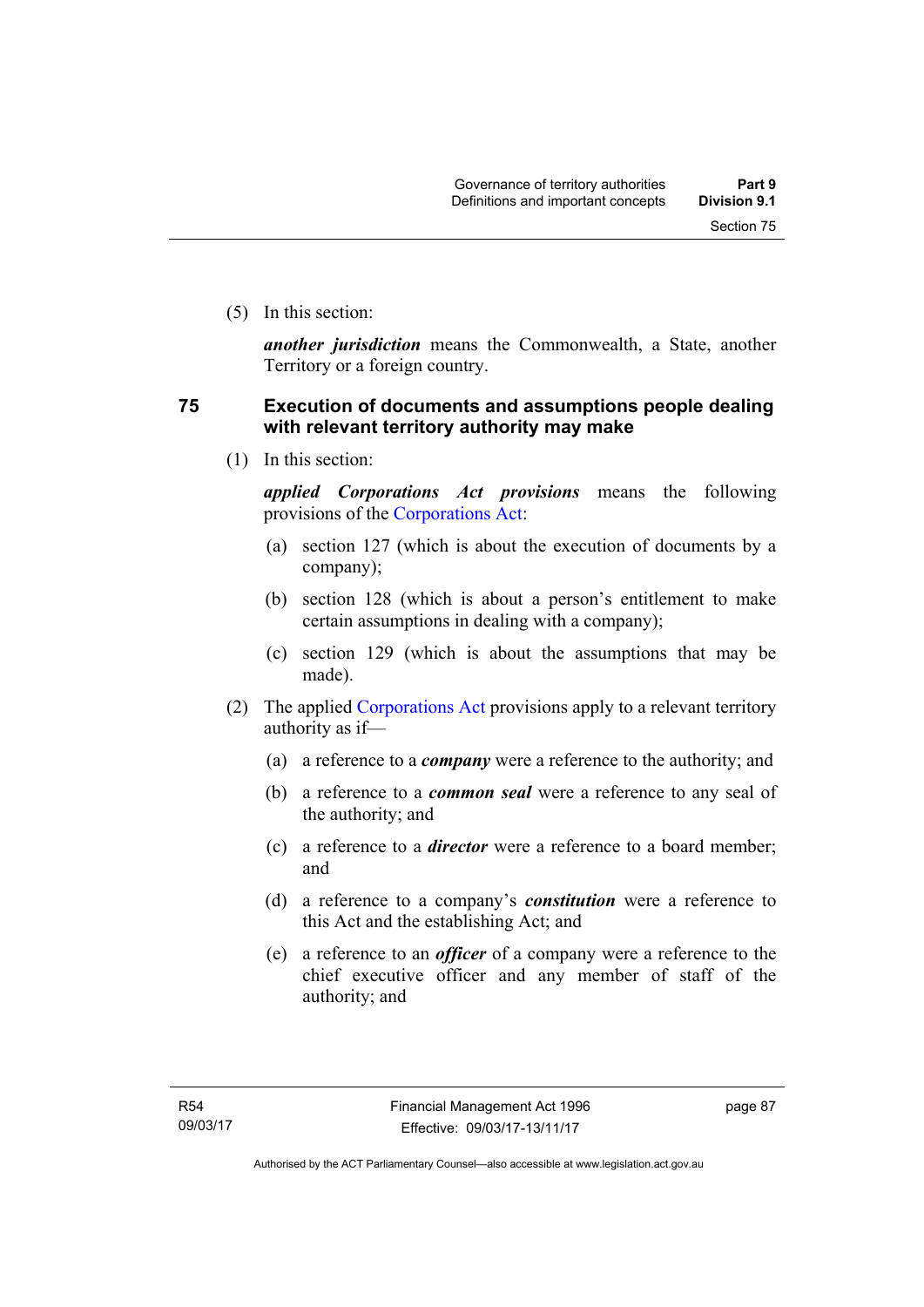(5) In this section:

***another jurisdiction*** means the Commonwealth, a State, another Territory or a foreign country.

## 75 Execution of documents and assumptions people dealing with relevant territory authority may make

(1) In this section:

***applied Corporations Act provisions*** means the following provisions of the Corporations Act:

(a) section 127 (which is about the execution of documents by a company);

(b) section 128 (which is about a person's entitlement to make certain assumptions in dealing with a company);

(c) section 129 (which is about the assumptions that may be made).

(2) The applied Corporations Act provisions apply to a relevant territory authority as if—

(a) a reference to a ***company*** were a reference to the authority; and

(b) a reference to a ***common seal*** were a reference to any seal of the authority; and

(c) a reference to a ***director*** were a reference to a board member; and

(d) a reference to a company's ***constitution*** were a reference to this Act and the establishing Act; and

(e) a reference to an ***officer*** of a company were a reference to the chief executive officer and any member of staff of the authority; and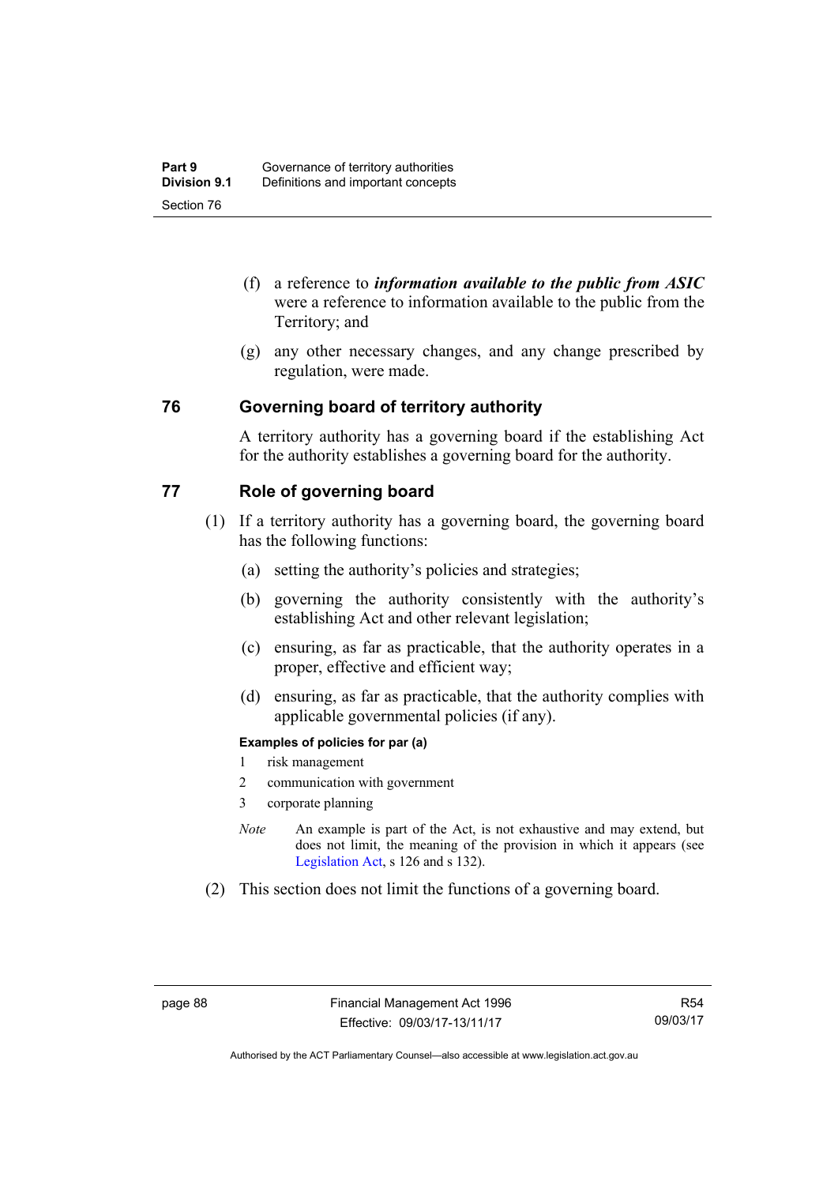(f) a reference to ***information available to the public from ASIC*** were a reference to information available to the public from the Territory; and

(g) any other necessary changes, and any change prescribed by regulation, were made.

## 76 Governing board of territory authority

A territory authority has a governing board if the establishing Act for the authority establishes a governing board for the authority.

## 77 Role of governing board

(1) If a territory authority has a governing board, the governing board has the following functions:

(a) setting the authority's policies and strategies;

(b) governing the authority consistently with the authority's establishing Act and other relevant legislation;

(c) ensuring, as far as practicable, that the authority operates in a proper, effective and efficient way;

(d) ensuring, as far as practicable, that the authority complies with applicable governmental policies (if any).

**Examples of policies for par (a)**

1 risk management

2 communication with government

3 corporate planning

*Note* An example is part of the Act, is not exhaustive and may extend, but does not limit, the meaning of the provision in which it appears (see Legislation Act, s 126 and s 132).

(2) This section does not limit the functions of a governing board.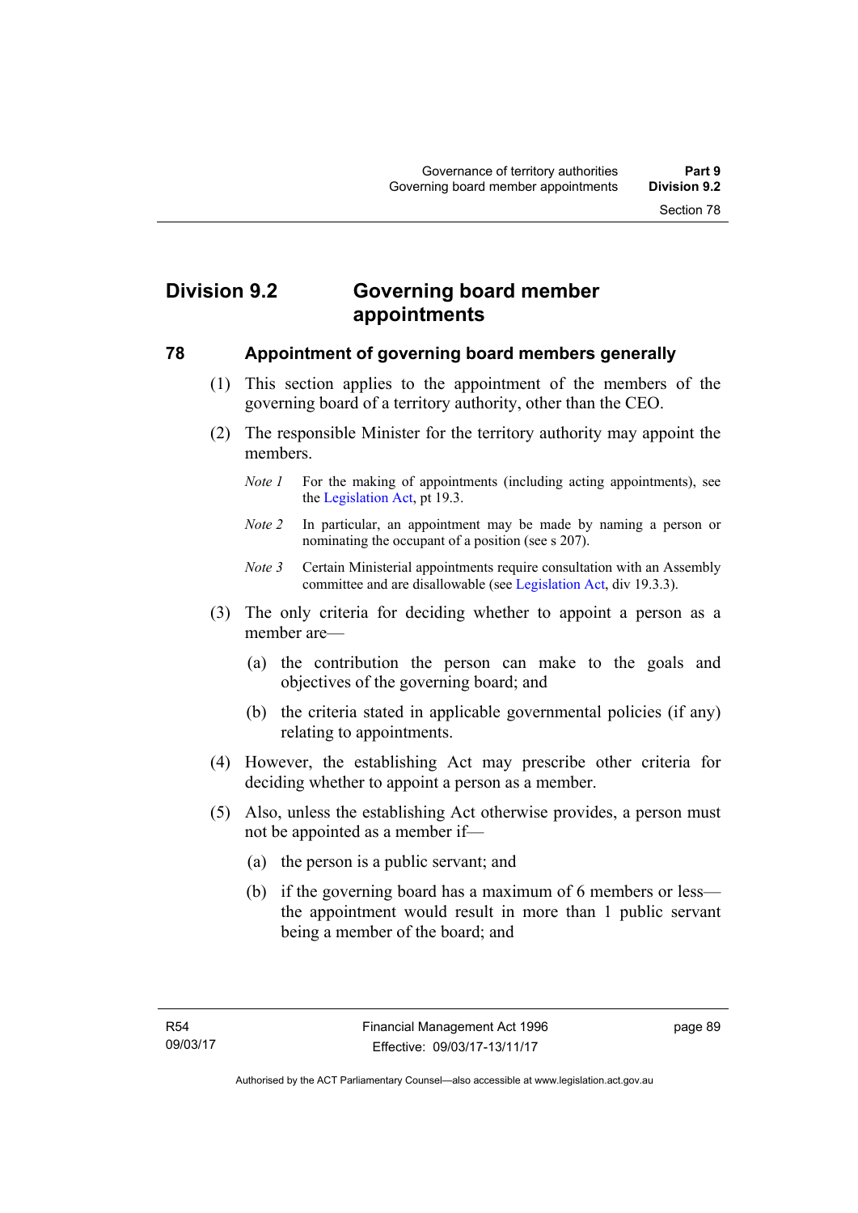## Division 9.2 Governing board member appointments

### 78 Appointment of governing board members generally

(1) This section applies to the appointment of the members of the governing board of a territory authority, other than the CEO.

(2) The responsible Minister for the territory authority may appoint the members.

*Note 1* For the making of appointments (including acting appointments), see the Legislation Act, pt 19.3.

*Note 2* In particular, an appointment may be made by naming a person or nominating the occupant of a position (see s 207).

*Note 3* Certain Ministerial appointments require consultation with an Assembly committee and are disallowable (see Legislation Act, div 19.3.3).

(3) The only criteria for deciding whether to appoint a person as a member are—

(a) the contribution the person can make to the goals and objectives of the governing board; and

(b) the criteria stated in applicable governmental policies (if any) relating to appointments.

(4) However, the establishing Act may prescribe other criteria for deciding whether to appoint a person as a member.

(5) Also, unless the establishing Act otherwise provides, a person must not be appointed as a member if—

(a) the person is a public servant; and

(b) if the governing board has a maximum of 6 members or less—the appointment would result in more than 1 public servant being a member of the board; and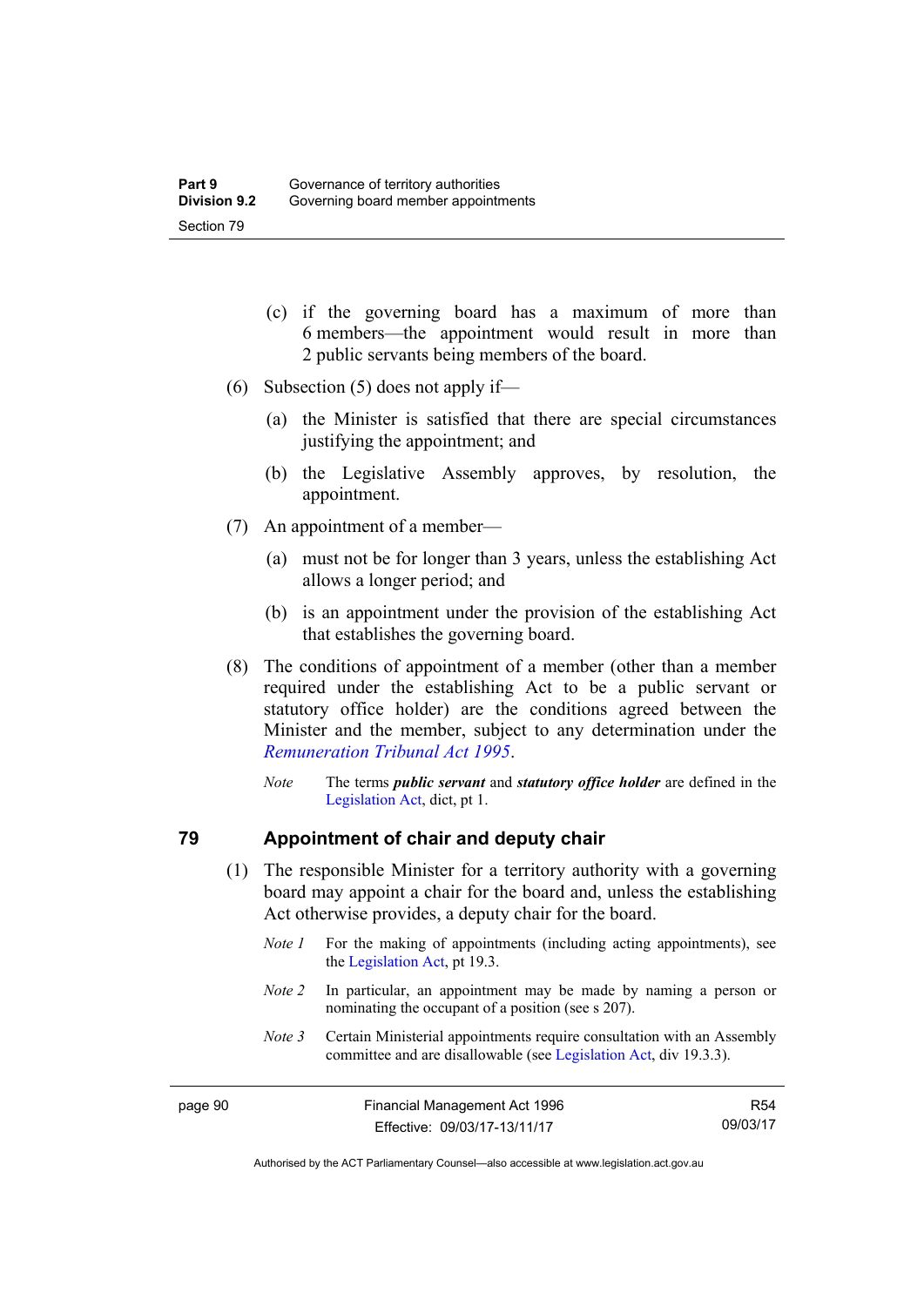(c) if the governing board has a maximum of more than 6 members—the appointment would result in more than 2 public servants being members of the board.

(6) Subsection (5) does not apply if—

(a) the Minister is satisfied that there are special circumstances justifying the appointment; and

(b) the Legislative Assembly approves, by resolution, the appointment.

(7) An appointment of a member—

(a) must not be for longer than 3 years, unless the establishing Act allows a longer period; and

(b) is an appointment under the provision of the establishing Act that establishes the governing board.

(8) The conditions of appointment of a member (other than a member required under the establishing Act to be a public servant or statutory office holder) are the conditions agreed between the Minister and the member, subject to any determination under the *Remuneration Tribunal Act 1995*.

*Note* The terms ***public servant*** and ***statutory office holder*** are defined in the Legislation Act, dict, pt 1.

## 79 Appointment of chair and deputy chair

(1) The responsible Minister for a territory authority with a governing board may appoint a chair for the board and, unless the establishing Act otherwise provides, a deputy chair for the board.

*Note 1* For the making of appointments (including acting appointments), see the Legislation Act, pt 19.3.

*Note 2* In particular, an appointment may be made by naming a person or nominating the occupant of a position (see s 207).

*Note 3* Certain Ministerial appointments require consultation with an Assembly committee and are disallowable (see Legislation Act, div 19.3.3).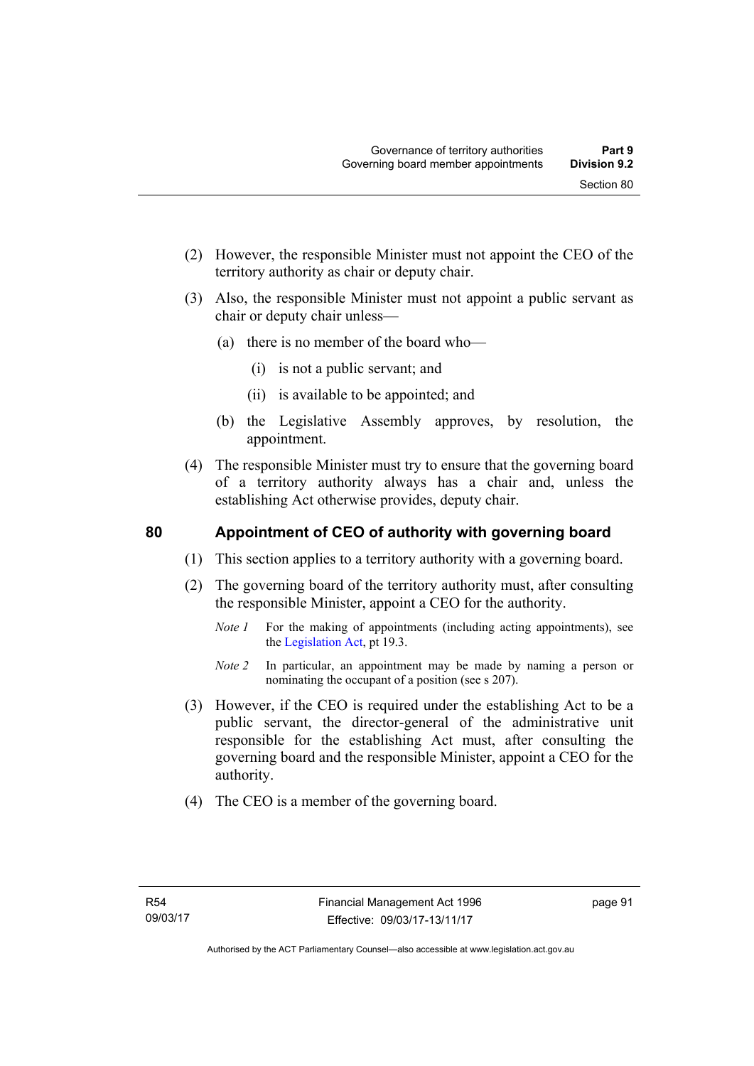(2) However, the responsible Minister must not appoint the CEO of the territory authority as chair or deputy chair.

(3) Also, the responsible Minister must not appoint a public servant as chair or deputy chair unless—

(a) there is no member of the board who—

(i) is not a public servant; and

(ii) is available to be appointed; and

(b) the Legislative Assembly approves, by resolution, the appointment.

(4) The responsible Minister must try to ensure that the governing board of a territory authority always has a chair and, unless the establishing Act otherwise provides, deputy chair.

## 80 Appointment of CEO of authority with governing board

(1) This section applies to a territory authority with a governing board.

(2) The governing board of the territory authority must, after consulting the responsible Minister, appoint a CEO for the authority.

*Note 1* For the making of appointments (including acting appointments), see the Legislation Act, pt 19.3.

*Note 2* In particular, an appointment may be made by naming a person or nominating the occupant of a position (see s 207).

(3) However, if the CEO is required under the establishing Act to be a public servant, the director-general of the administrative unit responsible for the establishing Act must, after consulting the governing board and the responsible Minister, appoint a CEO for the authority.

(4) The CEO is a member of the governing board.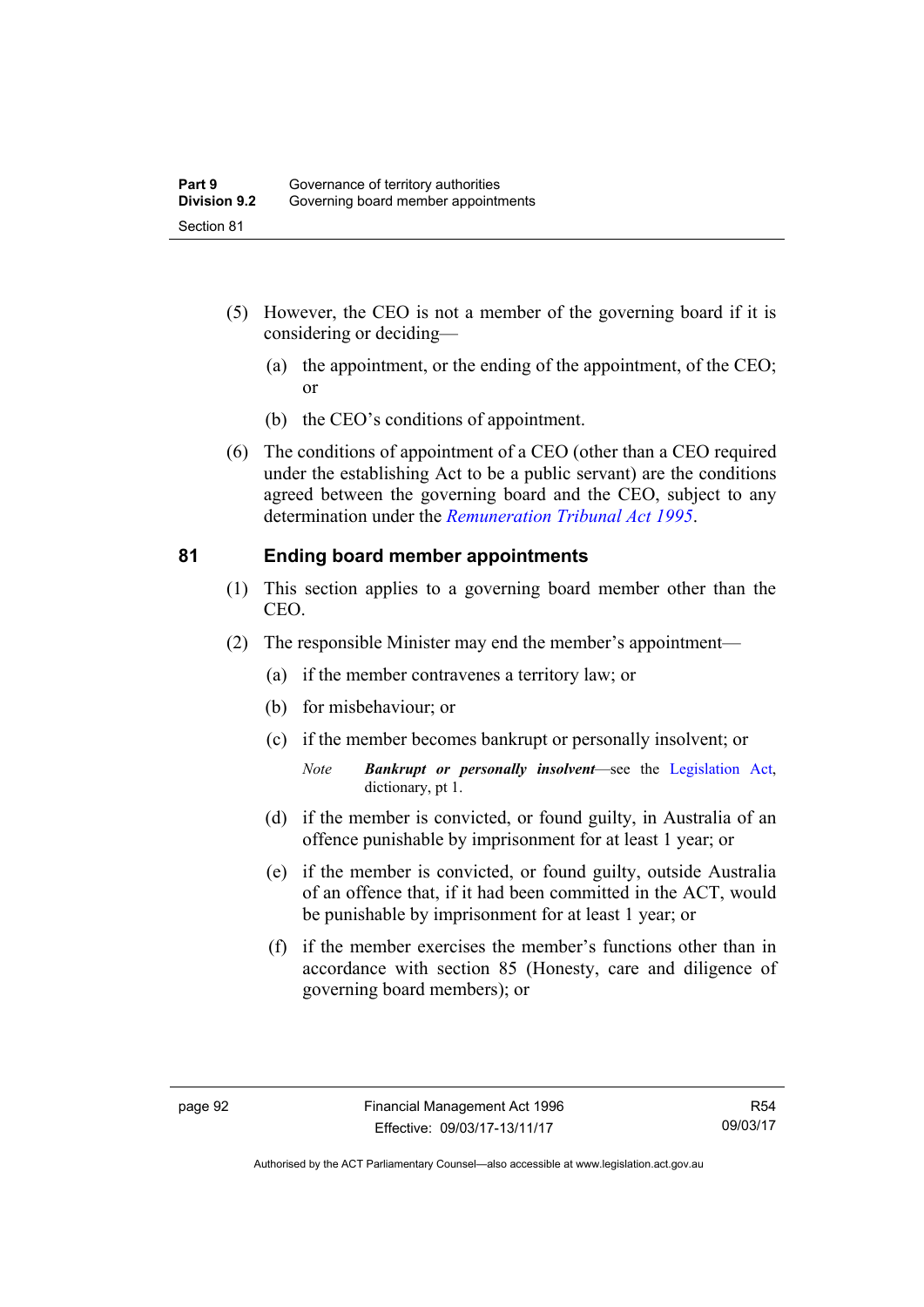(5) However, the CEO is not a member of the governing board if it is considering or deciding—

(a) the appointment, or the ending of the appointment, of the CEO; or

(b) the CEO's conditions of appointment.

(6) The conditions of appointment of a CEO (other than a CEO required under the establishing Act to be a public servant) are the conditions agreed between the governing board and the CEO, subject to any determination under the *Remuneration Tribunal Act 1995*.

## 81 Ending board member appointments

(1) This section applies to a governing board member other than the CEO.

(2) The responsible Minister may end the member's appointment—

(a) if the member contravenes a territory law; or

(b) for misbehaviour; or

(c) if the member becomes bankrupt or personally insolvent; or

*Note* ***Bankrupt or personally insolvent***—see the Legislation Act, dictionary, pt 1.

(d) if the member is convicted, or found guilty, in Australia of an offence punishable by imprisonment for at least 1 year; or

(e) if the member is convicted, or found guilty, outside Australia of an offence that, if it had been committed in the ACT, would be punishable by imprisonment for at least 1 year; or

(f) if the member exercises the member's functions other than in accordance with section 85 (Honesty, care and diligence of governing board members); or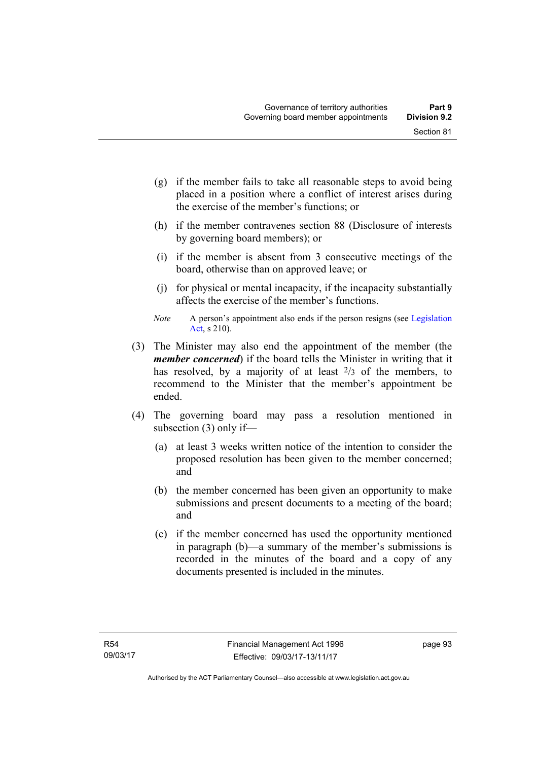(g) if the member fails to take all reasonable steps to avoid being placed in a position where a conflict of interest arises during the exercise of the member's functions; or

(h) if the member contravenes section 88 (Disclosure of interests by governing board members); or

(i) if the member is absent from 3 consecutive meetings of the board, otherwise than on approved leave; or

(j) for physical or mental incapacity, if the incapacity substantially affects the exercise of the member's functions.

*Note* A person's appointment also ends if the person resigns (see Legislation Act, s 210).

(3) The Minister may also end the appointment of the member (the ***member concerned***) if the board tells the Minister in writing that it has resolved, by a majority of at least $^{2}/_{3}$ of the members, to recommend to the Minister that the member's appointment be ended.

(4) The governing board may pass a resolution mentioned in subsection (3) only if—

(a) at least 3 weeks written notice of the intention to consider the proposed resolution has been given to the member concerned; and

(b) the member concerned has been given an opportunity to make submissions and present documents to a meeting of the board; and

(c) if the member concerned has used the opportunity mentioned in paragraph (b)—a summary of the member's submissions is recorded in the minutes of the board and a copy of any documents presented is included in the minutes.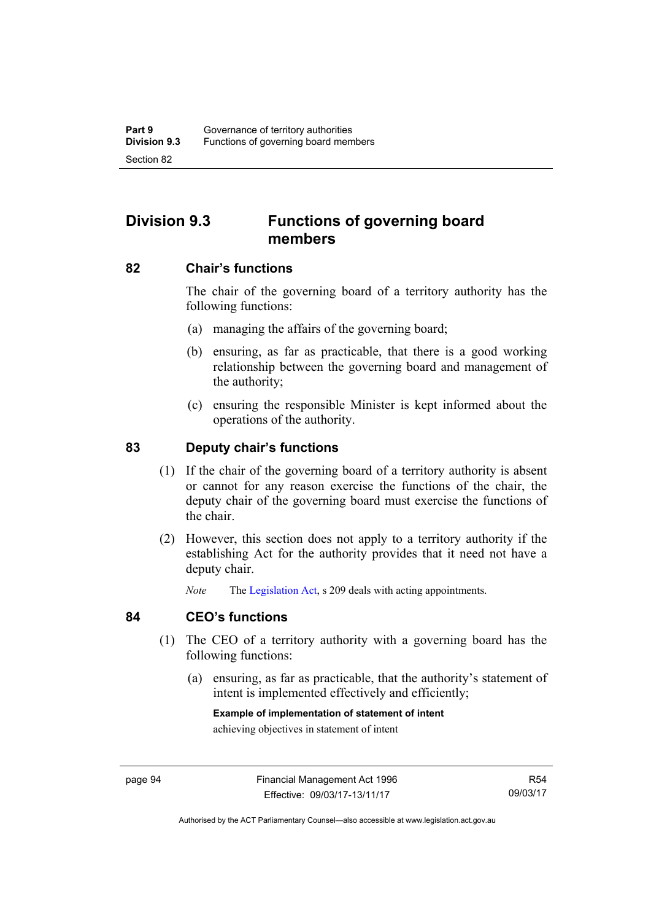## Division 9.3 Functions of governing board members

### 82 Chair's functions

The chair of the governing board of a territory authority has the following functions:

(a) managing the affairs of the governing board;

(b) ensuring, as far as practicable, that there is a good working relationship between the governing board and management of the authority;

(c) ensuring the responsible Minister is kept informed about the operations of the authority.

### 83 Deputy chair's functions

(1) If the chair of the governing board of a territory authority is absent or cannot for any reason exercise the functions of the chair, the deputy chair of the governing board must exercise the functions of the chair.

(2) However, this section does not apply to a territory authority if the establishing Act for the authority provides that it need not have a deputy chair.

*Note* The Legislation Act, s 209 deals with acting appointments.

### 84 CEO's functions

(1) The CEO of a territory authority with a governing board has the following functions:

(a) ensuring, as far as practicable, that the authority's statement of intent is implemented effectively and efficiently;

**Example of implementation of statement of intent**

achieving objectives in statement of intent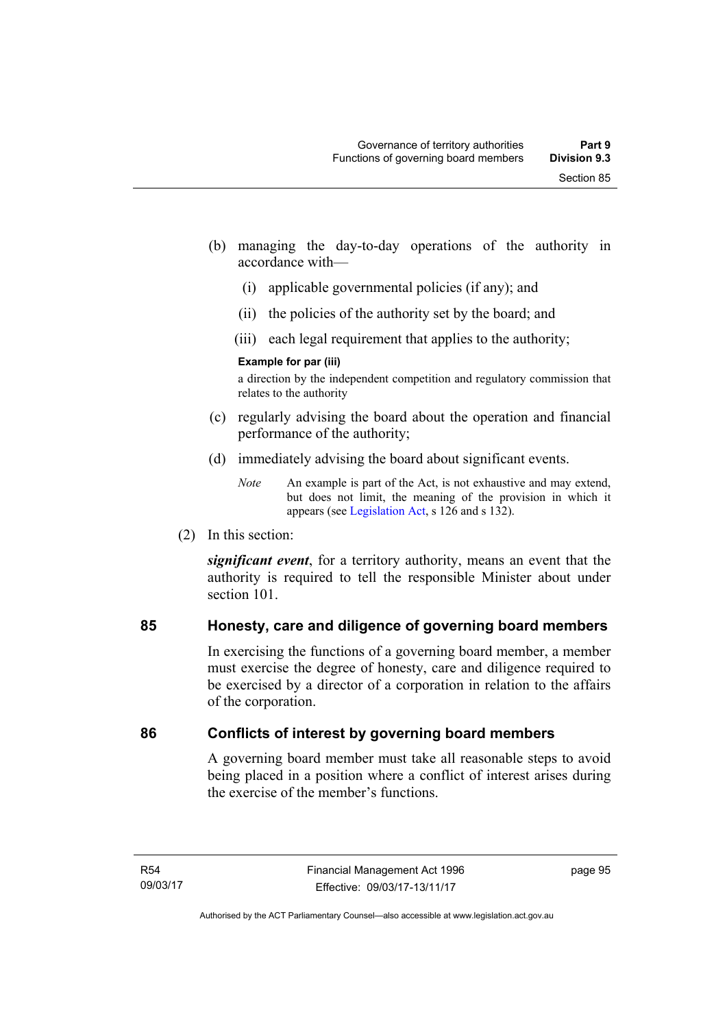(b) managing the day-to-day operations of the authority in accordance with—

  (i) applicable governmental policies (if any); and

  (ii) the policies of the authority set by the board; and

  (iii) each legal requirement that applies to the authority;

**Example for par (iii)**

a direction by the independent competition and regulatory commission that relates to the authority

(c) regularly advising the board about the operation and financial performance of the authority;

(d) immediately advising the board about significant events.

*Note* An example is part of the Act, is not exhaustive and may extend, but does not limit, the meaning of the provision in which it appears (see Legislation Act, s 126 and s 132).

(2) In this section:

***significant event***, for a territory authority, means an event that the authority is required to tell the responsible Minister about under section 101.

## 85 Honesty, care and diligence of governing board members

In exercising the functions of a governing board member, a member must exercise the degree of honesty, care and diligence required to be exercised by a director of a corporation in relation to the affairs of the corporation.

## 86 Conflicts of interest by governing board members

A governing board member must take all reasonable steps to avoid being placed in a position where a conflict of interest arises during the exercise of the member's functions.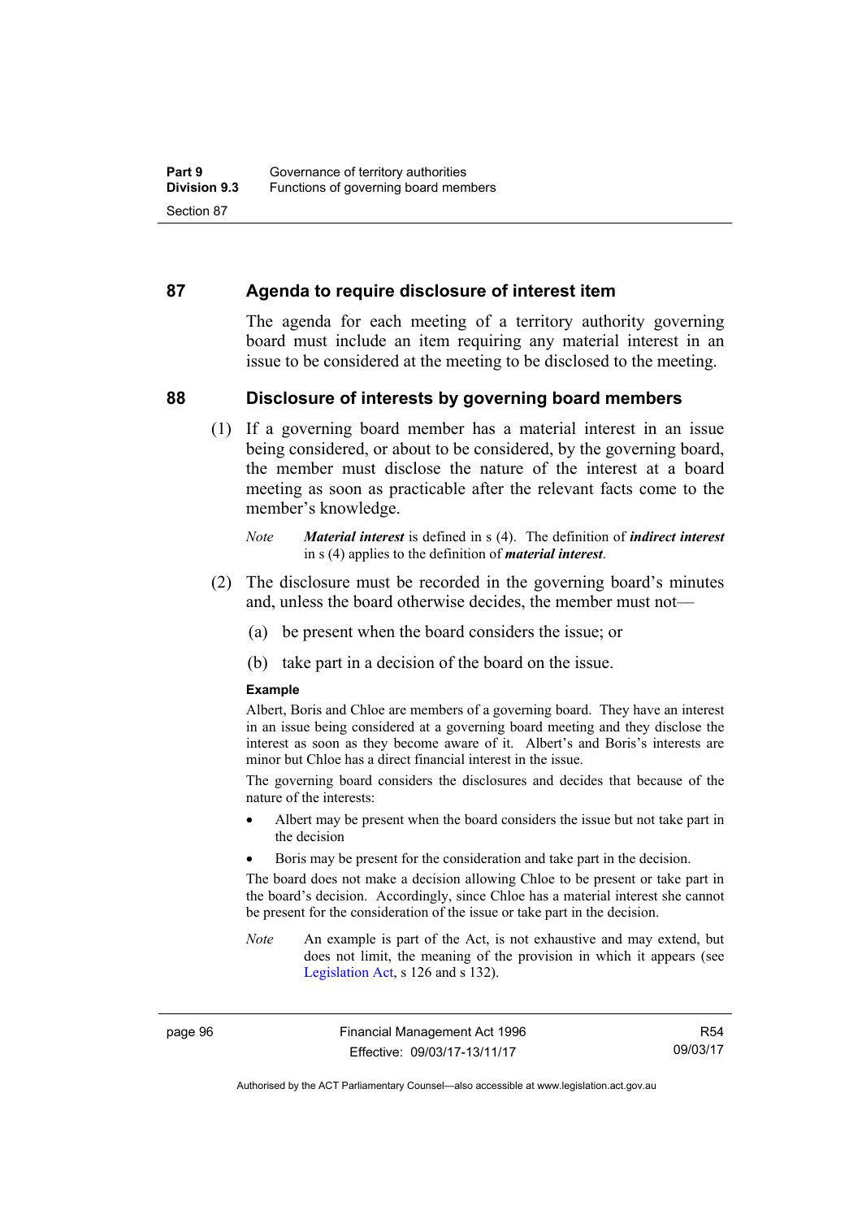## 87 Agenda to require disclosure of interest item

The agenda for each meeting of a territory authority governing board must include an item requiring any material interest in an issue to be considered at the meeting to be disclosed to the meeting.

## 88 Disclosure of interests by governing board members

(1) If a governing board member has a material interest in an issue being considered, or about to be considered, by the governing board, the member must disclose the nature of the interest at a board meeting as soon as practicable after the relevant facts come to the member's knowledge.

*Note* ***Material interest*** is defined in s (4). The definition of ***indirect interest*** in s (4) applies to the definition of ***material interest***.

(2) The disclosure must be recorded in the governing board's minutes and, unless the board otherwise decides, the member must not—

(a) be present when the board considers the issue; or

(b) take part in a decision of the board on the issue.

**Example**

Albert, Boris and Chloe are members of a governing board. They have an interest in an issue being considered at a governing board meeting and they disclose the interest as soon as they become aware of it. Albert's and Boris's interests are minor but Chloe has a direct financial interest in the issue.

The governing board considers the disclosures and decides that because of the nature of the interests:

- Albert may be present when the board considers the issue but not take part in the decision
- Boris may be present for the consideration and take part in the decision.

The board does not make a decision allowing Chloe to be present or take part in the board's decision. Accordingly, since Chloe has a material interest she cannot be present for the consideration of the issue or take part in the decision.

*Note* An example is part of the Act, is not exhaustive and may extend, but does not limit, the meaning of the provision in which it appears (see Legislation Act, s 126 and s 132).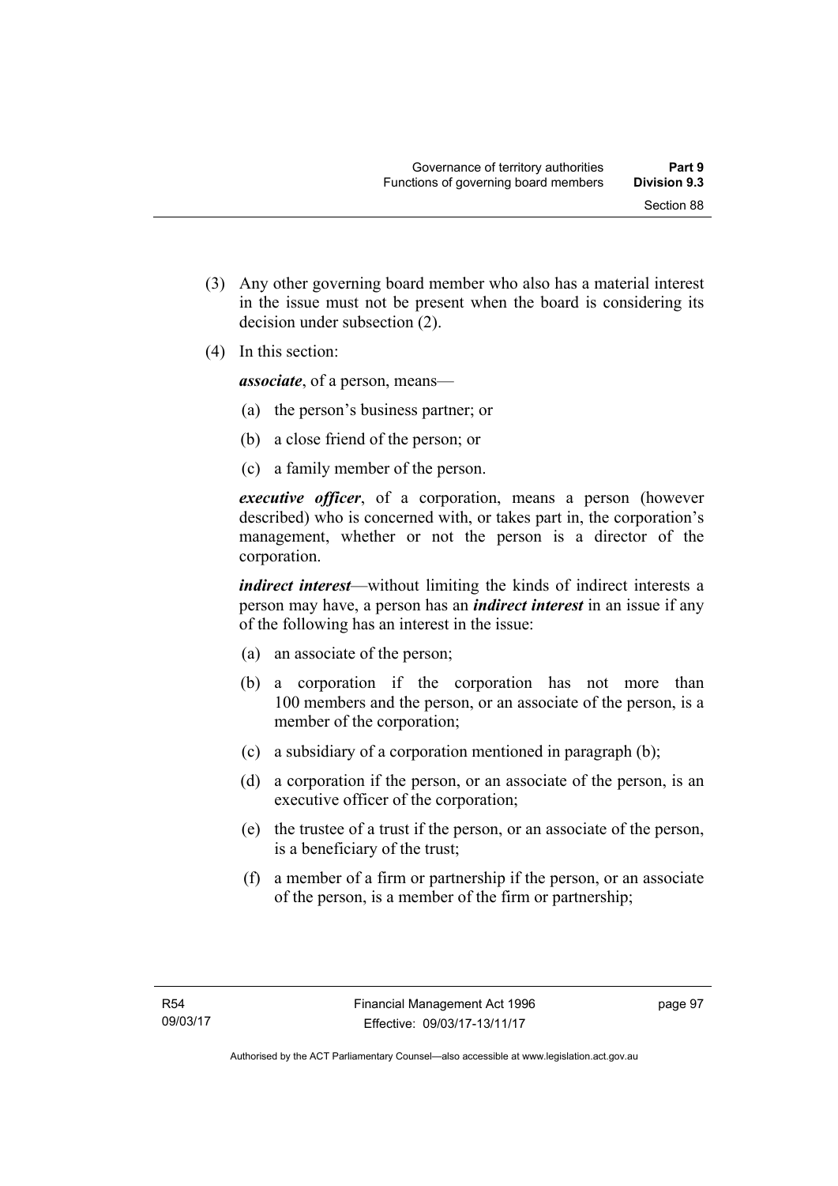(3) Any other governing board member who also has a material interest in the issue must not be present when the board is considering its decision under subsection (2).

(4) In this section:

***associate***, of a person, means—

(a) the person's business partner; or

(b) a close friend of the person; or

(c) a family member of the person.

***executive officer***, of a corporation, means a person (however described) who is concerned with, or takes part in, the corporation's management, whether or not the person is a director of the corporation.

***indirect interest***—without limiting the kinds of indirect interests a person may have, a person has an ***indirect interest*** in an issue if any of the following has an interest in the issue:

(a) an associate of the person;

(b) a corporation if the corporation has not more than 100 members and the person, or an associate of the person, is a member of the corporation;

(c) a subsidiary of a corporation mentioned in paragraph (b);

(d) a corporation if the person, or an associate of the person, is an executive officer of the corporation;

(e) the trustee of a trust if the person, or an associate of the person, is a beneficiary of the trust;

(f) a member of a firm or partnership if the person, or an associate of the person, is a member of the firm or partnership;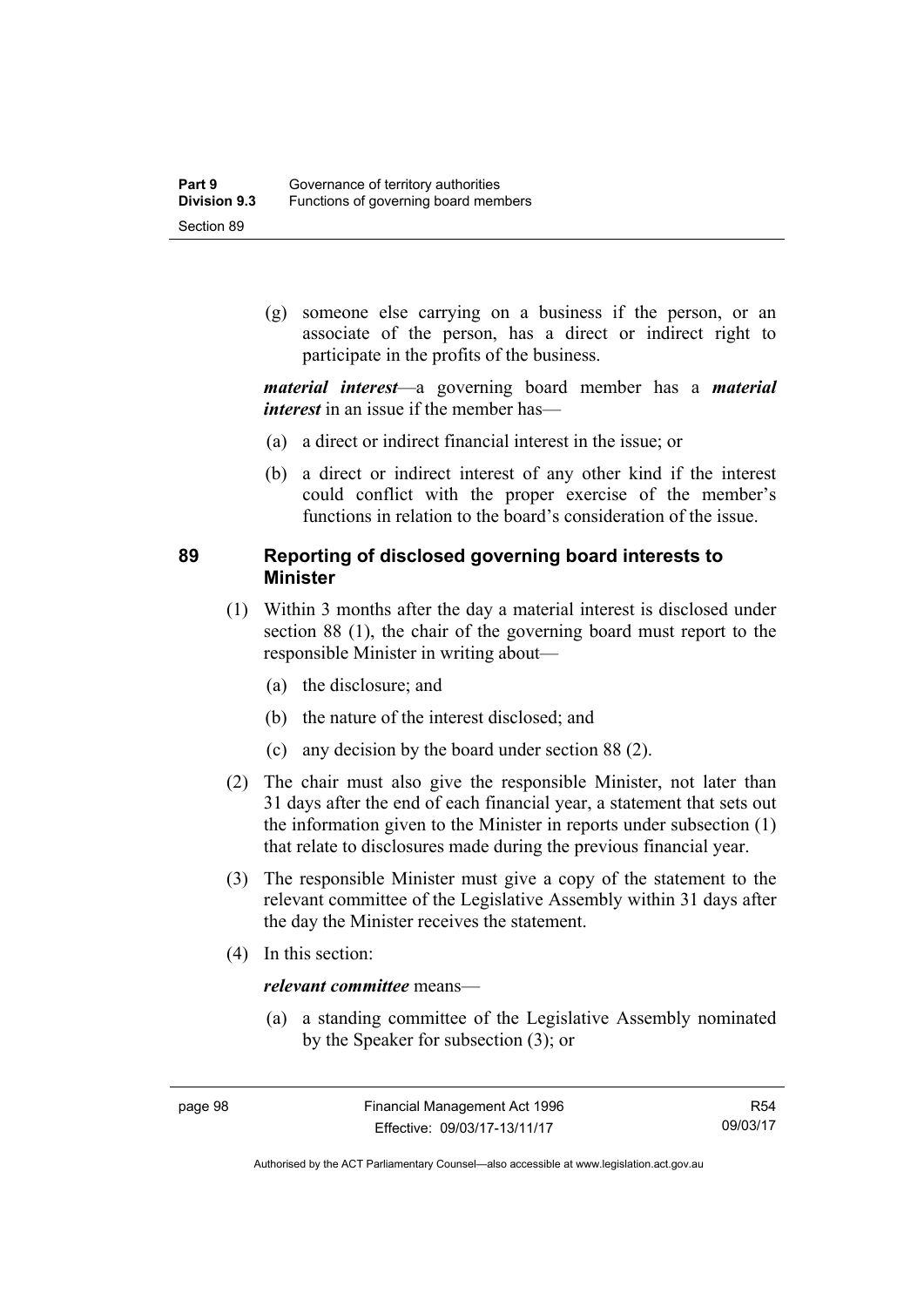(g) someone else carrying on a business if the person, or an associate of the person, has a direct or indirect right to participate in the profits of the business.

***material interest***—a governing board member has a ***material interest*** in an issue if the member has—

(a) a direct or indirect financial interest in the issue; or

(b) a direct or indirect interest of any other kind if the interest could conflict with the proper exercise of the member's functions in relation to the board's consideration of the issue.

## 89 Reporting of disclosed governing board interests to Minister

(1) Within 3 months after the day a material interest is disclosed under section 88 (1), the chair of the governing board must report to the responsible Minister in writing about—

(a) the disclosure; and

(b) the nature of the interest disclosed; and

(c) any decision by the board under section 88 (2).

(2) The chair must also give the responsible Minister, not later than 31 days after the end of each financial year, a statement that sets out the information given to the Minister in reports under subsection (1) that relate to disclosures made during the previous financial year.

(3) The responsible Minister must give a copy of the statement to the relevant committee of the Legislative Assembly within 31 days after the day the Minister receives the statement.

(4) In this section:

***relevant committee*** means—

(a) a standing committee of the Legislative Assembly nominated by the Speaker for subsection (3); or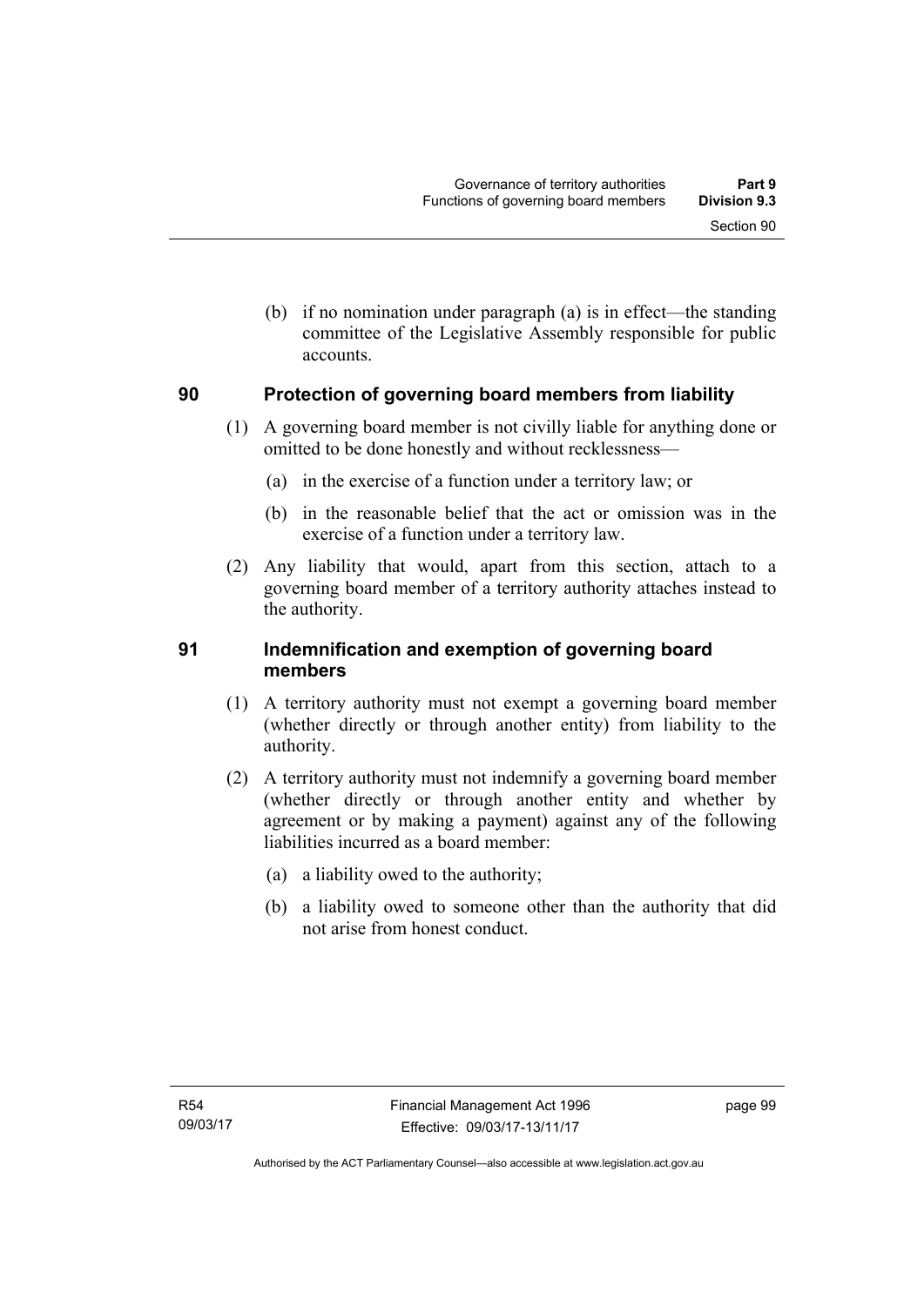(b) if no nomination under paragraph (a) is in effect—the standing committee of the Legislative Assembly responsible for public accounts.

### 90 Protection of governing board members from liability

(1) A governing board member is not civilly liable for anything done or omitted to be done honestly and without recklessness—

(a) in the exercise of a function under a territory law; or

(b) in the reasonable belief that the act or omission was in the exercise of a function under a territory law.

(2) Any liability that would, apart from this section, attach to a governing board member of a territory authority attaches instead to the authority.

### 91 Indemnification and exemption of governing board members

(1) A territory authority must not exempt a governing board member (whether directly or through another entity) from liability to the authority.

(2) A territory authority must not indemnify a governing board member (whether directly or through another entity and whether by agreement or by making a payment) against any of the following liabilities incurred as a board member:

(a) a liability owed to the authority;

(b) a liability owed to someone other than the authority that did not arise from honest conduct.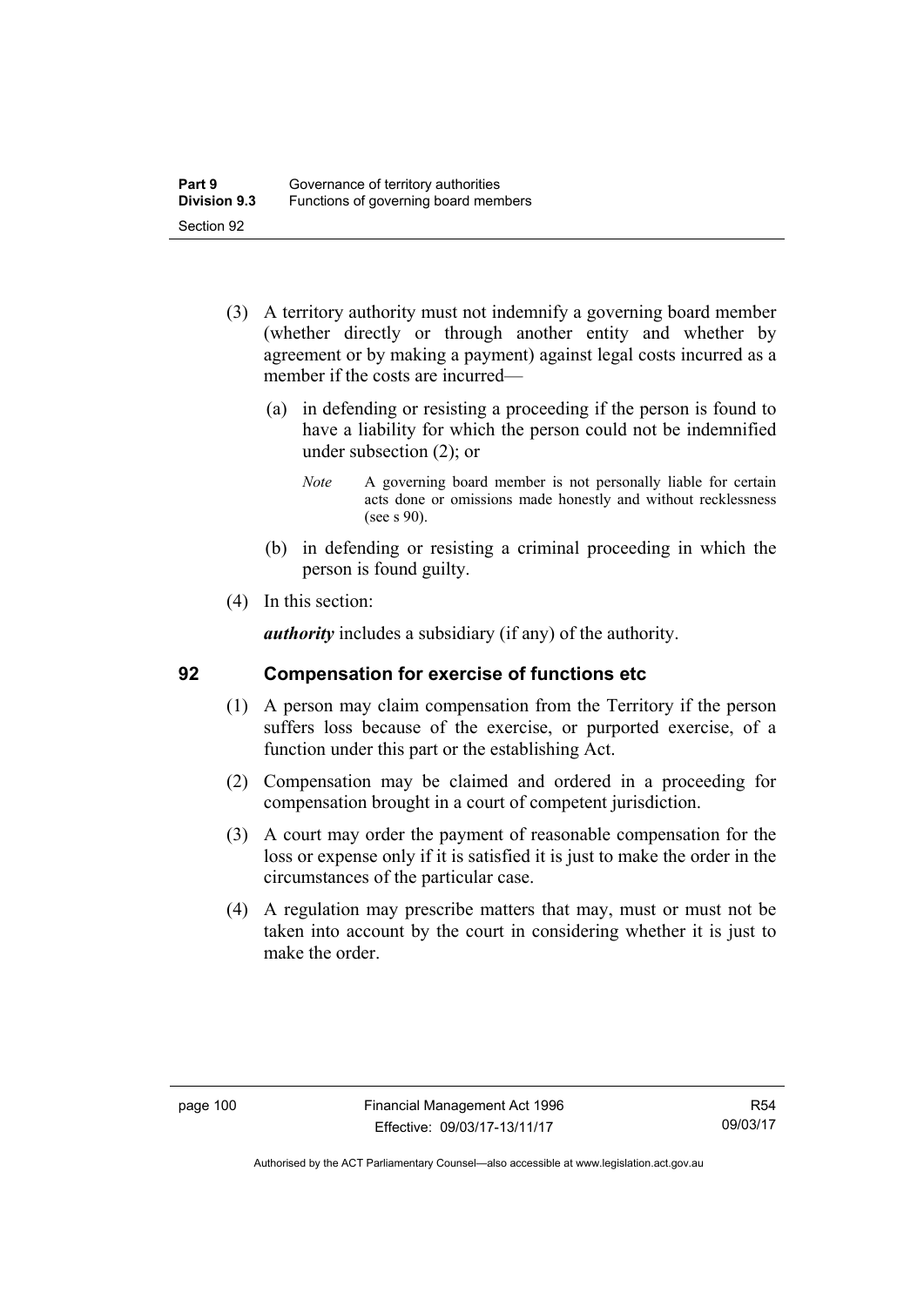(3) A territory authority must not indemnify a governing board member (whether directly or through another entity and whether by agreement or by making a payment) against legal costs incurred as a member if the costs are incurred—

(a) in defending or resisting a proceeding if the person is found to have a liability for which the person could not be indemnified under subsection (2); or

*Note* A governing board member is not personally liable for certain acts done or omissions made honestly and without recklessness (see s 90).

(b) in defending or resisting a criminal proceeding in which the person is found guilty.

(4) In this section:

***authority*** includes a subsidiary (if any) of the authority.

## 92 Compensation for exercise of functions etc

(1) A person may claim compensation from the Territory if the person suffers loss because of the exercise, or purported exercise, of a function under this part or the establishing Act.

(2) Compensation may be claimed and ordered in a proceeding for compensation brought in a court of competent jurisdiction.

(3) A court may order the payment of reasonable compensation for the loss or expense only if it is satisfied it is just to make the order in the circumstances of the particular case.

(4) A regulation may prescribe matters that may, must or must not be taken into account by the court in considering whether it is just to make the order.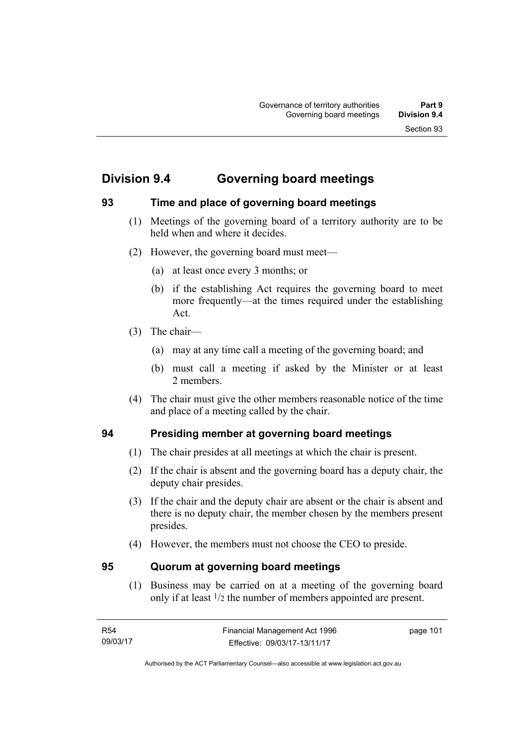## Division 9.4 Governing board meetings

### 93 Time and place of governing board meetings

(1) Meetings of the governing board of a territory authority are to be held when and where it decides.

(2) However, the governing board must meet—

(a) at least once every 3 months; or

(b) if the establishing Act requires the governing board to meet more frequently—at the times required under the establishing Act.

(3) The chair—

(a) may at any time call a meeting of the governing board; and

(b) must call a meeting if asked by the Minister or at least 2 members.

(4) The chair must give the other members reasonable notice of the time and place of a meeting called by the chair.

### 94 Presiding member at governing board meetings

(1) The chair presides at all meetings at which the chair is present.

(2) If the chair is absent and the governing board has a deputy chair, the deputy chair presides.

(3) If the chair and the deputy chair are absent or the chair is absent and there is no deputy chair, the member chosen by the members present presides.

(4) However, the members must not choose the CEO to preside.

### 95 Quorum at governing board meetings

(1) Business may be carried on at a meeting of the governing board only if at least $^{1}/_{2}$ the number of members appointed are present.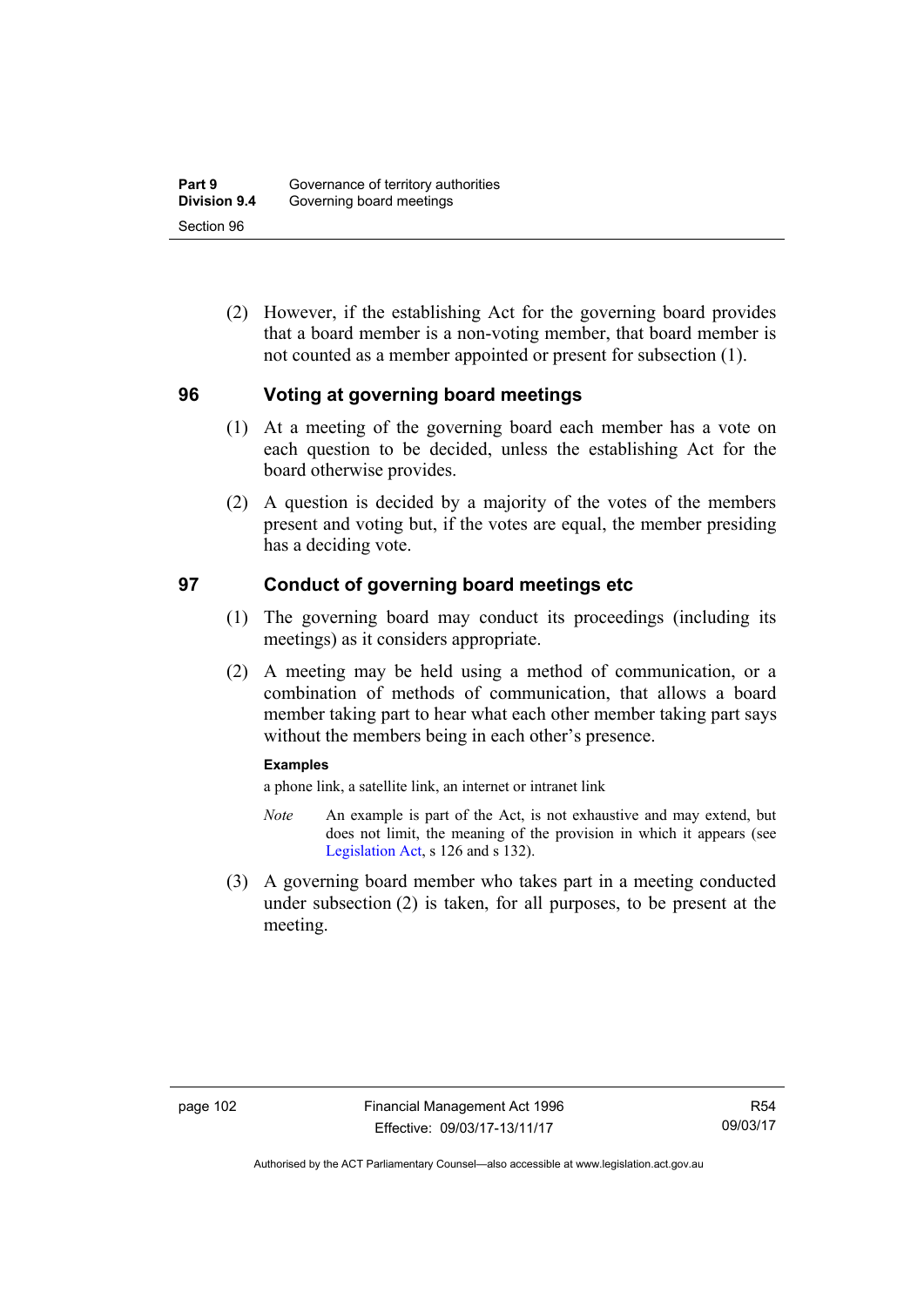(2) However, if the establishing Act for the governing board provides that a board member is a non-voting member, that board member is not counted as a member appointed or present for subsection (1).

## 96 Voting at governing board meetings

(1) At a meeting of the governing board each member has a vote on each question to be decided, unless the establishing Act for the board otherwise provides.

(2) A question is decided by a majority of the votes of the members present and voting but, if the votes are equal, the member presiding has a deciding vote.

## 97 Conduct of governing board meetings etc

(1) The governing board may conduct its proceedings (including its meetings) as it considers appropriate.

(2) A meeting may be held using a method of communication, or a combination of methods of communication, that allows a board member taking part to hear what each other member taking part says without the members being in each other's presence.

**Examples**

a phone link, a satellite link, an internet or intranet link

*Note* An example is part of the Act, is not exhaustive and may extend, but does not limit, the meaning of the provision in which it appears (see Legislation Act, s 126 and s 132).

(3) A governing board member who takes part in a meeting conducted under subsection (2) is taken, for all purposes, to be present at the meeting.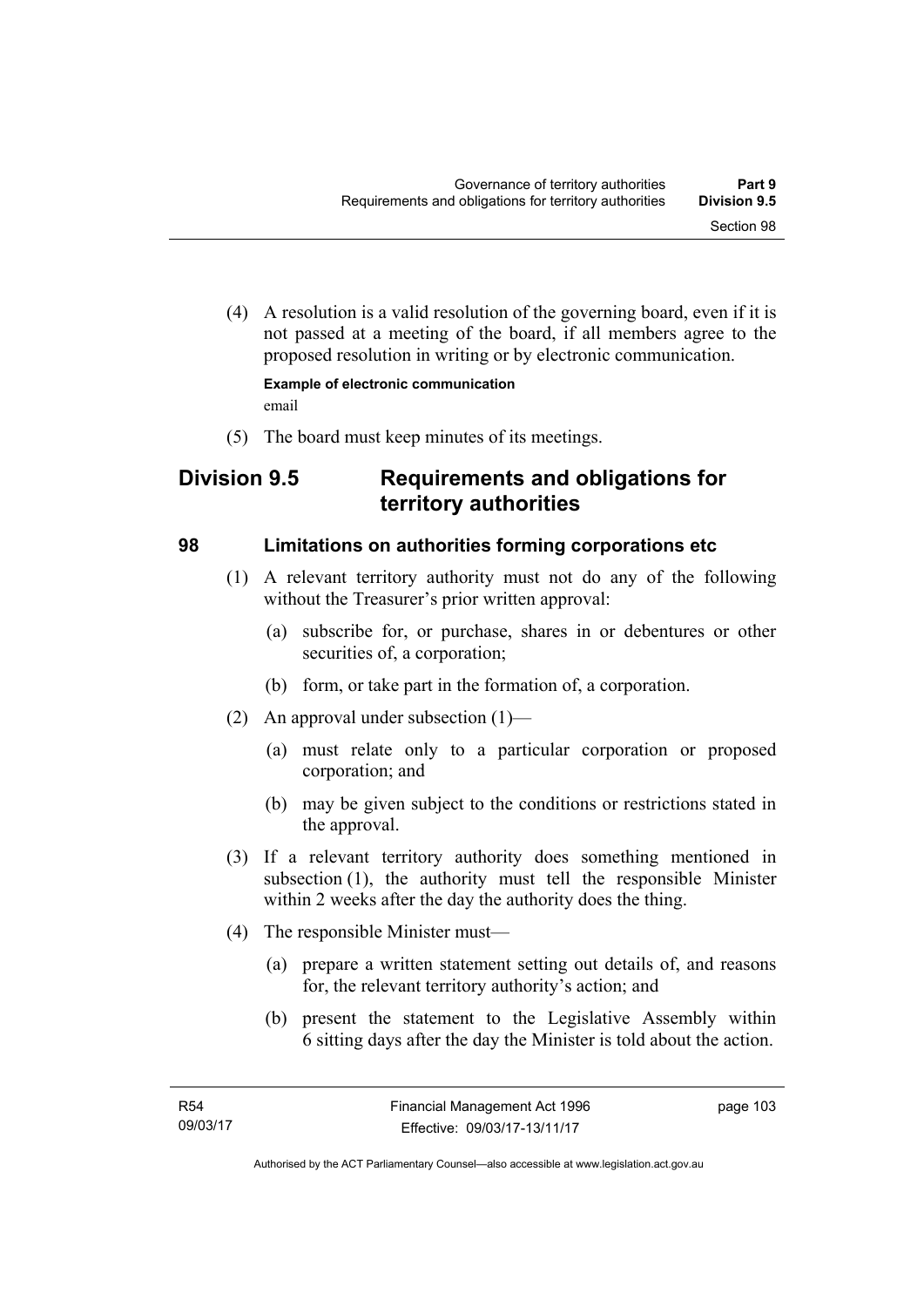(4) A resolution is a valid resolution of the governing board, even if it is not passed at a meeting of the board, if all members agree to the proposed resolution in writing or by electronic communication.

**Example of electronic communication**

email

(5) The board must keep minutes of its meetings.

## Division 9.5 Requirements and obligations for territory authorities

### 98 Limitations on authorities forming corporations etc

(1) A relevant territory authority must not do any of the following without the Treasurer's prior written approval:

(a) subscribe for, or purchase, shares in or debentures or other securities of, a corporation;

(b) form, or take part in the formation of, a corporation.

(2) An approval under subsection (1)—

(a) must relate only to a particular corporation or proposed corporation; and

(b) may be given subject to the conditions or restrictions stated in the approval.

(3) If a relevant territory authority does something mentioned in subsection (1), the authority must tell the responsible Minister within 2 weeks after the day the authority does the thing.

(4) The responsible Minister must—

(a) prepare a written statement setting out details of, and reasons for, the relevant territory authority's action; and

(b) present the statement to the Legislative Assembly within 6 sitting days after the day the Minister is told about the action.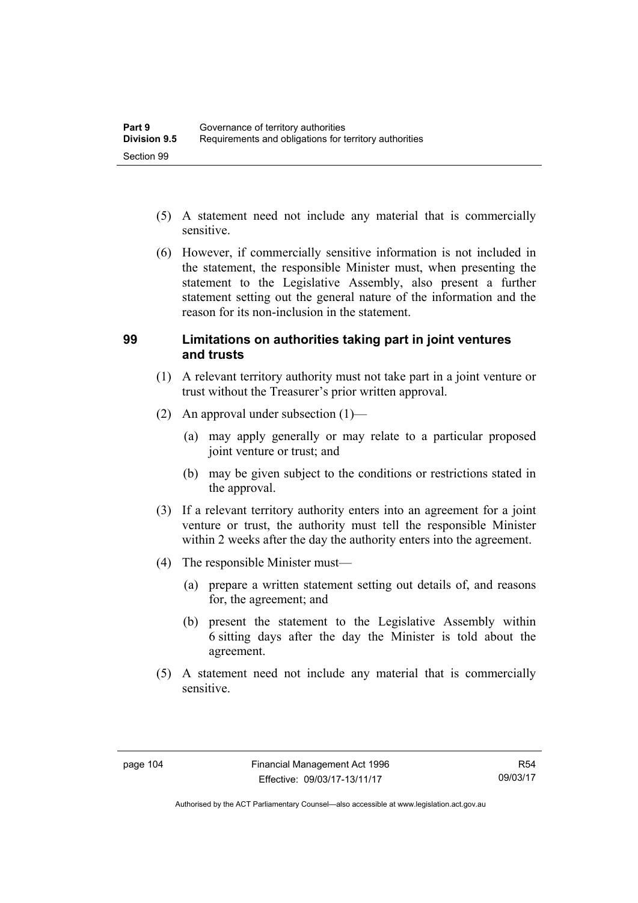(5) A statement need not include any material that is commercially sensitive.

(6) However, if commercially sensitive information is not included in the statement, the responsible Minister must, when presenting the statement to the Legislative Assembly, also present a further statement setting out the general nature of the information and the reason for its non-inclusion in the statement.

## 99 Limitations on authorities taking part in joint ventures and trusts

(1) A relevant territory authority must not take part in a joint venture or trust without the Treasurer's prior written approval.

(2) An approval under subsection (1)—

(a) may apply generally or may relate to a particular proposed joint venture or trust; and

(b) may be given subject to the conditions or restrictions stated in the approval.

(3) If a relevant territory authority enters into an agreement for a joint venture or trust, the authority must tell the responsible Minister within 2 weeks after the day the authority enters into the agreement.

(4) The responsible Minister must—

(a) prepare a written statement setting out details of, and reasons for, the agreement; and

(b) present the statement to the Legislative Assembly within 6 sitting days after the day the Minister is told about the agreement.

(5) A statement need not include any material that is commercially sensitive.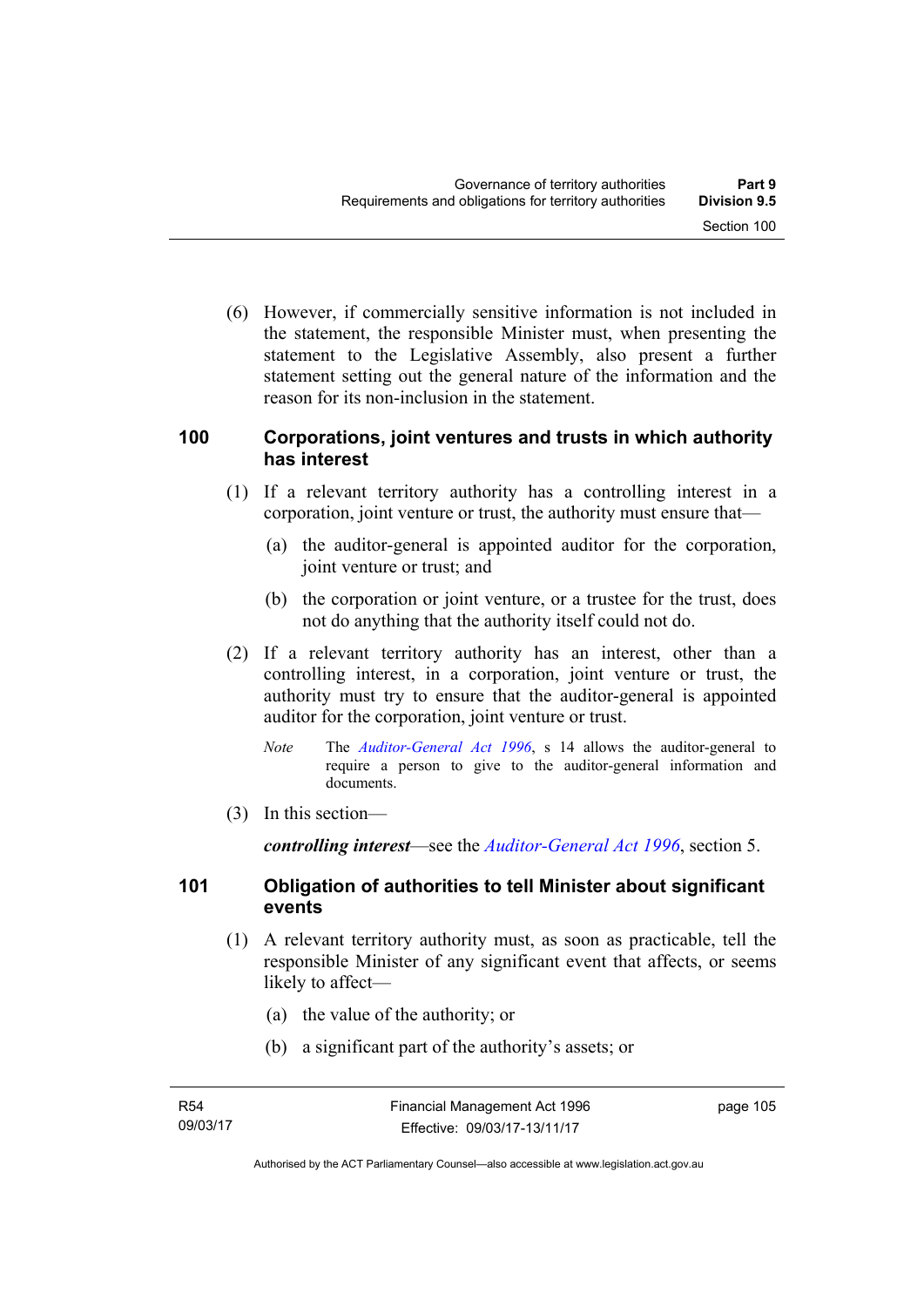(6) However, if commercially sensitive information is not included in the statement, the responsible Minister must, when presenting the statement to the Legislative Assembly, also present a further statement setting out the general nature of the information and the reason for its non-inclusion in the statement.

### 100 Corporations, joint ventures and trusts in which authority has interest

(1) If a relevant territory authority has a controlling interest in a corporation, joint venture or trust, the authority must ensure that—

(a) the auditor-general is appointed auditor for the corporation, joint venture or trust; and

(b) the corporation or joint venture, or a trustee for the trust, does not do anything that the authority itself could not do.

(2) If a relevant territory authority has an interest, other than a controlling interest, in a corporation, joint venture or trust, the authority must try to ensure that the auditor-general is appointed auditor for the corporation, joint venture or trust.

*Note* The *Auditor-General Act 1996*, s 14 allows the auditor-general to require a person to give to the auditor-general information and documents.

(3) In this section—

***controlling interest***—see the *Auditor-General Act 1996*, section 5.

### 101 Obligation of authorities to tell Minister about significant events

(1) A relevant territory authority must, as soon as practicable, tell the responsible Minister of any significant event that affects, or seems likely to affect—

(a) the value of the authority; or

(b) a significant part of the authority's assets; or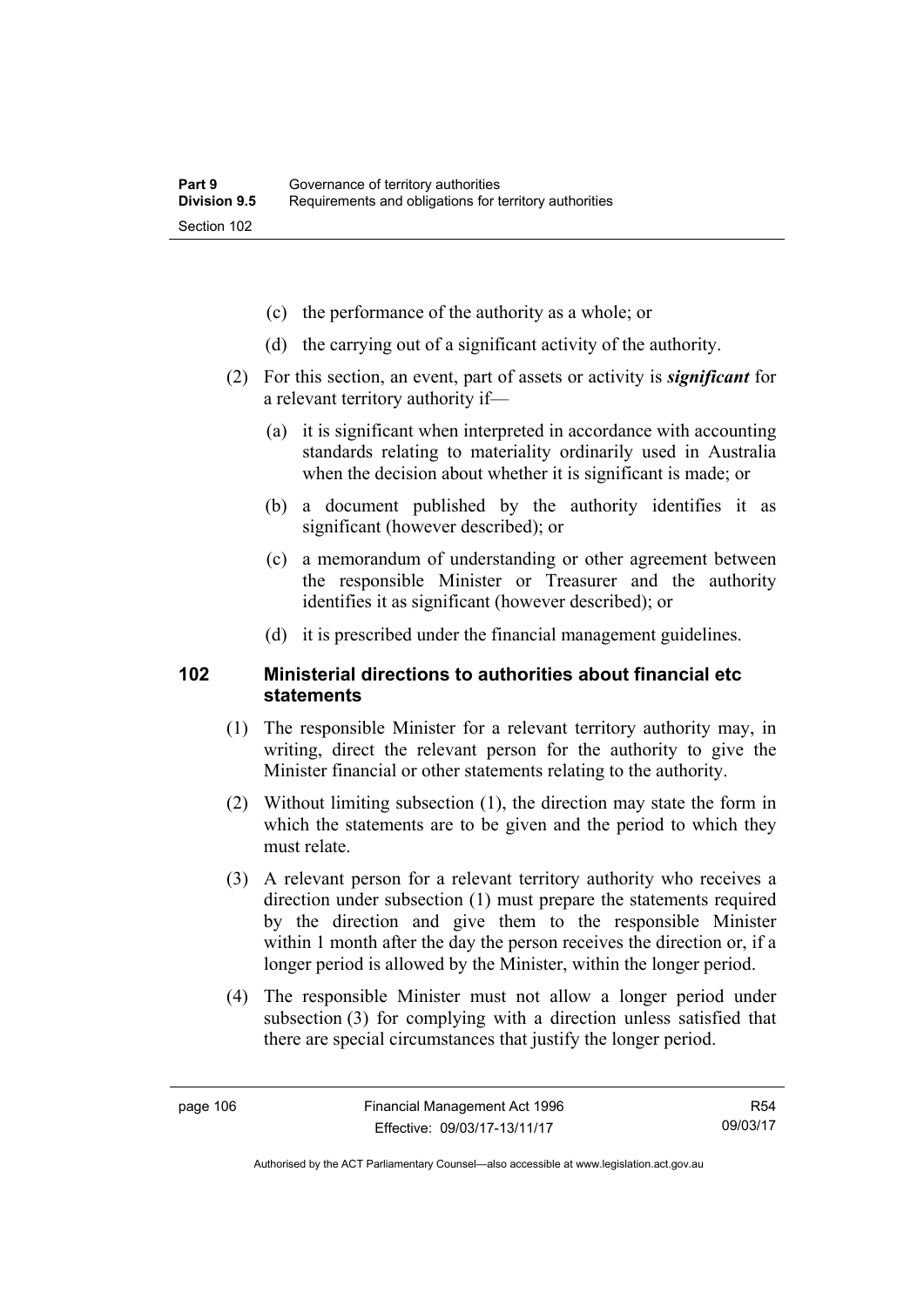(c) the performance of the authority as a whole; or

(d) the carrying out of a significant activity of the authority.

(2) For this section, an event, part of assets or activity is ***significant*** for a relevant territory authority if—

(a) it is significant when interpreted in accordance with accounting standards relating to materiality ordinarily used in Australia when the decision about whether it is significant is made; or

(b) a document published by the authority identifies it as significant (however described); or

(c) a memorandum of understanding or other agreement between the responsible Minister or Treasurer and the authority identifies it as significant (however described); or

(d) it is prescribed under the financial management guidelines.

## 102 Ministerial directions to authorities about financial etc statements

(1) The responsible Minister for a relevant territory authority may, in writing, direct the relevant person for the authority to give the Minister financial or other statements relating to the authority.

(2) Without limiting subsection (1), the direction may state the form in which the statements are to be given and the period to which they must relate.

(3) A relevant person for a relevant territory authority who receives a direction under subsection (1) must prepare the statements required by the direction and give them to the responsible Minister within 1 month after the day the person receives the direction or, if a longer period is allowed by the Minister, within the longer period.

(4) The responsible Minister must not allow a longer period under subsection (3) for complying with a direction unless satisfied that there are special circumstances that justify the longer period.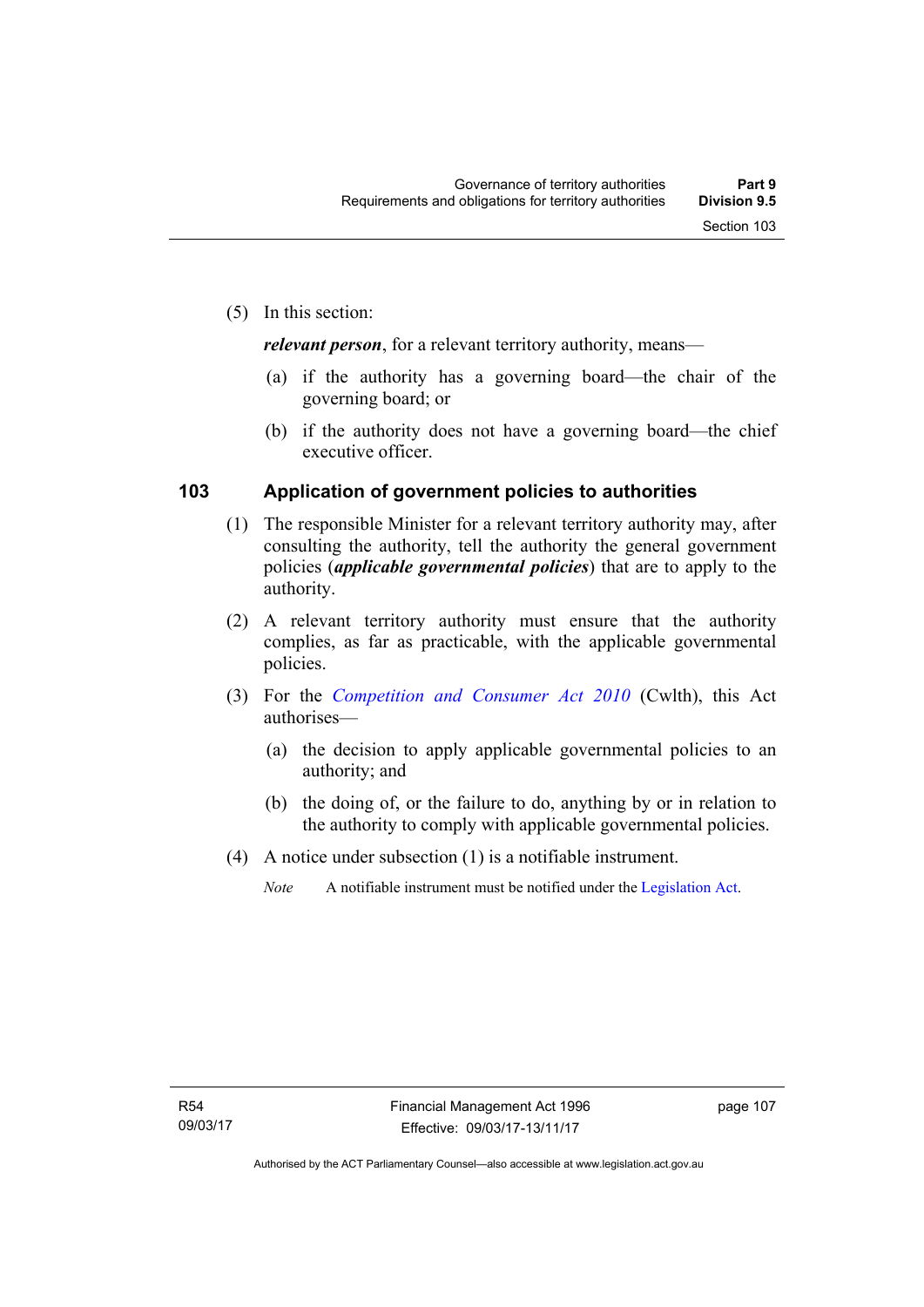(5) In this section:

***relevant person***, for a relevant territory authority, means—

(a) if the authority has a governing board—the chair of the governing board; or

(b) if the authority does not have a governing board—the chief executive officer.

## 103 Application of government policies to authorities

(1) The responsible Minister for a relevant territory authority may, after consulting the authority, tell the authority the general government policies (***applicable governmental policies***) that are to apply to the authority.

(2) A relevant territory authority must ensure that the authority complies, as far as practicable, with the applicable governmental policies.

(3) For the *Competition and Consumer Act 2010* (Cwlth), this Act authorises—

(a) the decision to apply applicable governmental policies to an authority; and

(b) the doing of, or the failure to do, anything by or in relation to the authority to comply with applicable governmental policies.

(4) A notice under subsection (1) is a notifiable instrument.

*Note* A notifiable instrument must be notified under the Legislation Act.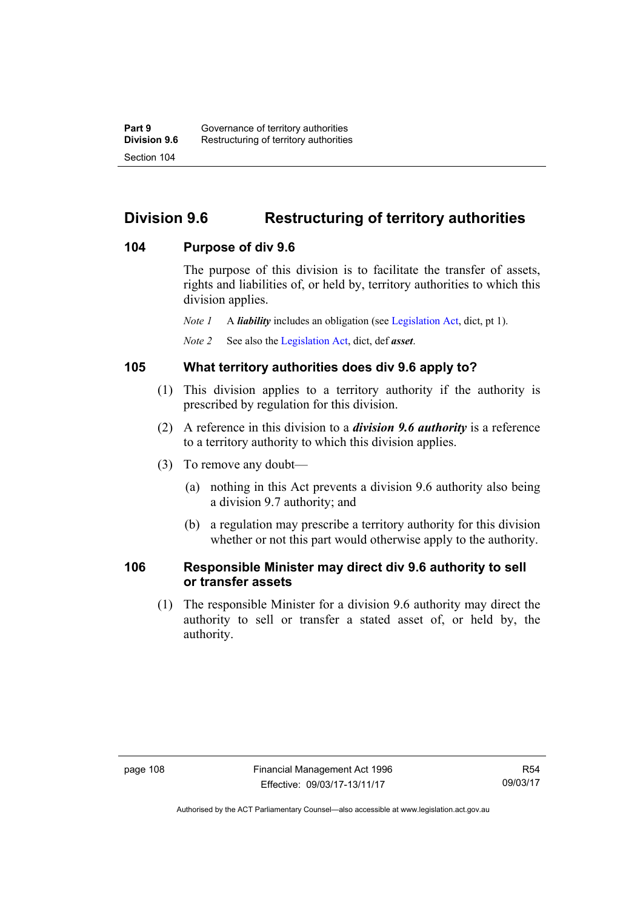## Division 9.6 Restructuring of territory authorities

### 104 Purpose of div 9.6

The purpose of this division is to facilitate the transfer of assets, rights and liabilities of, or held by, territory authorities to which this division applies.

*Note 1* A ***liability*** includes an obligation (see Legislation Act, dict, pt 1).

*Note 2* See also the Legislation Act, dict, def ***asset***.

### 105 What territory authorities does div 9.6 apply to?

(1) This division applies to a territory authority if the authority is prescribed by regulation for this division.

(2) A reference in this division to a ***division 9.6 authority*** is a reference to a territory authority to which this division applies.

(3) To remove any doubt—

(a) nothing in this Act prevents a division 9.6 authority also being a division 9.7 authority; and

(b) a regulation may prescribe a territory authority for this division whether or not this part would otherwise apply to the authority.

### 106 Responsible Minister may direct div 9.6 authority to sell or transfer assets

(1) The responsible Minister for a division 9.6 authority may direct the authority to sell or transfer a stated asset of, or held by, the authority.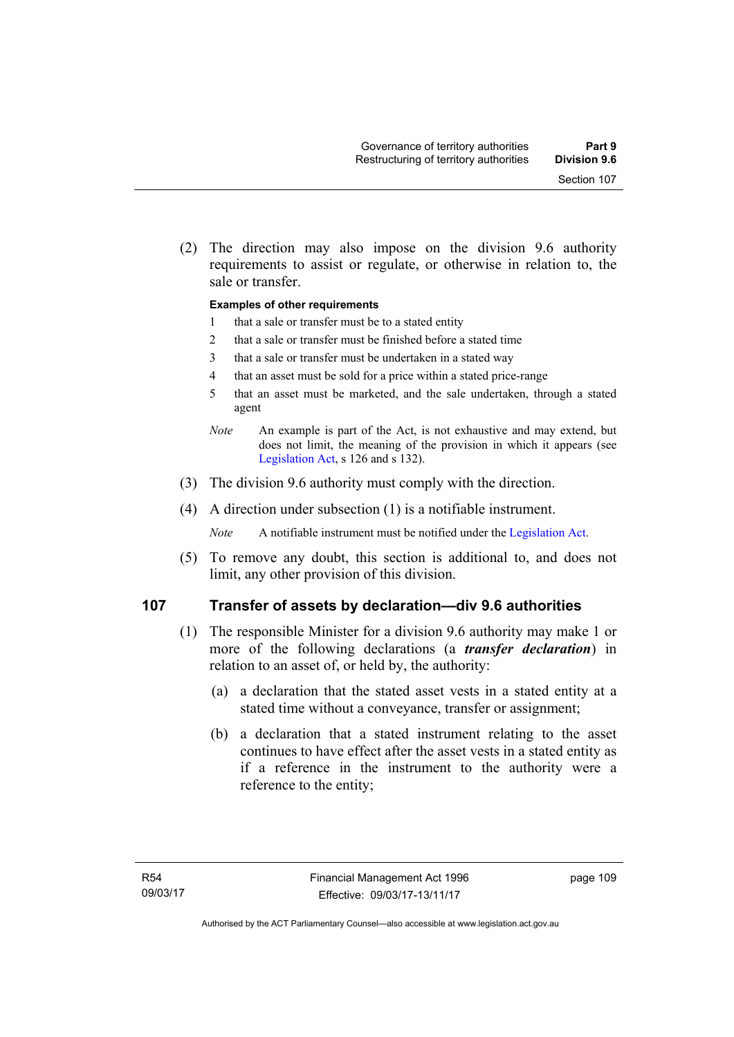(2) The direction may also impose on the division 9.6 authority requirements to assist or regulate, or otherwise in relation to, the sale or transfer.

**Examples of other requirements**

1 that a sale or transfer must be to a stated entity

2 that a sale or transfer must be finished before a stated time

3 that a sale or transfer must be undertaken in a stated way

4 that an asset must be sold for a price within a stated price-range

5 that an asset must be marketed, and the sale undertaken, through a stated agent

*Note* An example is part of the Act, is not exhaustive and may extend, but does not limit, the meaning of the provision in which it appears (see Legislation Act, s 126 and s 132).

(3) The division 9.6 authority must comply with the direction.

(4) A direction under subsection (1) is a notifiable instrument.

*Note* A notifiable instrument must be notified under the Legislation Act.

(5) To remove any doubt, this section is additional to, and does not limit, any other provision of this division.

## 107 Transfer of assets by declaration—div 9.6 authorities

(1) The responsible Minister for a division 9.6 authority may make 1 or more of the following declarations (a ***transfer declaration***) in relation to an asset of, or held by, the authority:

(a) a declaration that the stated asset vests in a stated entity at a stated time without a conveyance, transfer or assignment;

(b) a declaration that a stated instrument relating to the asset continues to have effect after the asset vests in a stated entity as if a reference in the instrument to the authority were a reference to the entity;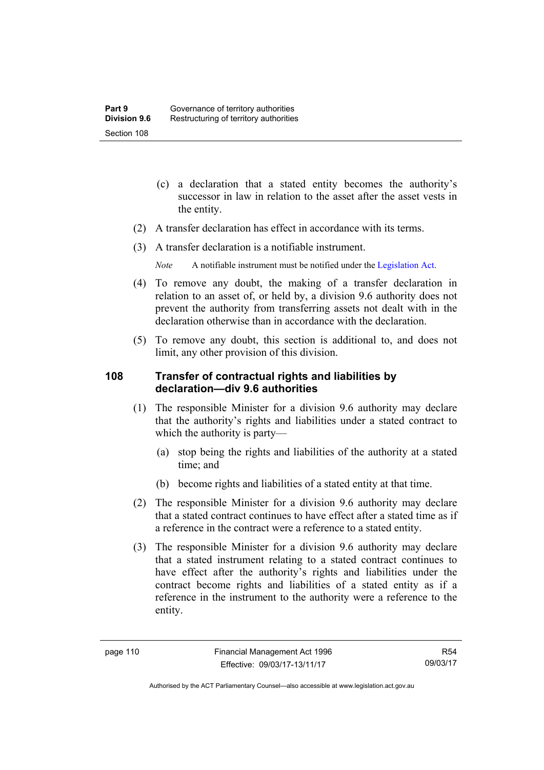(c) a declaration that a stated entity becomes the authority's successor in law in relation to the asset after the asset vests in the entity.

(2) A transfer declaration has effect in accordance with its terms.

(3) A transfer declaration is a notifiable instrument.

*Note* A notifiable instrument must be notified under the Legislation Act.

(4) To remove any doubt, the making of a transfer declaration in relation to an asset of, or held by, a division 9.6 authority does not prevent the authority from transferring assets not dealt with in the declaration otherwise than in accordance with the declaration.

(5) To remove any doubt, this section is additional to, and does not limit, any other provision of this division.

### 108 Transfer of contractual rights and liabilities by declaration—div 9.6 authorities

(1) The responsible Minister for a division 9.6 authority may declare that the authority's rights and liabilities under a stated contract to which the authority is party—

(a) stop being the rights and liabilities of the authority at a stated time; and

(b) become rights and liabilities of a stated entity at that time.

(2) The responsible Minister for a division 9.6 authority may declare that a stated contract continues to have effect after a stated time as if a reference in the contract were a reference to a stated entity.

(3) The responsible Minister for a division 9.6 authority may declare that a stated instrument relating to a stated contract continues to have effect after the authority's rights and liabilities under the contract become rights and liabilities of a stated entity as if a reference in the instrument to the authority were a reference to the entity.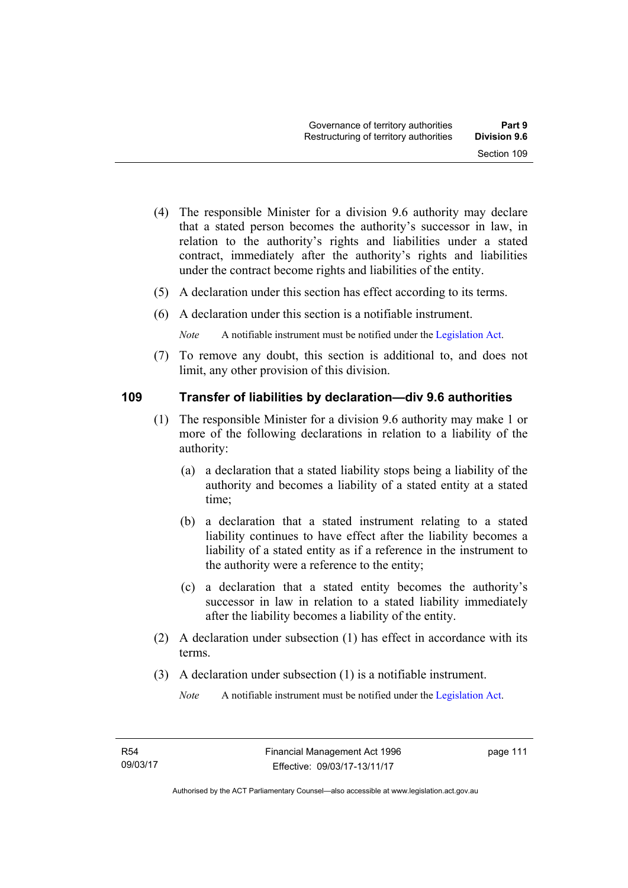(4) The responsible Minister for a division 9.6 authority may declare that a stated person becomes the authority's successor in law, in relation to the authority's rights and liabilities under a stated contract, immediately after the authority's rights and liabilities under the contract become rights and liabilities of the entity.

(5) A declaration under this section has effect according to its terms.

(6) A declaration under this section is a notifiable instrument.

*Note* A notifiable instrument must be notified under the Legislation Act.

(7) To remove any doubt, this section is additional to, and does not limit, any other provision of this division.

## 109 Transfer of liabilities by declaration—div 9.6 authorities

(1) The responsible Minister for a division 9.6 authority may make 1 or more of the following declarations in relation to a liability of the authority:

(a) a declaration that a stated liability stops being a liability of the authority and becomes a liability of a stated entity at a stated time;

(b) a declaration that a stated instrument relating to a stated liability continues to have effect after the liability becomes a liability of a stated entity as if a reference in the instrument to the authority were a reference to the entity;

(c) a declaration that a stated entity becomes the authority's successor in law in relation to a stated liability immediately after the liability becomes a liability of the entity.

(2) A declaration under subsection (1) has effect in accordance with its terms.

(3) A declaration under subsection (1) is a notifiable instrument.

*Note* A notifiable instrument must be notified under the Legislation Act.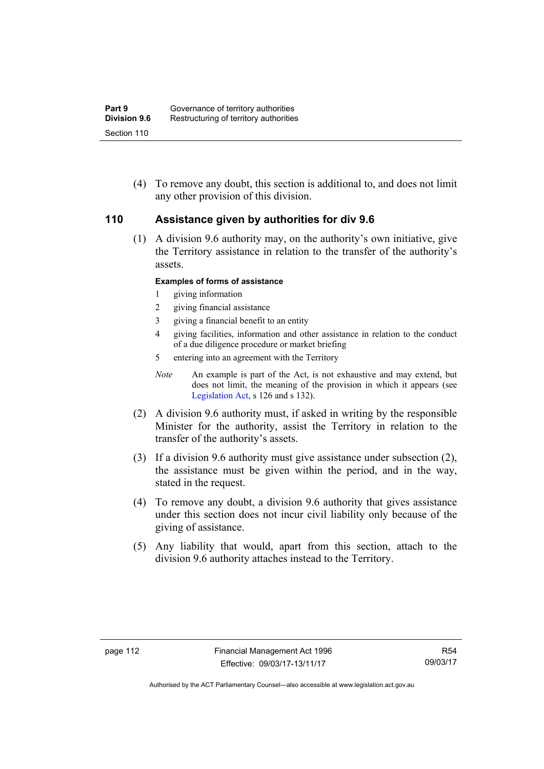(4) To remove any doubt, this section is additional to, and does not limit any other provision of this division.

## 110 Assistance given by authorities for div 9.6

(1) A division 9.6 authority may, on the authority's own initiative, give the Territory assistance in relation to the transfer of the authority's assets.

**Examples of forms of assistance**

1 giving information

2 giving financial assistance

3 giving a financial benefit to an entity

4 giving facilities, information and other assistance in relation to the conduct of a due diligence procedure or market briefing

5 entering into an agreement with the Territory

*Note* An example is part of the Act, is not exhaustive and may extend, but does not limit, the meaning of the provision in which it appears (see Legislation Act, s 126 and s 132).

(2) A division 9.6 authority must, if asked in writing by the responsible Minister for the authority, assist the Territory in relation to the transfer of the authority's assets.

(3) If a division 9.6 authority must give assistance under subsection (2), the assistance must be given within the period, and in the way, stated in the request.

(4) To remove any doubt, a division 9.6 authority that gives assistance under this section does not incur civil liability only because of the giving of assistance.

(5) Any liability that would, apart from this section, attach to the division 9.6 authority attaches instead to the Territory.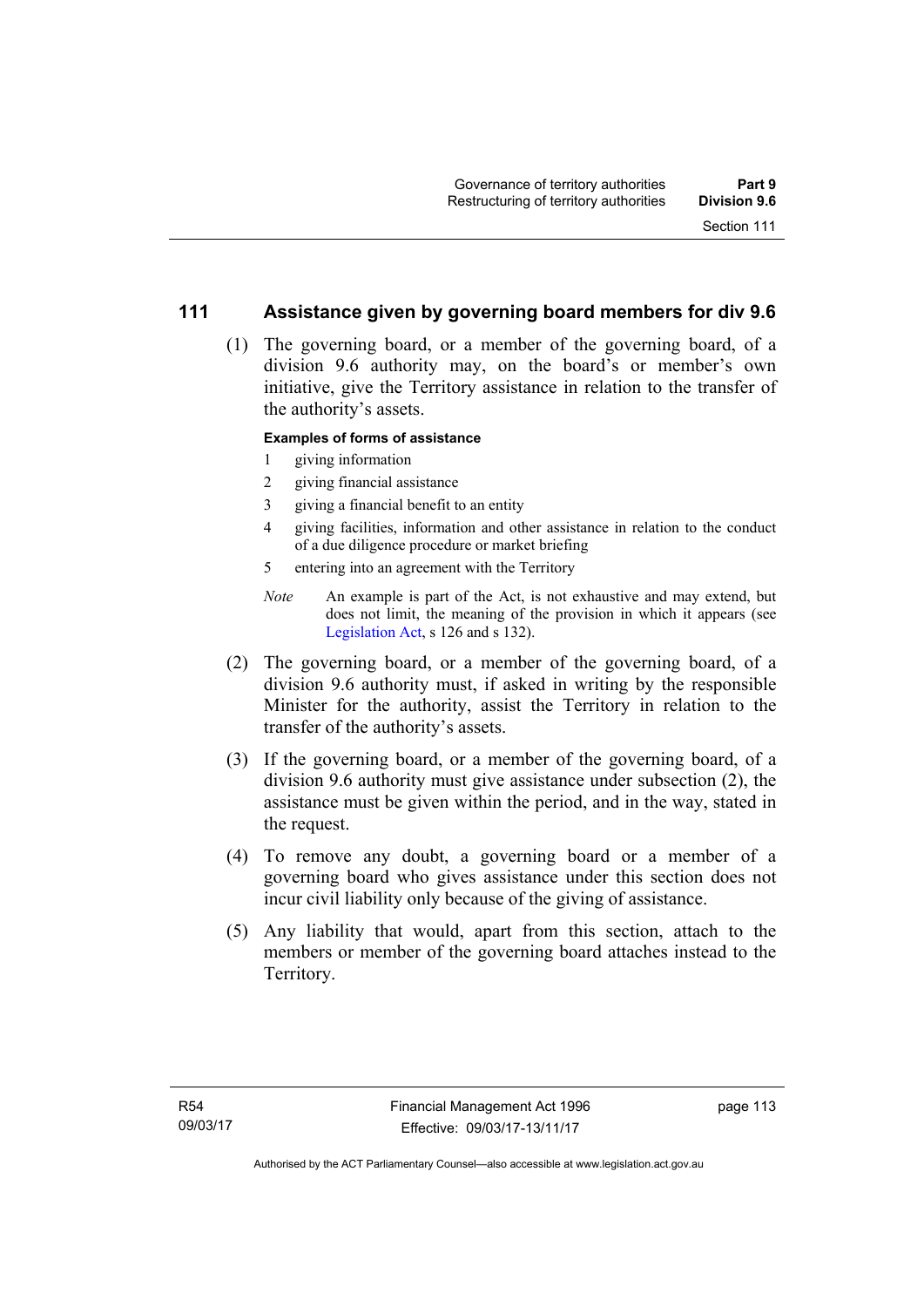## 111 Assistance given by governing board members for div 9.6

(1) The governing board, or a member of the governing board, of a division 9.6 authority may, on the board's or member's own initiative, give the Territory assistance in relation to the transfer of the authority's assets.

**Examples of forms of assistance**

1 giving information

2 giving financial assistance

3 giving a financial benefit to an entity

4 giving facilities, information and other assistance in relation to the conduct of a due diligence procedure or market briefing

5 entering into an agreement with the Territory

*Note* An example is part of the Act, is not exhaustive and may extend, but does not limit, the meaning of the provision in which it appears (see Legislation Act, s 126 and s 132).

(2) The governing board, or a member of the governing board, of a division 9.6 authority must, if asked in writing by the responsible Minister for the authority, assist the Territory in relation to the transfer of the authority's assets.

(3) If the governing board, or a member of the governing board, of a division 9.6 authority must give assistance under subsection (2), the assistance must be given within the period, and in the way, stated in the request.

(4) To remove any doubt, a governing board or a member of a governing board who gives assistance under this section does not incur civil liability only because of the giving of assistance.

(5) Any liability that would, apart from this section, attach to the members or member of the governing board attaches instead to the Territory.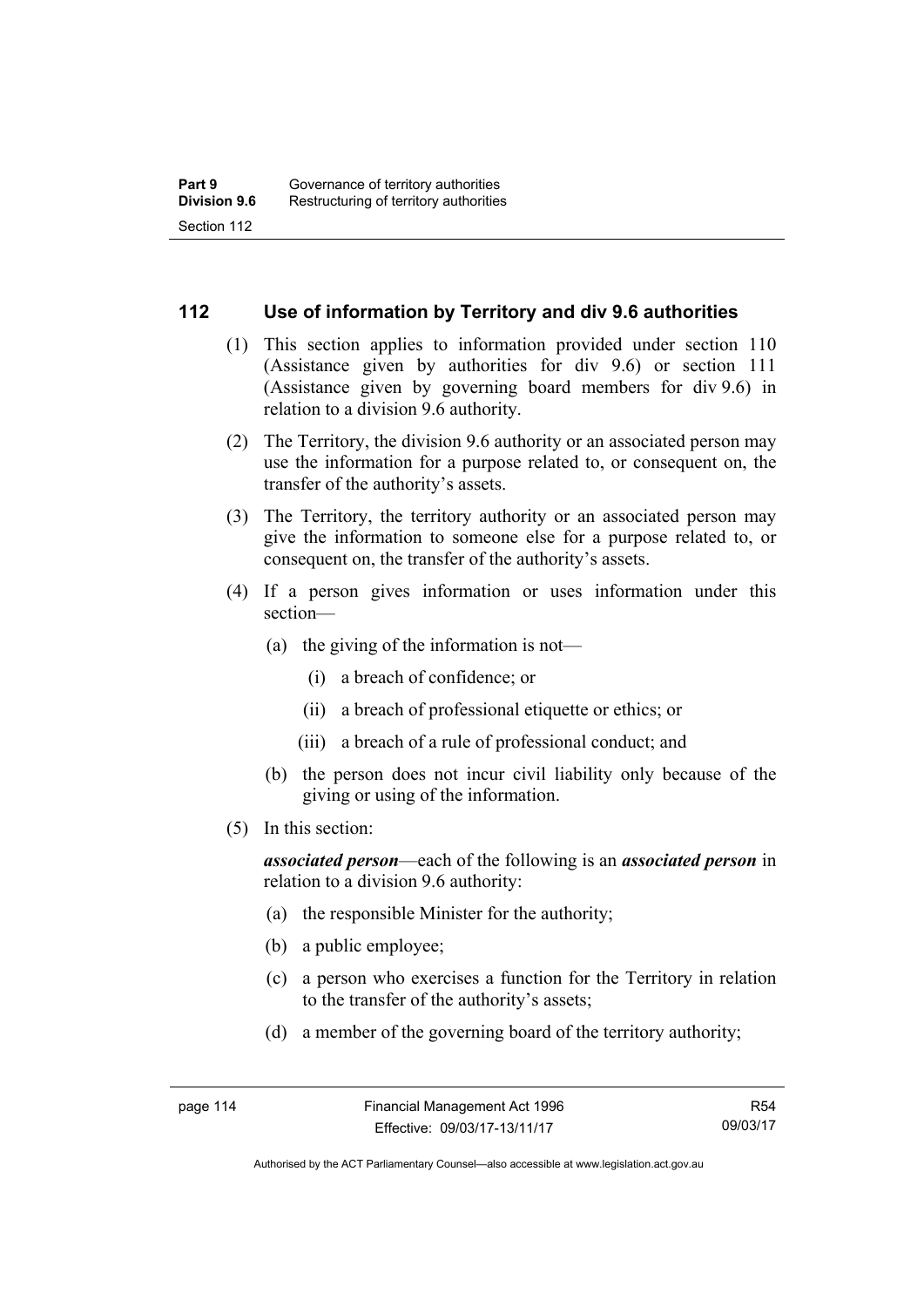## 112 Use of information by Territory and div 9.6 authorities

(1) This section applies to information provided under section 110 (Assistance given by authorities for div 9.6) or section 111 (Assistance given by governing board members for div 9.6) in relation to a division 9.6 authority.

(2) The Territory, the division 9.6 authority or an associated person may use the information for a purpose related to, or consequent on, the transfer of the authority's assets.

(3) The Territory, the territory authority or an associated person may give the information to someone else for a purpose related to, or consequent on, the transfer of the authority's assets.

(4) If a person gives information or uses information under this section—

- (a) the giving of the information is not—
  - (i) a breach of confidence; or
  - (ii) a breach of professional etiquette or ethics; or
  - (iii) a breach of a rule of professional conduct; and
- (b) the person does not incur civil liability only because of the giving or using of the information.

(5) In this section:

***associated person***—each of the following is an ***associated person*** in relation to a division 9.6 authority:

- (a) the responsible Minister for the authority;
- (b) a public employee;
- (c) a person who exercises a function for the Territory in relation to the transfer of the authority's assets;
- (d) a member of the governing board of the territory authority;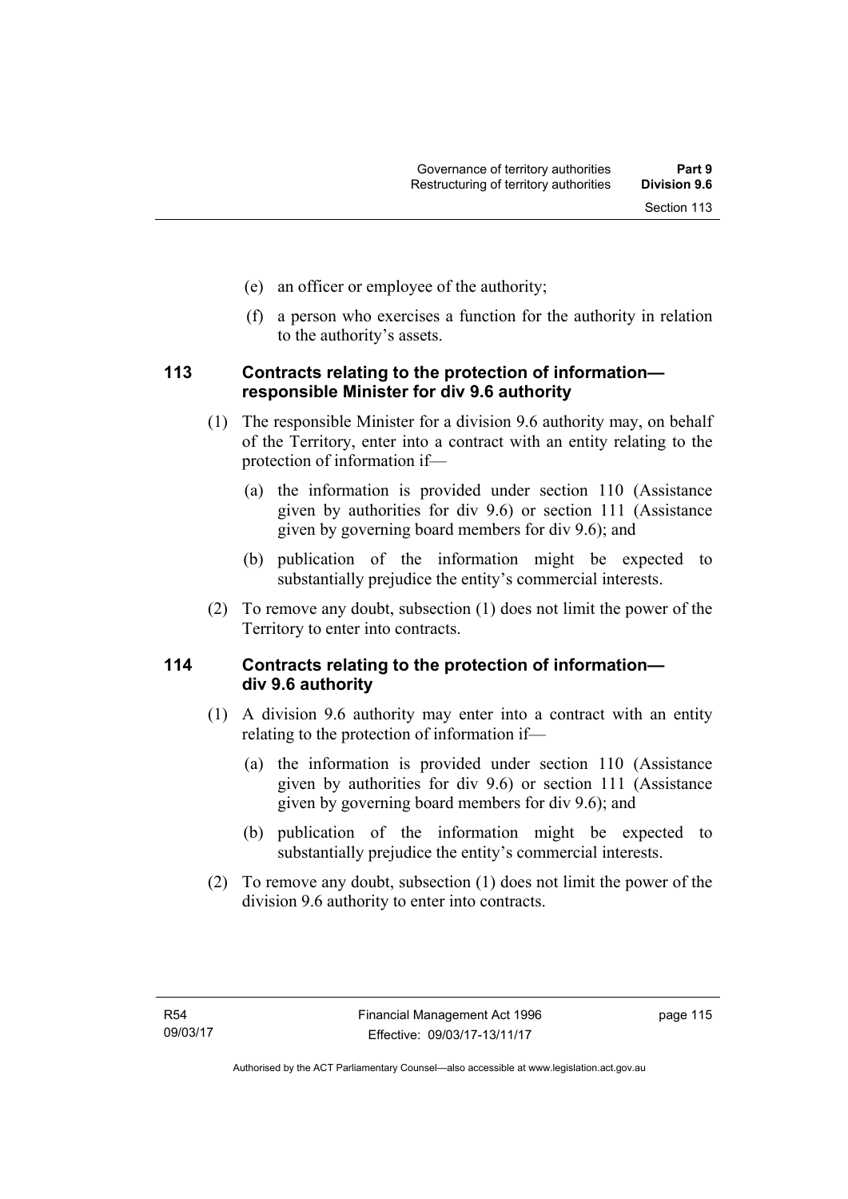(e) an officer or employee of the authority;

(f) a person who exercises a function for the authority in relation to the authority's assets.

### 113 Contracts relating to the protection of information—responsible Minister for div 9.6 authority

(1) The responsible Minister for a division 9.6 authority may, on behalf of the Territory, enter into a contract with an entity relating to the protection of information if—

(a) the information is provided under section 110 (Assistance given by authorities for div 9.6) or section 111 (Assistance given by governing board members for div 9.6); and

(b) publication of the information might be expected to substantially prejudice the entity's commercial interests.

(2) To remove any doubt, subsection (1) does not limit the power of the Territory to enter into contracts.

### 114 Contracts relating to the protection of information—div 9.6 authority

(1) A division 9.6 authority may enter into a contract with an entity relating to the protection of information if—

(a) the information is provided under section 110 (Assistance given by authorities for div 9.6) or section 111 (Assistance given by governing board members for div 9.6); and

(b) publication of the information might be expected to substantially prejudice the entity's commercial interests.

(2) To remove any doubt, subsection (1) does not limit the power of the division 9.6 authority to enter into contracts.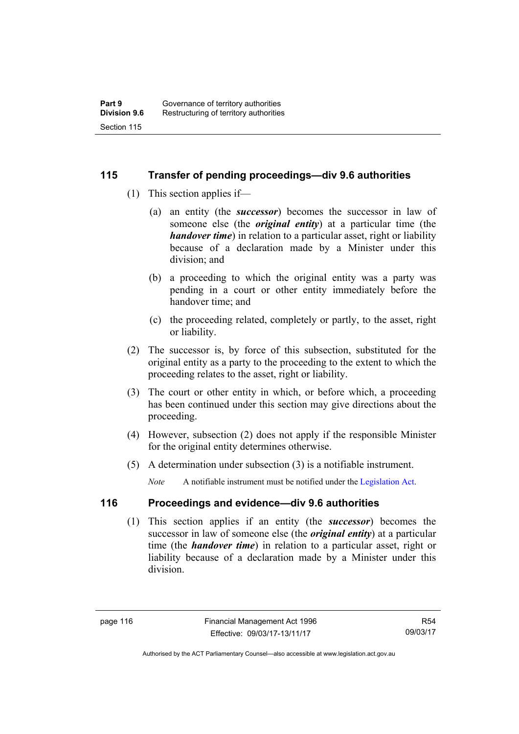## 115 Transfer of pending proceedings—div 9.6 authorities

(1) This section applies if—

(a) an entity (the ***successor***) becomes the successor in law of someone else (the ***original entity***) at a particular time (the ***handover time***) in relation to a particular asset, right or liability because of a declaration made by a Minister under this division; and

(b) a proceeding to which the original entity was a party was pending in a court or other entity immediately before the handover time; and

(c) the proceeding related, completely or partly, to the asset, right or liability.

(2) The successor is, by force of this subsection, substituted for the original entity as a party to the proceeding to the extent to which the proceeding relates to the asset, right or liability.

(3) The court or other entity in which, or before which, a proceeding has been continued under this section may give directions about the proceeding.

(4) However, subsection (2) does not apply if the responsible Minister for the original entity determines otherwise.

(5) A determination under subsection (3) is a notifiable instrument.

*Note* A notifiable instrument must be notified under the Legislation Act.

## 116 Proceedings and evidence—div 9.6 authorities

(1) This section applies if an entity (the ***successor***) becomes the successor in law of someone else (the ***original entity***) at a particular time (the ***handover time***) in relation to a particular asset, right or liability because of a declaration made by a Minister under this division.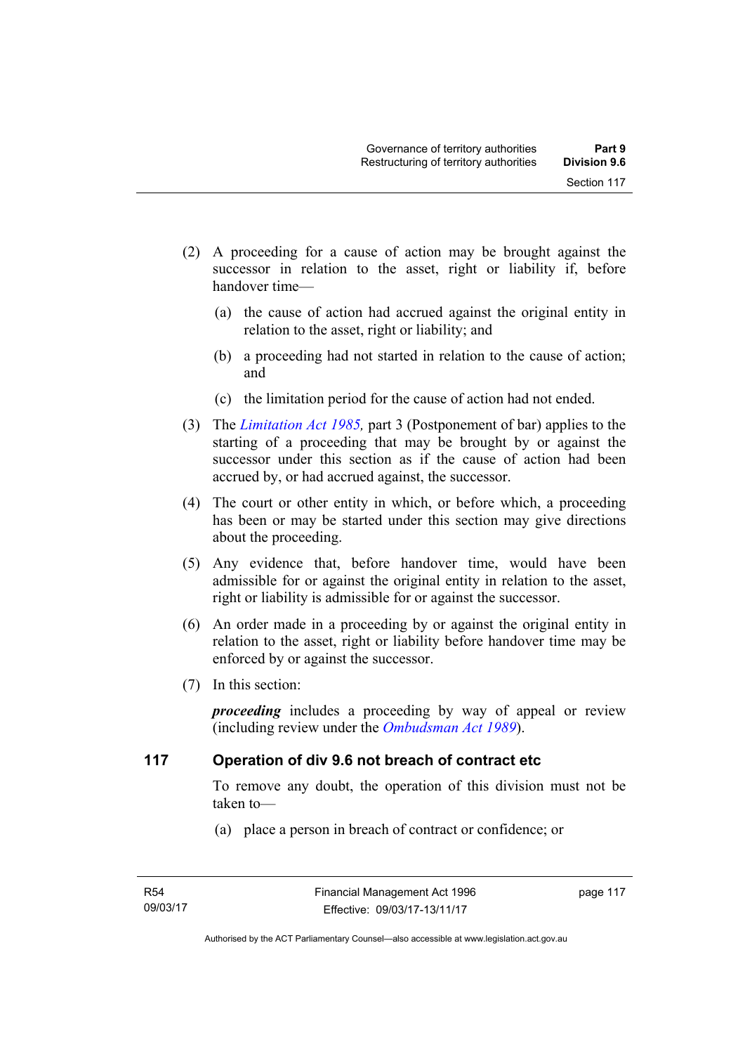(2) A proceeding for a cause of action may be brought against the successor in relation to the asset, right or liability if, before handover time—

(a) the cause of action had accrued against the original entity in relation to the asset, right or liability; and

(b) a proceeding had not started in relation to the cause of action; and

(c) the limitation period for the cause of action had not ended.

(3) The *Limitation Act 1985*, part 3 (Postponement of bar) applies to the starting of a proceeding that may be brought by or against the successor under this section as if the cause of action had been accrued by, or had accrued against, the successor.

(4) The court or other entity in which, or before which, a proceeding has been or may be started under this section may give directions about the proceeding.

(5) Any evidence that, before handover time, would have been admissible for or against the original entity in relation to the asset, right or liability is admissible for or against the successor.

(6) An order made in a proceeding by or against the original entity in relation to the asset, right or liability before handover time may be enforced by or against the successor.

(7) In this section:

***proceeding*** includes a proceeding by way of appeal or review (including review under the *Ombudsman Act 1989*).

## 117 Operation of div 9.6 not breach of contract etc

To remove any doubt, the operation of this division must not be taken to—

(a) place a person in breach of contract or confidence; or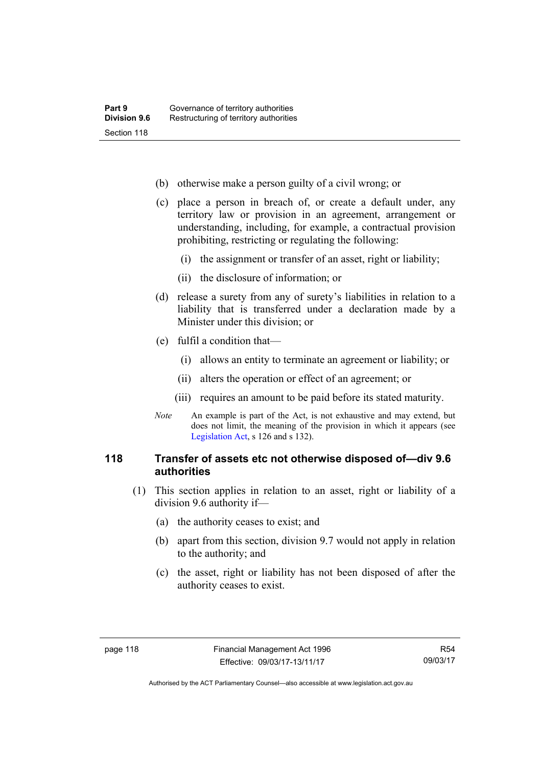(b) otherwise make a person guilty of a civil wrong; or

(c) place a person in breach of, or create a default under, any territory law or provision in an agreement, arrangement or understanding, including, for example, a contractual provision prohibiting, restricting or regulating the following:

  (i) the assignment or transfer of an asset, right or liability;

  (ii) the disclosure of information; or

(d) release a surety from any of surety's liabilities in relation to a liability that is transferred under a declaration made by a Minister under this division; or

(e) fulfil a condition that—

  (i) allows an entity to terminate an agreement or liability; or

  (ii) alters the operation or effect of an agreement; or

  (iii) requires an amount to be paid before its stated maturity.

*Note* An example is part of the Act, is not exhaustive and may extend, but does not limit, the meaning of the provision in which it appears (see Legislation Act, s 126 and s 132).

### 118 Transfer of assets etc not otherwise disposed of—div 9.6 authorities

(1) This section applies in relation to an asset, right or liability of a division 9.6 authority if—

(a) the authority ceases to exist; and

(b) apart from this section, division 9.7 would not apply in relation to the authority; and

(c) the asset, right or liability has not been disposed of after the authority ceases to exist.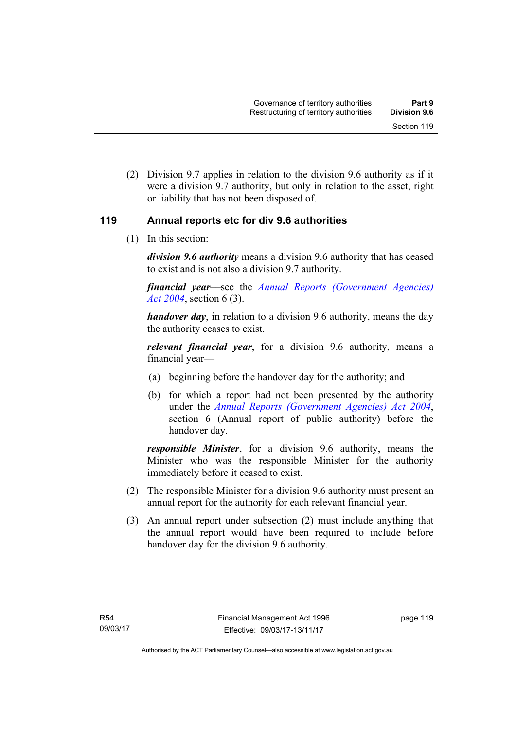(2) Division 9.7 applies in relation to the division 9.6 authority as if it were a division 9.7 authority, but only in relation to the asset, right or liability that has not been disposed of.

### 119 Annual reports etc for div 9.6 authorities

(1) In this section:

***division 9.6 authority*** means a division 9.6 authority that has ceased to exist and is not also a division 9.7 authority.

***financial year***—see the *Annual Reports (Government Agencies) Act 2004*, section 6 (3).

***handover day***, in relation to a division 9.6 authority, means the day the authority ceases to exist.

***relevant financial year***, for a division 9.6 authority, means a financial year—

(a) beginning before the handover day for the authority; and

(b) for which a report had not been presented by the authority under the *Annual Reports (Government Agencies) Act 2004*, section 6 (Annual report of public authority) before the handover day.

***responsible Minister***, for a division 9.6 authority, means the Minister who was the responsible Minister for the authority immediately before it ceased to exist.

(2) The responsible Minister for a division 9.6 authority must present an annual report for the authority for each relevant financial year.

(3) An annual report under subsection (2) must include anything that the annual report would have been required to include before handover day for the division 9.6 authority.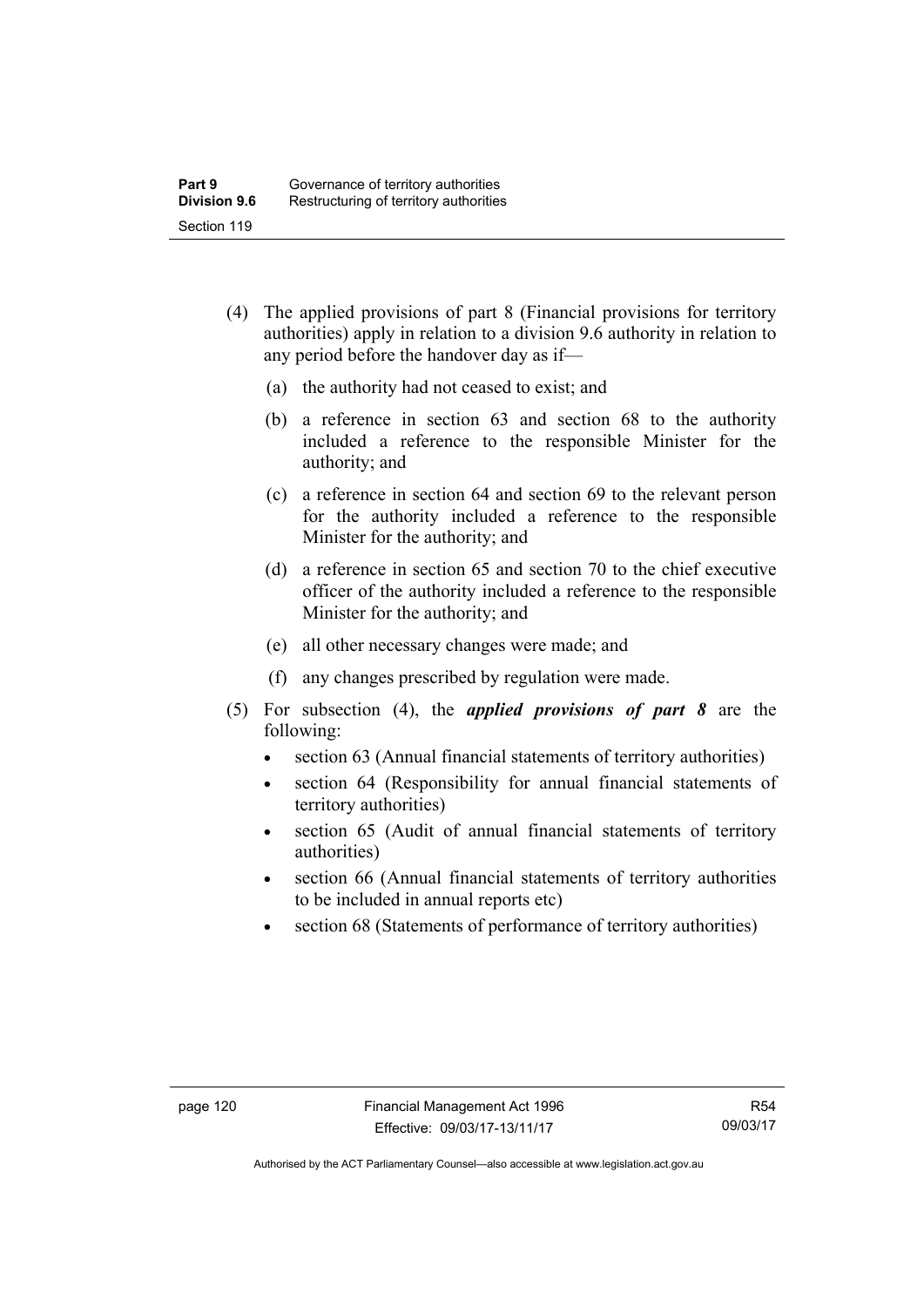(4) The applied provisions of part 8 (Financial provisions for territory authorities) apply in relation to a division 9.6 authority in relation to any period before the handover day as if—

(a) the authority had not ceased to exist; and

(b) a reference in section 63 and section 68 to the authority included a reference to the responsible Minister for the authority; and

(c) a reference in section 64 and section 69 to the relevant person for the authority included a reference to the responsible Minister for the authority; and

(d) a reference in section 65 and section 70 to the chief executive officer of the authority included a reference to the responsible Minister for the authority; and

(e) all other necessary changes were made; and

(f) any changes prescribed by regulation were made.

(5) For subsection (4), the ***applied provisions of part 8*** are the following:

- section 63 (Annual financial statements of territory authorities)
- section 64 (Responsibility for annual financial statements of territory authorities)
- section 65 (Audit of annual financial statements of territory authorities)
- section 66 (Annual financial statements of territory authorities to be included in annual reports etc)
- section 68 (Statements of performance of territory authorities)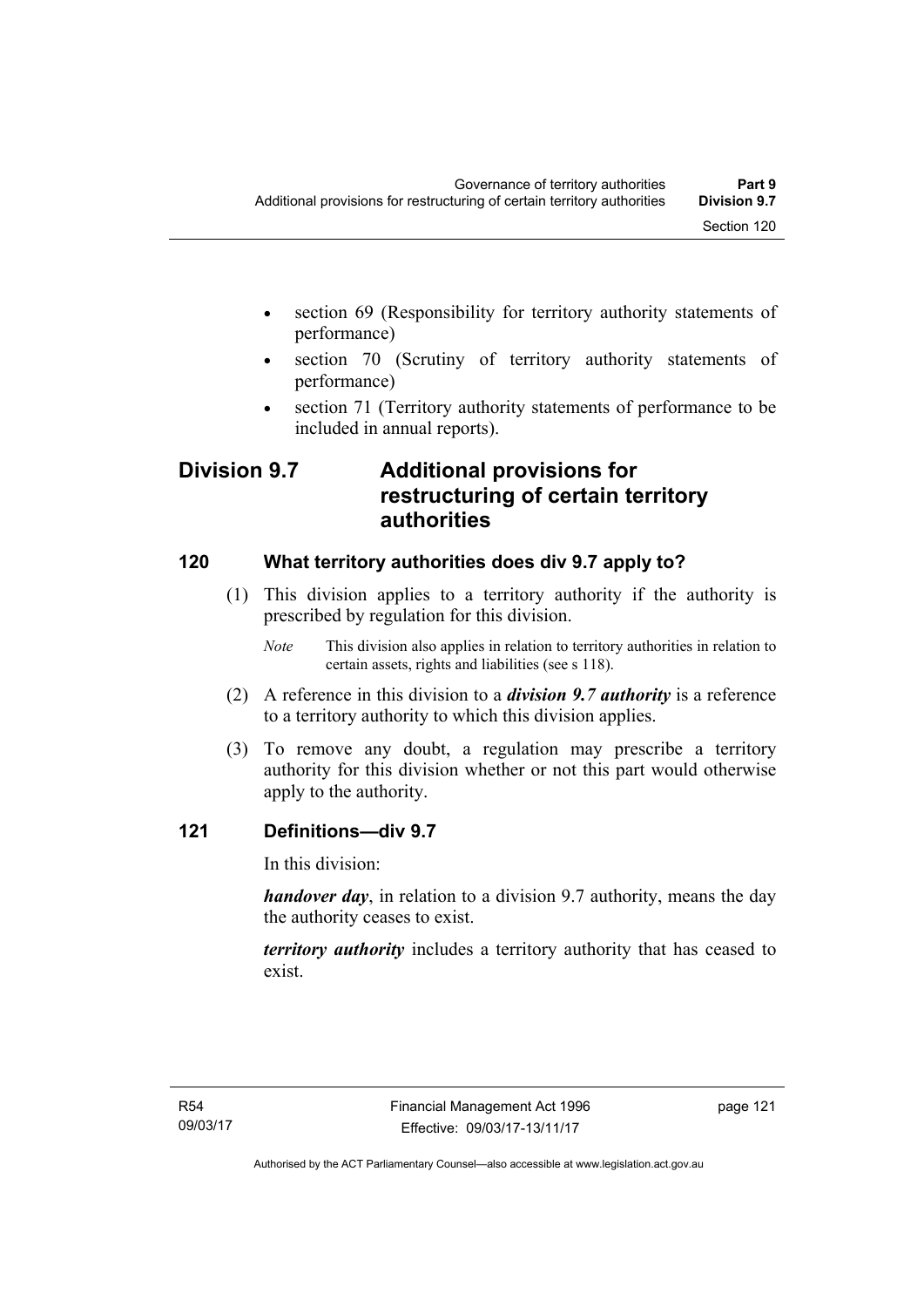- section 69 (Responsibility for territory authority statements of performance)
- section 70 (Scrutiny of territory authority statements of performance)
- section 71 (Territory authority statements of performance to be included in annual reports).

## Division 9.7 Additional provisions for restructuring of certain territory authorities

### 120 What territory authorities does div 9.7 apply to?

(1) This division applies to a territory authority if the authority is prescribed by regulation for this division.

*Note* This division also applies in relation to territory authorities in relation to certain assets, rights and liabilities (see s 118).

(2) A reference in this division to a ***division 9.7 authority*** is a reference to a territory authority to which this division applies.

(3) To remove any doubt, a regulation may prescribe a territory authority for this division whether or not this part would otherwise apply to the authority.

### 121 Definitions—div 9.7

In this division:

***handover day***, in relation to a division 9.7 authority, means the day the authority ceases to exist.

***territory authority*** includes a territory authority that has ceased to exist.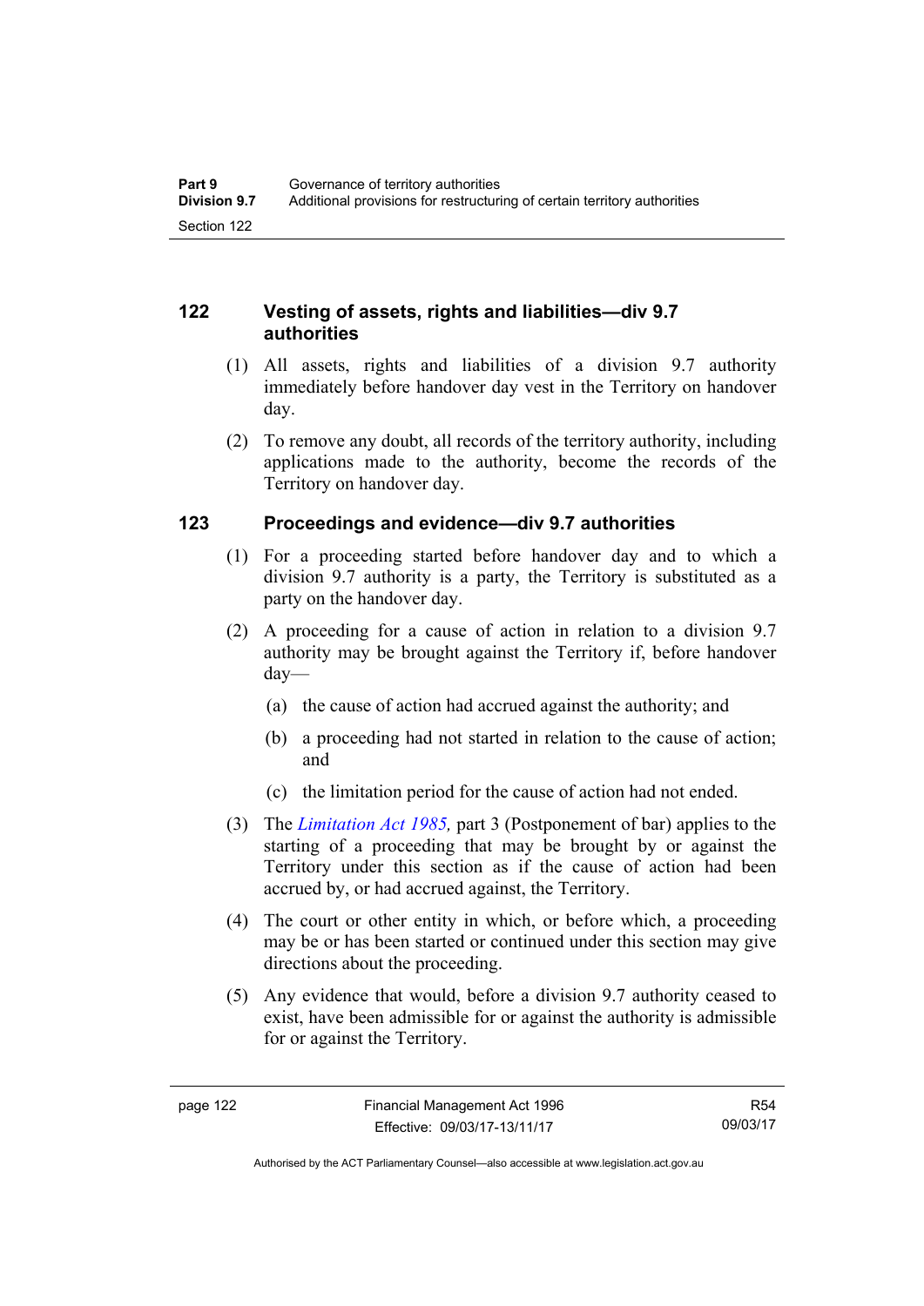## 122 Vesting of assets, rights and liabilities—div 9.7 authorities

(1) All assets, rights and liabilities of a division 9.7 authority immediately before handover day vest in the Territory on handover day.

(2) To remove any doubt, all records of the territory authority, including applications made to the authority, become the records of the Territory on handover day.

## 123 Proceedings and evidence—div 9.7 authorities

(1) For a proceeding started before handover day and to which a division 9.7 authority is a party, the Territory is substituted as a party on the handover day.

(2) A proceeding for a cause of action in relation to a division 9.7 authority may be brought against the Territory if, before handover day—

(a) the cause of action had accrued against the authority; and

(b) a proceeding had not started in relation to the cause of action; and

(c) the limitation period for the cause of action had not ended.

(3) The *Limitation Act 1985,* part 3 (Postponement of bar) applies to the starting of a proceeding that may be brought by or against the Territory under this section as if the cause of action had been accrued by, or had accrued against, the Territory.

(4) The court or other entity in which, or before which, a proceeding may be or has been started or continued under this section may give directions about the proceeding.

(5) Any evidence that would, before a division 9.7 authority ceased to exist, have been admissible for or against the authority is admissible for or against the Territory.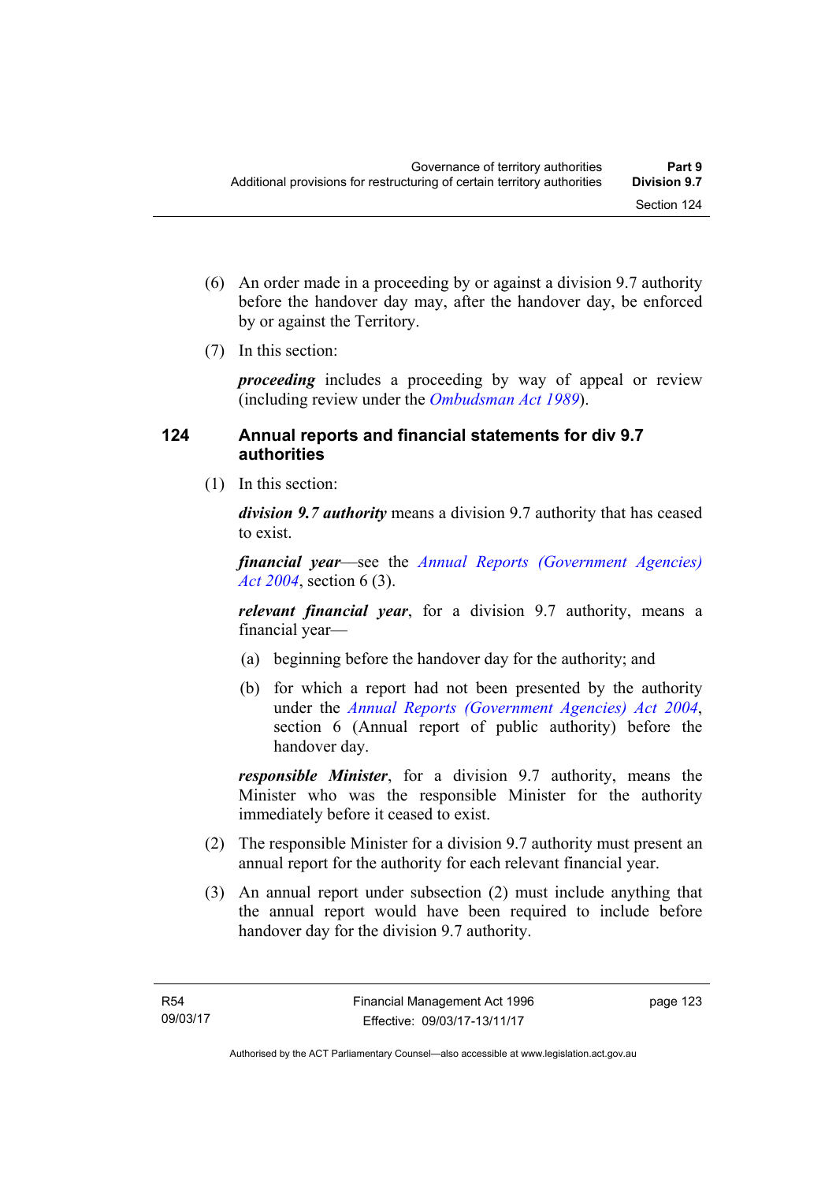(6) An order made in a proceeding by or against a division 9.7 authority before the handover day may, after the handover day, be enforced by or against the Territory.

(7) In this section:

***proceeding*** includes a proceeding by way of appeal or review (including review under the *Ombudsman Act 1989*).

### 124 Annual reports and financial statements for div 9.7 authorities

(1) In this section:

***division 9.7 authority*** means a division 9.7 authority that has ceased to exist.

***financial year***—see the *Annual Reports (Government Agencies) Act 2004*, section 6 (3).

***relevant financial year***, for a division 9.7 authority, means a financial year—

(a) beginning before the handover day for the authority; and

(b) for which a report had not been presented by the authority under the *Annual Reports (Government Agencies) Act 2004*, section 6 (Annual report of public authority) before the handover day.

***responsible Minister***, for a division 9.7 authority, means the Minister who was the responsible Minister for the authority immediately before it ceased to exist.

(2) The responsible Minister for a division 9.7 authority must present an annual report for the authority for each relevant financial year.

(3) An annual report under subsection (2) must include anything that the annual report would have been required to include before handover day for the division 9.7 authority.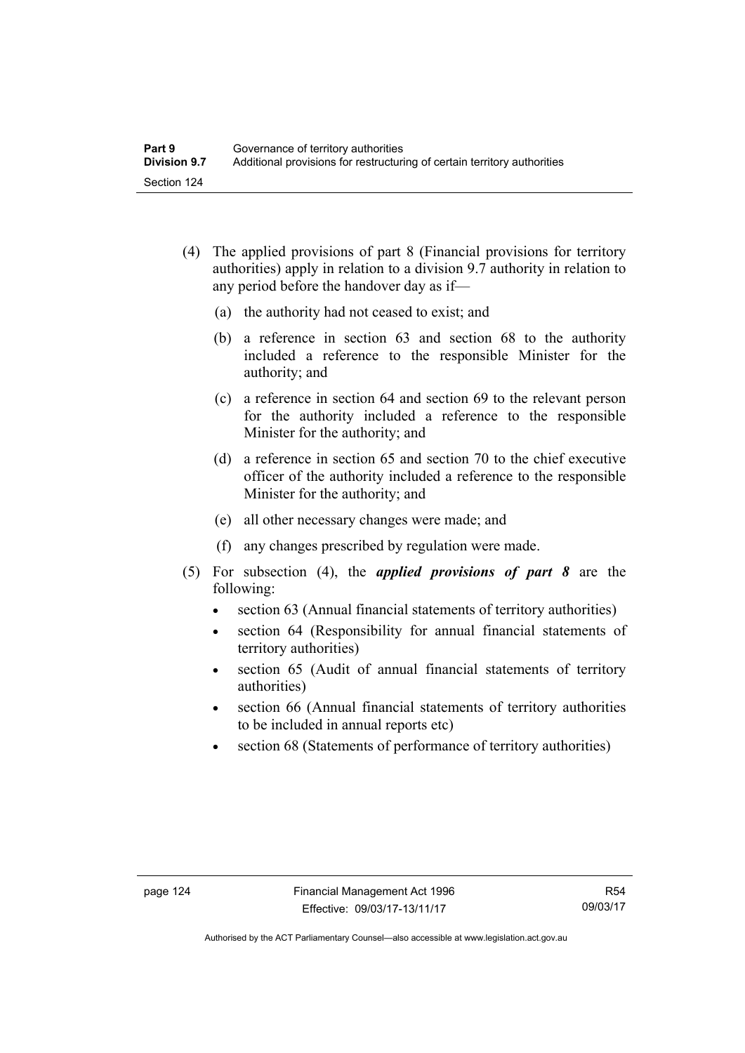(4) The applied provisions of part 8 (Financial provisions for territory authorities) apply in relation to a division 9.7 authority in relation to any period before the handover day as if—

(a) the authority had not ceased to exist; and

(b) a reference in section 63 and section 68 to the authority included a reference to the responsible Minister for the authority; and

(c) a reference in section 64 and section 69 to the relevant person for the authority included a reference to the responsible Minister for the authority; and

(d) a reference in section 65 and section 70 to the chief executive officer of the authority included a reference to the responsible Minister for the authority; and

(e) all other necessary changes were made; and

(f) any changes prescribed by regulation were made.

(5) For subsection (4), the ***applied provisions of part 8*** are the following:

- section 63 (Annual financial statements of territory authorities)
- section 64 (Responsibility for annual financial statements of territory authorities)
- section 65 (Audit of annual financial statements of territory authorities)
- section 66 (Annual financial statements of territory authorities to be included in annual reports etc)
- section 68 (Statements of performance of territory authorities)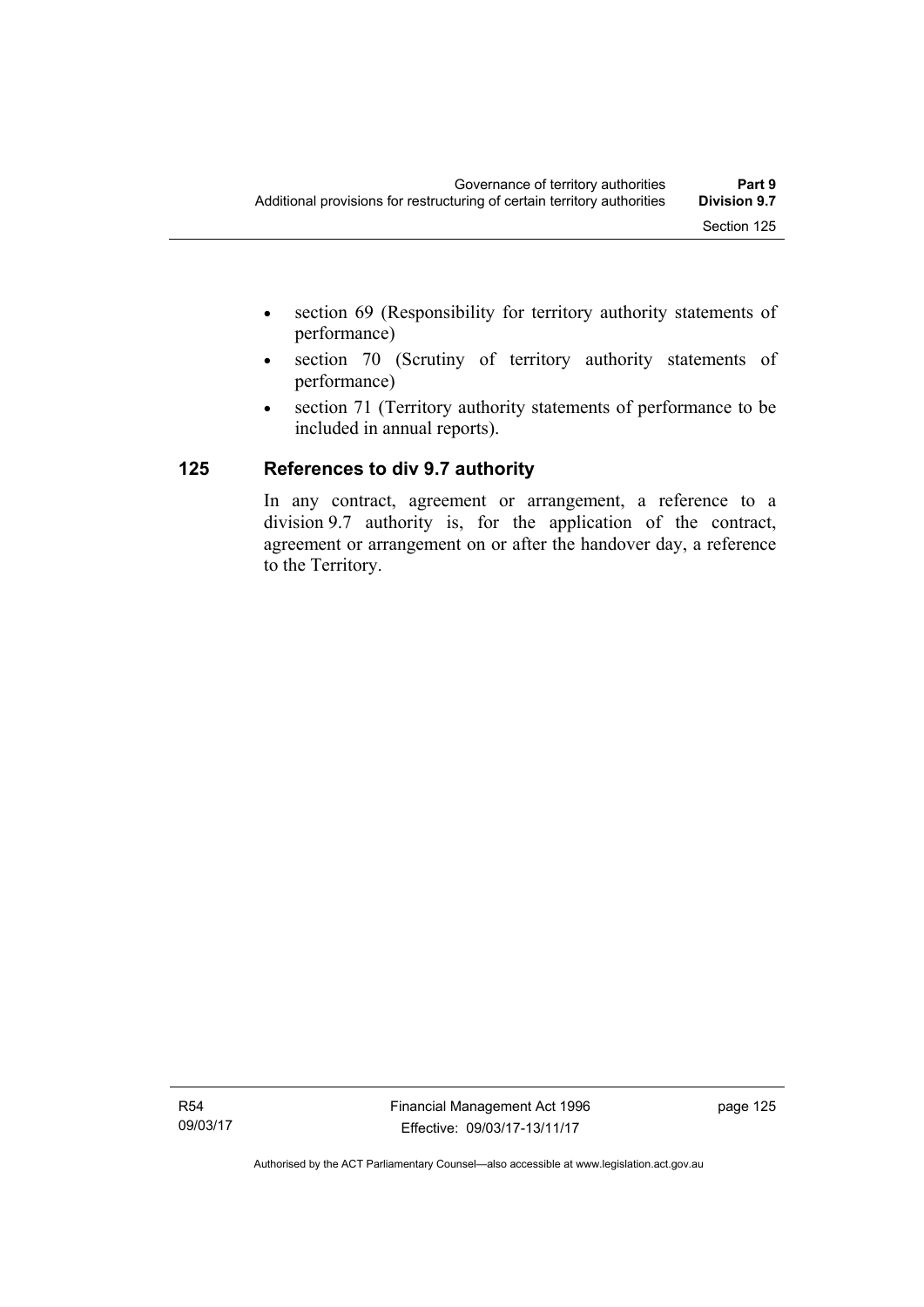- section 69 (Responsibility for territory authority statements of performance)
- section 70 (Scrutiny of territory authority statements of performance)
- section 71 (Territory authority statements of performance to be included in annual reports).

## 125 References to div 9.7 authority

In any contract, agreement or arrangement, a reference to a division 9.7 authority is, for the application of the contract, agreement or arrangement on or after the handover day, a reference to the Territory.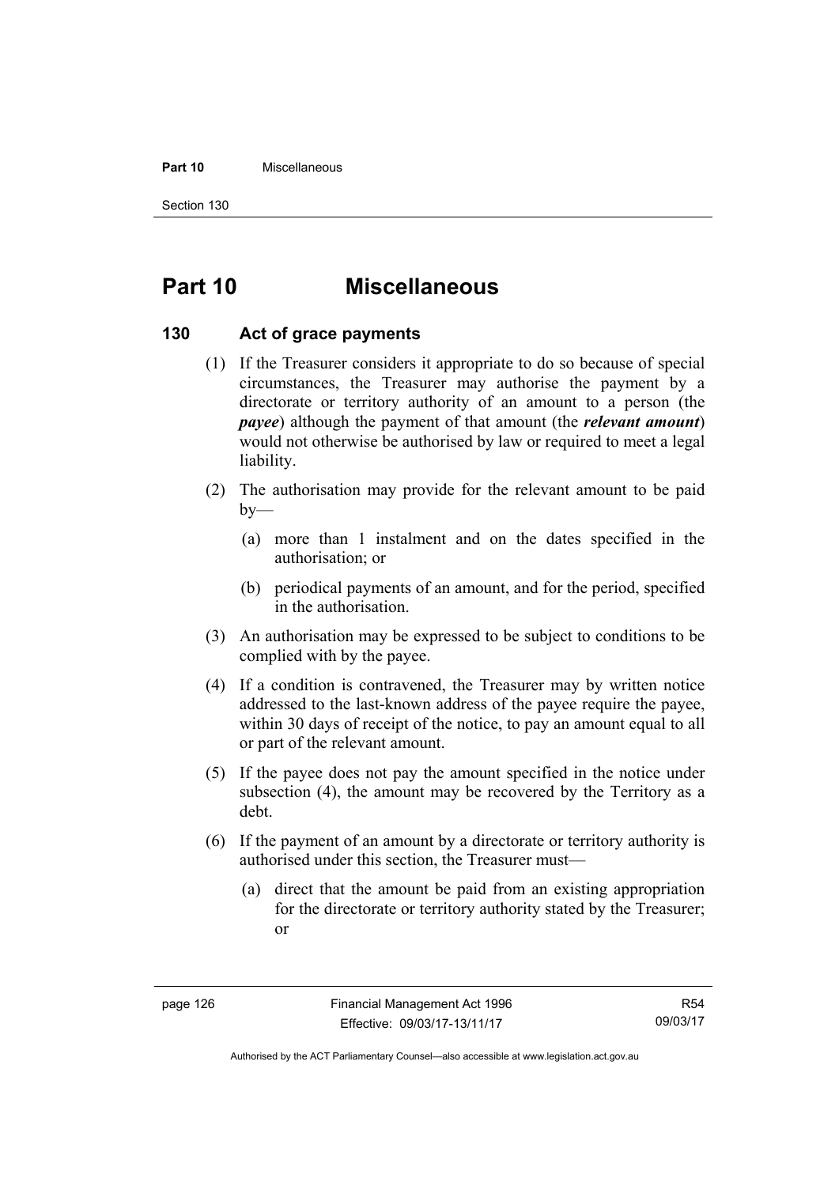# Part 10 Miscellaneous

## 130 Act of grace payments

(1) If the Treasurer considers it appropriate to do so because of special circumstances, the Treasurer may authorise the payment by a directorate or territory authority of an amount to a person (the ***payee***) although the payment of that amount (the ***relevant amount***) would not otherwise be authorised by law or required to meet a legal liability.

(2) The authorisation may provide for the relevant amount to be paid by—

(a) more than 1 instalment and on the dates specified in the authorisation; or

(b) periodical payments of an amount, and for the period, specified in the authorisation.

(3) An authorisation may be expressed to be subject to conditions to be complied with by the payee.

(4) If a condition is contravened, the Treasurer may by written notice addressed to the last-known address of the payee require the payee, within 30 days of receipt of the notice, to pay an amount equal to all or part of the relevant amount.

(5) If the payee does not pay the amount specified in the notice under subsection (4), the amount may be recovered by the Territory as a debt.

(6) If the payment of an amount by a directorate or territory authority is authorised under this section, the Treasurer must—

(a) direct that the amount be paid from an existing appropriation for the directorate or territory authority stated by the Treasurer; or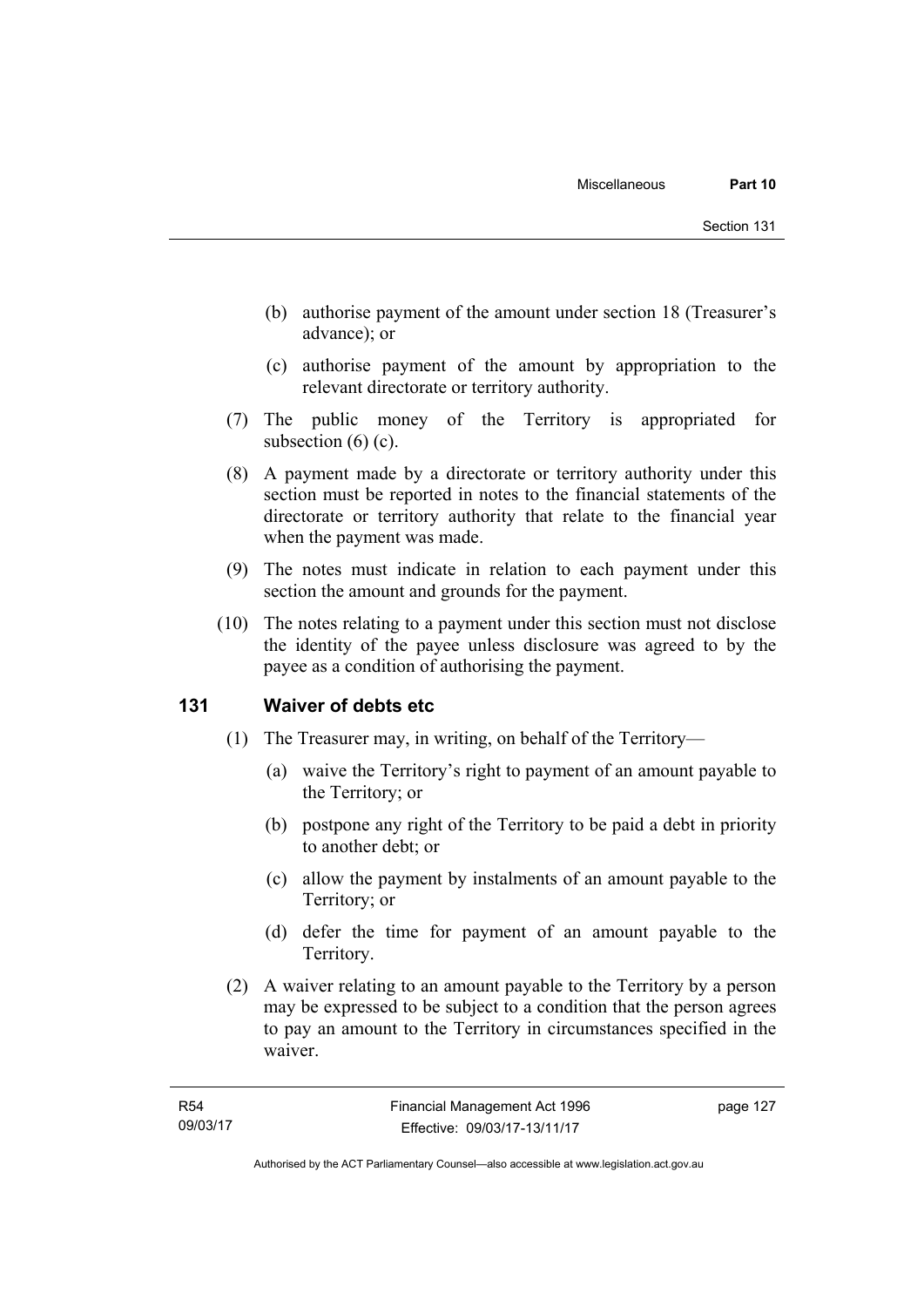(b) authorise payment of the amount under section 18 (Treasurer's advance); or

(c) authorise payment of the amount by appropriation to the relevant directorate or territory authority.

(7) The public money of the Territory is appropriated for subsection (6) (c).

(8) A payment made by a directorate or territory authority under this section must be reported in notes to the financial statements of the directorate or territory authority that relate to the financial year when the payment was made.

(9) The notes must indicate in relation to each payment under this section the amount and grounds for the payment.

(10) The notes relating to a payment under this section must not disclose the identity of the payee unless disclosure was agreed to by the payee as a condition of authorising the payment.

## 131 Waiver of debts etc

(1) The Treasurer may, in writing, on behalf of the Territory—

(a) waive the Territory's right to payment of an amount payable to the Territory; or

(b) postpone any right of the Territory to be paid a debt in priority to another debt; or

(c) allow the payment by instalments of an amount payable to the Territory; or

(d) defer the time for payment of an amount payable to the Territory.

(2) A waiver relating to an amount payable to the Territory by a person may be expressed to be subject to a condition that the person agrees to pay an amount to the Territory in circumstances specified in the waiver.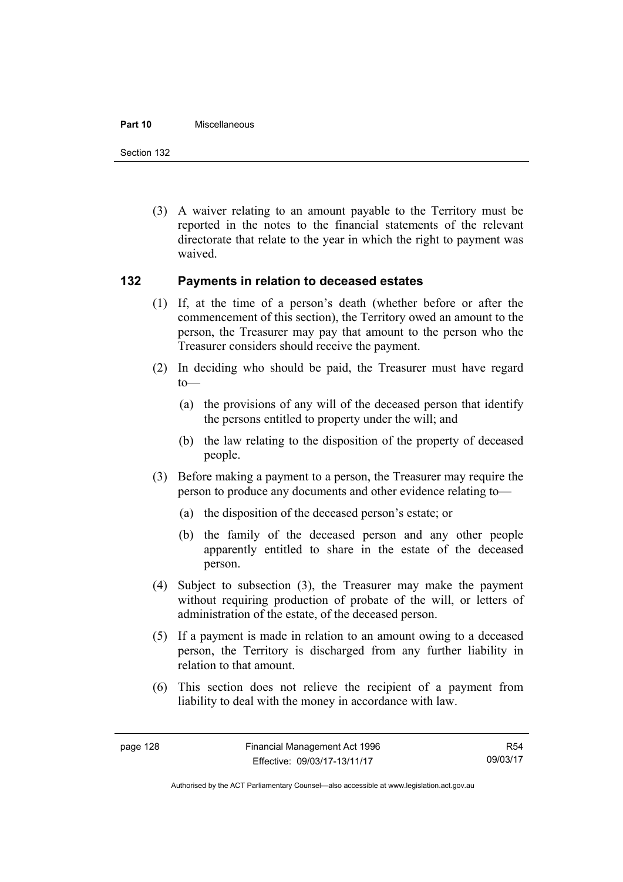(3) A waiver relating to an amount payable to the Territory must be reported in the notes to the financial statements of the relevant directorate that relate to the year in which the right to payment was waived.

## 132 Payments in relation to deceased estates

(1) If, at the time of a person's death (whether before or after the commencement of this section), the Territory owed an amount to the person, the Treasurer may pay that amount to the person who the Treasurer considers should receive the payment.

(2) In deciding who should be paid, the Treasurer must have regard to—

(a) the provisions of any will of the deceased person that identify the persons entitled to property under the will; and

(b) the law relating to the disposition of the property of deceased people.

(3) Before making a payment to a person, the Treasurer may require the person to produce any documents and other evidence relating to—

(a) the disposition of the deceased person's estate; or

(b) the family of the deceased person and any other people apparently entitled to share in the estate of the deceased person.

(4) Subject to subsection (3), the Treasurer may make the payment without requiring production of probate of the will, or letters of administration of the estate, of the deceased person.

(5) If a payment is made in relation to an amount owing to a deceased person, the Territory is discharged from any further liability in relation to that amount.

(6) This section does not relieve the recipient of a payment from liability to deal with the money in accordance with law.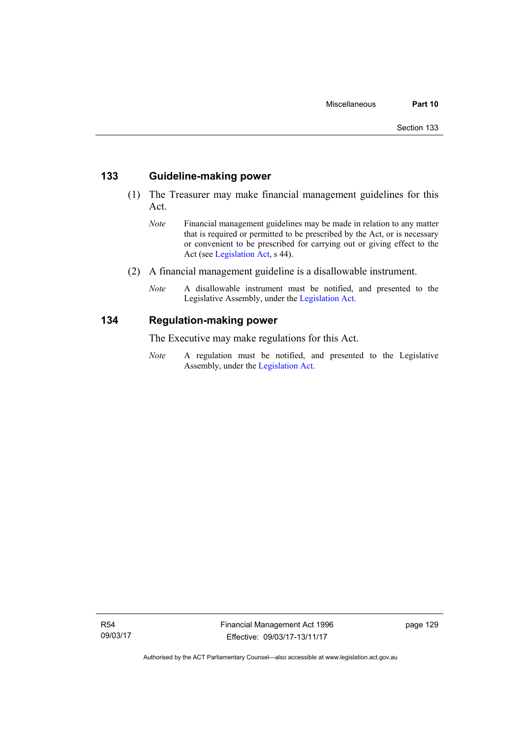## 133 Guideline-making power

(1) The Treasurer may make financial management guidelines for this Act.

*Note* Financial management guidelines may be made in relation to any matter that is required or permitted to be prescribed by the Act, or is necessary or convenient to be prescribed for carrying out or giving effect to the Act (see Legislation Act, s 44).

(2) A financial management guideline is a disallowable instrument.

*Note* A disallowable instrument must be notified, and presented to the Legislative Assembly, under the Legislation Act.

## 134 Regulation-making power

The Executive may make regulations for this Act.

*Note* A regulation must be notified, and presented to the Legislative Assembly, under the Legislation Act.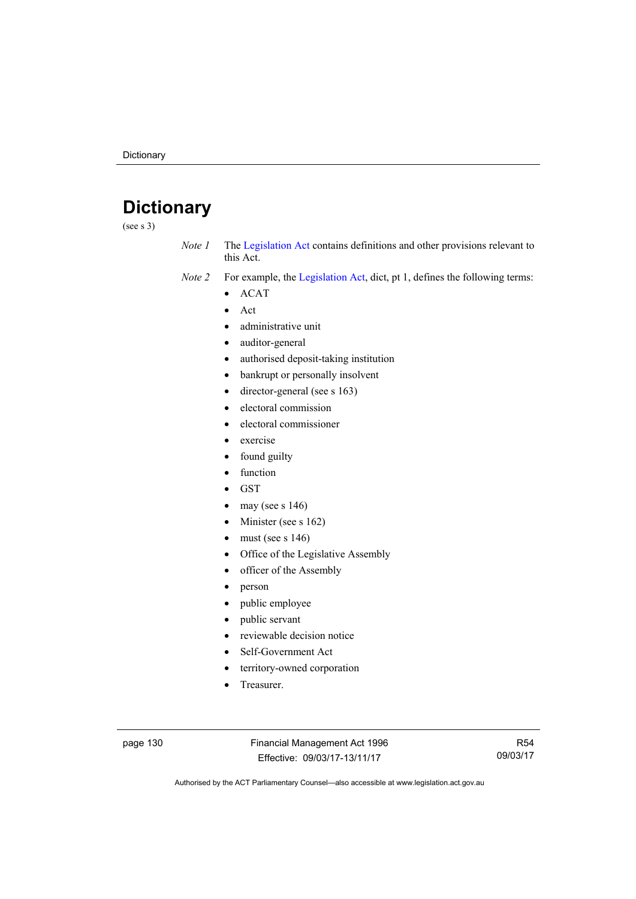# Dictionary

(see s 3)

*Note 1* The Legislation Act contains definitions and other provisions relevant to this Act.

*Note 2* For example, the Legislation Act, dict, pt 1, defines the following terms:

- ACAT
- Act
- administrative unit
- auditor-general
- authorised deposit-taking institution
- bankrupt or personally insolvent
- director-general (see s 163)
- electoral commission
- electoral commissioner
- exercise
- found guilty
- function
- GST
- may (see s 146)
- Minister (see s 162)
- must (see s 146)
- Office of the Legislative Assembly
- officer of the Assembly
- person
- public employee
- public servant
- reviewable decision notice
- Self-Government Act
- territory-owned corporation
- Treasurer.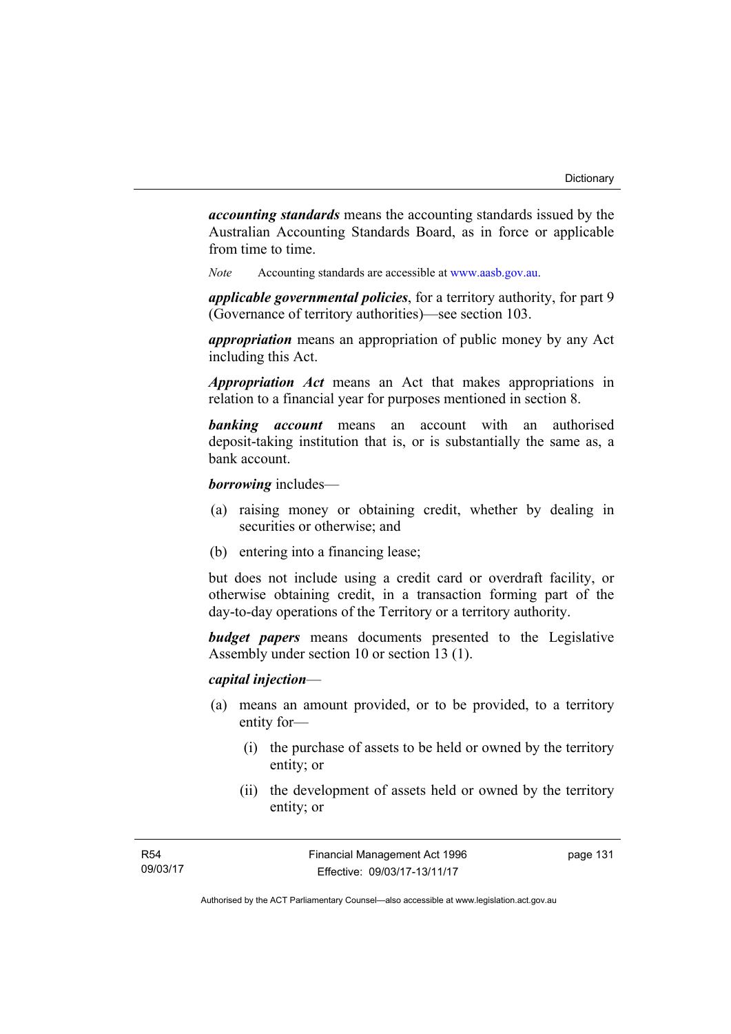***accounting standards*** means the accounting standards issued by the Australian Accounting Standards Board, as in force or applicable from time to time.

*Note* Accounting standards are accessible at www.aasb.gov.au.

***applicable governmental policies***, for a territory authority, for part 9 (Governance of territory authorities)—see section 103.

***appropriation*** means an appropriation of public money by any Act including this Act.

***Appropriation Act*** means an Act that makes appropriations in relation to a financial year for purposes mentioned in section 8.

***banking account*** means an account with an authorised deposit-taking institution that is, or is substantially the same as, a bank account.

***borrowing*** includes—

(a) raising money or obtaining credit, whether by dealing in securities or otherwise; and

(b) entering into a financing lease;

but does not include using a credit card or overdraft facility, or otherwise obtaining credit, in a transaction forming part of the day-to-day operations of the Territory or a territory authority.

***budget papers*** means documents presented to the Legislative Assembly under section 10 or section 13 (1).

***capital injection***—

(a) means an amount provided, or to be provided, to a territory entity for—

 (i) the purchase of assets to be held or owned by the territory entity; or

 (ii) the development of assets held or owned by the territory entity; or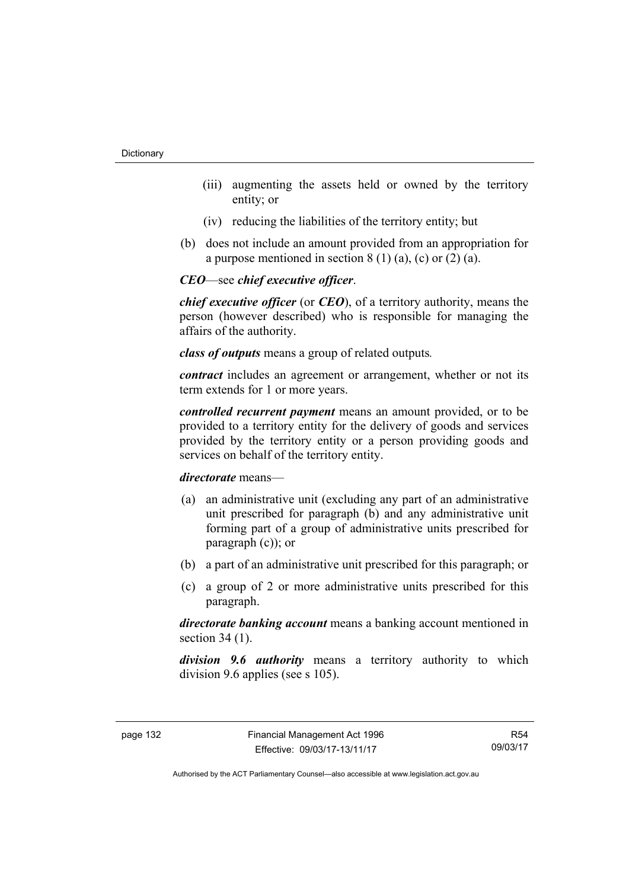(iii) augmenting the assets held or owned by the territory entity; or

(iv) reducing the liabilities of the territory entity; but

(b) does not include an amount provided from an appropriation for a purpose mentioned in section 8 (1) (a), (c) or (2) (a).

***CEO***—see ***chief executive officer***.

***chief executive officer*** (or ***CEO***), of a territory authority, means the person (however described) who is responsible for managing the affairs of the authority.

***class of outputs*** means a group of related outputs*.*

***contract*** includes an agreement or arrangement, whether or not its term extends for 1 or more years.

***controlled recurrent payment*** means an amount provided, or to be provided to a territory entity for the delivery of goods and services provided by the territory entity or a person providing goods and services on behalf of the territory entity.

***directorate*** means—

(a) an administrative unit (excluding any part of an administrative unit prescribed for paragraph (b) and any administrative unit forming part of a group of administrative units prescribed for paragraph (c)); or

(b) a part of an administrative unit prescribed for this paragraph; or

(c) a group of 2 or more administrative units prescribed for this paragraph.

***directorate banking account*** means a banking account mentioned in section 34 (1).

***division 9.6 authority*** means a territory authority to which division 9.6 applies (see s 105).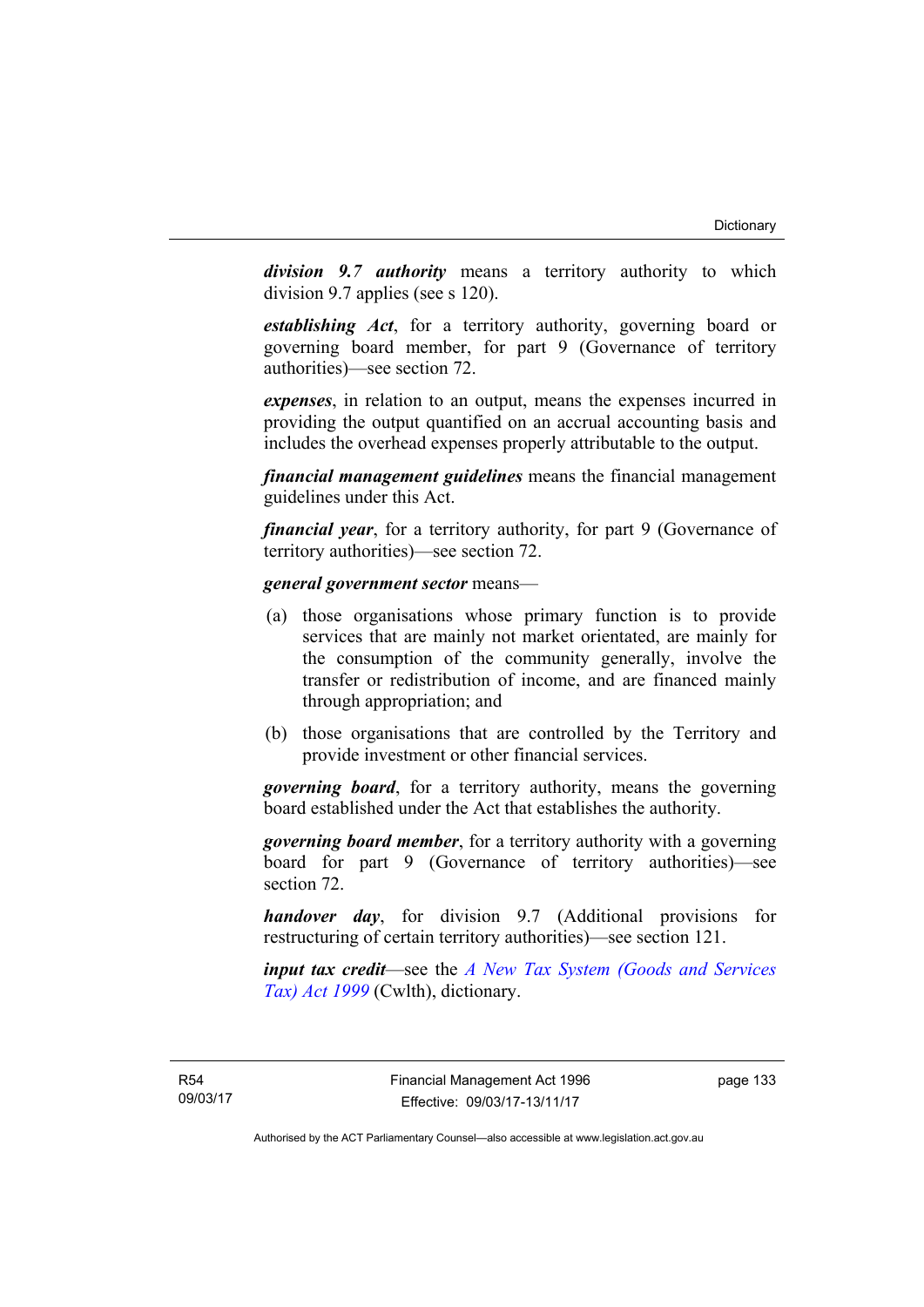***division 9.7 authority*** means a territory authority to which division 9.7 applies (see s 120).

***establishing Act***, for a territory authority, governing board or governing board member, for part 9 (Governance of territory authorities)—see section 72.

***expenses***, in relation to an output, means the expenses incurred in providing the output quantified on an accrual accounting basis and includes the overhead expenses properly attributable to the output.

***financial management guidelines*** means the financial management guidelines under this Act.

***financial year***, for a territory authority, for part 9 (Governance of territory authorities)—see section 72.

***general government sector*** means—

(a) those organisations whose primary function is to provide services that are mainly not market orientated, are mainly for the consumption of the community generally, involve the transfer or redistribution of income, and are financed mainly through appropriation; and

(b) those organisations that are controlled by the Territory and provide investment or other financial services.

***governing board***, for a territory authority, means the governing board established under the Act that establishes the authority.

***governing board member***, for a territory authority with a governing board for part 9 (Governance of territory authorities)—see section 72.

***handover day***, for division 9.7 (Additional provisions for restructuring of certain territory authorities)—see section 121.

***input tax credit***—see the *A New Tax System (Goods and Services Tax) Act 1999* (Cwlth), dictionary.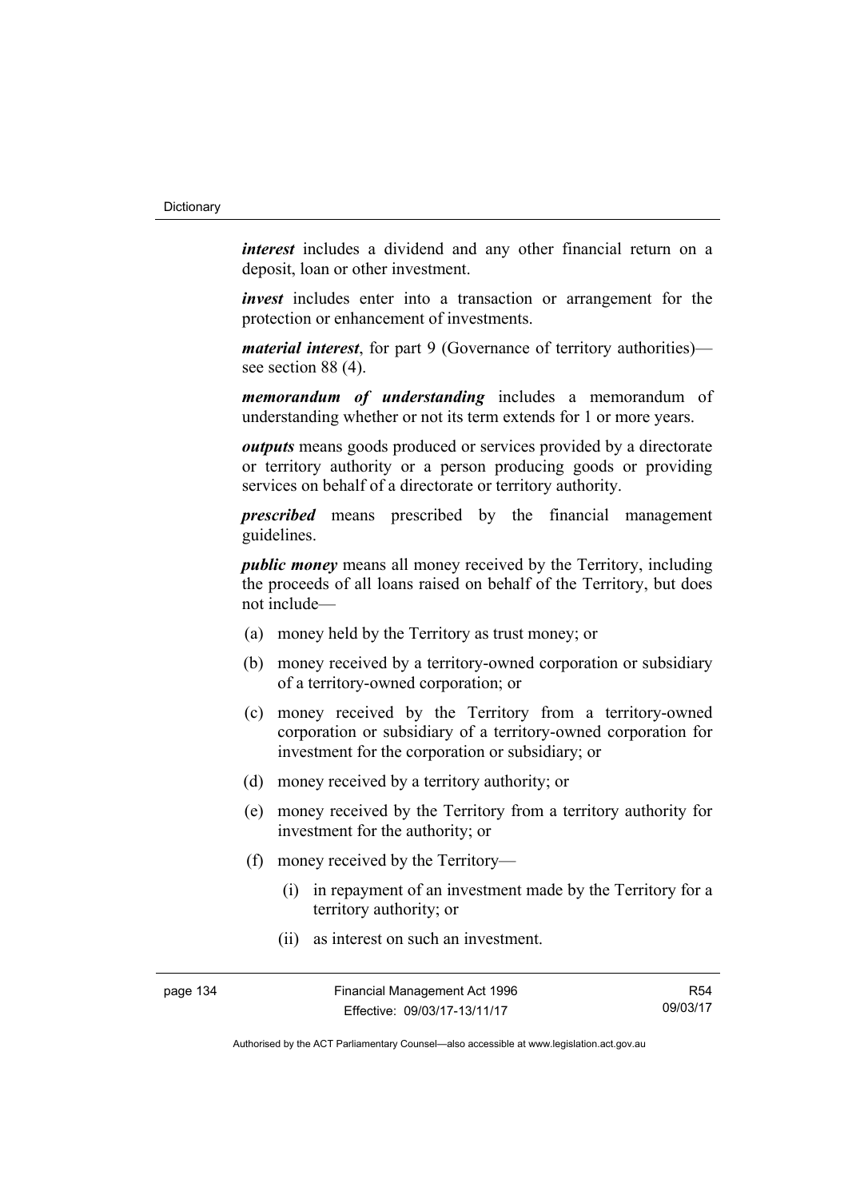***interest*** includes a dividend and any other financial return on a deposit, loan or other investment.

***invest*** includes enter into a transaction or arrangement for the protection or enhancement of investments.

***material interest***, for part 9 (Governance of territory authorities)—see section 88 (4).

***memorandum of understanding*** includes a memorandum of understanding whether or not its term extends for 1 or more years.

***outputs*** means goods produced or services provided by a directorate or territory authority or a person producing goods or providing services on behalf of a directorate or territory authority.

***prescribed*** means prescribed by the financial management guidelines.

***public money*** means all money received by the Territory, including the proceeds of all loans raised on behalf of the Territory, but does not include—

(a) money held by the Territory as trust money; or

(b) money received by a territory-owned corporation or subsidiary of a territory-owned corporation; or

(c) money received by the Territory from a territory-owned corporation or subsidiary of a territory-owned corporation for investment for the corporation or subsidiary; or

(d) money received by a territory authority; or

(e) money received by the Territory from a territory authority for investment for the authority; or

(f) money received by the Territory—

  (i) in repayment of an investment made by the Territory for a territory authority; or

  (ii) as interest on such an investment.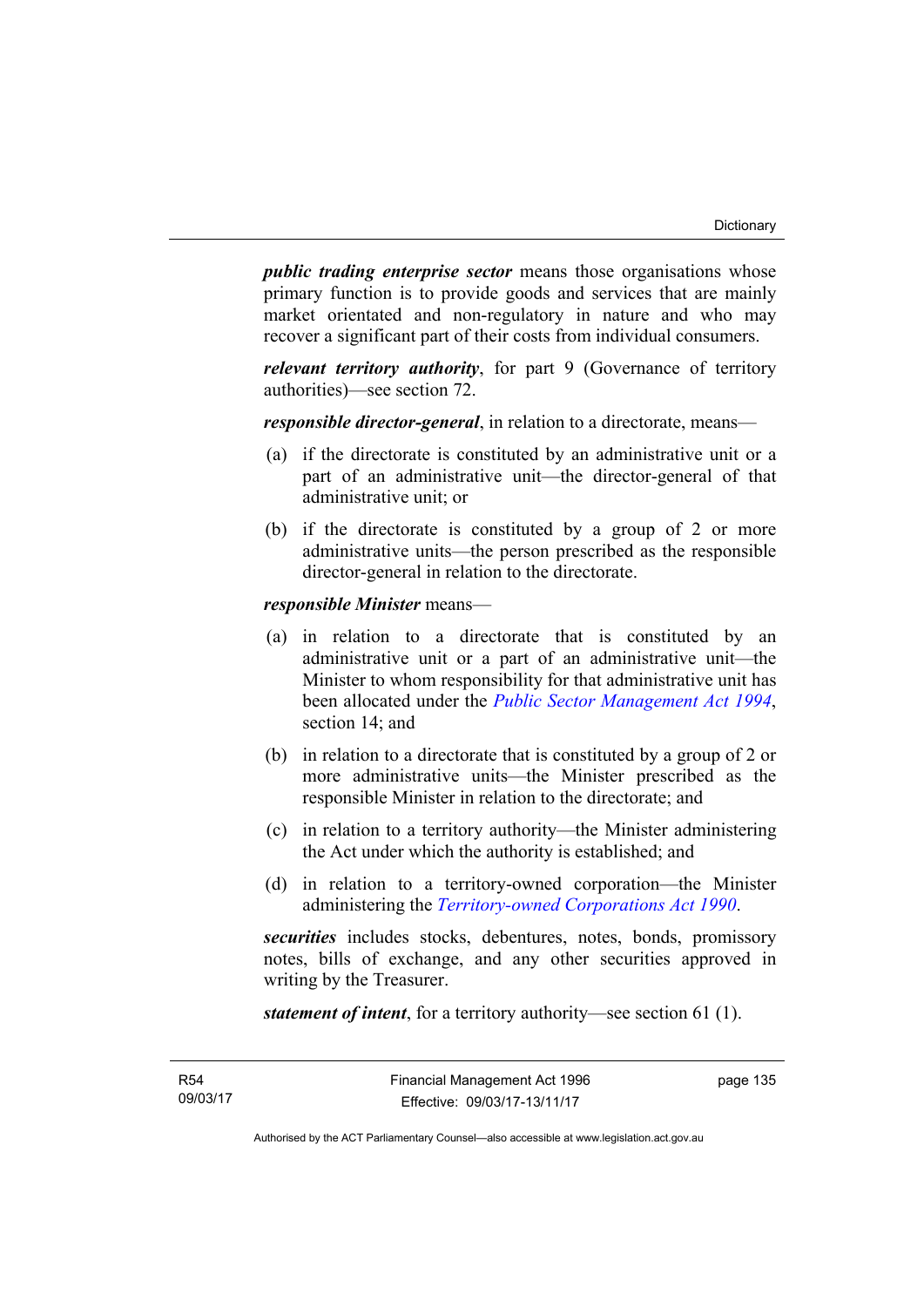***public trading enterprise sector*** means those organisations whose primary function is to provide goods and services that are mainly market orientated and non-regulatory in nature and who may recover a significant part of their costs from individual consumers.

***relevant territory authority***, for part 9 (Governance of territory authorities)—see section 72.

***responsible director-general***, in relation to a directorate, means—

(a) if the directorate is constituted by an administrative unit or a part of an administrative unit—the director-general of that administrative unit; or

(b) if the directorate is constituted by a group of 2 or more administrative units—the person prescribed as the responsible director-general in relation to the directorate.

***responsible Minister*** means—

(a) in relation to a directorate that is constituted by an administrative unit or a part of an administrative unit—the Minister to whom responsibility for that administrative unit has been allocated under the *Public Sector Management Act 1994*, section 14; and

(b) in relation to a directorate that is constituted by a group of 2 or more administrative units—the Minister prescribed as the responsible Minister in relation to the directorate; and

(c) in relation to a territory authority—the Minister administering the Act under which the authority is established; and

(d) in relation to a territory-owned corporation—the Minister administering the *Territory-owned Corporations Act 1990*.

***securities*** includes stocks, debentures, notes, bonds, promissory notes, bills of exchange, and any other securities approved in writing by the Treasurer.

***statement of intent***, for a territory authority—see section 61 (1).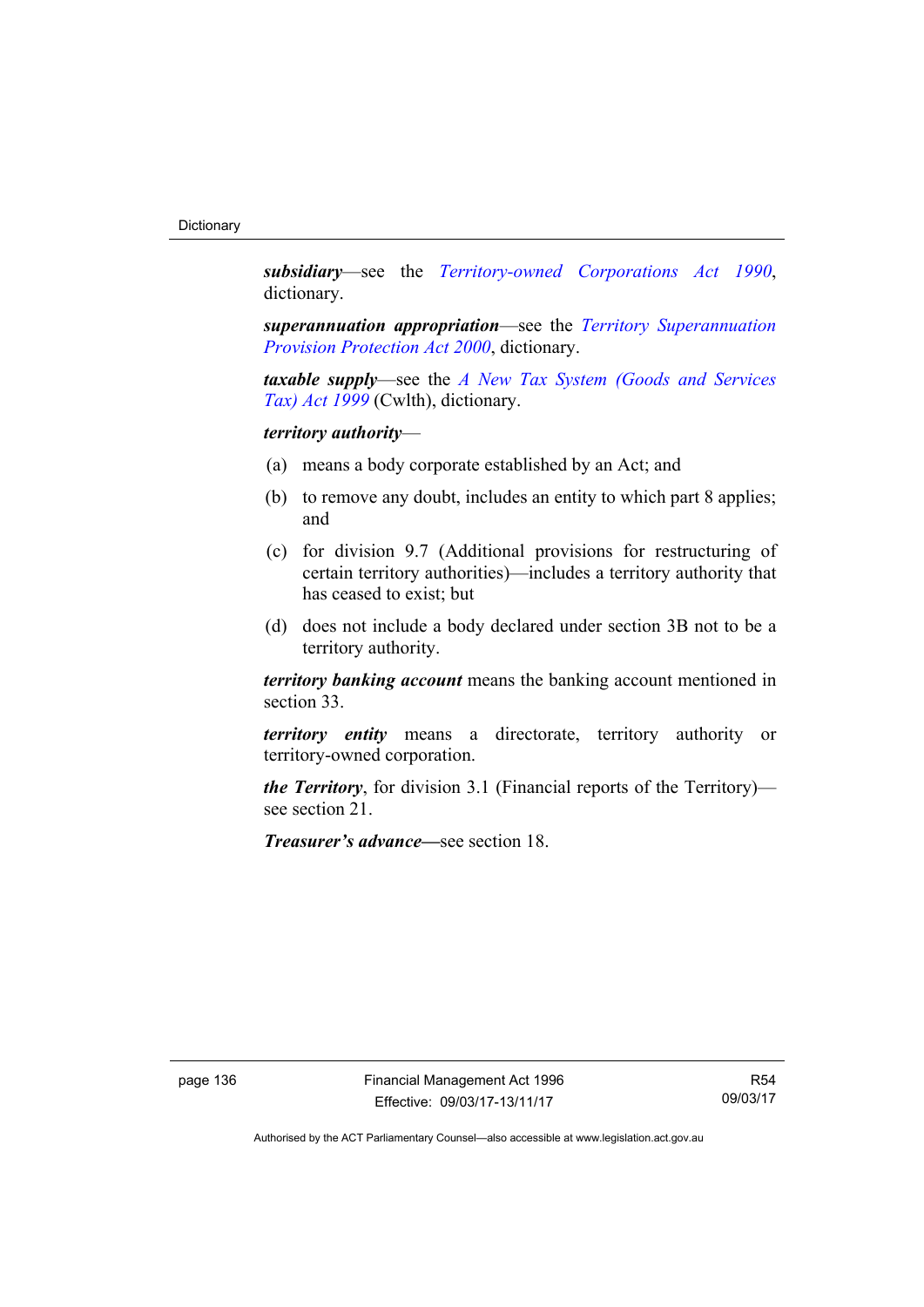***subsidiary***—see the *Territory-owned Corporations Act 1990*, dictionary.

***superannuation appropriation***—see the *Territory Superannuation Provision Protection Act 2000*, dictionary.

***taxable supply***—see the *A New Tax System (Goods and Services Tax) Act 1999* (Cwlth), dictionary.

***territory authority***—

(a) means a body corporate established by an Act; and

(b) to remove any doubt, includes an entity to which part 8 applies; and

(c) for division 9.7 (Additional provisions for restructuring of certain territory authorities)—includes a territory authority that has ceased to exist; but

(d) does not include a body declared under section 3B not to be a territory authority.

***territory banking account*** means the banking account mentioned in section 33.

***territory entity*** means a directorate, territory authority or territory-owned corporation.

***the Territory***, for division 3.1 (Financial reports of the Territory)—see section 21.

***Treasurer's advance***—see section 18.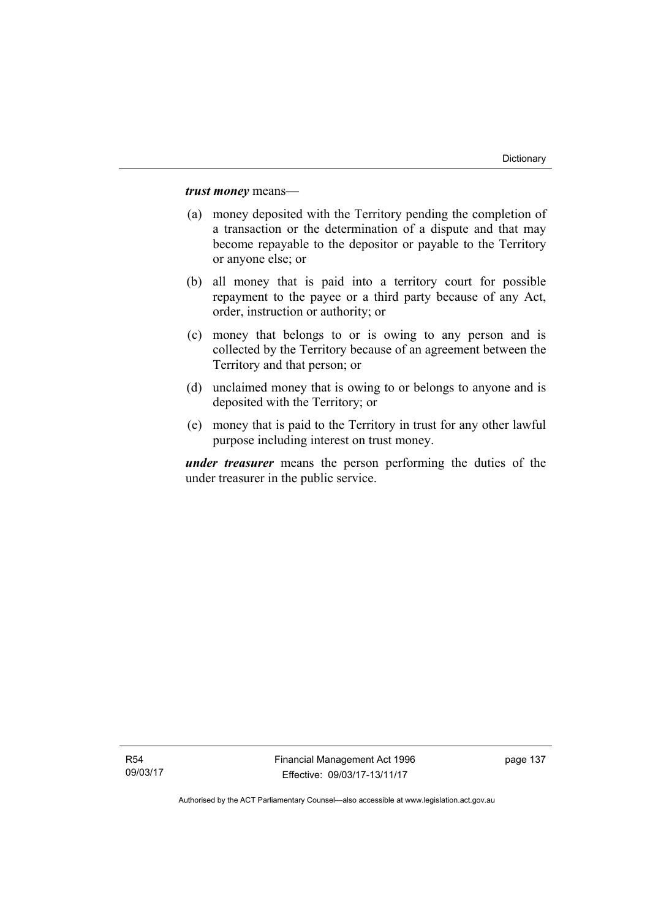***trust money*** means—

(a) money deposited with the Territory pending the completion of a transaction or the determination of a dispute and that may become repayable to the depositor or payable to the Territory or anyone else; or

(b) all money that is paid into a territory court for possible repayment to the payee or a third party because of any Act, order, instruction or authority; or

(c) money that belongs to or is owing to any person and is collected by the Territory because of an agreement between the Territory and that person; or

(d) unclaimed money that is owing to or belongs to anyone and is deposited with the Territory; or

(e) money that is paid to the Territory in trust for any other lawful purpose including interest on trust money.

***under treasurer*** means the person performing the duties of the under treasurer in the public service.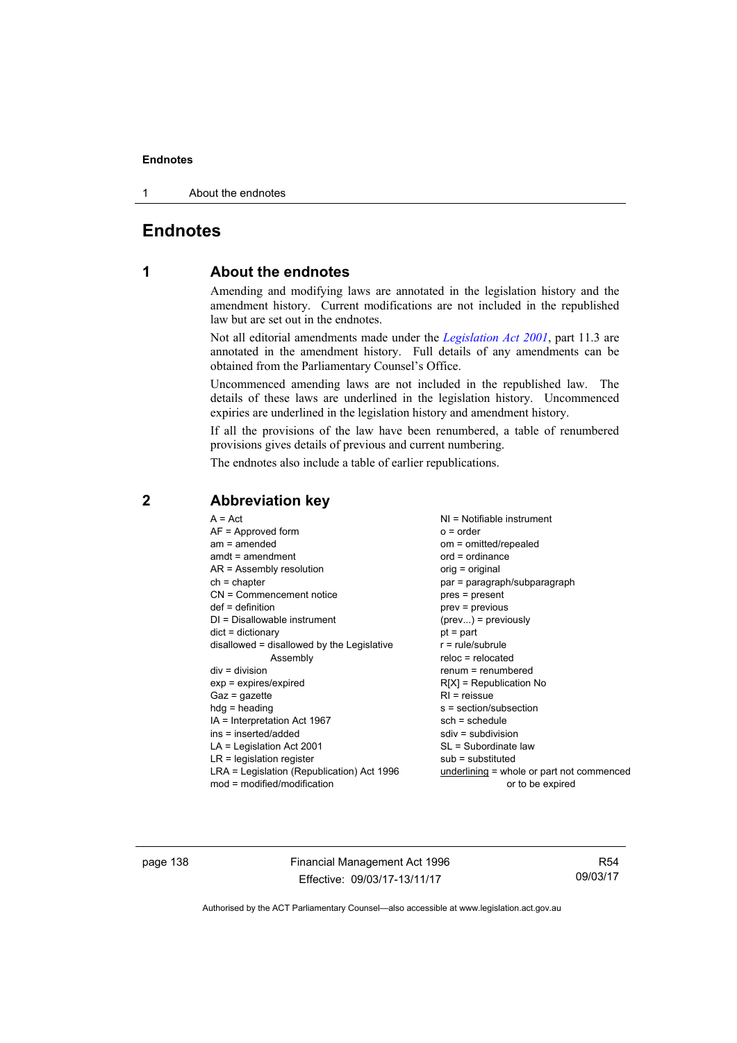# Endnotes

## 1 About the endnotes

Amending and modifying laws are annotated in the legislation history and the amendment history. Current modifications are not included in the republished law but are set out in the endnotes.

Not all editorial amendments made under the *Legislation Act 2001*, part 11.3 are annotated in the amendment history. Full details of any amendments can be obtained from the Parliamentary Counsel's Office.

Uncommenced amending laws are not included in the republished law. The details of these laws are underlined in the legislation history. Uncommenced expiries are underlined in the legislation history and amendment history.

If all the provisions of the law have been renumbered, a table of renumbered provisions gives details of previous and current numbering.

The endnotes also include a table of earlier republications.

## 2 Abbreviation key

A = Act
AF = Approved form
am = amended
amdt = amendment
AR = Assembly resolution
ch = chapter
CN = Commencement notice
def = definition
DI = Disallowable instrument
dict = dictionary
disallowed = disallowed by the Legislative Assembly
div = division
exp = expires/expired
Gaz = gazette
hdg = heading
IA = Interpretation Act 1967
ins = inserted/added
LA = Legislation Act 2001
LR = legislation register
LRA = Legislation (Republication) Act 1996
mod = modified/modification
NI = Notifiable instrument
o = order
om = omitted/repealed
ord = ordinance
orig = original
par = paragraph/subparagraph
pres = present
prev = previous
(prev...) = previously
pt = part
r = rule/subrule
reloc = relocated
renum = renumbered
R[X] = Republication No
RI = reissue
s = section/subsection
sch = schedule
sdiv = subdivision
SL = Subordinate law
sub = substituted
underlining = whole or part not commenced or to be expired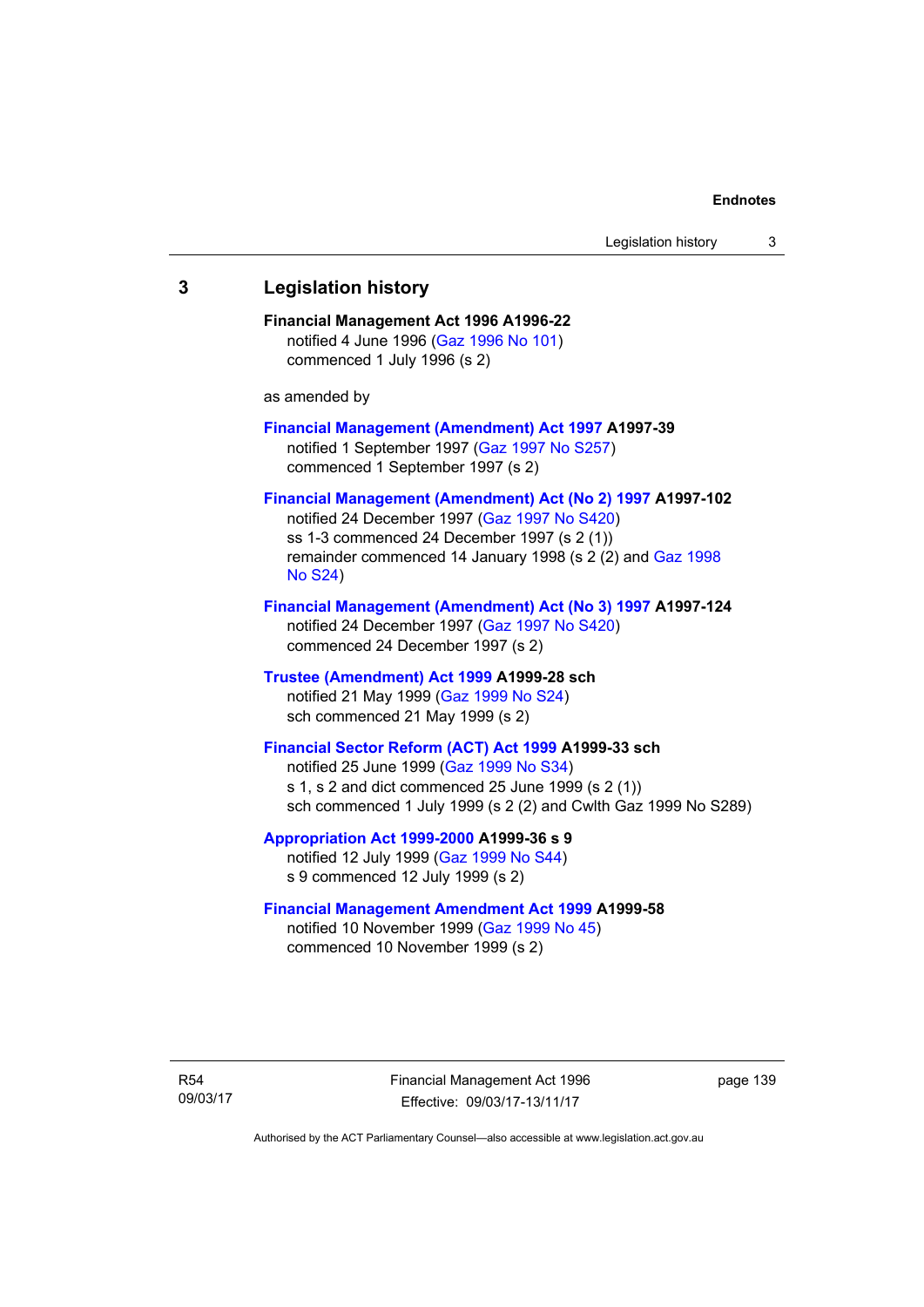## 3 Legislation history

**Financial Management Act 1996 A1996-22**
notified 4 June 1996 (Gaz 1996 No 101)
commenced 1 July 1996 (s 2)

as amended by

**Financial Management (Amendment) Act 1997 A1997-39**
notified 1 September 1997 (Gaz 1997 No S257)
commenced 1 September 1997 (s 2)

**Financial Management (Amendment) Act (No 2) 1997 A1997-102**
notified 24 December 1997 (Gaz 1997 No S420)
ss 1-3 commenced 24 December 1997 (s 2 (1))
remainder commenced 14 January 1998 (s 2 (2) and Gaz 1998 No S24)

**Financial Management (Amendment) Act (No 3) 1997 A1997-124**
notified 24 December 1997 (Gaz 1997 No S420)
commenced 24 December 1997 (s 2)

**Trustee (Amendment) Act 1999 A1999-28 sch**
notified 21 May 1999 (Gaz 1999 No S24)
sch commenced 21 May 1999 (s 2)

**Financial Sector Reform (ACT) Act 1999 A1999-33 sch**
notified 25 June 1999 (Gaz 1999 No S34)
s 1, s 2 and dict commenced 25 June 1999 (s 2 (1))
sch commenced 1 July 1999 (s 2 (2) and Cwlth Gaz 1999 No S289)

**Appropriation Act 1999-2000 A1999-36 s 9**
notified 12 July 1999 (Gaz 1999 No S44)
s 9 commenced 12 July 1999 (s 2)

**Financial Management Amendment Act 1999 A1999-58**
notified 10 November 1999 (Gaz 1999 No 45)
commenced 10 November 1999 (s 2)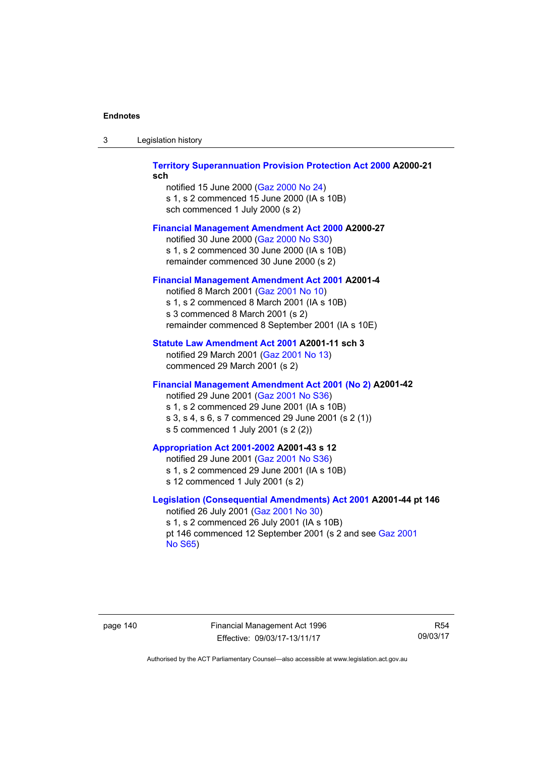**Territory Superannuation Provision Protection Act 2000 A2000-21 sch**

notified 15 June 2000 (Gaz 2000 No 24)
s 1, s 2 commenced 15 June 2000 (IA s 10B)
sch commenced 1 July 2000 (s 2)

**Financial Management Amendment Act 2000 A2000-27**

notified 30 June 2000 (Gaz 2000 No S30)
s 1, s 2 commenced 30 June 2000 (IA s 10B)
remainder commenced 30 June 2000 (s 2)

**Financial Management Amendment Act 2001 A2001-4**

notified 8 March 2001 (Gaz 2001 No 10)
s 1, s 2 commenced 8 March 2001 (IA s 10B)
s 3 commenced 8 March 2001 (s 2)
remainder commenced 8 September 2001 (IA s 10E)

**Statute Law Amendment Act 2001 A2001-11 sch 3**

notified 29 March 2001 (Gaz 2001 No 13)
commenced 29 March 2001 (s 2)

**Financial Management Amendment Act 2001 (No 2) A2001-42**

notified 29 June 2001 (Gaz 2001 No S36)
s 1, s 2 commenced 29 June 2001 (IA s 10B)
s 3, s 4, s 6, s 7 commenced 29 June 2001 (s 2 (1))
s 5 commenced 1 July 2001 (s 2 (2))

**Appropriation Act 2001-2002 A2001-43 s 12**

notified 29 June 2001 (Gaz 2001 No S36)
s 1, s 2 commenced 29 June 2001 (IA s 10B)
s 12 commenced 1 July 2001 (s 2)

**Legislation (Consequential Amendments) Act 2001 A2001-44 pt 146**

notified 26 July 2001 (Gaz 2001 No 30)
s 1, s 2 commenced 26 July 2001 (IA s 10B)
pt 146 commenced 12 September 2001 (s 2 and see Gaz 2001 No S65)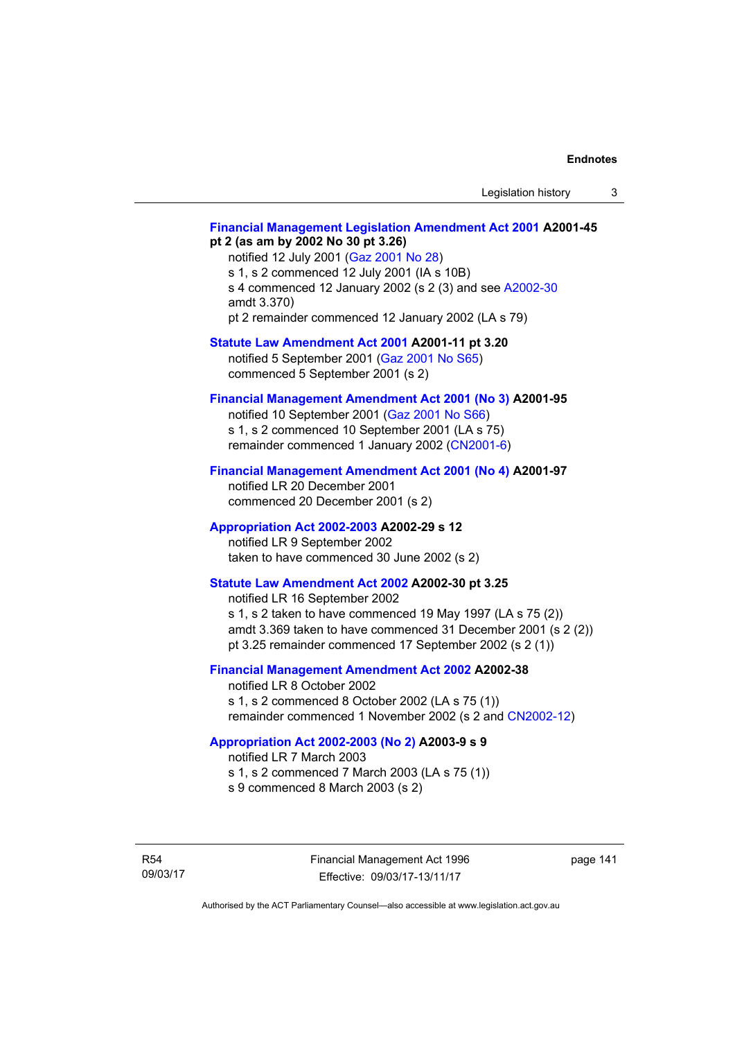**Financial Management Legislation Amendment Act 2001 A2001-45 pt 2 (as am by 2002 No 30 pt 3.26)**

notified 12 July 2001 (Gaz 2001 No 28)
s 1, s 2 commenced 12 July 2001 (IA s 10B)
s 4 commenced 12 January 2002 (s 2 (3) and see A2002-30 amdt 3.370)
pt 2 remainder commenced 12 January 2002 (LA s 79)

**Statute Law Amendment Act 2001 A2001-11 pt 3.20**

notified 5 September 2001 (Gaz 2001 No S65)
commenced 5 September 2001 (s 2)

**Financial Management Amendment Act 2001 (No 3) A2001-95**

notified 10 September 2001 (Gaz 2001 No S66)
s 1, s 2 commenced 10 September 2001 (LA s 75)
remainder commenced 1 January 2002 (CN2001-6)

**Financial Management Amendment Act 2001 (No 4) A2001-97**

notified LR 20 December 2001
commenced 20 December 2001 (s 2)

**Appropriation Act 2002-2003 A2002-29 s 12**

notified LR 9 September 2002
taken to have commenced 30 June 2002 (s 2)

**Statute Law Amendment Act 2002 A2002-30 pt 3.25**

notified LR 16 September 2002
s 1, s 2 taken to have commenced 19 May 1997 (LA s 75 (2))
amdt 3.369 taken to have commenced 31 December 2001 (s 2 (2))
pt 3.25 remainder commenced 17 September 2002 (s 2 (1))

**Financial Management Amendment Act 2002 A2002-38**

notified LR 8 October 2002
s 1, s 2 commenced 8 October 2002 (LA s 75 (1))
remainder commenced 1 November 2002 (s 2 and CN2002-12)

**Appropriation Act 2002-2003 (No 2) A2003-9 s 9**

notified LR 7 March 2003
s 1, s 2 commenced 7 March 2003 (LA s 75 (1))
s 9 commenced 8 March 2003 (s 2)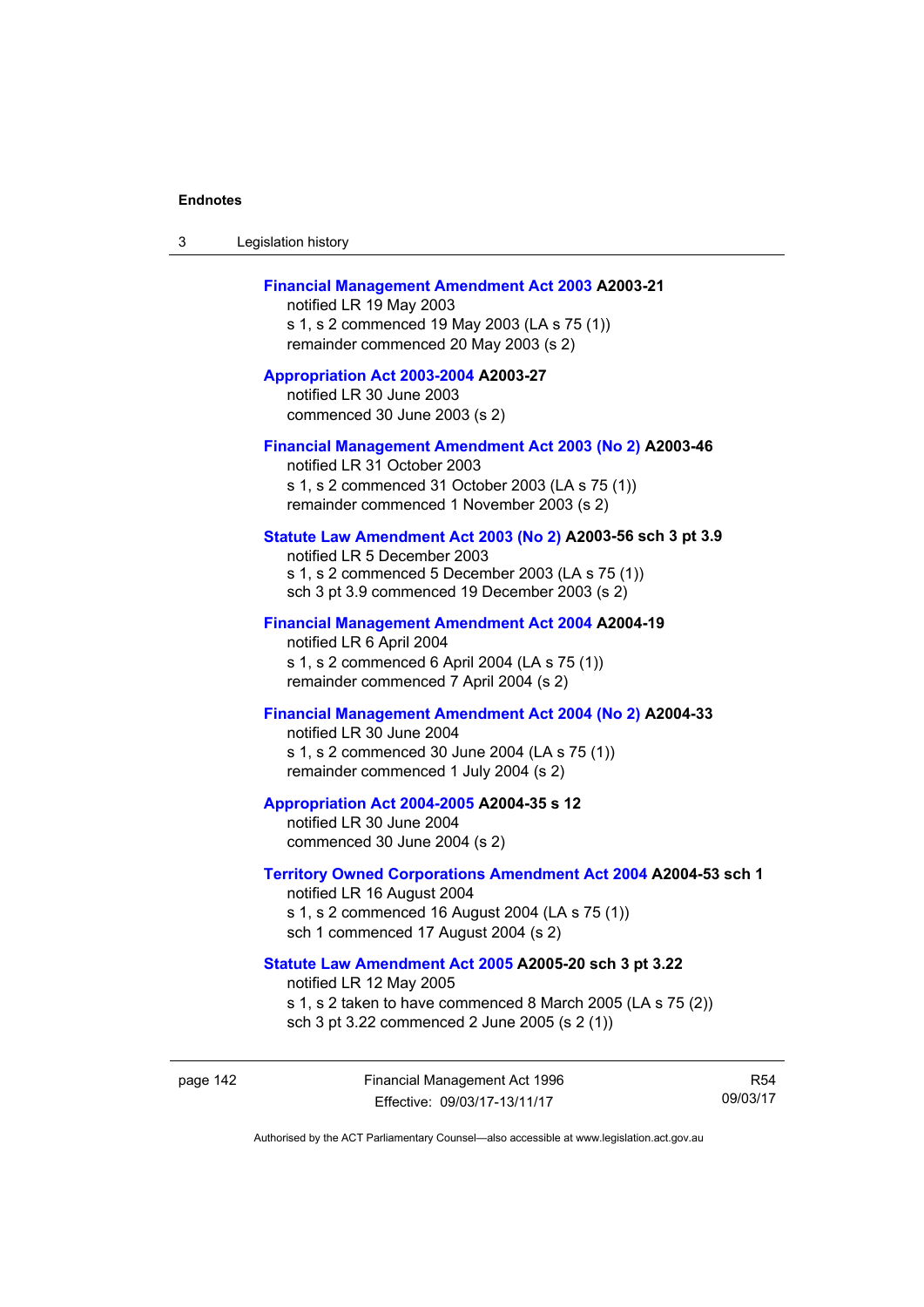**Financial Management Amendment Act 2003** **A2003-21**
notified LR 19 May 2003
s 1, s 2 commenced 19 May 2003 (LA s 75 (1))
remainder commenced 20 May 2003 (s 2)

**Appropriation Act 2003-2004** **A2003-27**
notified LR 30 June 2003
commenced 30 June 2003 (s 2)

**Financial Management Amendment Act 2003 (No 2)** **A2003-46**
notified LR 31 October 2003
s 1, s 2 commenced 31 October 2003 (LA s 75 (1))
remainder commenced 1 November 2003 (s 2)

**Statute Law Amendment Act 2003 (No 2)** **A2003-56 sch 3 pt 3.9**
notified LR 5 December 2003
s 1, s 2 commenced 5 December 2003 (LA s 75 (1))
sch 3 pt 3.9 commenced 19 December 2003 (s 2)

**Financial Management Amendment Act 2004** **A2004-19**
notified LR 6 April 2004
s 1, s 2 commenced 6 April 2004 (LA s 75 (1))
remainder commenced 7 April 2004 (s 2)

**Financial Management Amendment Act 2004 (No 2)** **A2004-33**
notified LR 30 June 2004
s 1, s 2 commenced 30 June 2004 (LA s 75 (1))
remainder commenced 1 July 2004 (s 2)

**Appropriation Act 2004-2005** **A2004-35 s 12**
notified LR 30 June 2004
commenced 30 June 2004 (s 2)

**Territory Owned Corporations Amendment Act 2004** **A2004-53 sch 1**
notified LR 16 August 2004
s 1, s 2 commenced 16 August 2004 (LA s 75 (1))
sch 1 commenced 17 August 2004 (s 2)

**Statute Law Amendment Act 2005** **A2005-20 sch 3 pt 3.22**
notified LR 12 May 2005
s 1, s 2 taken to have commenced 8 March 2005 (LA s 75 (2))
sch 3 pt 3.22 commenced 2 June 2005 (s 2 (1))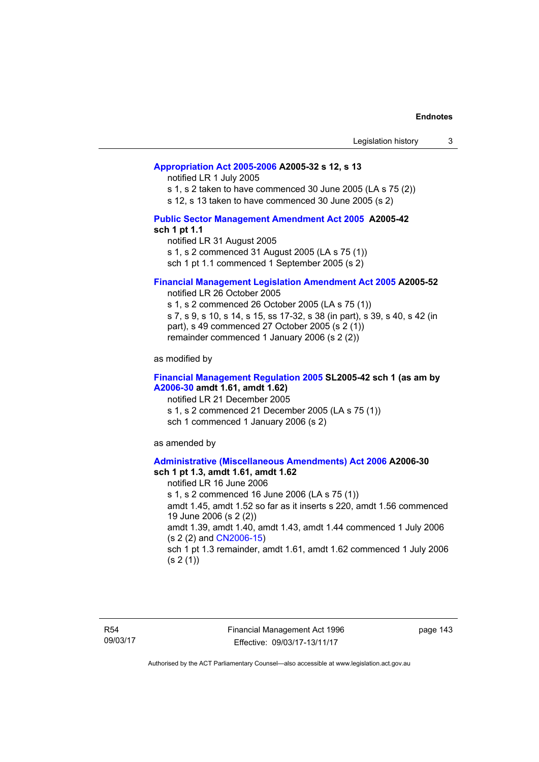**Appropriation Act 2005-2006 A2005-32 s 12, s 13**

notified LR 1 July 2005

s 1, s 2 taken to have commenced 30 June 2005 (LA s 75 (2))

s 12, s 13 taken to have commenced 30 June 2005 (s 2)

**Public Sector Management Amendment Act 2005 A2005-42 sch 1 pt 1.1**

notified LR 31 August 2005

s 1, s 2 commenced 31 August 2005 (LA s 75 (1))

sch 1 pt 1.1 commenced 1 September 2005 (s 2)

**Financial Management Legislation Amendment Act 2005 A2005-52**

notified LR 26 October 2005

s 1, s 2 commenced 26 October 2005 (LA s 75 (1))

s 7, s 9, s 10, s 14, s 15, ss 17-32, s 38 (in part), s 39, s 40, s 42 (in part), s 49 commenced 27 October 2005 (s 2 (1))

remainder commenced 1 January 2006 (s 2 (2))

as modified by

**Financial Management Regulation 2005 SL2005-42 sch 1 (as am by A2006-30 amdt 1.61, amdt 1.62)**

notified LR 21 December 2005

s 1, s 2 commenced 21 December 2005 (LA s 75 (1))

sch 1 commenced 1 January 2006 (s 2)

as amended by

**Administrative (Miscellaneous Amendments) Act 2006 A2006-30 sch 1 pt 1.3, amdt 1.61, amdt 1.62**

notified LR 16 June 2006

s 1, s 2 commenced 16 June 2006 (LA s 75 (1))

amdt 1.45, amdt 1.52 so far as it inserts s 220, amdt 1.56 commenced 19 June 2006 (s 2 (2))

amdt 1.39, amdt 1.40, amdt 1.43, amdt 1.44 commenced 1 July 2006 (s 2 (2) and CN2006-15)

sch 1 pt 1.3 remainder, amdt 1.61, amdt 1.62 commenced 1 July 2006 (s 2 (1))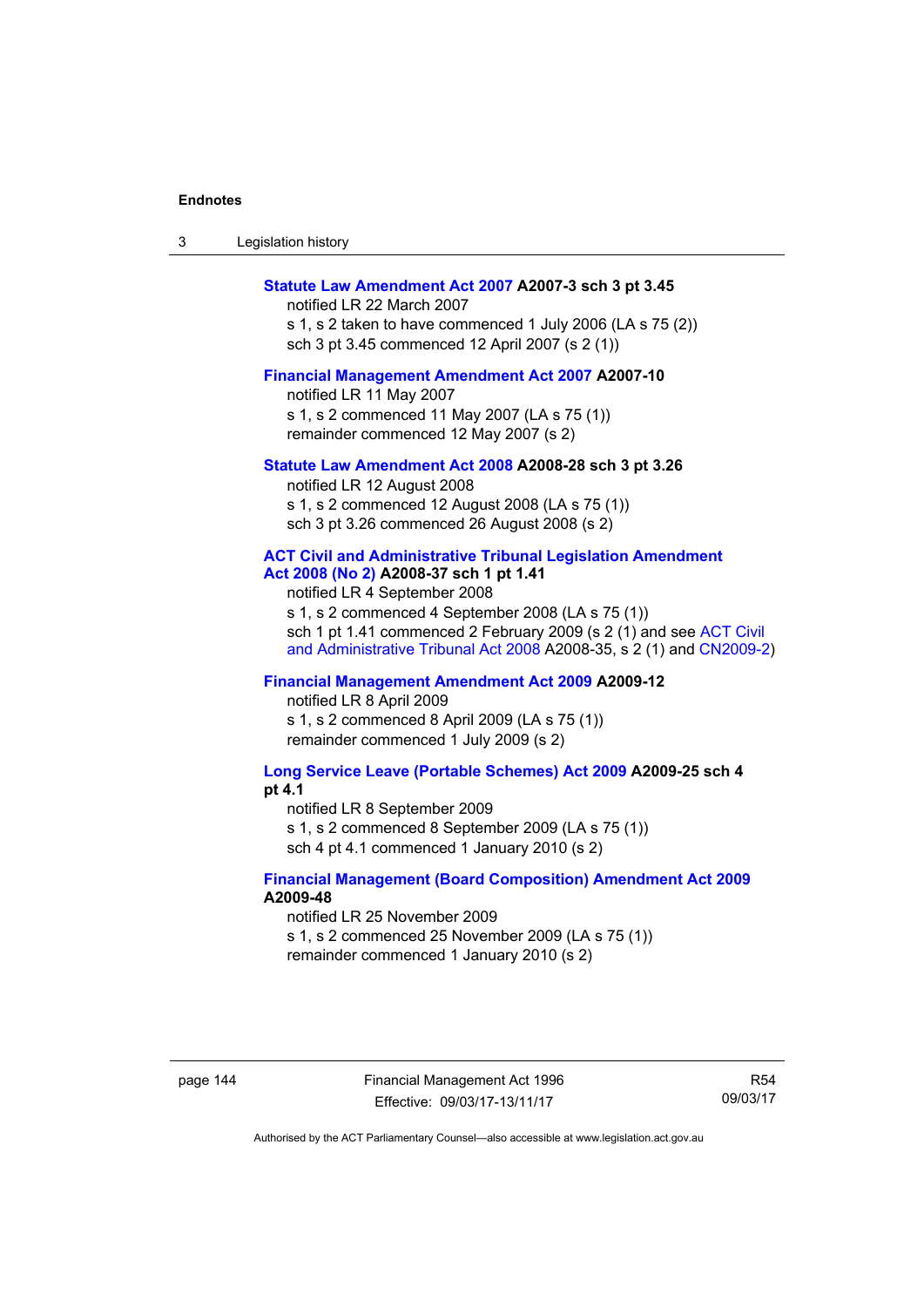**Statute Law Amendment Act 2007 A2007-3 sch 3 pt 3.45**

notified LR 22 March 2007

s 1, s 2 taken to have commenced 1 July 2006 (LA s 75 (2))

sch 3 pt 3.45 commenced 12 April 2007 (s 2 (1))

**Financial Management Amendment Act 2007 A2007-10**

notified LR 11 May 2007

s 1, s 2 commenced 11 May 2007 (LA s 75 (1))

remainder commenced 12 May 2007 (s 2)

**Statute Law Amendment Act 2008 A2008-28 sch 3 pt 3.26**

notified LR 12 August 2008

s 1, s 2 commenced 12 August 2008 (LA s 75 (1))

sch 3 pt 3.26 commenced 26 August 2008 (s 2)

**ACT Civil and Administrative Tribunal Legislation Amendment Act 2008 (No 2) A2008-37 sch 1 pt 1.41**

notified LR 4 September 2008

s 1, s 2 commenced 4 September 2008 (LA s 75 (1))

sch 1 pt 1.41 commenced 2 February 2009 (s 2 (1) and see ACT Civil and Administrative Tribunal Act 2008 A2008-35, s 2 (1) and CN2009-2)

**Financial Management Amendment Act 2009 A2009-12**

notified LR 8 April 2009

s 1, s 2 commenced 8 April 2009 (LA s 75 (1))

remainder commenced 1 July 2009 (s 2)

**Long Service Leave (Portable Schemes) Act 2009 A2009-25 sch 4 pt 4.1**

notified LR 8 September 2009

s 1, s 2 commenced 8 September 2009 (LA s 75 (1))

sch 4 pt 4.1 commenced 1 January 2010 (s 2)

**Financial Management (Board Composition) Amendment Act 2009 A2009-48**

notified LR 25 November 2009

s 1, s 2 commenced 25 November 2009 (LA s 75 (1))

remainder commenced 1 January 2010 (s 2)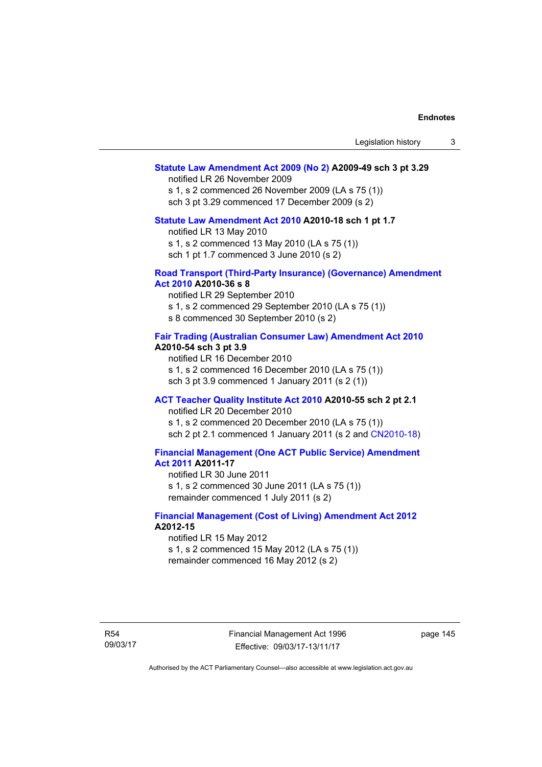**Statute Law Amendment Act 2009 (No 2) A2009-49 sch 3 pt 3.29**
notified LR 26 November 2009
s 1, s 2 commenced 26 November 2009 (LA s 75 (1))
sch 3 pt 3.29 commenced 17 December 2009 (s 2)

**Statute Law Amendment Act 2010 A2010-18 sch 1 pt 1.7**
notified LR 13 May 2010
s 1, s 2 commenced 13 May 2010 (LA s 75 (1))
sch 1 pt 1.7 commenced 3 June 2010 (s 2)

**Road Transport (Third-Party Insurance) (Governance) Amendment Act 2010 A2010-36 s 8**
notified LR 29 September 2010
s 1, s 2 commenced 29 September 2010 (LA s 75 (1))
s 8 commenced 30 September 2010 (s 2)

**Fair Trading (Australian Consumer Law) Amendment Act 2010 A2010-54 sch 3 pt 3.9**
notified LR 16 December 2010
s 1, s 2 commenced 16 December 2010 (LA s 75 (1))
sch 3 pt 3.9 commenced 1 January 2011 (s 2 (1))

**ACT Teacher Quality Institute Act 2010 A2010-55 sch 2 pt 2.1**
notified LR 20 December 2010
s 1, s 2 commenced 20 December 2010 (LA s 75 (1))
sch 2 pt 2.1 commenced 1 January 2011 (s 2 and CN2010-18)

**Financial Management (One ACT Public Service) Amendment Act 2011 A2011-17**
notified LR 30 June 2011
s 1, s 2 commenced 30 June 2011 (LA s 75 (1))
remainder commenced 1 July 2011 (s 2)

**Financial Management (Cost of Living) Amendment Act 2012 A2012-15**
notified LR 15 May 2012
s 1, s 2 commenced 15 May 2012 (LA s 75 (1))
remainder commenced 16 May 2012 (s 2)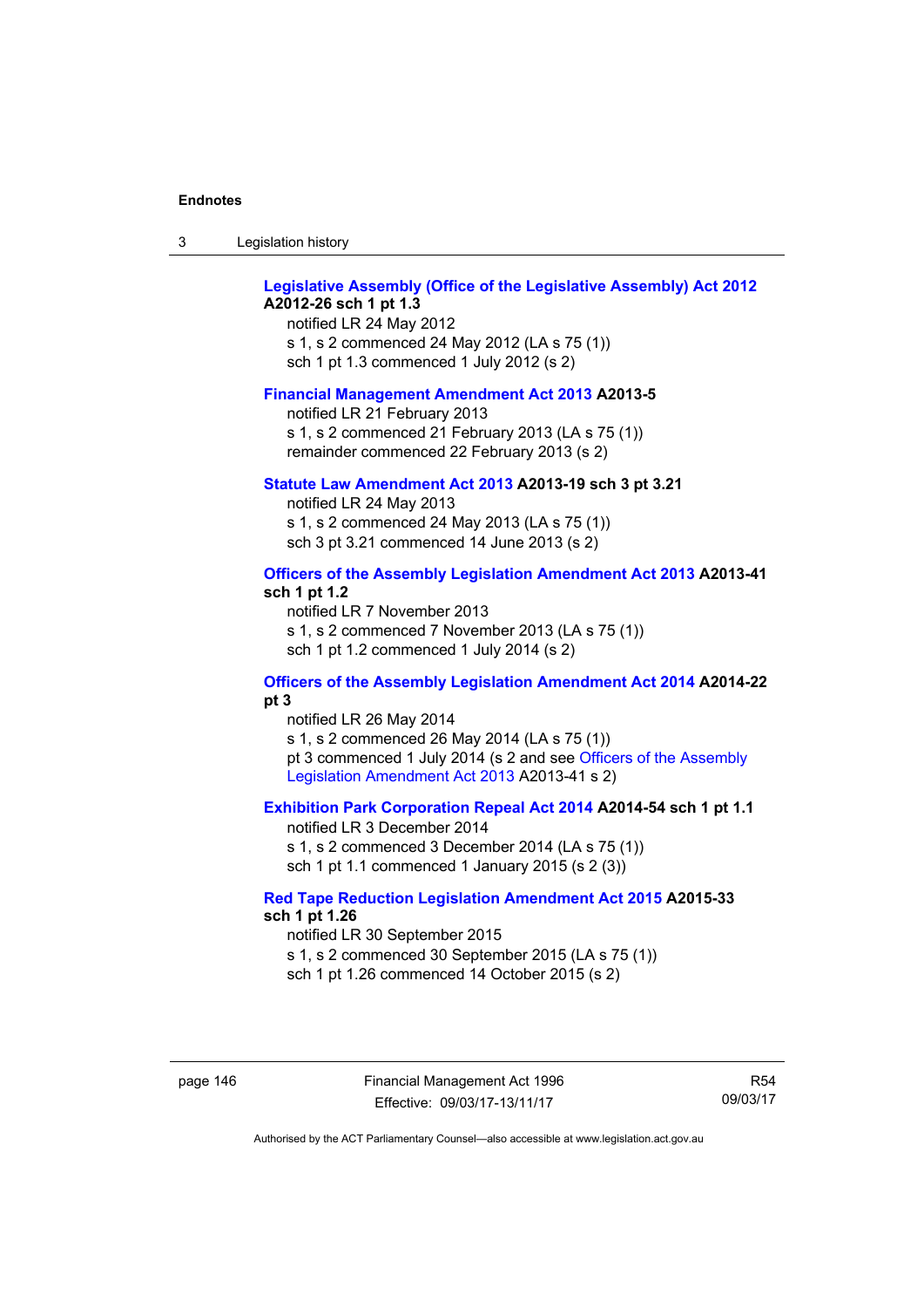**Legislative Assembly (Office of the Legislative Assembly) Act 2012 A2012-26 sch 1 pt 1.3**

notified LR 24 May 2012
s 1, s 2 commenced 24 May 2012 (LA s 75 (1))
sch 1 pt 1.3 commenced 1 July 2012 (s 2)

**Financial Management Amendment Act 2013 A2013-5**

notified LR 21 February 2013
s 1, s 2 commenced 21 February 2013 (LA s 75 (1))
remainder commenced 22 February 2013 (s 2)

**Statute Law Amendment Act 2013 A2013-19 sch 3 pt 3.21**

notified LR 24 May 2013
s 1, s 2 commenced 24 May 2013 (LA s 75 (1))
sch 3 pt 3.21 commenced 14 June 2013 (s 2)

**Officers of the Assembly Legislation Amendment Act 2013 A2013-41 sch 1 pt 1.2**

notified LR 7 November 2013
s 1, s 2 commenced 7 November 2013 (LA s 75 (1))
sch 1 pt 1.2 commenced 1 July 2014 (s 2)

**Officers of the Assembly Legislation Amendment Act 2014 A2014-22 pt 3**

notified LR 26 May 2014
s 1, s 2 commenced 26 May 2014 (LA s 75 (1))
pt 3 commenced 1 July 2014 (s 2 and see Officers of the Assembly Legislation Amendment Act 2013 A2013-41 s 2)

**Exhibition Park Corporation Repeal Act 2014 A2014-54 sch 1 pt 1.1**

notified LR 3 December 2014
s 1, s 2 commenced 3 December 2014 (LA s 75 (1))
sch 1 pt 1.1 commenced 1 January 2015 (s 2 (3))

**Red Tape Reduction Legislation Amendment Act 2015 A2015-33 sch 1 pt 1.26**

notified LR 30 September 2015
s 1, s 2 commenced 30 September 2015 (LA s 75 (1))
sch 1 pt 1.26 commenced 14 October 2015 (s 2)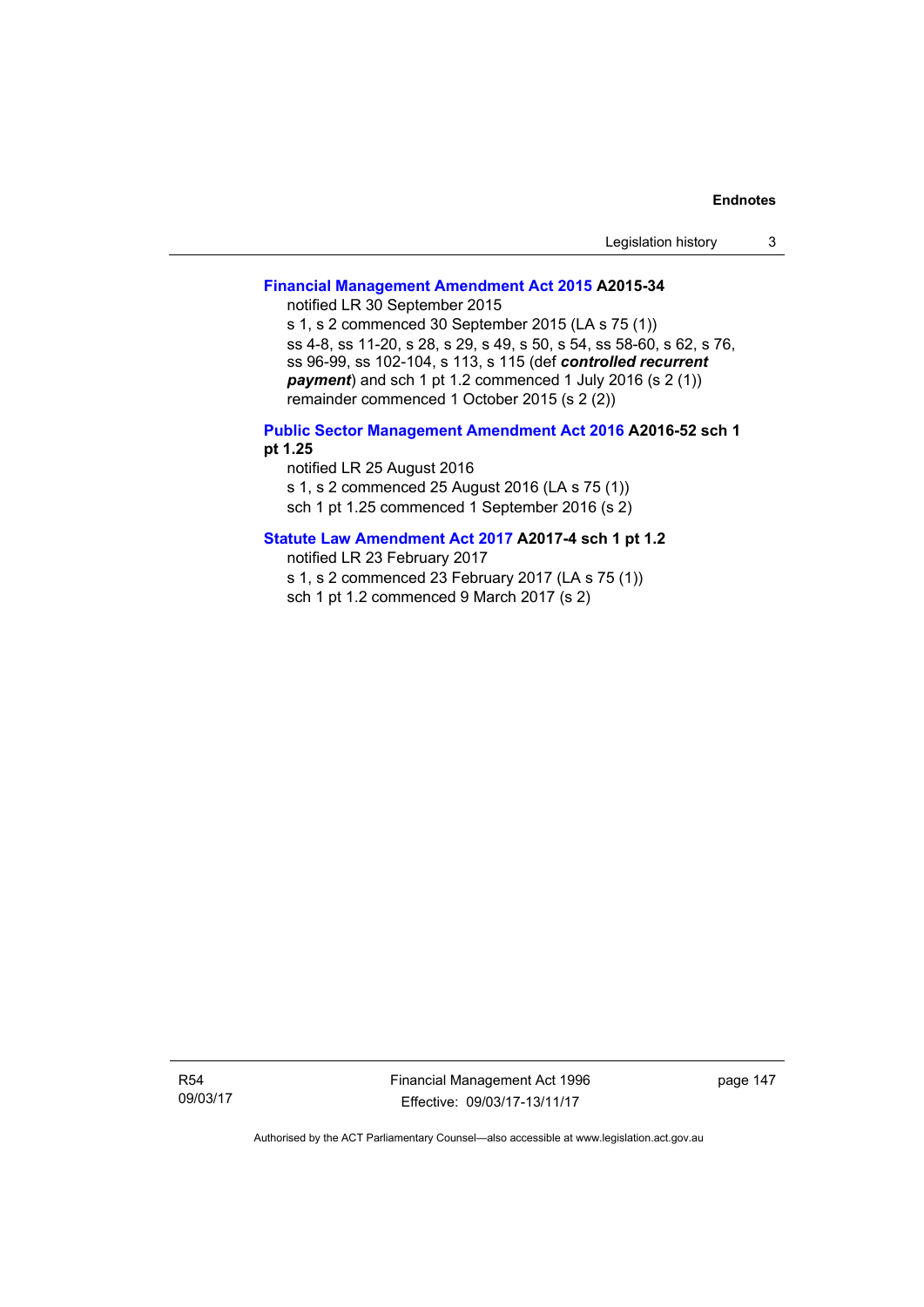**Financial Management Amendment Act 2015 A2015-34**

notified LR 30 September 2015

s 1, s 2 commenced 30 September 2015 (LA s 75 (1))

ss 4-8, ss 11-20, s 28, s 29, s 49, s 50, s 54, ss 58-60, s 62, s 76, ss 96-99, ss 102-104, s 113, s 115 (def ***controlled recurrent payment***) and sch 1 pt 1.2 commenced 1 July 2016 (s 2 (1))

remainder commenced 1 October 2015 (s 2 (2))

**Public Sector Management Amendment Act 2016 A2016-52 sch 1 pt 1.25**

notified LR 25 August 2016

s 1, s 2 commenced 25 August 2016 (LA s 75 (1))

sch 1 pt 1.25 commenced 1 September 2016 (s 2)

**Statute Law Amendment Act 2017 A2017-4 sch 1 pt 1.2**

notified LR 23 February 2017

s 1, s 2 commenced 23 February 2017 (LA s 75 (1))

sch 1 pt 1.2 commenced 9 March 2017 (s 2)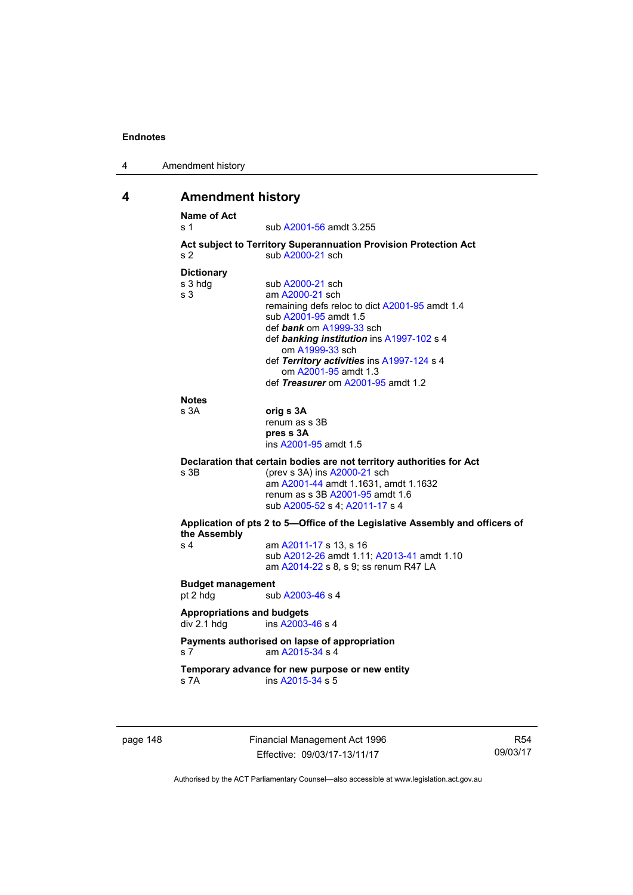# 4 Amendment history

**Name of Act**

s 1 sub A2001-56 amdt 3.255

**Act subject to Territory Superannuation Provision Protection Act**

s 2 sub A2000-21 sch

**Dictionary**

s 3 hdg sub A2000-21 sch

s 3 am A2000-21 sch

remaining defs reloc to dict A2001-95 amdt 1.4

sub A2001-95 amdt 1.5

def ***bank*** om A1999-33 sch

def ***banking institution*** ins A1997-102 s 4

om A1999-33 sch

def ***Territory activities*** ins A1997-124 s 4

om A2001-95 amdt 1.3

def ***Treasurer*** om A2001-95 amdt 1.2

**Notes**

s 3A **orig s 3A**

renum as s 3B

**pres s 3A**

ins A2001-95 amdt 1.5

**Declaration that certain bodies are not territory authorities for Act**

s 3B (prev s 3A) ins A2000-21 sch

am A2001-44 amdt 1.1631, amdt 1.1632

renum as s 3B A2001-95 amdt 1.6

sub A2005-52 s 4; A2011-17 s 4

**Application of pts 2 to 5—Office of the Legislative Assembly and officers of the Assembly**

s 4 am A2011-17 s 13, s 16

sub A2012-26 amdt 1.11; A2013-41 amdt 1.10

am A2014-22 s 8, s 9; ss renum R47 LA

**Budget management**

pt 2 hdg sub A2003-46 s 4

**Appropriations and budgets**

div 2.1 hdg ins A2003-46 s 4

**Payments authorised on lapse of appropriation**

s 7 am A2015-34 s 4

**Temporary advance for new purpose or new entity**

s 7A ins A2015-34 s 5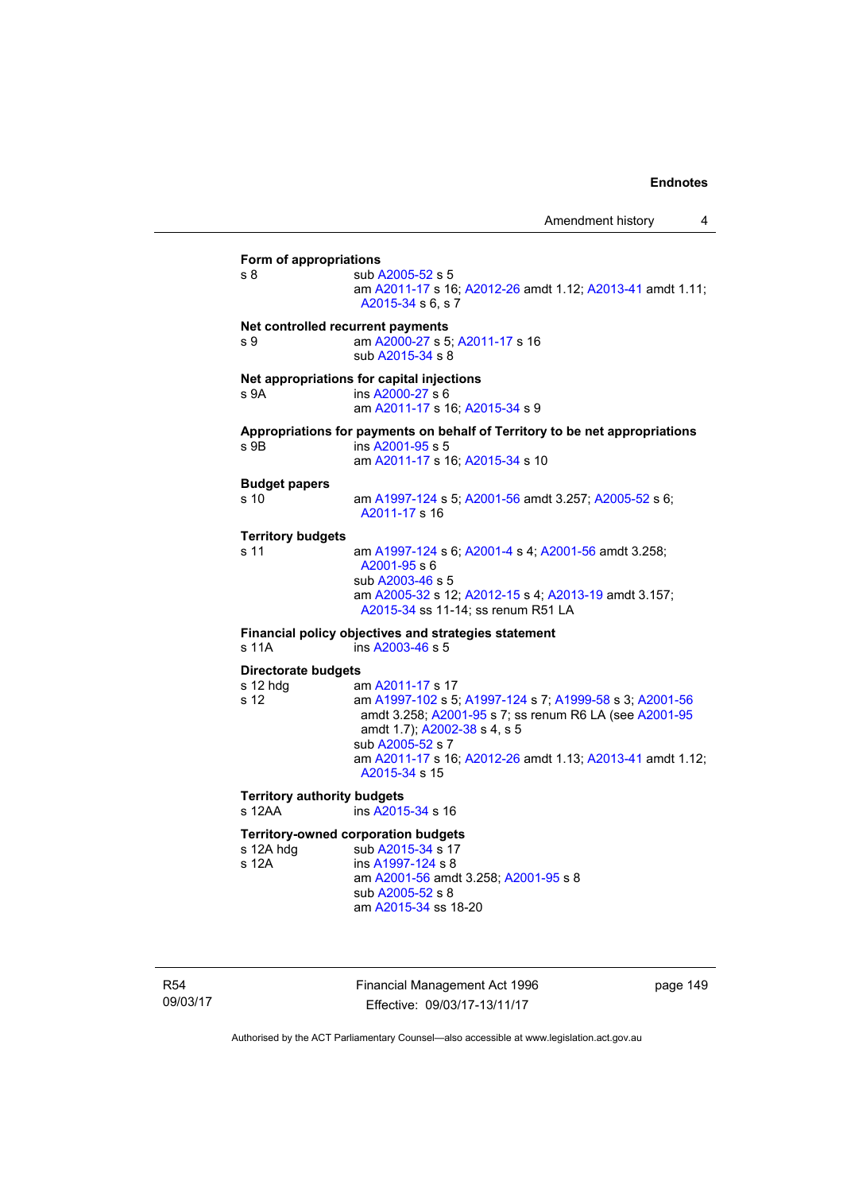**Form of appropriations**

s 8 sub A2005-52 s 5
am A2011-17 s 16; A2012-26 amdt 1.12; A2013-41 amdt 1.11; A2015-34 s 6, s 7

**Net controlled recurrent payments**

s 9 am A2000-27 s 5; A2011-17 s 16
sub A2015-34 s 8

**Net appropriations for capital injections**

s 9A ins A2000-27 s 6
am A2011-17 s 16; A2015-34 s 9

**Appropriations for payments on behalf of Territory to be net appropriations**

s 9B ins A2001-95 s 5
am A2011-17 s 16; A2015-34 s 10

**Budget papers**

s 10 am A1997-124 s 5; A2001-56 amdt 3.257; A2005-52 s 6; A2011-17 s 16

**Territory budgets**

s 11 am A1997-124 s 6; A2001-4 s 4; A2001-56 amdt 3.258; A2001-95 s 6
sub A2003-46 s 5
am A2005-32 s 12; A2012-15 s 4; A2013-19 amdt 3.157; A2015-34 ss 11-14; ss renum R51 LA

**Financial policy objectives and strategies statement**

s 11A ins A2003-46 s 5

**Directorate budgets**

s 12 hdg am A2011-17 s 17
s 12 am A1997-102 s 5; A1997-124 s 7; A1999-58 s 3; A2001-56 amdt 3.258; A2001-95 s 7; ss renum R6 LA (see A2001-95 amdt 1.7); A2002-38 s 4, s 5
sub A2005-52 s 7
am A2011-17 s 16; A2012-26 amdt 1.13; A2013-41 amdt 1.12; A2015-34 s 15

**Territory authority budgets**

s 12AA ins A2015-34 s 16

**Territory-owned corporation budgets**

s 12A hdg sub A2015-34 s 17
s 12A ins A1997-124 s 8
am A2001-56 amdt 3.258; A2001-95 s 8
sub A2005-52 s 8
am A2015-34 ss 18-20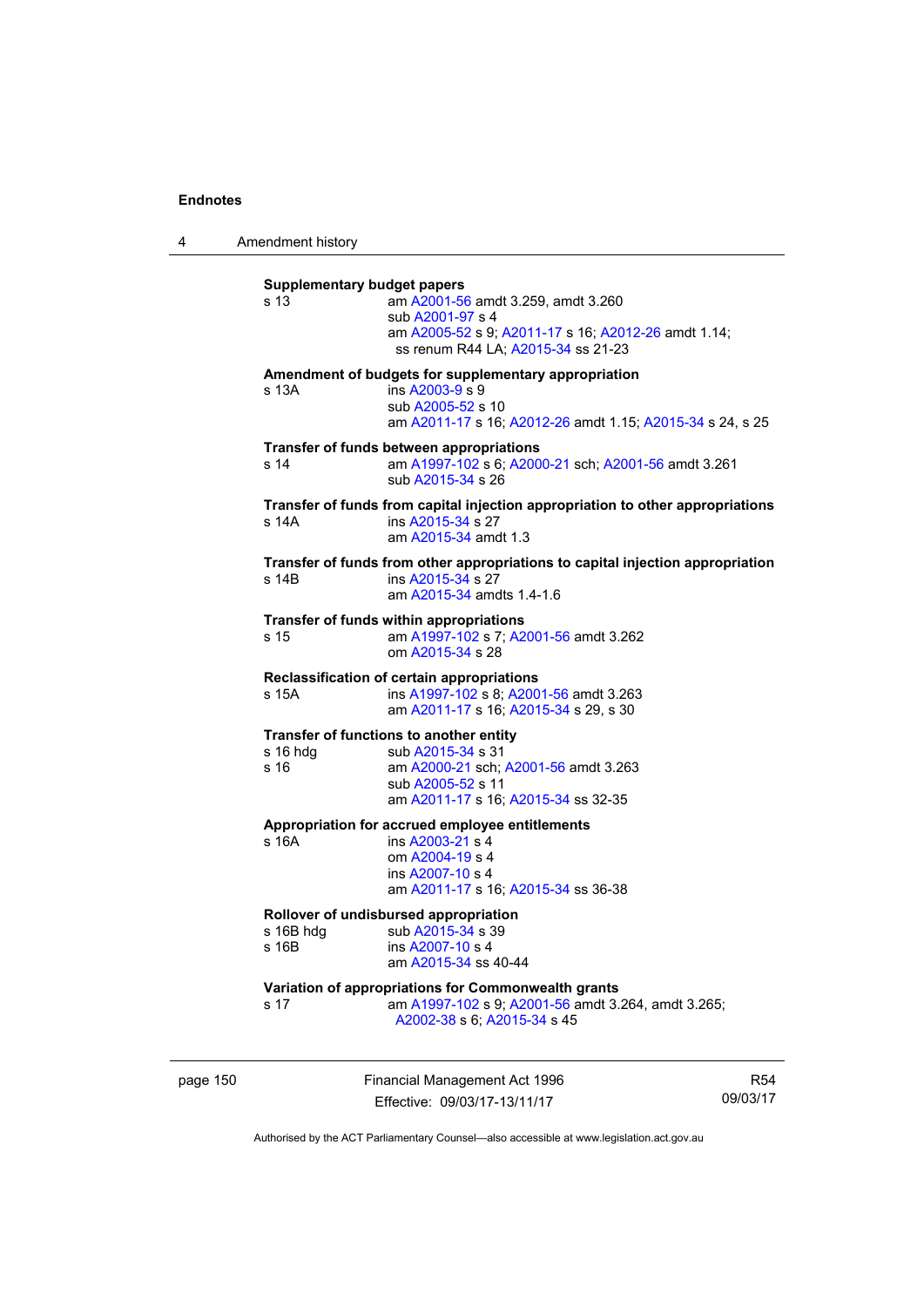**Supplementary budget papers**

| | |
|---|---|
| s 13 | am A2001-56 amdt 3.259, amdt 3.260 |
| | sub A2001-97 s 4 |
| | am A2005-52 s 9; A2011-17 s 16; A2012-26 amdt 1.14; ss renum R44 LA; A2015-34 ss 21-23 |

**Amendment of budgets for supplementary appropriation**

| | |
|---|---|
| s 13A | ins A2003-9 s 9 |
| | sub A2005-52 s 10 |
| | am A2011-17 s 16; A2012-26 amdt 1.15; A2015-34 s 24, s 25 |

**Transfer of funds between appropriations**

| | |
|---|---|
| s 14 | am A1997-102 s 6; A2000-21 sch; A2001-56 amdt 3.261 |
| | sub A2015-34 s 26 |

**Transfer of funds from capital injection appropriation to other appropriations**

| | |
|---|---|
| s 14A | ins A2015-34 s 27 |
| | am A2015-34 amdt 1.3 |

**Transfer of funds from other appropriations to capital injection appropriation**

| | |
|---|---|
| s 14B | ins A2015-34 s 27 |
| | am A2015-34 amdts 1.4-1.6 |

**Transfer of funds within appropriations**

| | |
|---|---|
| s 15 | am A1997-102 s 7; A2001-56 amdt 3.262 |
| | om A2015-34 s 28 |

**Reclassification of certain appropriations**

| | |
|---|---|
| s 15A | ins A1997-102 s 8; A2001-56 amdt 3.263 |
| | am A2011-17 s 16; A2015-34 s 29, s 30 |

**Transfer of functions to another entity**

| | |
|---|---|
| s 16 hdg | sub A2015-34 s 31 |
| s 16 | am A2000-21 sch; A2001-56 amdt 3.263 |
| | sub A2005-52 s 11 |
| | am A2011-17 s 16; A2015-34 ss 32-35 |

**Appropriation for accrued employee entitlements**

| | |
|---|---|
| s 16A | ins A2003-21 s 4 |
| | om A2004-19 s 4 |
| | ins A2007-10 s 4 |
| | am A2011-17 s 16; A2015-34 ss 36-38 |

**Rollover of undisbursed appropriation**

| | |
|---|---|
| s 16B hdg | sub A2015-34 s 39 |
| s 16B | ins A2007-10 s 4 |
| | am A2015-34 ss 40-44 |

**Variation of appropriations for Commonwealth grants**

| | |
|---|---|
| s 17 | am A1997-102 s 9; A2001-56 amdt 3.264, amdt 3.265; A2002-38 s 6; A2015-34 s 45 |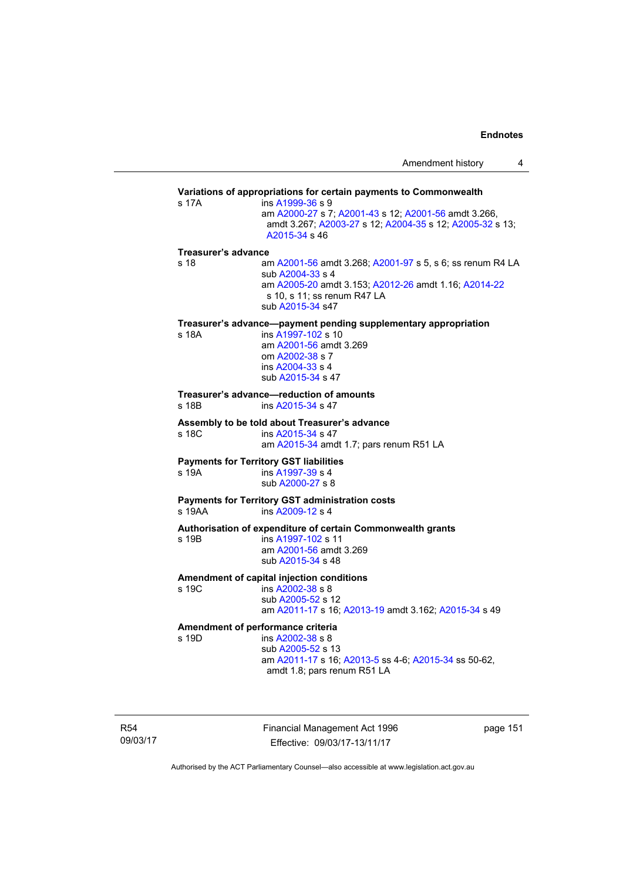**Variations of appropriations for certain payments to Commonwealth**

s 17A ins A1999-36 s 9
am A2000-27 s 7; A2001-43 s 12; A2001-56 amdt 3.266, amdt 3.267; A2003-27 s 12; A2004-35 s 12; A2005-32 s 13; A2015-34 s 46

**Treasurer's advance**

s 18 am A2001-56 amdt 3.268; A2001-97 s 5, s 6; ss renum R4 LA
sub A2004-33 s 4
am A2005-20 amdt 3.153; A2012-26 amdt 1.16; A2014-22 s 10, s 11; ss renum R47 LA
sub A2015-34 s47

**Treasurer's advance—payment pending supplementary appropriation**

s 18A ins A1997-102 s 10
am A2001-56 amdt 3.269
om A2002-38 s 7
ins A2004-33 s 4
sub A2015-34 s 47

**Treasurer's advance—reduction of amounts**

s 18B ins A2015-34 s 47

**Assembly to be told about Treasurer's advance**

s 18C ins A2015-34 s 47
am A2015-34 amdt 1.7; pars renum R51 LA

**Payments for Territory GST liabilities**

s 19A ins A1997-39 s 4
sub A2000-27 s 8

**Payments for Territory GST administration costs**

s 19AA ins A2009-12 s 4

**Authorisation of expenditure of certain Commonwealth grants**

s 19B ins A1997-102 s 11
am A2001-56 amdt 3.269
sub A2015-34 s 48

**Amendment of capital injection conditions**

s 19C ins A2002-38 s 8
sub A2005-52 s 12
am A2011-17 s 16; A2013-19 amdt 3.162; A2015-34 s 49

**Amendment of performance criteria**

s 19D ins A2002-38 s 8
sub A2005-52 s 13
am A2011-17 s 16; A2013-5 ss 4-6; A2015-34 ss 50-62, amdt 1.8; pars renum R51 LA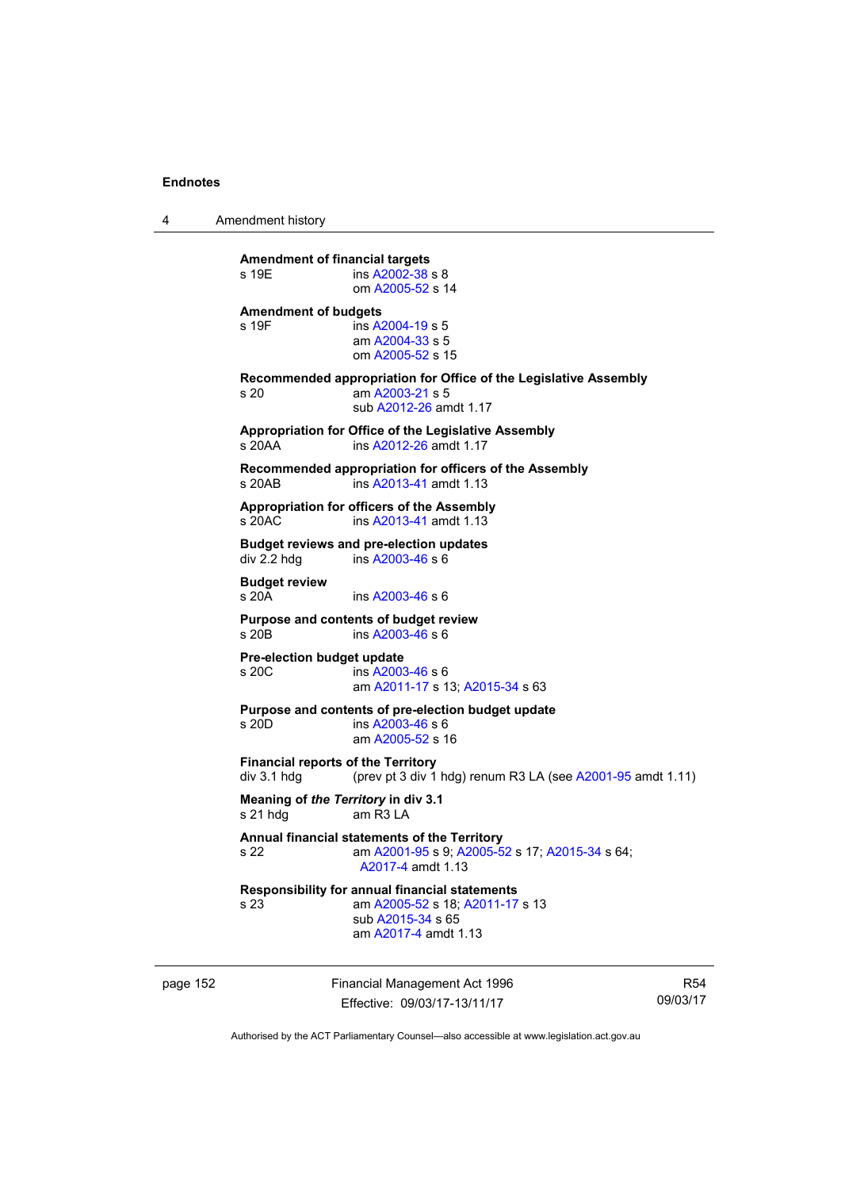**Amendment of financial targets**
s 19E ins A2002-38 s 8
om A2005-52 s 14

**Amendment of budgets**
s 19F ins A2004-19 s 5
am A2004-33 s 5
om A2005-52 s 15

**Recommended appropriation for Office of the Legislative Assembly**
s 20 am A2003-21 s 5
sub A2012-26 amdt 1.17

**Appropriation for Office of the Legislative Assembly**
s 20AA ins A2012-26 amdt 1.17

**Recommended appropriation for officers of the Assembly**
s 20AB ins A2013-41 amdt 1.13

**Appropriation for officers of the Assembly**
s 20AC ins A2013-41 amdt 1.13

**Budget reviews and pre-election updates**
div 2.2 hdg ins A2003-46 s 6

**Budget review**
s 20A ins A2003-46 s 6

**Purpose and contents of budget review**
s 20B ins A2003-46 s 6

**Pre-election budget update**
s 20C ins A2003-46 s 6
am A2011-17 s 13; A2015-34 s 63

**Purpose and contents of pre-election budget update**
s 20D ins A2003-46 s 6
am A2005-52 s 16

**Financial reports of the Territory**
div 3.1 hdg (prev pt 3 div 1 hdg) renum R3 LA (see A2001-95 amdt 1.11)

**Meaning of *the Territory* in div 3.1**
s 21 hdg am R3 LA

**Annual financial statements of the Territory**
s 22 am A2001-95 s 9; A2005-52 s 17; A2015-34 s 64; A2017-4 amdt 1.13

**Responsibility for annual financial statements**
s 23 am A2005-52 s 18; A2011-17 s 13
sub A2015-34 s 65
am A2017-4 amdt 1.13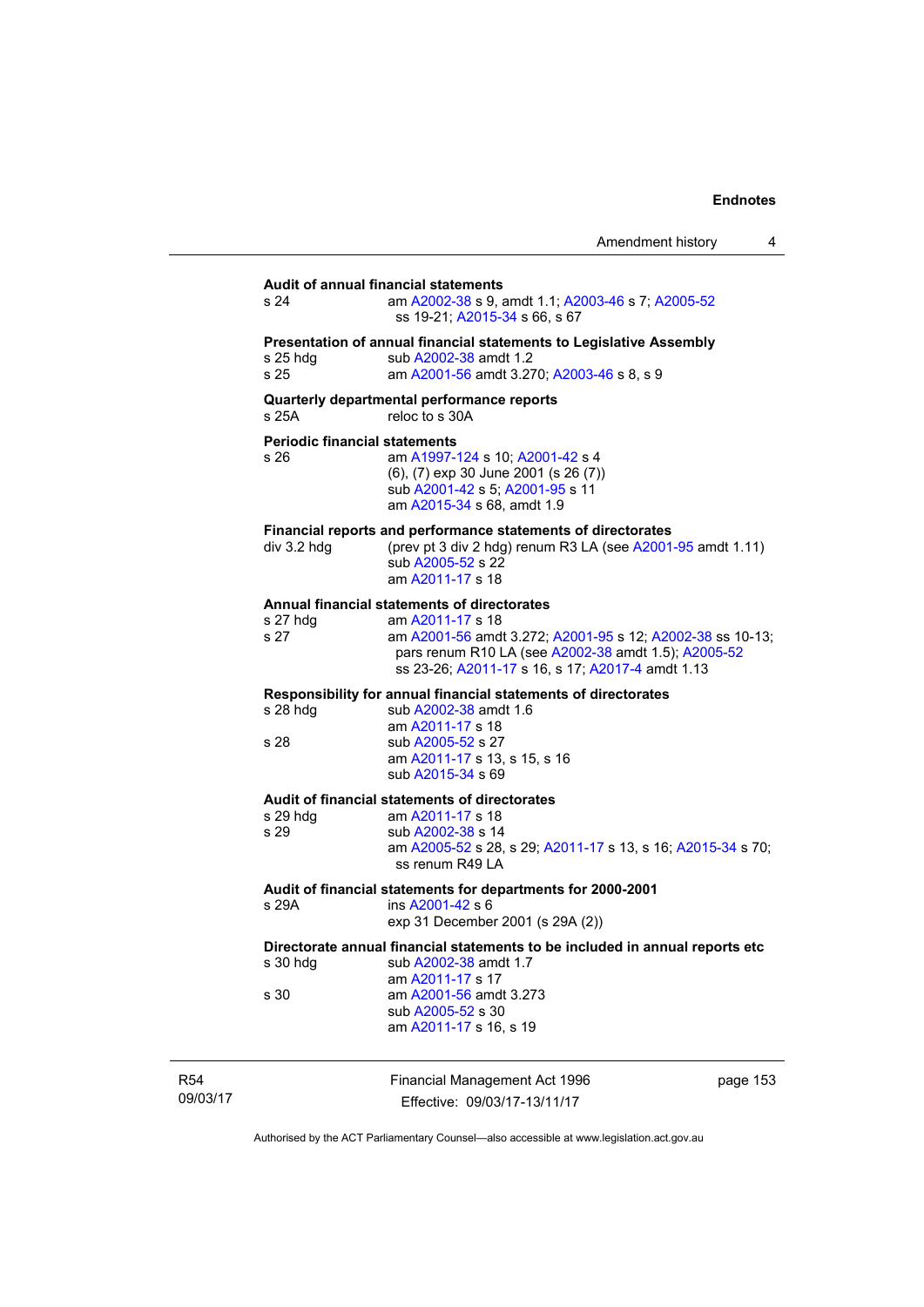**Audit of annual financial statements**

s 24 am A2002-38 s 9, amdt 1.1; A2003-46 s 7; A2005-52 ss 19-21; A2015-34 s 66, s 67

**Presentation of annual financial statements to Legislative Assembly**

s 25 hdg sub A2002-38 amdt 1.2

s 25 am A2001-56 amdt 3.270; A2003-46 s 8, s 9

**Quarterly departmental performance reports**

s 25A reloc to s 30A

**Periodic financial statements**

s 26 am A1997-124 s 10; A2001-42 s 4
(6), (7) exp 30 June 2001 (s 26 (7))
sub A2001-42 s 5; A2001-95 s 11
am A2015-34 s 68, amdt 1.9

**Financial reports and performance statements of directorates**

div 3.2 hdg (prev pt 3 div 2 hdg) renum R3 LA (see A2001-95 amdt 1.11)
sub A2005-52 s 22
am A2011-17 s 18

**Annual financial statements of directorates**

s 27 hdg am A2011-17 s 18

s 27 am A2001-56 amdt 3.272; A2001-95 s 12; A2002-38 ss 10-13; pars renum R10 LA (see A2002-38 amdt 1.5); A2005-52 ss 23-26; A2011-17 s 16, s 17; A2017-4 amdt 1.13

**Responsibility for annual financial statements of directorates**

s 28 hdg sub A2002-38 amdt 1.6
am A2011-17 s 18

s 28 sub A2005-52 s 27
am A2011-17 s 13, s 15, s 16
sub A2015-34 s 69

**Audit of financial statements of directorates**

s 29 hdg am A2011-17 s 18

s 29 sub A2002-38 s 14
am A2005-52 s 28, s 29; A2011-17 s 13, s 16; A2015-34 s 70; ss renum R49 LA

**Audit of financial statements for departments for 2000-2001**

s 29A ins A2001-42 s 6
exp 31 December 2001 (s 29A (2))

**Directorate annual financial statements to be included in annual reports etc**

s 30 hdg sub A2002-38 amdt 1.7
am A2011-17 s 17

s 30 am A2001-56 amdt 3.273
sub A2005-52 s 30
am A2011-17 s 16, s 19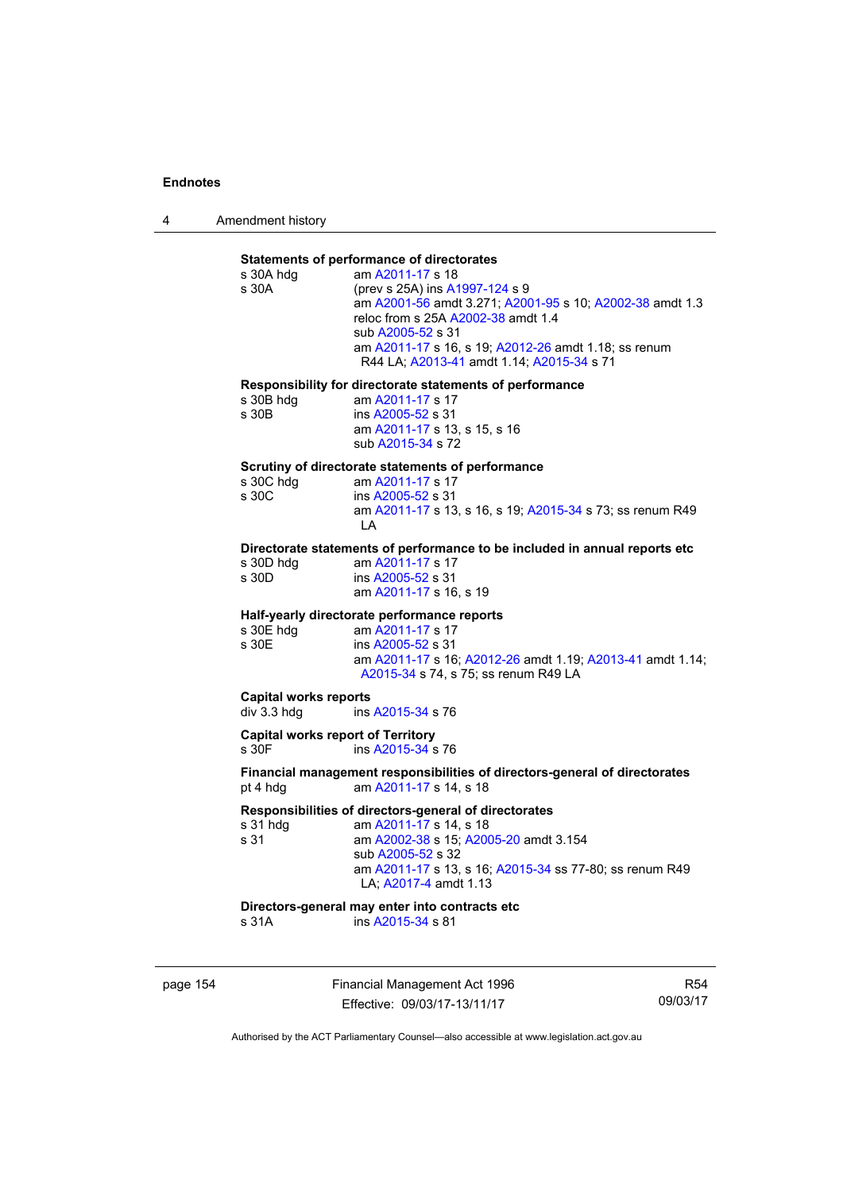**Statements of performance of directorates**

s 30A hdg am A2011-17 s 18

s 30A (prev s 25A) ins A1997-124 s 9
am A2001-56 amdt 3.271; A2001-95 s 10; A2002-38 amdt 1.3
reloc from s 25A A2002-38 amdt 1.4
sub A2005-52 s 31
am A2011-17 s 16, s 19; A2012-26 amdt 1.18; ss renum R44 LA; A2013-41 amdt 1.14; A2015-34 s 71

**Responsibility for directorate statements of performance**

s 30B hdg am A2011-17 s 17

s 30B ins A2005-52 s 31
am A2011-17 s 13, s 15, s 16
sub A2015-34 s 72

**Scrutiny of directorate statements of performance**

s 30C hdg am A2011-17 s 17

s 30C ins A2005-52 s 31
am A2011-17 s 13, s 16, s 19; A2015-34 s 73; ss renum R49 LA

**Directorate statements of performance to be included in annual reports etc**

s 30D hdg am A2011-17 s 17

s 30D ins A2005-52 s 31
am A2011-17 s 16, s 19

**Half-yearly directorate performance reports**

s 30E hdg am A2011-17 s 17

s 30E ins A2005-52 s 31
am A2011-17 s 16; A2012-26 amdt 1.19; A2013-41 amdt 1.14; A2015-34 s 74, s 75; ss renum R49 LA

**Capital works reports**

div 3.3 hdg ins A2015-34 s 76

**Capital works report of Territory**

s 30F ins A2015-34 s 76

**Financial management responsibilities of directors-general of directorates**

pt 4 hdg am A2011-17 s 14, s 18

**Responsibilities of directors-general of directorates**

s 31 hdg am A2011-17 s 14, s 18

s 31 am A2002-38 s 15; A2005-20 amdt 3.154
sub A2005-52 s 32
am A2011-17 s 13, s 16; A2015-34 ss 77-80; ss renum R49 LA; A2017-4 amdt 1.13

**Directors-general may enter into contracts etc**

s 31A ins A2015-34 s 81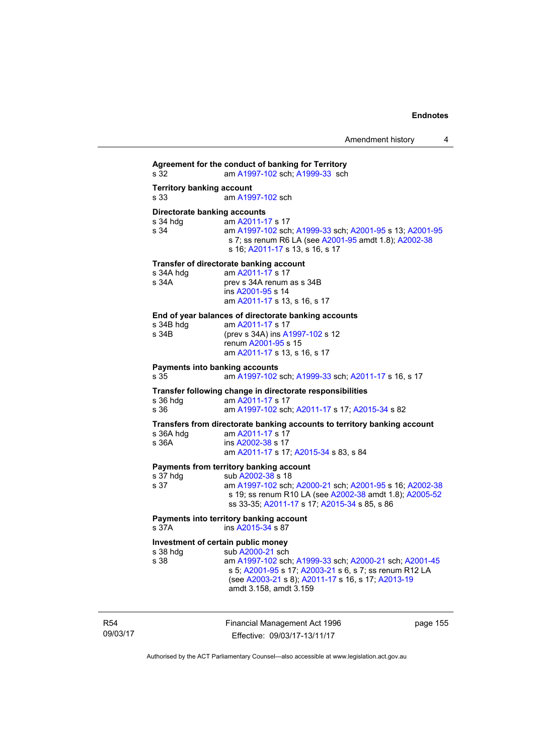**Agreement for the conduct of banking for Territory**

s 32 am A1997-102 sch; A1999-33 sch

**Territory banking account**

s 33 am A1997-102 sch

**Directorate banking accounts**

s 34 hdg am A2011-17 s 17

s 34 am A1997-102 sch; A1999-33 sch; A2001-95 s 13; A2001-95 s 7; ss renum R6 LA (see A2001-95 amdt 1.8); A2002-38 s 16; A2011-17 s 13, s 16, s 17

**Transfer of directorate banking account**

s 34A hdg am A2011-17 s 17

s 34A prev s 34A renum as s 34B
ins A2001-95 s 14
am A2011-17 s 13, s 16, s 17

**End of year balances of directorate banking accounts**

s 34B hdg am A2011-17 s 17

s 34B (prev s 34A) ins A1997-102 s 12
renum A2001-95 s 15
am A2011-17 s 13, s 16, s 17

**Payments into banking accounts**

s 35 am A1997-102 sch; A1999-33 sch; A2011-17 s 16, s 17

**Transfer following change in directorate responsibilities**

s 36 hdg am A2011-17 s 17

s 36 am A1997-102 sch; A2011-17 s 17; A2015-34 s 82

**Transfers from directorate banking accounts to territory banking account**

s 36A hdg am A2011-17 s 17

s 36A ins A2002-38 s 17
am A2011-17 s 17; A2015-34 s 83, s 84

**Payments from territory banking account**

s 37 hdg sub A2002-38 s 18

s 37 am A1997-102 sch; A2000-21 sch; A2001-95 s 16; A2002-38 s 19; ss renum R10 LA (see A2002-38 amdt 1.8); A2005-52 ss 33-35; A2011-17 s 17; A2015-34 s 85, s 86

**Payments into territory banking account**

s 37A ins A2015-34 s 87

**Investment of certain public money**

s 38 hdg sub A2000-21 sch

s 38 am A1997-102 sch; A1999-33 sch; A2000-21 sch; A2001-45 s 5; A2001-95 s 17; A2003-21 s 6, s 7; ss renum R12 LA (see A2003-21 s 8); A2011-17 s 16, s 17; A2013-19 amdt 3.158, amdt 3.159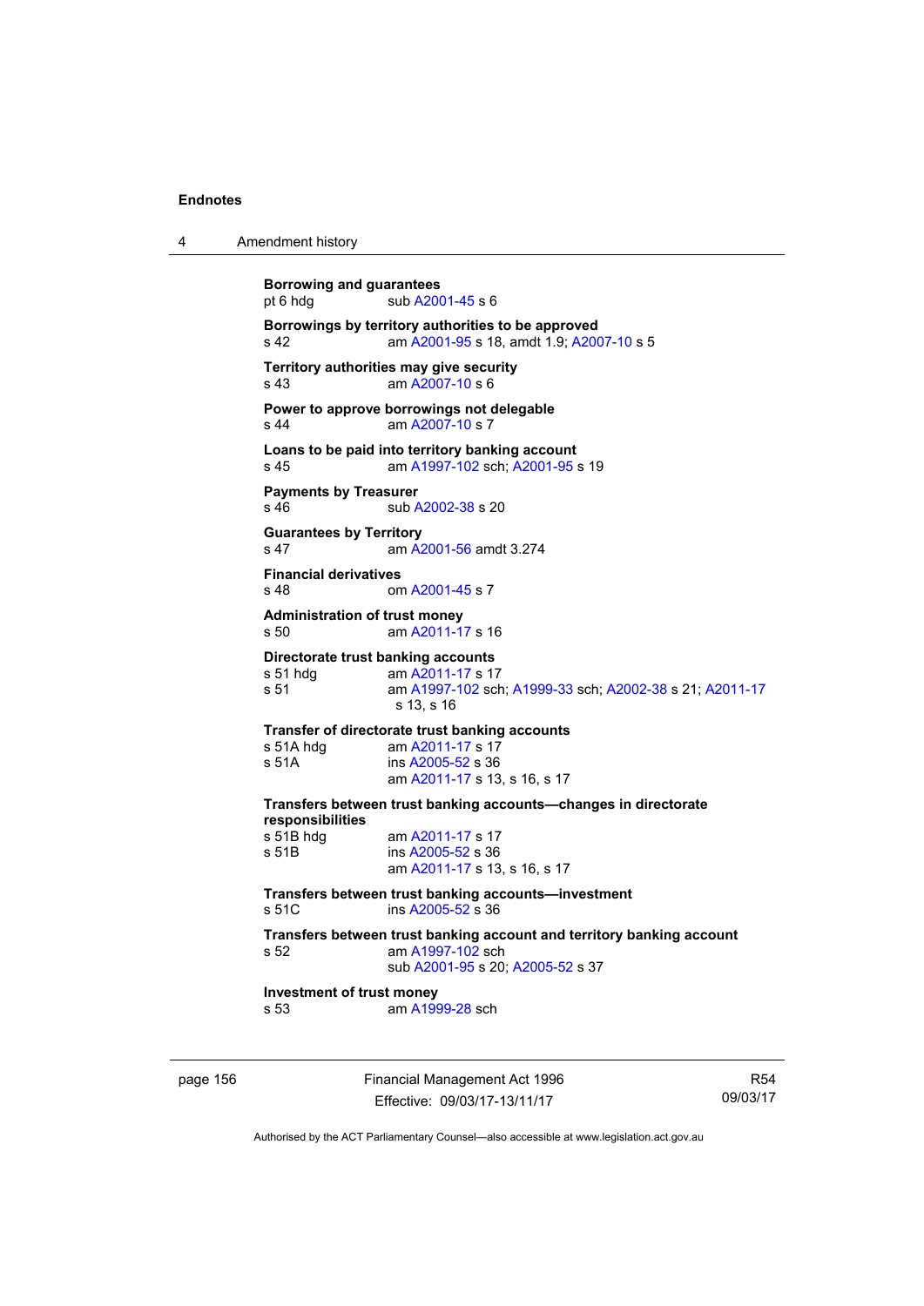**Borrowing and guarantees**
pt 6 hdg sub A2001-45 s 6

**Borrowings by territory authorities to be approved**
s 42 am A2001-95 s 18, amdt 1.9; A2007-10 s 5

**Territory authorities may give security**
s 43 am A2007-10 s 6

**Power to approve borrowings not delegable**
s 44 am A2007-10 s 7

**Loans to be paid into territory banking account**
s 45 am A1997-102 sch; A2001-95 s 19

**Payments by Treasurer**
s 46 sub A2002-38 s 20

**Guarantees by Territory**
s 47 am A2001-56 amdt 3.274

**Financial derivatives**
s 48 om A2001-45 s 7

**Administration of trust money**
s 50 am A2011-17 s 16

**Directorate trust banking accounts**
s 51 hdg am A2011-17 s 17
s 51 am A1997-102 sch; A1999-33 sch; A2002-38 s 21; A2011-17 s 13, s 16

**Transfer of directorate trust banking accounts**
s 51A hdg am A2011-17 s 17
s 51A ins A2005-52 s 36
am A2011-17 s 13, s 16, s 17

**Transfers between trust banking accounts—changes in directorate responsibilities**
s 51B hdg am A2011-17 s 17
s 51B ins A2005-52 s 36
am A2011-17 s 13, s 16, s 17

**Transfers between trust banking accounts—investment**
s 51C ins A2005-52 s 36

**Transfers between trust banking account and territory banking account**
s 52 am A1997-102 sch
sub A2001-95 s 20; A2005-52 s 37

**Investment of trust money**
s 53 am A1999-28 sch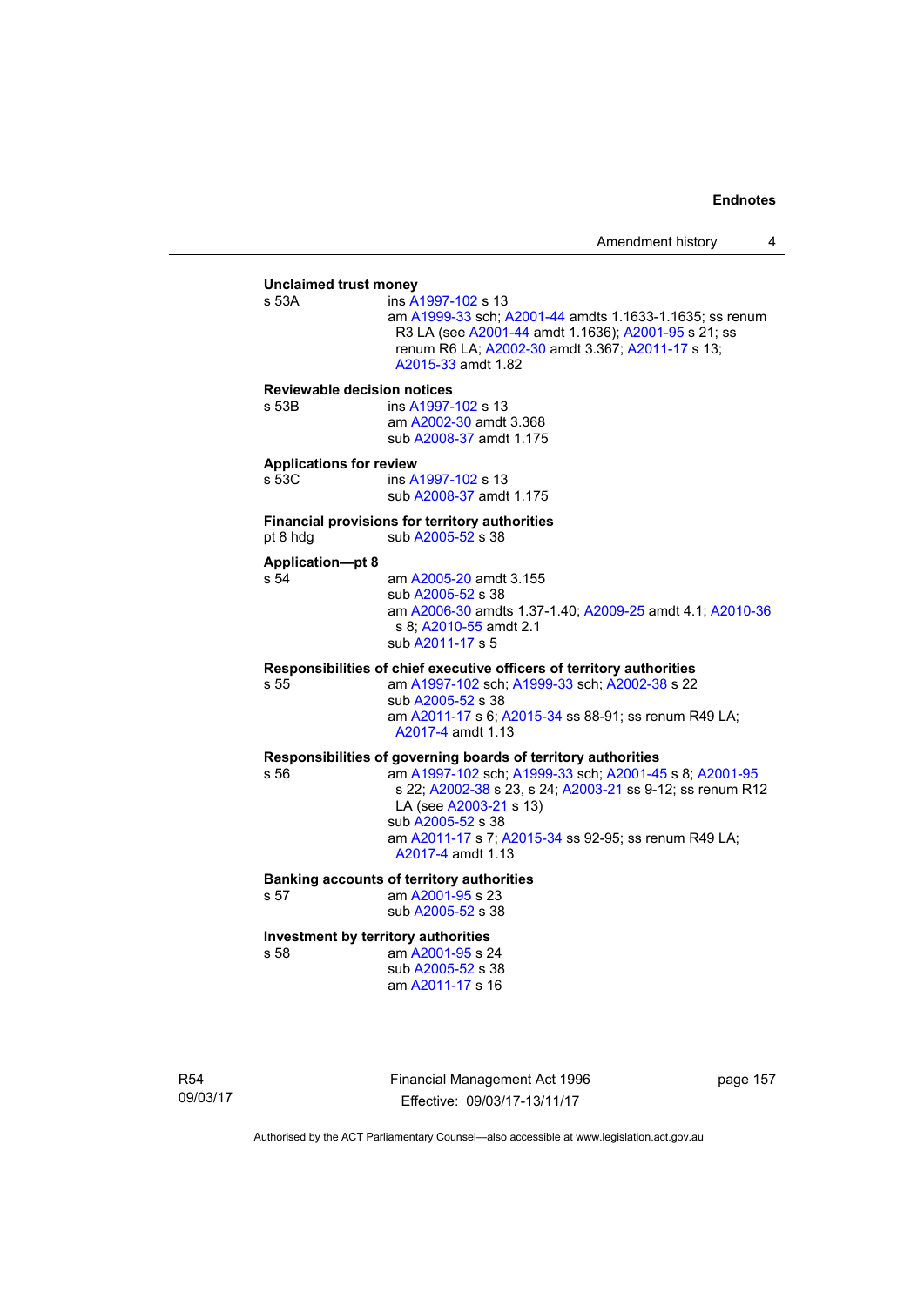**Unclaimed trust money**

s 53A ins A1997-102 s 13
am A1999-33 sch; A2001-44 amdts 1.1633-1.1635; ss renum R3 LA (see A2001-44 amdt 1.1636); A2001-95 s 21; ss renum R6 LA; A2002-30 amdt 3.367; A2011-17 s 13; A2015-33 amdt 1.82

**Reviewable decision notices**

s 53B ins A1997-102 s 13
am A2002-30 amdt 3.368
sub A2008-37 amdt 1.175

**Applications for review**

s 53C ins A1997-102 s 13
sub A2008-37 amdt 1.175

**Financial provisions for territory authorities**

pt 8 hdg sub A2005-52 s 38

**Application—pt 8**

s 54 am A2005-20 amdt 3.155
sub A2005-52 s 38
am A2006-30 amdts 1.37-1.40; A2009-25 amdt 4.1; A2010-36 s 8; A2010-55 amdt 2.1
sub A2011-17 s 5

**Responsibilities of chief executive officers of territory authorities**

s 55 am A1997-102 sch; A1999-33 sch; A2002-38 s 22
sub A2005-52 s 38
am A2011-17 s 6; A2015-34 ss 88-91; ss renum R49 LA; A2017-4 amdt 1.13

**Responsibilities of governing boards of territory authorities**

s 56 am A1997-102 sch; A1999-33 sch; A2001-45 s 8; A2001-95 s 22; A2002-38 s 23, s 24; A2003-21 ss 9-12; ss renum R12 LA (see A2003-21 s 13)
sub A2005-52 s 38
am A2011-17 s 7; A2015-34 ss 92-95; ss renum R49 LA; A2017-4 amdt 1.13

**Banking accounts of territory authorities**

s 57 am A2001-95 s 23
sub A2005-52 s 38

**Investment by territory authorities**

s 58 am A2001-95 s 24
sub A2005-52 s 38
am A2011-17 s 16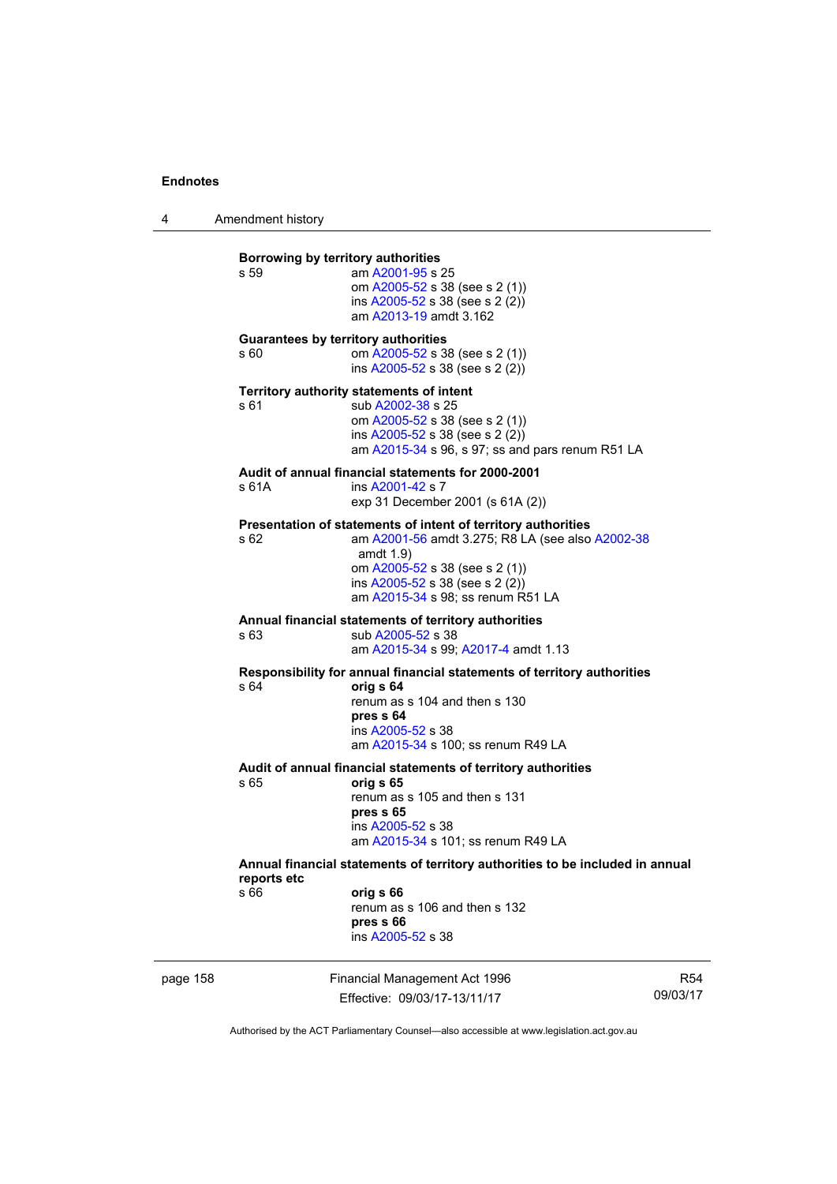**Borrowing by territory authorities**

s 59 — am A2001-95 s 25
om A2005-52 s 38 (see s 2 (1))
ins A2005-52 s 38 (see s 2 (2))
am A2013-19 amdt 3.162

**Guarantees by territory authorities**

s 60 — om A2005-52 s 38 (see s 2 (1))
ins A2005-52 s 38 (see s 2 (2))

**Territory authority statements of intent**

s 61 — sub A2002-38 s 25
om A2005-52 s 38 (see s 2 (1))
ins A2005-52 s 38 (see s 2 (2))
am A2015-34 s 96, s 97; ss and pars renum R51 LA

**Audit of annual financial statements for 2000-2001**

s 61A — ins A2001-42 s 7
exp 31 December 2001 (s 61A (2))

**Presentation of statements of intent of territory authorities**

s 62 — am A2001-56 amdt 3.275; R8 LA (see also A2002-38 amdt 1.9)
om A2005-52 s 38 (see s 2 (1))
ins A2005-52 s 38 (see s 2 (2))
am A2015-34 s 98; ss renum R51 LA

**Annual financial statements of territory authorities**

s 63 — sub A2005-52 s 38
am A2015-34 s 99; A2017-4 amdt 1.13

**Responsibility for annual financial statements of territory authorities**

s 64 — **orig s 64**
renum as s 104 and then s 130
**pres s 64**
ins A2005-52 s 38
am A2015-34 s 100; ss renum R49 LA

**Audit of annual financial statements of territory authorities**

s 65 — **orig s 65**
renum as s 105 and then s 131
**pres s 65**
ins A2005-52 s 38
am A2015-34 s 101; ss renum R49 LA

**Annual financial statements of territory authorities to be included in annual reports etc**

s 66 — **orig s 66**
renum as s 106 and then s 132
**pres s 66**
ins A2005-52 s 38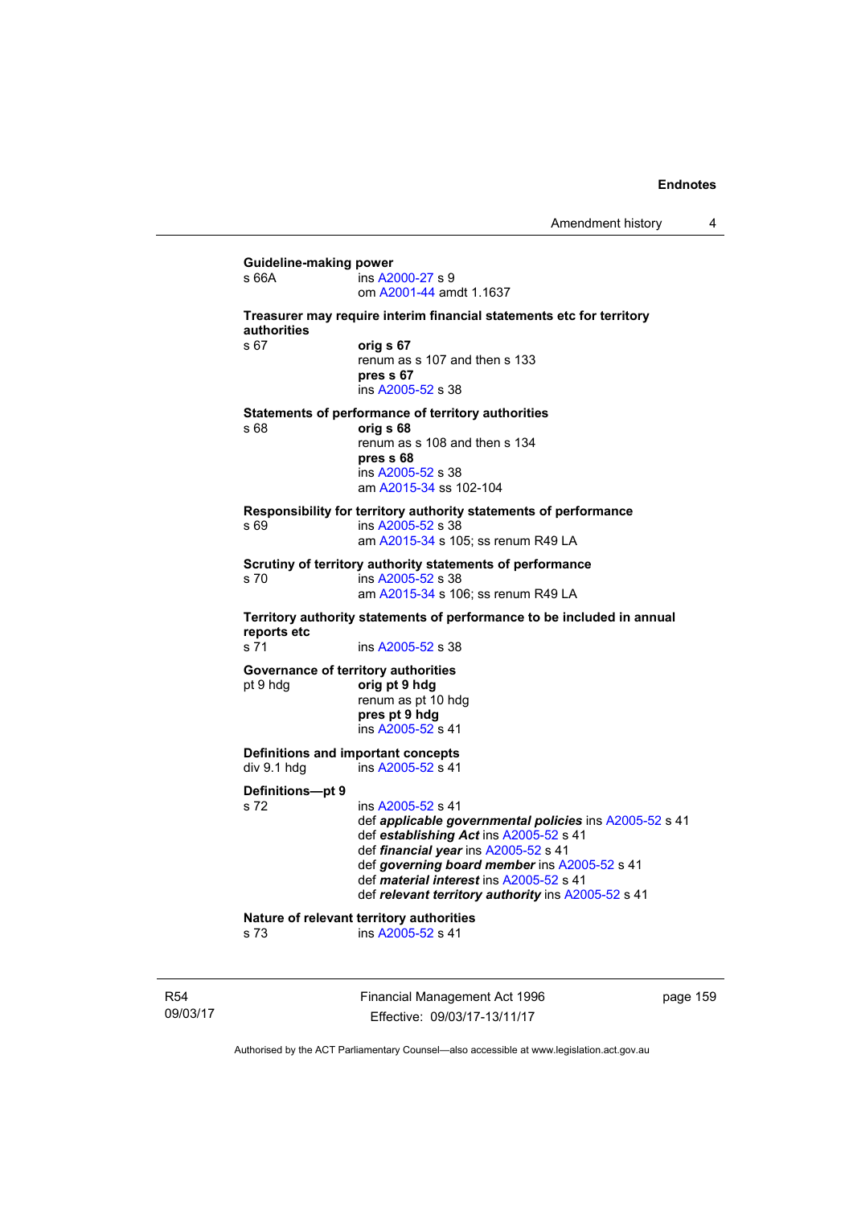**Guideline-making power**
s 66A ins A2000-27 s 9
om A2001-44 amdt 1.1637

**Treasurer may require interim financial statements etc for territory authorities**
s 67 **orig s 67**
renum as s 107 and then s 133
**pres s 67**
ins A2005-52 s 38

**Statements of performance of territory authorities**
s 68 **orig s 68**
renum as s 108 and then s 134
**pres s 68**
ins A2005-52 s 38
am A2015-34 ss 102-104

**Responsibility for territory authority statements of performance**
s 69 ins A2005-52 s 38
am A2015-34 s 105; ss renum R49 LA

**Scrutiny of territory authority statements of performance**
s 70 ins A2005-52 s 38
am A2015-34 s 106; ss renum R49 LA

**Territory authority statements of performance to be included in annual reports etc**
s 71 ins A2005-52 s 38

**Governance of territory authorities**
pt 9 hdg **orig pt 9 hdg**
renum as pt 10 hdg
**pres pt 9 hdg**
ins A2005-52 s 41

**Definitions and important concepts**
div 9.1 hdg ins A2005-52 s 41

**Definitions—pt 9**
s 72 ins A2005-52 s 41
def ***applicable governmental policies*** ins A2005-52 s 41
def ***establishing Act*** ins A2005-52 s 41
def ***financial year*** ins A2005-52 s 41
def ***governing board member*** ins A2005-52 s 41
def ***material interest*** ins A2005-52 s 41
def ***relevant territory authority*** ins A2005-52 s 41

**Nature of relevant territory authorities**
s 73 ins A2005-52 s 41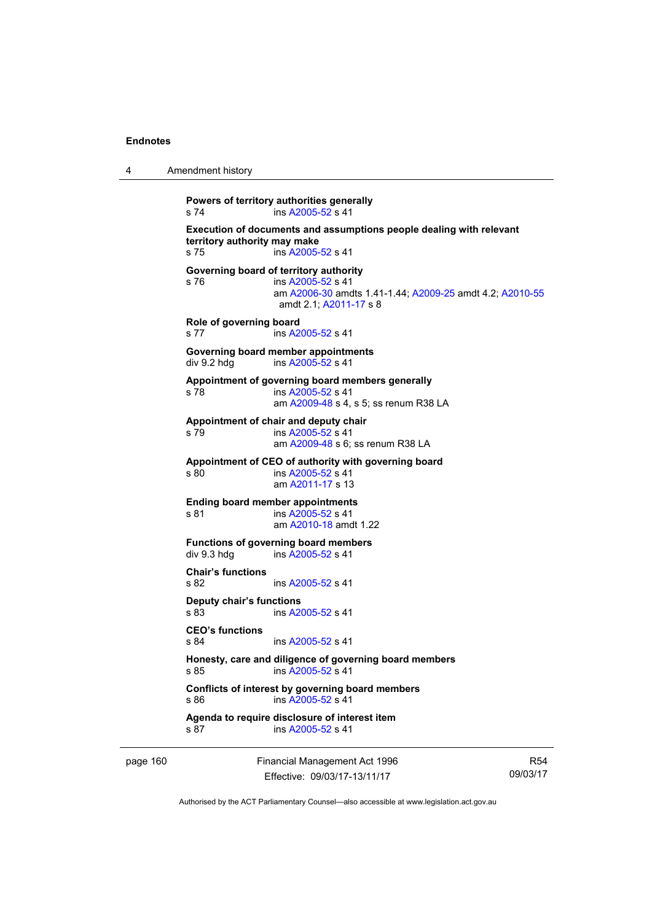**Powers of territory authorities generally**
s 74 ins A2005-52 s 41

**Execution of documents and assumptions people dealing with relevant territory authority may make**
s 75 ins A2005-52 s 41

**Governing board of territory authority**
s 76 ins A2005-52 s 41
am A2006-30 amdts 1.41-1.44; A2009-25 amdt 4.2; A2010-55 amdt 2.1; A2011-17 s 8

**Role of governing board**
s 77 ins A2005-52 s 41

**Governing board member appointments**
div 9.2 hdg ins A2005-52 s 41

**Appointment of governing board members generally**
s 78 ins A2005-52 s 41
am A2009-48 s 4, s 5; ss renum R38 LA

**Appointment of chair and deputy chair**
s 79 ins A2005-52 s 41
am A2009-48 s 6; ss renum R38 LA

**Appointment of CEO of authority with governing board**
s 80 ins A2005-52 s 41
am A2011-17 s 13

**Ending board member appointments**
s 81 ins A2005-52 s 41
am A2010-18 amdt 1.22

**Functions of governing board members**
div 9.3 hdg ins A2005-52 s 41

**Chair's functions**
s 82 ins A2005-52 s 41

**Deputy chair's functions**
s 83 ins A2005-52 s 41

**CEO's functions**
s 84 ins A2005-52 s 41

**Honesty, care and diligence of governing board members**
s 85 ins A2005-52 s 41

**Conflicts of interest by governing board members**
s 86 ins A2005-52 s 41

**Agenda to require disclosure of interest item**
s 87 ins A2005-52 s 41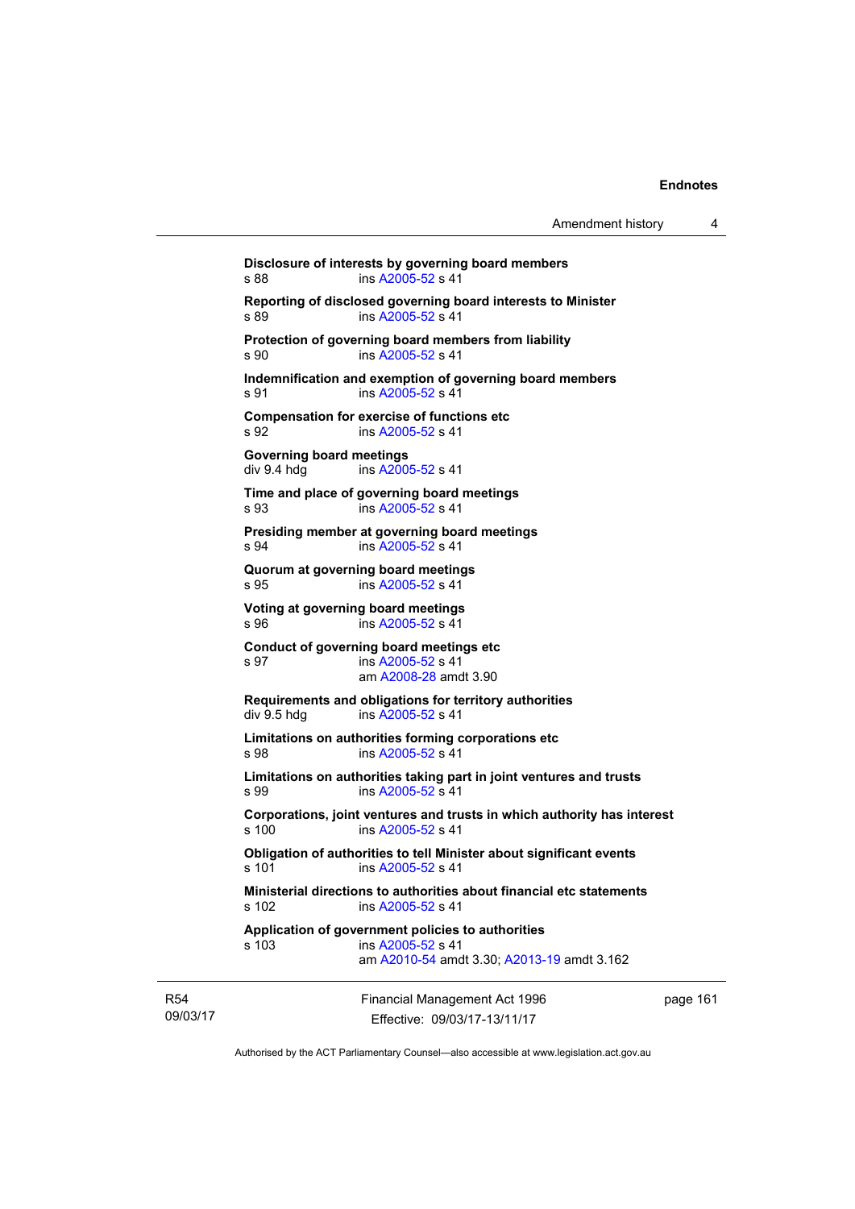**Disclosure of interests by governing board members**
s 88 ins A2005-52 s 41

**Reporting of disclosed governing board interests to Minister**
s 89 ins A2005-52 s 41

**Protection of governing board members from liability**
s 90 ins A2005-52 s 41

**Indemnification and exemption of governing board members**
s 91 ins A2005-52 s 41

**Compensation for exercise of functions etc**
s 92 ins A2005-52 s 41

**Governing board meetings**
div 9.4 hdg ins A2005-52 s 41

**Time and place of governing board meetings**
s 93 ins A2005-52 s 41

**Presiding member at governing board meetings**
s 94 ins A2005-52 s 41

**Quorum at governing board meetings**
s 95 ins A2005-52 s 41

**Voting at governing board meetings**
s 96 ins A2005-52 s 41

**Conduct of governing board meetings etc**
s 97 ins A2005-52 s 41
am A2008-28 amdt 3.90

**Requirements and obligations for territory authorities**
div 9.5 hdg ins A2005-52 s 41

**Limitations on authorities forming corporations etc**
s 98 ins A2005-52 s 41

**Limitations on authorities taking part in joint ventures and trusts**
s 99 ins A2005-52 s 41

**Corporations, joint ventures and trusts in which authority has interest**
s 100 ins A2005-52 s 41

**Obligation of authorities to tell Minister about significant events**
s 101 ins A2005-52 s 41

**Ministerial directions to authorities about financial etc statements**
s 102 ins A2005-52 s 41

**Application of government policies to authorities**
s 103 ins A2005-52 s 41
am A2010-54 amdt 3.30; A2013-19 amdt 3.162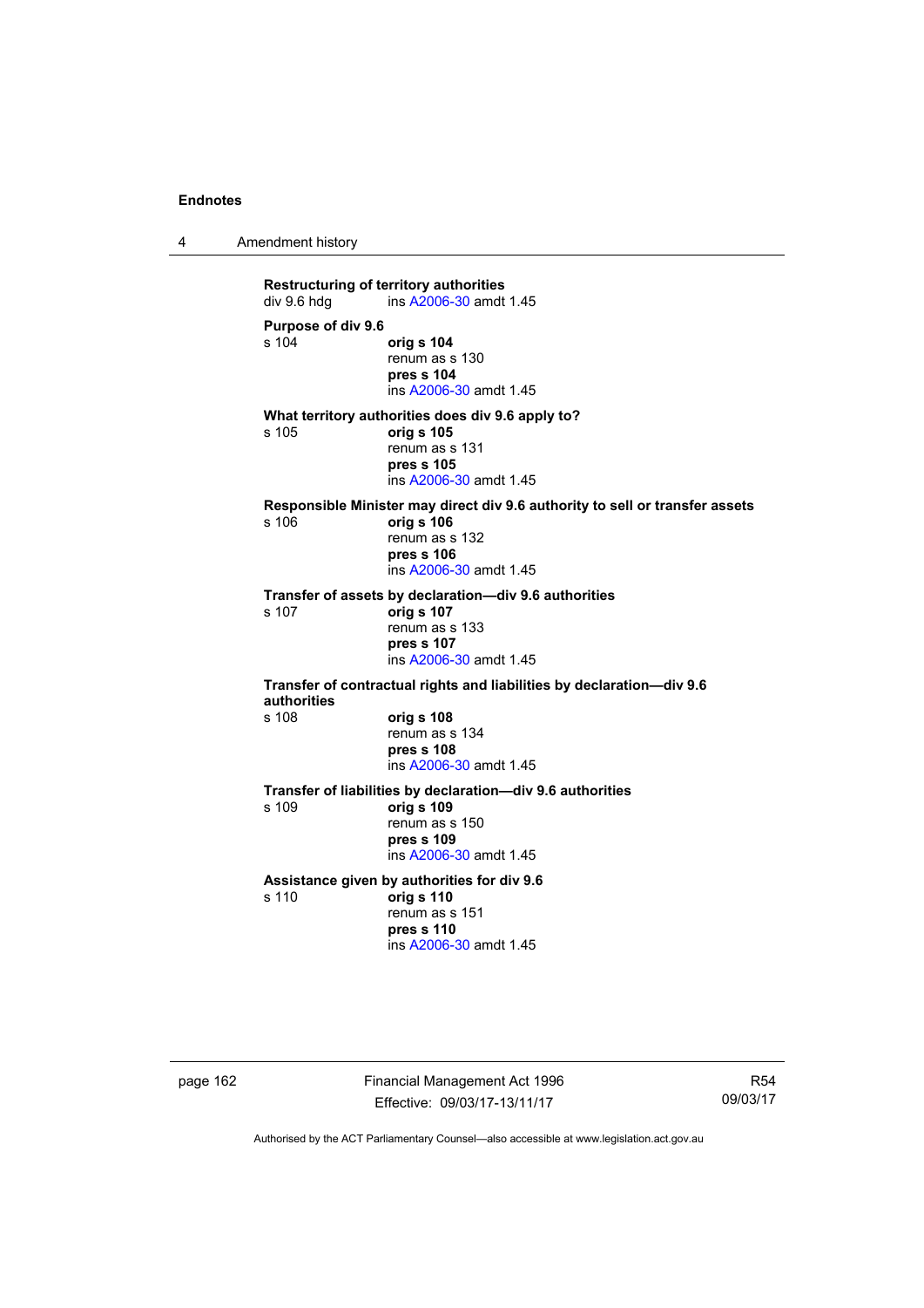**Restructuring of territory authorities**
div 9.6 hdg ins A2006-30 amdt 1.45

**Purpose of div 9.6**
s 104 **orig s 104**
renum as s 130
**pres s 104**
ins A2006-30 amdt 1.45

**What territory authorities does div 9.6 apply to?**
s 105 **orig s 105**
renum as s 131
**pres s 105**
ins A2006-30 amdt 1.45

**Responsible Minister may direct div 9.6 authority to sell or transfer assets**
s 106 **orig s 106**
renum as s 132
**pres s 106**
ins A2006-30 amdt 1.45

**Transfer of assets by declaration—div 9.6 authorities**
s 107 **orig s 107**
renum as s 133
**pres s 107**
ins A2006-30 amdt 1.45

**Transfer of contractual rights and liabilities by declaration—div 9.6 authorities**
s 108 **orig s 108**
renum as s 134
**pres s 108**
ins A2006-30 amdt 1.45

**Transfer of liabilities by declaration—div 9.6 authorities**
s 109 **orig s 109**
renum as s 150
**pres s 109**
ins A2006-30 amdt 1.45

**Assistance given by authorities for div 9.6**
s 110 **orig s 110**
renum as s 151
**pres s 110**
ins A2006-30 amdt 1.45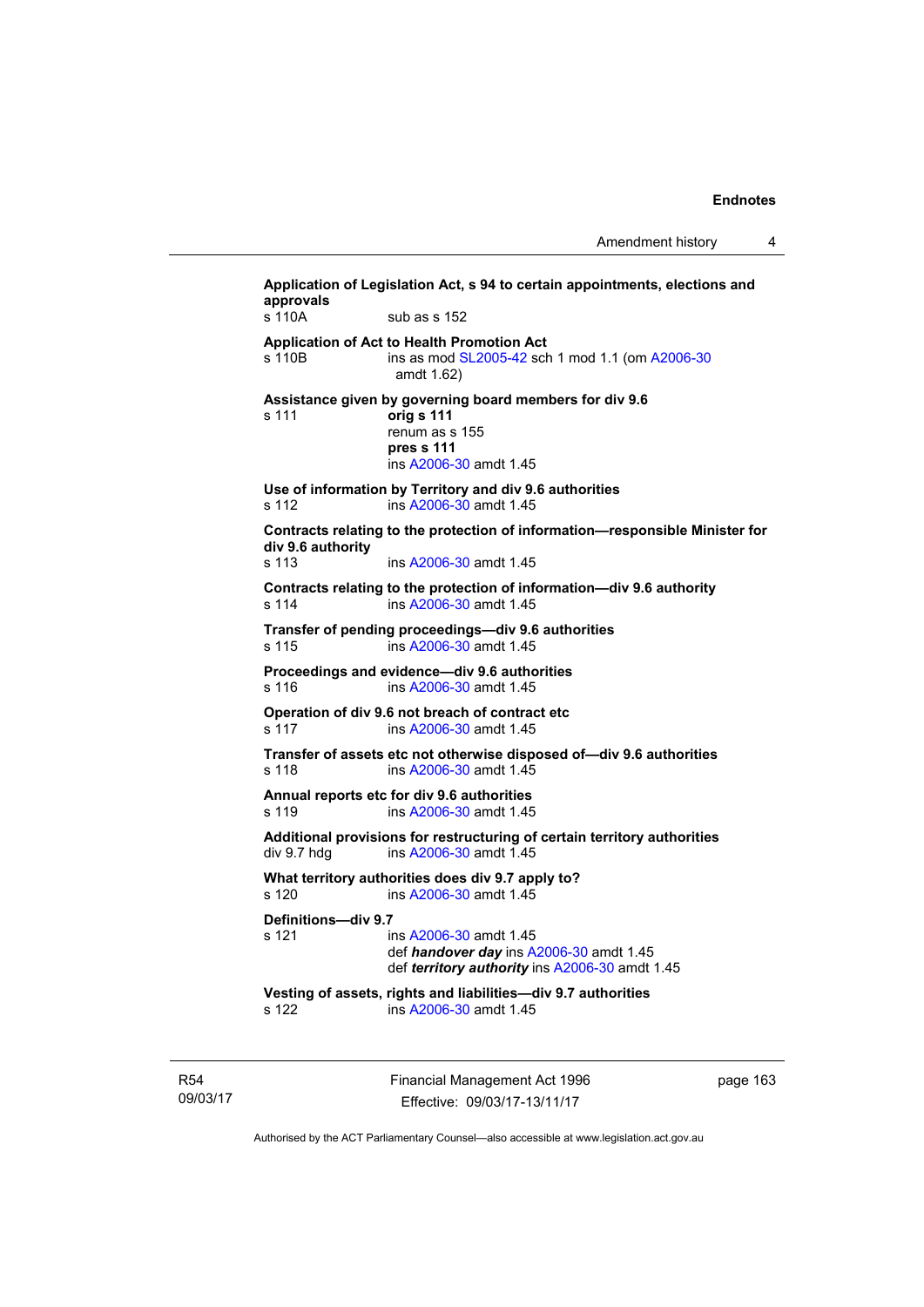**Application of Legislation Act, s 94 to certain appointments, elections and approvals**
s 110A sub as s 152

**Application of Act to Health Promotion Act**
s 110B ins as mod SL2005-42 sch 1 mod 1.1 (om A2006-30 amdt 1.62)

**Assistance given by governing board members for div 9.6**
s 111 **orig s 111**
renum as s 155
**pres s 111**
ins A2006-30 amdt 1.45

**Use of information by Territory and div 9.6 authorities**
s 112 ins A2006-30 amdt 1.45

**Contracts relating to the protection of information—responsible Minister for div 9.6 authority**
s 113 ins A2006-30 amdt 1.45

**Contracts relating to the protection of information—div 9.6 authority**
s 114 ins A2006-30 amdt 1.45

**Transfer of pending proceedings—div 9.6 authorities**
s 115 ins A2006-30 amdt 1.45

**Proceedings and evidence—div 9.6 authorities**
s 116 ins A2006-30 amdt 1.45

**Operation of div 9.6 not breach of contract etc**
s 117 ins A2006-30 amdt 1.45

**Transfer of assets etc not otherwise disposed of—div 9.6 authorities**
s 118 ins A2006-30 amdt 1.45

**Annual reports etc for div 9.6 authorities**
s 119 ins A2006-30 amdt 1.45

**Additional provisions for restructuring of certain territory authorities**
div 9.7 hdg ins A2006-30 amdt 1.45

**What territory authorities does div 9.7 apply to?**
s 120 ins A2006-30 amdt 1.45

**Definitions—div 9.7**
s 121 ins A2006-30 amdt 1.45
def ***handover day*** ins A2006-30 amdt 1.45
def ***territory authority*** ins A2006-30 amdt 1.45

**Vesting of assets, rights and liabilities—div 9.7 authorities**
s 122 ins A2006-30 amdt 1.45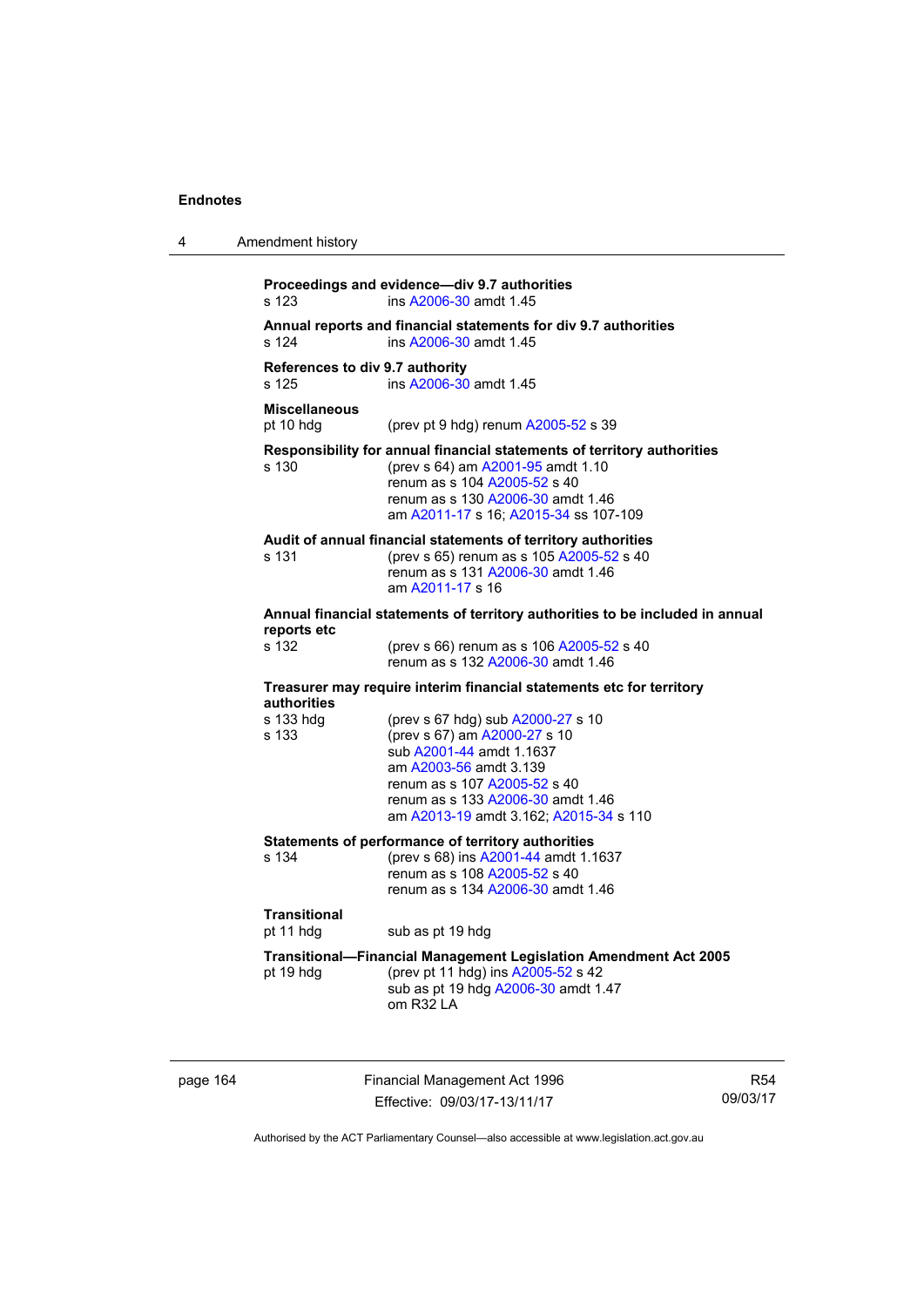**Proceedings and evidence—div 9.7 authorities**
s 123 ins A2006-30 amdt 1.45

**Annual reports and financial statements for div 9.7 authorities**
s 124 ins A2006-30 amdt 1.45

**References to div 9.7 authority**
s 125 ins A2006-30 amdt 1.45

**Miscellaneous**
pt 10 hdg (prev pt 9 hdg) renum A2005-52 s 39

**Responsibility for annual financial statements of territory authorities**
s 130 (prev s 64) am A2001-95 amdt 1.10
renum as s 104 A2005-52 s 40
renum as s 130 A2006-30 amdt 1.46
am A2011-17 s 16; A2015-34 ss 107-109

**Audit of annual financial statements of territory authorities**
s 131 (prev s 65) renum as s 105 A2005-52 s 40
renum as s 131 A2006-30 amdt 1.46
am A2011-17 s 16

**Annual financial statements of territory authorities to be included in annual reports etc**
s 132 (prev s 66) renum as s 106 A2005-52 s 40
renum as s 132 A2006-30 amdt 1.46

**Treasurer may require interim financial statements etc for territory authorities**
s 133 hdg (prev s 67 hdg) sub A2000-27 s 10
s 133 (prev s 67) am A2000-27 s 10
sub A2001-44 amdt 1.1637
am A2003-56 amdt 3.139
renum as s 107 A2005-52 s 40
renum as s 133 A2006-30 amdt 1.46
am A2013-19 amdt 3.162; A2015-34 s 110

**Statements of performance of territory authorities**
s 134 (prev s 68) ins A2001-44 amdt 1.1637
renum as s 108 A2005-52 s 40
renum as s 134 A2006-30 amdt 1.46

**Transitional**
pt 11 hdg sub as pt 19 hdg

**Transitional—Financial Management Legislation Amendment Act 2005**
pt 19 hdg (prev pt 11 hdg) ins A2005-52 s 42
sub as pt 19 hdg A2006-30 amdt 1.47
om R32 LA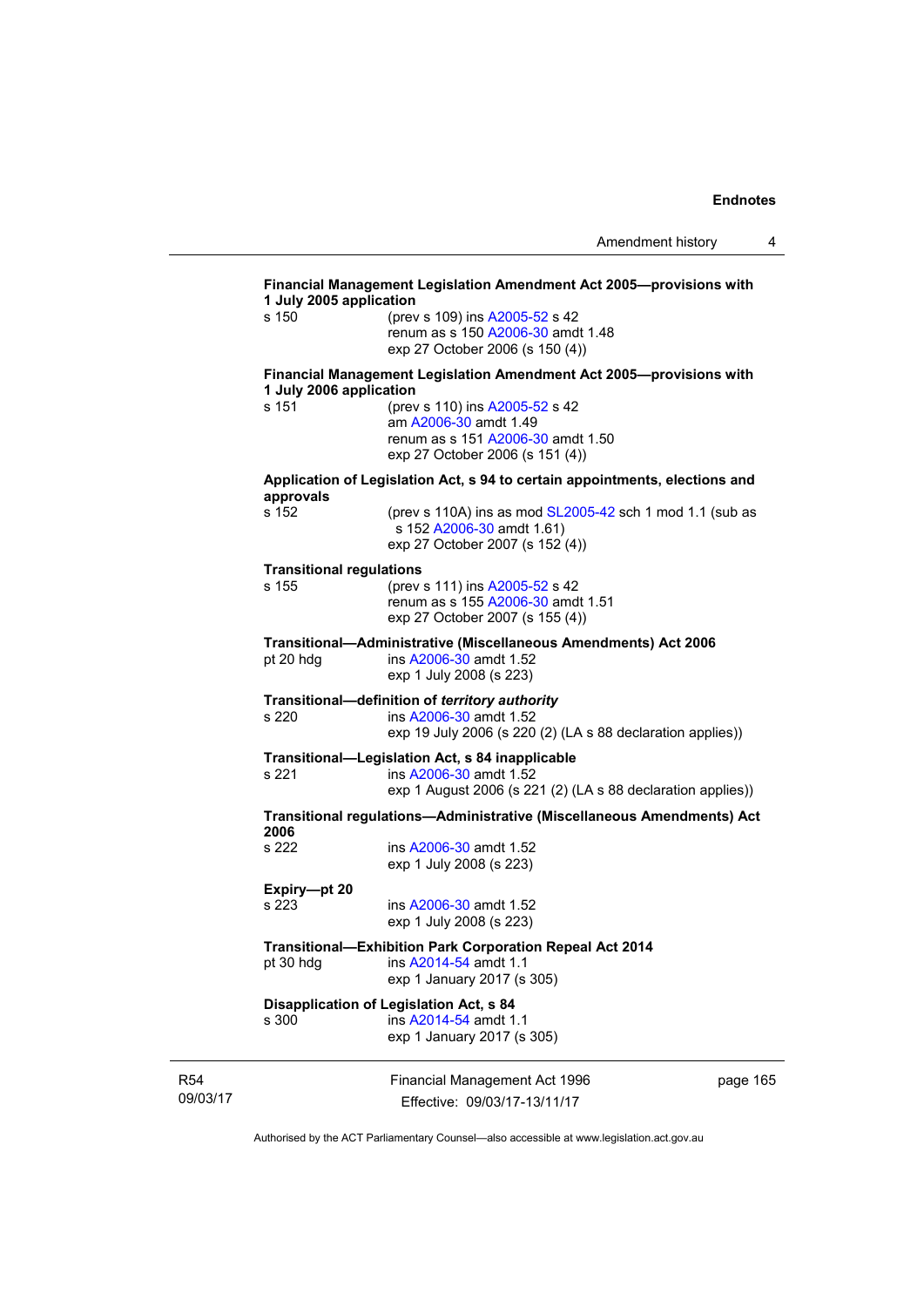**Financial Management Legislation Amendment Act 2005—provisions with 1 July 2005 application**

s 150 — (prev s 109) ins A2005-52 s 42
renum as s 150 A2006-30 amdt 1.48
exp 27 October 2006 (s 150 (4))

**Financial Management Legislation Amendment Act 2005—provisions with 1 July 2006 application**

s 151 — (prev s 110) ins A2005-52 s 42
am A2006-30 amdt 1.49
renum as s 151 A2006-30 amdt 1.50
exp 27 October 2006 (s 151 (4))

**Application of Legislation Act, s 94 to certain appointments, elections and approvals**

s 152 — (prev s 110A) ins as mod SL2005-42 sch 1 mod 1.1 (sub as s 152 A2006-30 amdt 1.61)
exp 27 October 2007 (s 152 (4))

**Transitional regulations**

s 155 — (prev s 111) ins A2005-52 s 42
renum as s 155 A2006-30 amdt 1.51
exp 27 October 2007 (s 155 (4))

**Transitional—Administrative (Miscellaneous Amendments) Act 2006**

pt 20 hdg — ins A2006-30 amdt 1.52
exp 1 July 2008 (s 223)

**Transitional—definition of *territory authority***

s 220 — ins A2006-30 amdt 1.52
exp 19 July 2006 (s 220 (2) (LA s 88 declaration applies))

**Transitional—Legislation Act, s 84 inapplicable**

s 221 — ins A2006-30 amdt 1.52
exp 1 August 2006 (s 221 (2) (LA s 88 declaration applies))

**Transitional regulations—Administrative (Miscellaneous Amendments) Act 2006**

s 222 — ins A2006-30 amdt 1.52
exp 1 July 2008 (s 223)

**Expiry—pt 20**

s 223 — ins A2006-30 amdt 1.52
exp 1 July 2008 (s 223)

**Transitional—Exhibition Park Corporation Repeal Act 2014**

pt 30 hdg — ins A2014-54 amdt 1.1
exp 1 January 2017 (s 305)

**Disapplication of Legislation Act, s 84**

s 300 — ins A2014-54 amdt 1.1
exp 1 January 2017 (s 305)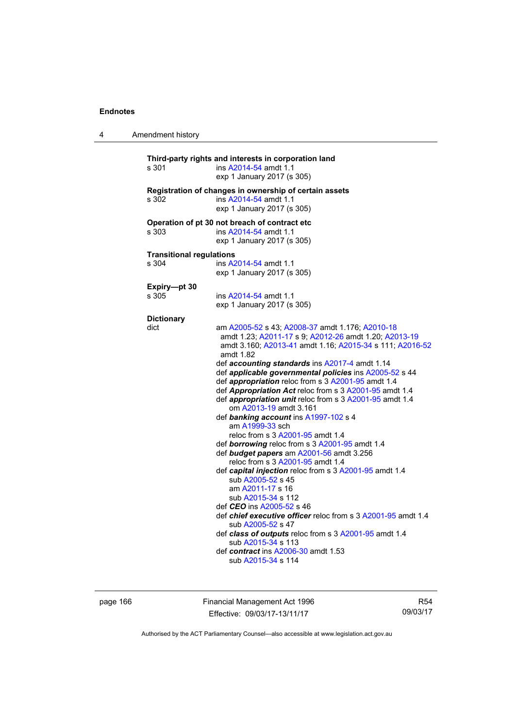**Third-party rights and interests in corporation land**

s 301 ins A2014-54 amdt 1.1
exp 1 January 2017 (s 305)

**Registration of changes in ownership of certain assets**

s 302 ins A2014-54 amdt 1.1
exp 1 January 2017 (s 305)

**Operation of pt 30 not breach of contract etc**

s 303 ins A2014-54 amdt 1.1
exp 1 January 2017 (s 305)

**Transitional regulations**

s 304 ins A2014-54 amdt 1.1
exp 1 January 2017 (s 305)

**Expiry—pt 30**

s 305 ins A2014-54 amdt 1.1
exp 1 January 2017 (s 305)

**Dictionary**

dict am A2005-52 s 43; A2008-37 amdt 1.176; A2010-18 amdt 1.23; A2011-17 s 9; A2012-26 amdt 1.20; A2013-19 amdt 3.160; A2013-41 amdt 1.16; A2015-34 s 111; A2016-52 amdt 1.82

def ***accounting standards*** ins A2017-4 amdt 1.14

def ***applicable governmental policies*** ins A2005-52 s 44

def ***appropriation*** reloc from s 3 A2001-95 amdt 1.4

def ***Appropriation Act*** reloc from s 3 A2001-95 amdt 1.4

def ***appropriation unit*** reloc from s 3 A2001-95 amdt 1.4
om A2013-19 amdt 3.161

def ***banking account*** ins A1997-102 s 4
am A1999-33 sch
reloc from s 3 A2001-95 amdt 1.4

def ***borrowing*** reloc from s 3 A2001-95 amdt 1.4

def ***budget papers*** am A2001-56 amdt 3.256
reloc from s 3 A2001-95 amdt 1.4

def ***capital injection*** reloc from s 3 A2001-95 amdt 1.4
sub A2005-52 s 45
am A2011-17 s 16
sub A2015-34 s 112

def ***CEO*** ins A2005-52 s 46

def ***chief executive officer*** reloc from s 3 A2001-95 amdt 1.4
sub A2005-52 s 47

def ***class of outputs*** reloc from s 3 A2001-95 amdt 1.4
sub A2015-34 s 113

def ***contract*** ins A2006-30 amdt 1.53
sub A2015-34 s 114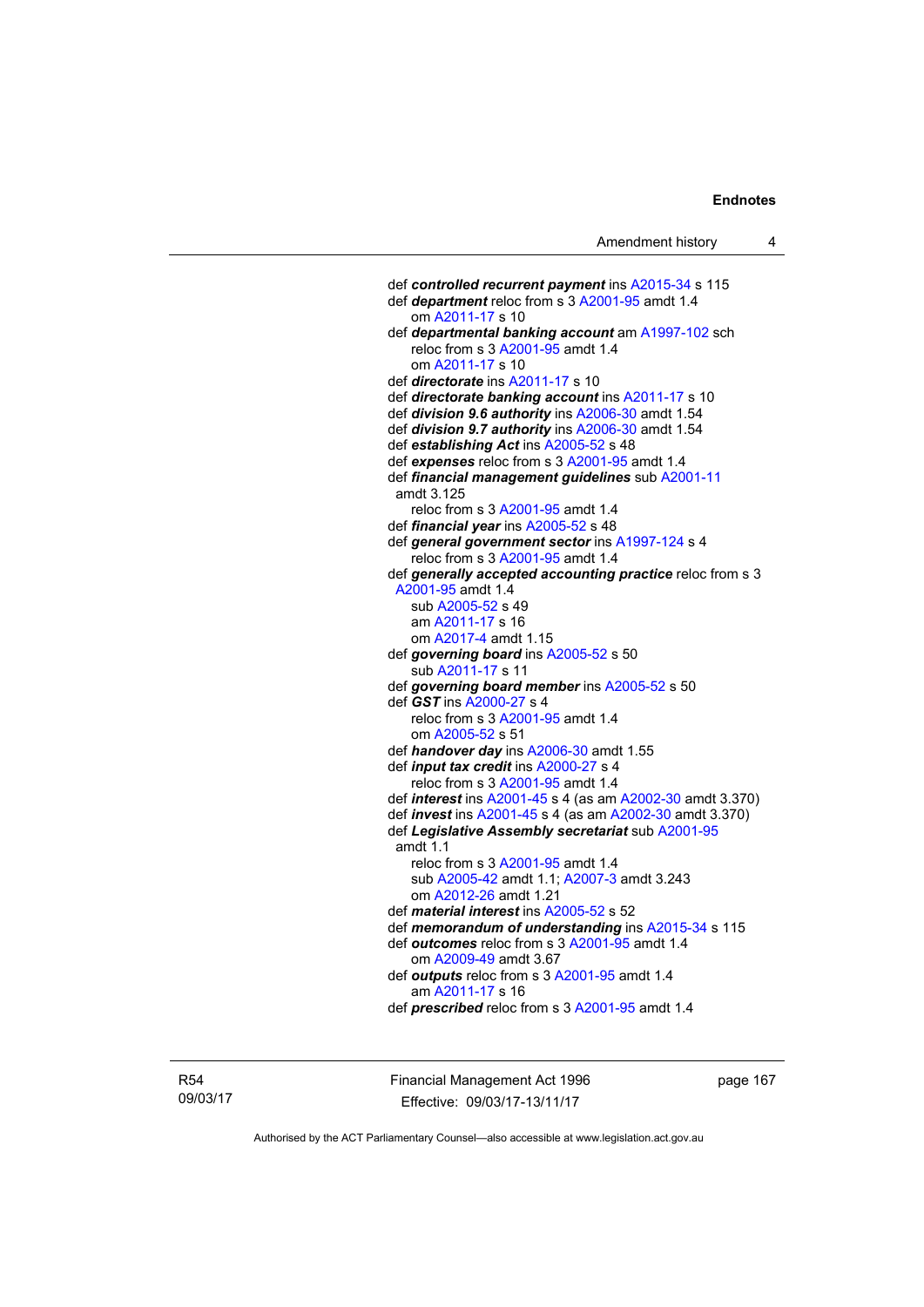def ***controlled recurrent payment*** ins A2015-34 s 115
def ***department*** reloc from s 3 A2001-95 amdt 1.4
om A2011-17 s 10
def ***departmental banking account*** am A1997-102 sch
reloc from s 3 A2001-95 amdt 1.4
om A2011-17 s 10
def ***directorate*** ins A2011-17 s 10
def ***directorate banking account*** ins A2011-17 s 10
def ***division 9.6 authority*** ins A2006-30 amdt 1.54
def ***division 9.7 authority*** ins A2006-30 amdt 1.54
def ***establishing Act*** ins A2005-52 s 48
def ***expenses*** reloc from s 3 A2001-95 amdt 1.4
def ***financial management guidelines*** sub A2001-11 amdt 3.125
reloc from s 3 A2001-95 amdt 1.4
def ***financial year*** ins A2005-52 s 48
def ***general government sector*** ins A1997-124 s 4
reloc from s 3 A2001-95 amdt 1.4
def ***generally accepted accounting practice*** reloc from s 3 A2001-95 amdt 1.4
sub A2005-52 s 49
am A2011-17 s 16
om A2017-4 amdt 1.15
def ***governing board*** ins A2005-52 s 50
sub A2011-17 s 11
def ***governing board member*** ins A2005-52 s 50
def ***GST*** ins A2000-27 s 4
reloc from s 3 A2001-95 amdt 1.4
om A2005-52 s 51
def ***handover day*** ins A2006-30 amdt 1.55
def ***input tax credit*** ins A2000-27 s 4
reloc from s 3 A2001-95 amdt 1.4
def ***interest*** ins A2001-45 s 4 (as am A2002-30 amdt 3.370)
def ***invest*** ins A2001-45 s 4 (as am A2002-30 amdt 3.370)
def ***Legislative Assembly secretariat*** sub A2001-95 amdt 1.1
reloc from s 3 A2001-95 amdt 1.4
sub A2005-42 amdt 1.1; A2007-3 amdt 3.243
om A2012-26 amdt 1.21
def ***material interest*** ins A2005-52 s 52
def ***memorandum of understanding*** ins A2015-34 s 115
def ***outcomes*** reloc from s 3 A2001-95 amdt 1.4
om A2009-49 amdt 3.67
def ***outputs*** reloc from s 3 A2001-95 amdt 1.4
am A2011-17 s 16
def ***prescribed*** reloc from s 3 A2001-95 amdt 1.4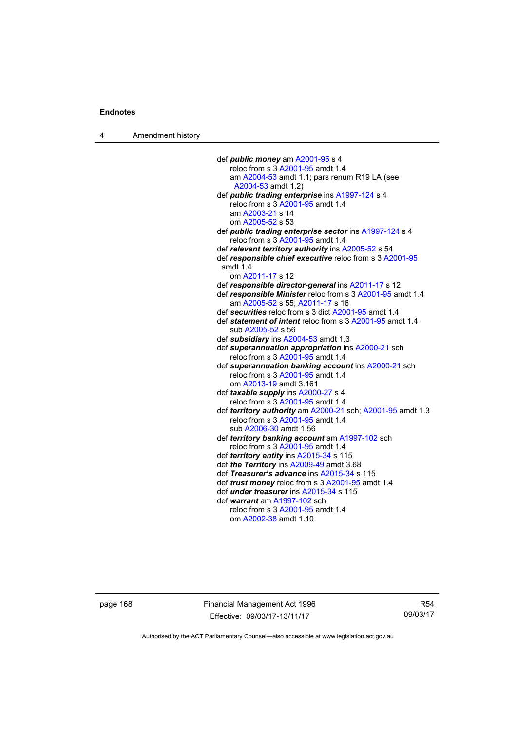def ***public money*** am A2001-95 s 4
    reloc from s 3 A2001-95 amdt 1.4
    am A2004-53 amdt 1.1; pars renum R19 LA (see A2004-53 amdt 1.2)

def ***public trading enterprise*** ins A1997-124 s 4
    reloc from s 3 A2001-95 amdt 1.4
    am A2003-21 s 14
    om A2005-52 s 53

def ***public trading enterprise sector*** ins A1997-124 s 4
    reloc from s 3 A2001-95 amdt 1.4

def ***relevant territory authority*** ins A2005-52 s 54

def ***responsible chief executive*** reloc from s 3 A2001-95 amdt 1.4
    om A2011-17 s 12

def ***responsible director-general*** ins A2011-17 s 12

def ***responsible Minister*** reloc from s 3 A2001-95 amdt 1.4
    am A2005-52 s 55; A2011-17 s 16

def ***securities*** reloc from s 3 dict A2001-95 amdt 1.4

def ***statement of intent*** reloc from s 3 A2001-95 amdt 1.4
    sub A2005-52 s 56

def ***subsidiary*** ins A2004-53 amdt 1.3

def ***superannuation appropriation*** ins A2000-21 sch
    reloc from s 3 A2001-95 amdt 1.4

def ***superannuation banking account*** ins A2000-21 sch
    reloc from s 3 A2001-95 amdt 1.4
    om A2013-19 amdt 3.161

def ***taxable supply*** ins A2000-27 s 4
    reloc from s 3 A2001-95 amdt 1.4

def ***territory authority*** am A2000-21 sch; A2001-95 amdt 1.3
    reloc from s 3 A2001-95 amdt 1.4
    sub A2006-30 amdt 1.56

def ***territory banking account*** am A1997-102 sch
    reloc from s 3 A2001-95 amdt 1.4

def ***territory entity*** ins A2015-34 s 115

def ***the Territory*** ins A2009-49 amdt 3.68

def ***Treasurer's advance*** ins A2015-34 s 115

def ***trust money*** reloc from s 3 A2001-95 amdt 1.4

def ***under treasurer*** ins A2015-34 s 115

def ***warrant*** am A1997-102 sch
    reloc from s 3 A2001-95 amdt 1.4
    om A2002-38 amdt 1.10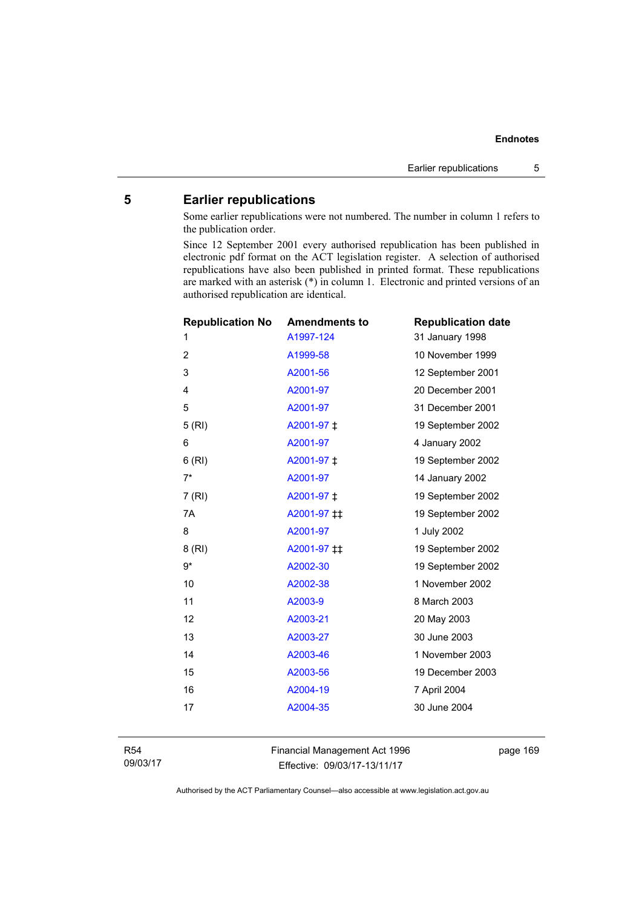## 5 Earlier republications

Some earlier republications were not numbered. The number in column 1 refers to the publication order.

Since 12 September 2001 every authorised republication has been published in electronic pdf format on the ACT legislation register. A selection of authorised republications have also been published in printed format. These republications are marked with an asterisk (*) in column 1. Electronic and printed versions of an authorised republication are identical.

| Republication No | Amendments to | Republication date |
|---|---|---|
| 1 | A1997-124 | 31 January 1998 |
| 2 | A1999-58 | 10 November 1999 |
| 3 | A2001-56 | 12 September 2001 |
| 4 | A2001-97 | 20 December 2001 |
| 5 | A2001-97 | 31 December 2001 |
| 5 (RI) | A2001-97 ‡ | 19 September 2002 |
| 6 | A2001-97 | 4 January 2002 |
| 6 (RI) | A2001-97 ‡ | 19 September 2002 |
| 7* | A2001-97 | 14 January 2002 |
| 7 (RI) | A2001-97 ‡ | 19 September 2002 |
| 7A | A2001-97 ‡‡ | 19 September 2002 |
| 8 | A2001-97 | 1 July 2002 |
| 8 (RI) | A2001-97 ‡‡ | 19 September 2002 |
| 9* | A2002-30 | 19 September 2002 |
| 10 | A2002-38 | 1 November 2002 |
| 11 | A2003-9 | 8 March 2003 |
| 12 | A2003-21 | 20 May 2003 |
| 13 | A2003-27 | 30 June 2003 |
| 14 | A2003-46 | 1 November 2003 |
| 15 | A2003-56 | 19 December 2003 |
| 16 | A2004-19 | 7 April 2004 |
| 17 | A2004-35 | 30 June 2004 |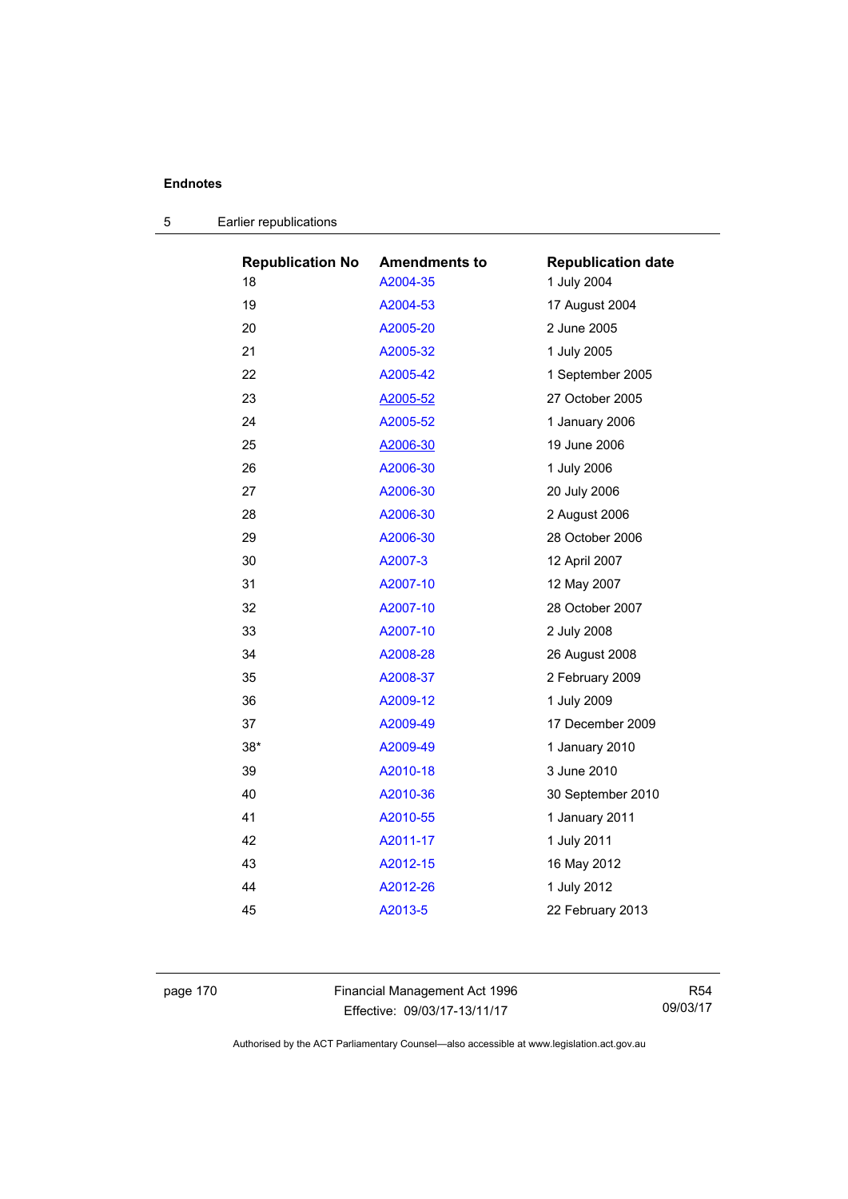## 5 Earlier republications

| Republication No | Amendments to | Republication date |
|---|---|---|
| 18 | A2004-35 | 1 July 2004 |
| 19 | A2004-53 | 17 August 2004 |
| 20 | A2005-20 | 2 June 2005 |
| 21 | A2005-32 | 1 July 2005 |
| 22 | A2005-42 | 1 September 2005 |
| 23 | A2005-52 | 27 October 2005 |
| 24 | A2005-52 | 1 January 2006 |
| 25 | A2006-30 | 19 June 2006 |
| 26 | A2006-30 | 1 July 2006 |
| 27 | A2006-30 | 20 July 2006 |
| 28 | A2006-30 | 2 August 2006 |
| 29 | A2006-30 | 28 October 2006 |
| 30 | A2007-3 | 12 April 2007 |
| 31 | A2007-10 | 12 May 2007 |
| 32 | A2007-10 | 28 October 2007 |
| 33 | A2007-10 | 2 July 2008 |
| 34 | A2008-28 | 26 August 2008 |
| 35 | A2008-37 | 2 February 2009 |
| 36 | A2009-12 | 1 July 2009 |
| 37 | A2009-49 | 17 December 2009 |
| 38* | A2009-49 | 1 January 2010 |
| 39 | A2010-18 | 3 June 2010 |
| 40 | A2010-36 | 30 September 2010 |
| 41 | A2010-55 | 1 January 2011 |
| 42 | A2011-17 | 1 July 2011 |
| 43 | A2012-15 | 16 May 2012 |
| 44 | A2012-26 | 1 July 2012 |
| 45 | A2013-5 | 22 February 2013 |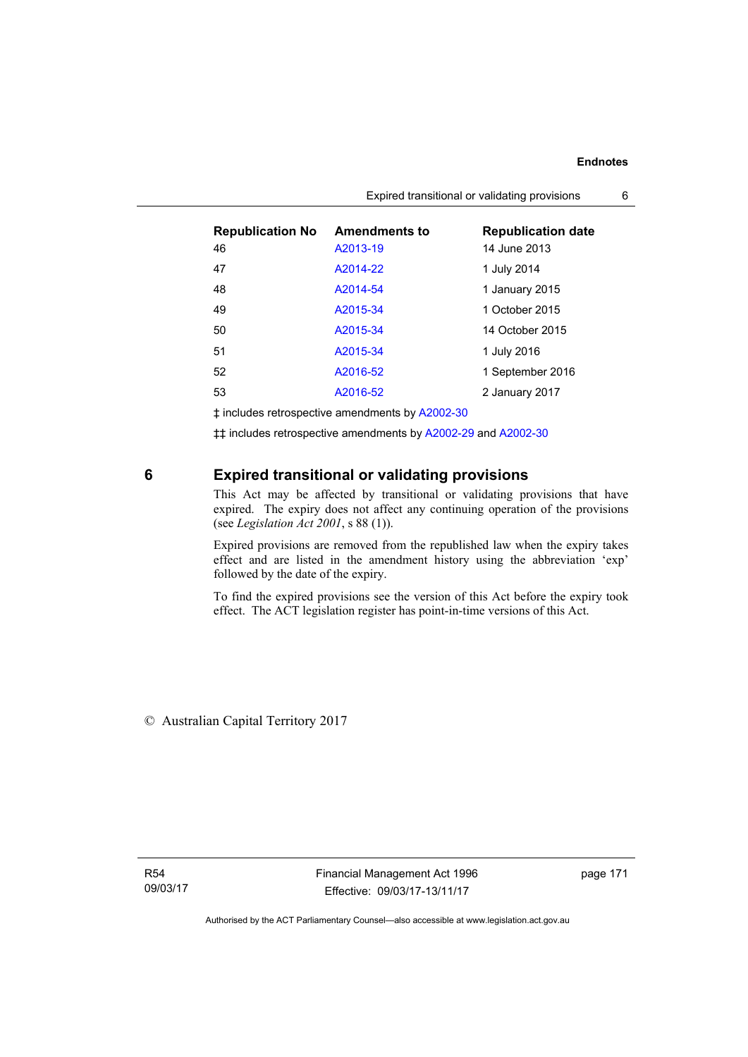| Republication No | Amendments to | Republication date |
|---|---|---|
| 46 | A2013-19 | 14 June 2013 |
| 47 | A2014-22 | 1 July 2014 |
| 48 | A2014-54 | 1 January 2015 |
| 49 | A2015-34 | 1 October 2015 |
| 50 | A2015-34 | 14 October 2015 |
| 51 | A2015-34 | 1 July 2016 |
| 52 | A2016-52 | 1 September 2016 |
| 53 | A2016-52 | 2 January 2017 |

‡ includes retrospective amendments by A2002-30

‡‡ includes retrospective amendments by A2002-29 and A2002-30

## 6 Expired transitional or validating provisions

This Act may be affected by transitional or validating provisions that have expired. The expiry does not affect any continuing operation of the provisions (see *Legislation Act 2001*, s 88 (1)).

Expired provisions are removed from the republished law when the expiry takes effect and are listed in the amendment history using the abbreviation 'exp' followed by the date of the expiry.

To find the expired provisions see the version of this Act before the expiry took effect. The ACT legislation register has point-in-time versions of this Act.

© Australian Capital Territory 2017